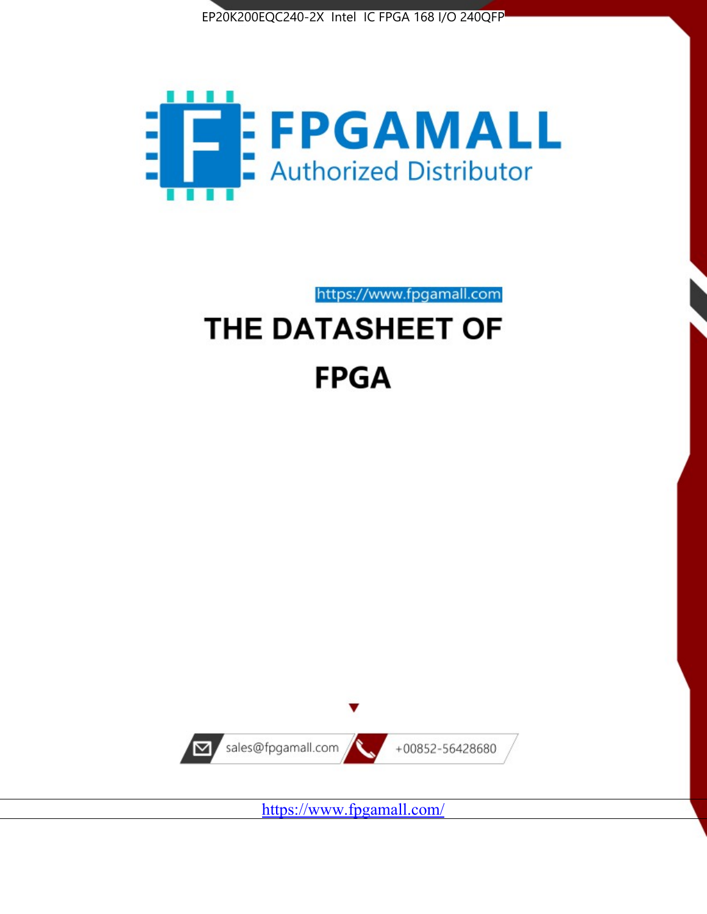EP20K200EQC240-2X Intel IC FPGA 168 I/O 240QFP

FPGAMALL

Authorized Distributor

https://www.fpgamall.com

# THE DATASHEET OF

# FPGA

sales@fpgamall.com

+00852-56428680

https://www.fpgamall.com/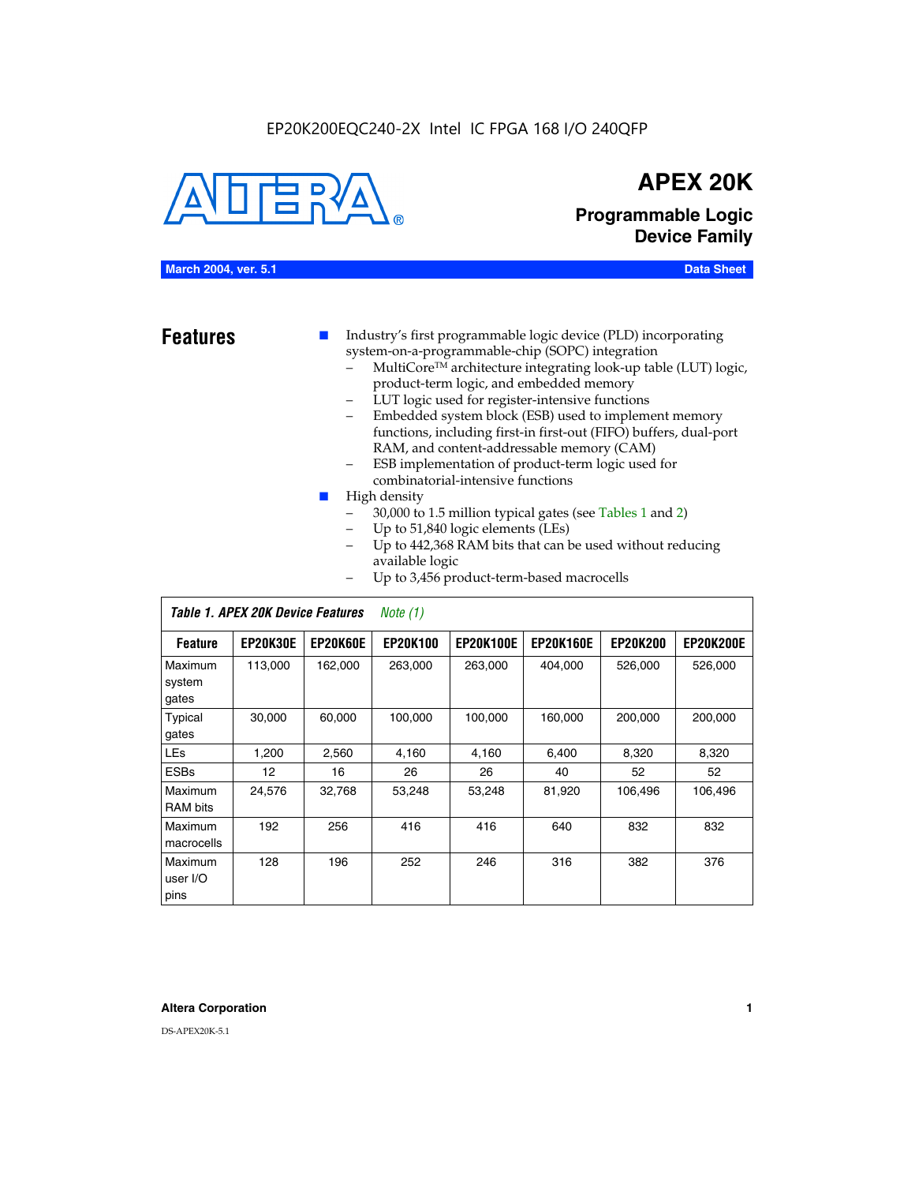EP20K200EQC240-2X Intel IC FPGA 168 I/O 240QFP

# APEX 20K

## Programmable Logic Device Family

**March 2004, ver. 5.1** **Data Sheet**

## Features

- Industry's first programmable logic device (PLD) incorporating system-on-a-programmable-chip (SOPC) integration
  - MultiCore™ architecture integrating look-up table (LUT) logic, product-term logic, and embedded memory
  - LUT logic used for register-intensive functions
  - Embedded system block (ESB) used to implement memory functions, including first-in first-out (FIFO) buffers, dual-port RAM, and content-addressable memory (CAM)
  - ESB implementation of product-term logic used for combinatorial-intensive functions
- High density
  - 30,000 to 1.5 million typical gates (see Tables 1 and 2)
  - Up to 51,840 logic elements (LEs)
  - Up to 442,368 RAM bits that can be used without reducing available logic
  - Up to 3,456 product-term-based macrocells

*Table 1. APEX 20K Device Features* *Note (1)*

| Feature | EP20K30E | EP20K60E | EP20K100 | EP20K100E | EP20K160E | EP20K200 | EP20K200E |
|---|---|---|---|---|---|---|---|
| Maximum system gates | 113,000 | 162,000 | 263,000 | 263,000 | 404,000 | 526,000 | 526,000 |
| Typical gates | 30,000 | 60,000 | 100,000 | 100,000 | 160,000 | 200,000 | 200,000 |
| LEs | 1,200 | 2,560 | 4,160 | 4,160 | 6,400 | 8,320 | 8,320 |
| ESBs | 12 | 16 | 26 | 26 | 40 | 52 | 52 |
| Maximum RAM bits | 24,576 | 32,768 | 53,248 | 53,248 | 81,920 | 106,496 | 106,496 |
| Maximum macrocells | 192 | 256 | 416 | 416 | 640 | 832 | 832 |
| Maximum user I/O pins | 128 | 196 | 252 | 246 | 316 | 382 | 376 |

**Altera Corporation**

DS-APEX20K-5.1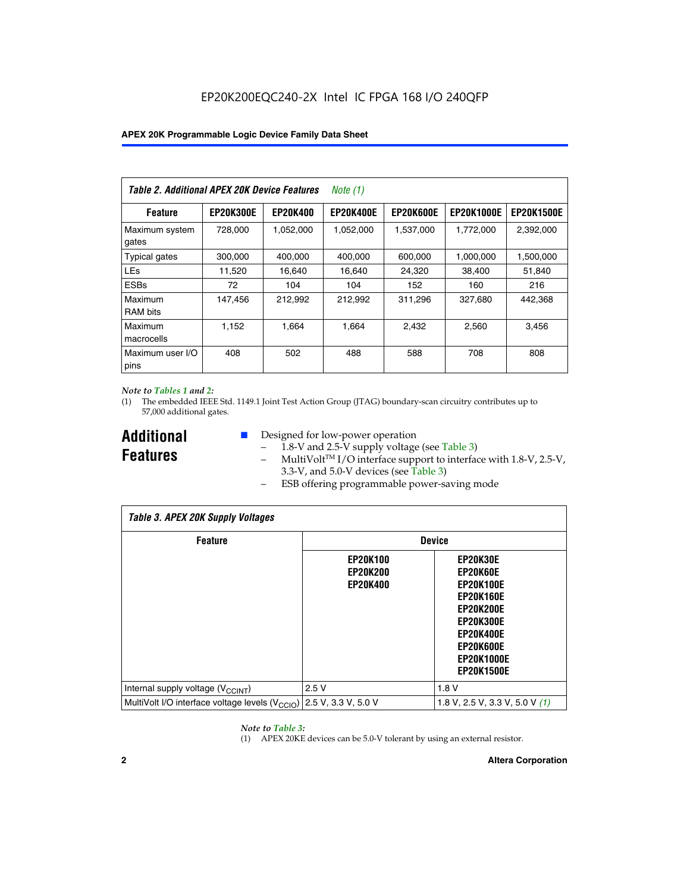**Table 2. Additional APEX 20K Device Features** *Note (1)*

| Feature | EP20K300E | EP20K400 | EP20K400E | EP20K600E | EP20K1000E | EP20K1500E |
|---|---|---|---|---|---|---|
| Maximum system gates | 728,000 | 1,052,000 | 1,052,000 | 1,537,000 | 1,772,000 | 2,392,000 |
| Typical gates | 300,000 | 400,000 | 400,000 | 600,000 | 1,000,000 | 1,500,000 |
| LEs | 11,520 | 16,640 | 16,640 | 24,320 | 38,400 | 51,840 |
| ESBs | 72 | 104 | 104 | 152 | 160 | 216 |
| Maximum RAM bits | 147,456 | 212,992 | 212,992 | 311,296 | 327,680 | 442,368 |
| Maximum macrocells | 1,152 | 1,664 | 1,664 | 2,432 | 2,560 | 3,456 |
| Maximum user I/O pins | 408 | 502 | 488 | 588 | 708 | 808 |

*Note to Tables 1 and 2:*

(1) The embedded IEEE Std. 1149.1 Joint Test Action Group (JTAG) boundary-scan circuitry contributes up to 57,000 additional gates.

## Additional Features

- Designed for low-power operation
  - 1.8-V and 2.5-V supply voltage (see Table 3)
  - MultiVolt™ I/O interface support to interface with 1.8-V, 2.5-V, 3.3-V, and 5.0-V devices (see Table 3)
  - ESB offering programmable power-saving mode

**Table 3. APEX 20K Supply Voltages**

| Feature | Device | |
|---|---|---|
| | EP20K100 EP20K200 EP20K400 | EP20K30E EP20K60E EP20K100E EP20K160E EP20K200E EP20K300E EP20K400E EP20K600E EP20K1000E EP20K1500E |
| Internal supply voltage ($V_{CCINT}$) | 2.5 V | 1.8 V |
| MultiVolt I/O interface voltage levels ($V_{CCIO}$) | 2.5 V, 3.3 V, 5.0 V | 1.8 V, 2.5 V, 3.3 V, 5.0 V *(1)* |

*Note to Table 3:*

(1) APEX 20KE devices can be 5.0-V tolerant by using an external resistor.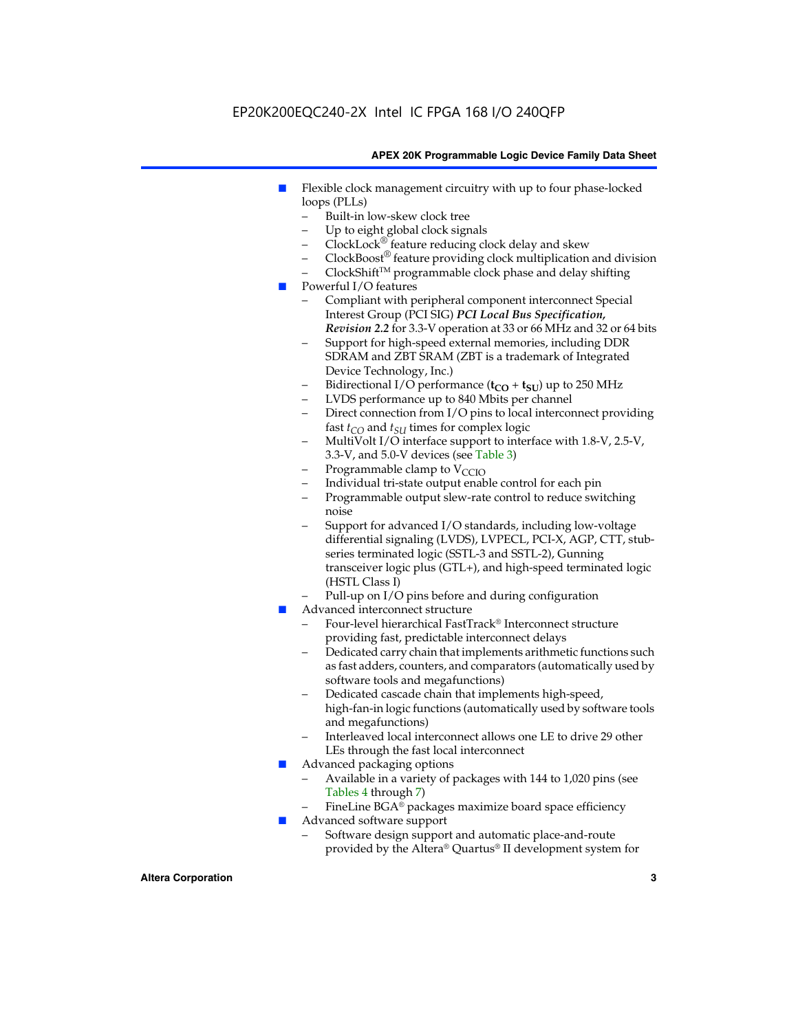- Flexible clock management circuitry with up to four phase-locked loops (PLLs)
  - Built-in low-skew clock tree
  - Up to eight global clock signals
  - ClockLock® feature reducing clock delay and skew
  - ClockBoost® feature providing clock multiplication and division
  - ClockShift™ programmable clock phase and delay shifting
- Powerful I/O features
  - Compliant with peripheral component interconnect Special Interest Group (PCI SIG) ***PCI Local Bus Specification, Revision 2.2*** for 3.3-V operation at 33 or 66 MHz and 32 or 64 bits
  - Support for high-speed external memories, including DDR SDRAM and ZBT SRAM (ZBT is a trademark of Integrated Device Technology, Inc.)
  - Bidirectional I/O performance ($\mathbf{t_{CO}} + \mathbf{t_{SU}}$) up to 250 MHz
  - LVDS performance up to 840 Mbits per channel
  - Direct connection from I/O pins to local interconnect providing fast $t_{CO}$ and $t_{SU}$ times for complex logic
  - MultiVolt I/O interface support to interface with 1.8-V, 2.5-V, 3.3-V, and 5.0-V devices (see Table 3)
  - Programmable clamp to $V_{CCIO}$
  - Individual tri-state output enable control for each pin
  - Programmable output slew-rate control to reduce switching noise
  - Support for advanced I/O standards, including low-voltage differential signaling (LVDS), LVPECL, PCI-X, AGP, CTT, stub-series terminated logic (SSTL-3 and SSTL-2), Gunning transceiver logic plus (GTL+), and high-speed terminated logic (HSTL Class I)
  - Pull-up on I/O pins before and during configuration
- Advanced interconnect structure
  - Four-level hierarchical FastTrack® Interconnect structure providing fast, predictable interconnect delays
  - Dedicated carry chain that implements arithmetic functions such as fast adders, counters, and comparators (automatically used by software tools and megafunctions)
  - Dedicated cascade chain that implements high-speed, high-fan-in logic functions (automatically used by software tools and megafunctions)
  - Interleaved local interconnect allows one LE to drive 29 other LEs through the fast local interconnect
- Advanced packaging options
  - Available in a variety of packages with 144 to 1,020 pins (see Tables 4 through 7)
  - FineLine BGA® packages maximize board space efficiency
- Advanced software support
  - Software design support and automatic place-and-route provided by the Altera® Quartus® II development system for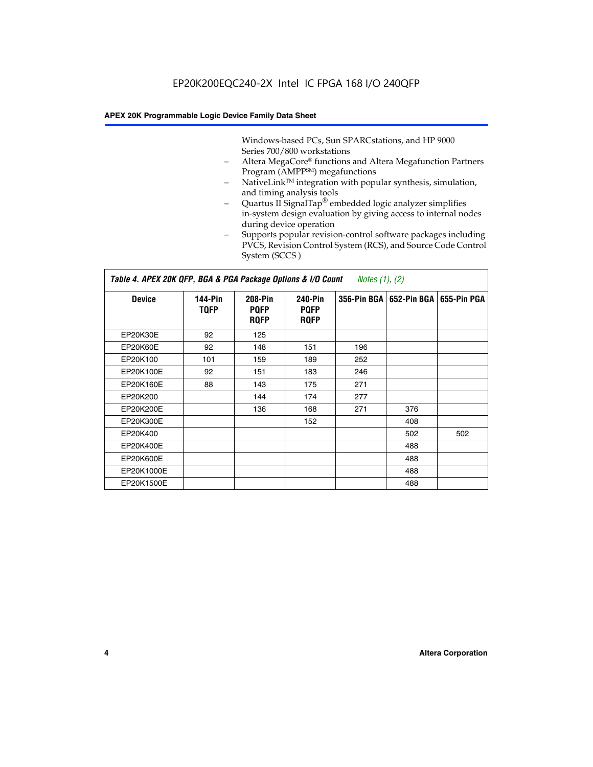Windows-based PCs, Sun SPARCstations, and HP 9000 Series 700/800 workstations

- Altera MegaCore® functions and Altera Megafunction Partners Program (AMPP℠) megafunctions
- NativeLink™ integration with popular synthesis, simulation, and timing analysis tools
- Quartus II SignalTap® embedded logic analyzer simplifies in-system design evaluation by giving access to internal nodes during device operation
- Supports popular revision-control software packages including PVCS, Revision Control System (RCS), and Source Code Control System (SCCS )

**Table 4. APEX 20K QFP, BGA & PGA Package Options & I/O Count** *Notes (1), (2)*

| Device | 144-Pin TQFP | 208-Pin PQFP RQFP | 240-Pin PQFP RQFP | 356-Pin BGA | 652-Pin BGA | 655-Pin PGA |
|---|---|---|---|---|---|---|
| EP20K30E | 92 | 125 | | | | |
| EP20K60E | 92 | 148 | 151 | 196 | | |
| EP20K100 | 101 | 159 | 189 | 252 | | |
| EP20K100E | 92 | 151 | 183 | 246 | | |
| EP20K160E | 88 | 143 | 175 | 271 | | |
| EP20K200 | | 144 | 174 | 277 | | |
| EP20K200E | | 136 | 168 | 271 | 376 | |
| EP20K300E | | | 152 | | 408 | |
| EP20K400 | | | | | 502 | 502 |
| EP20K400E | | | | | 488 | |
| EP20K600E | | | | | 488 | |
| EP20K1000E | | | | | 488 | |
| EP20K1500E | | | | | 488 | |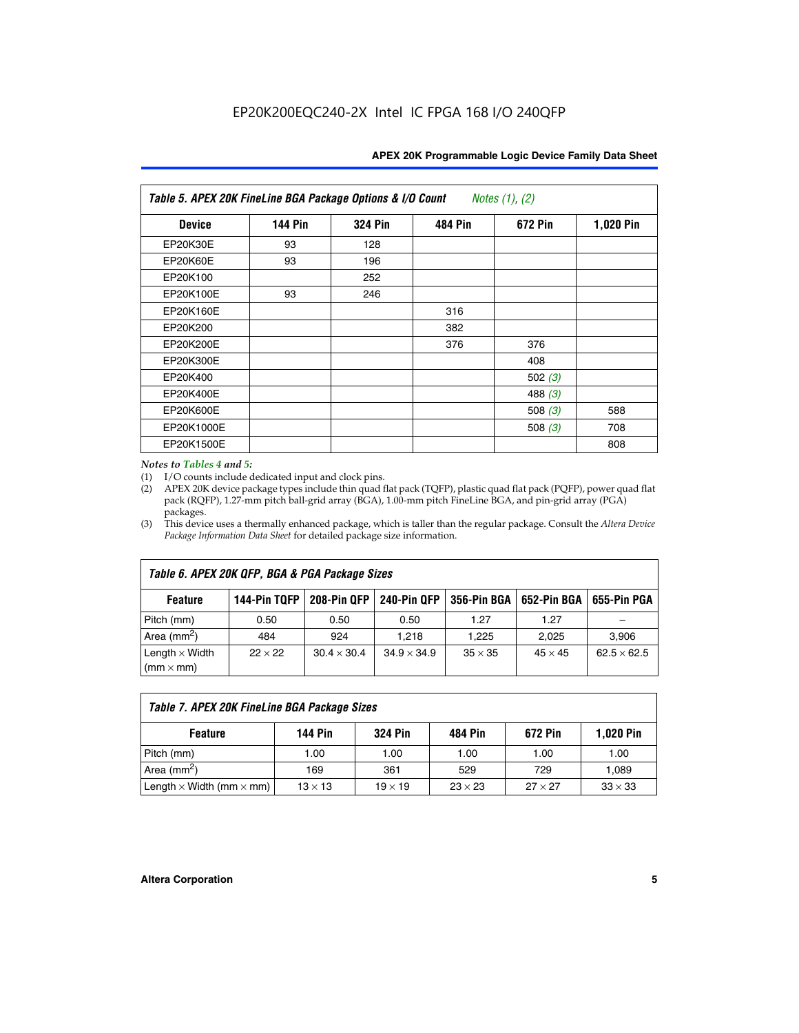EP20K200EQC240-2X Intel IC FPGA 168 I/O 240QFP

| *Table 5. APEX 20K FineLine BGA Package Options & I/O Count* *Notes (1), (2)* | | | | | |
|---|---|---|---|---|---|
| **Device** | **144 Pin** | **324 Pin** | **484 Pin** | **672 Pin** | **1,020 Pin** |
| EP20K30E | 93 | 128 | | | |
| EP20K60E | 93 | 196 | | | |
| EP20K100 | | 252 | | | |
| EP20K100E | 93 | 246 | | | |
| EP20K160E | | | 316 | | |
| EP20K200 | | | 382 | | |
| EP20K200E | | | 376 | 376 | |
| EP20K300E | | | | 408 | |
| EP20K400 | | | | 502 *(3)* | |
| EP20K400E | | | | 488 *(3)* | |
| EP20K600E | | | | 508 *(3)* | 588 |
| EP20K1000E | | | | 508 *(3)* | 708 |
| EP20K1500E | | | | | 808 |

*Notes to Tables 4 and 5:*

(1) I/O counts include dedicated input and clock pins.

(2) APEX 20K device package types include thin quad flat pack (TQFP), plastic quad flat pack (PQFP), power quad flat pack (RQFP), 1.27-mm pitch ball-grid array (BGA), 1.00-mm pitch FineLine BGA, and pin-grid array (PGA) packages.

(3) This device uses a thermally enhanced package, which is taller than the regular package. Consult the *Altera Device Package Information Data Sheet* for detailed package size information.

| *Table 6. APEX 20K QFP, BGA & PGA Package Sizes* | | | | | | |
|---|---|---|---|---|---|---|
| **Feature** | **144-Pin TQFP** | **208-Pin QFP** | **240-Pin QFP** | **356-Pin BGA** | **652-Pin BGA** | **655-Pin PGA** |
| Pitch (mm) | 0.50 | 0.50 | 0.50 | 1.27 | 1.27 | – |
| Area ($mm^2$) | 484 | 924 | 1,218 | 1,225 | 2,025 | 3,906 |
| Length × Width (mm × mm) | 22 × 22 | 30.4 × 30.4 | 34.9 × 34.9 | 35 × 35 | 45 × 45 | 62.5 × 62.5 |

| *Table 7. APEX 20K FineLine BGA Package Sizes* | | | | | |
|---|---|---|---|---|---|
| **Feature** | **144 Pin** | **324 Pin** | **484 Pin** | **672 Pin** | **1,020 Pin** |
| Pitch (mm) | 1.00 | 1.00 | 1.00 | 1.00 | 1.00 |
| Area ($mm^2$) | 169 | 361 | 529 | 729 | 1,089 |
| Length × Width (mm × mm) | 13 × 13 | 19 × 19 | 23 × 23 | 27 × 27 | 33 × 33 |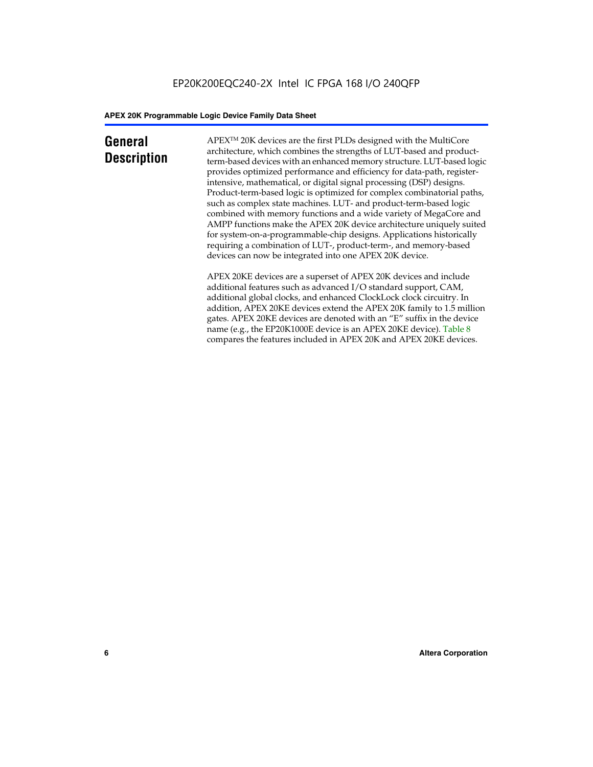# General Description

APEX™ 20K devices are the first PLDs designed with the MultiCore architecture, which combines the strengths of LUT-based and product-term-based devices with an enhanced memory structure. LUT-based logic provides optimized performance and efficiency for data-path, register-intensive, mathematical, or digital signal processing (DSP) designs. Product-term-based logic is optimized for complex combinatorial paths, such as complex state machines. LUT- and product-term-based logic combined with memory functions and a wide variety of MegaCore and AMPP functions make the APEX 20K device architecture uniquely suited for system-on-a-programmable-chip designs. Applications historically requiring a combination of LUT-, product-term-, and memory-based devices can now be integrated into one APEX 20K device.

APEX 20KE devices are a superset of APEX 20K devices and include additional features such as advanced I/O standard support, CAM, additional global clocks, and enhanced ClockLock clock circuitry. In addition, APEX 20KE devices extend the APEX 20K family to 1.5 million gates. APEX 20KE devices are denoted with an "E" suffix in the device name (e.g., the EP20K1000E device is an APEX 20KE device). Table 8 compares the features included in APEX 20K and APEX 20KE devices.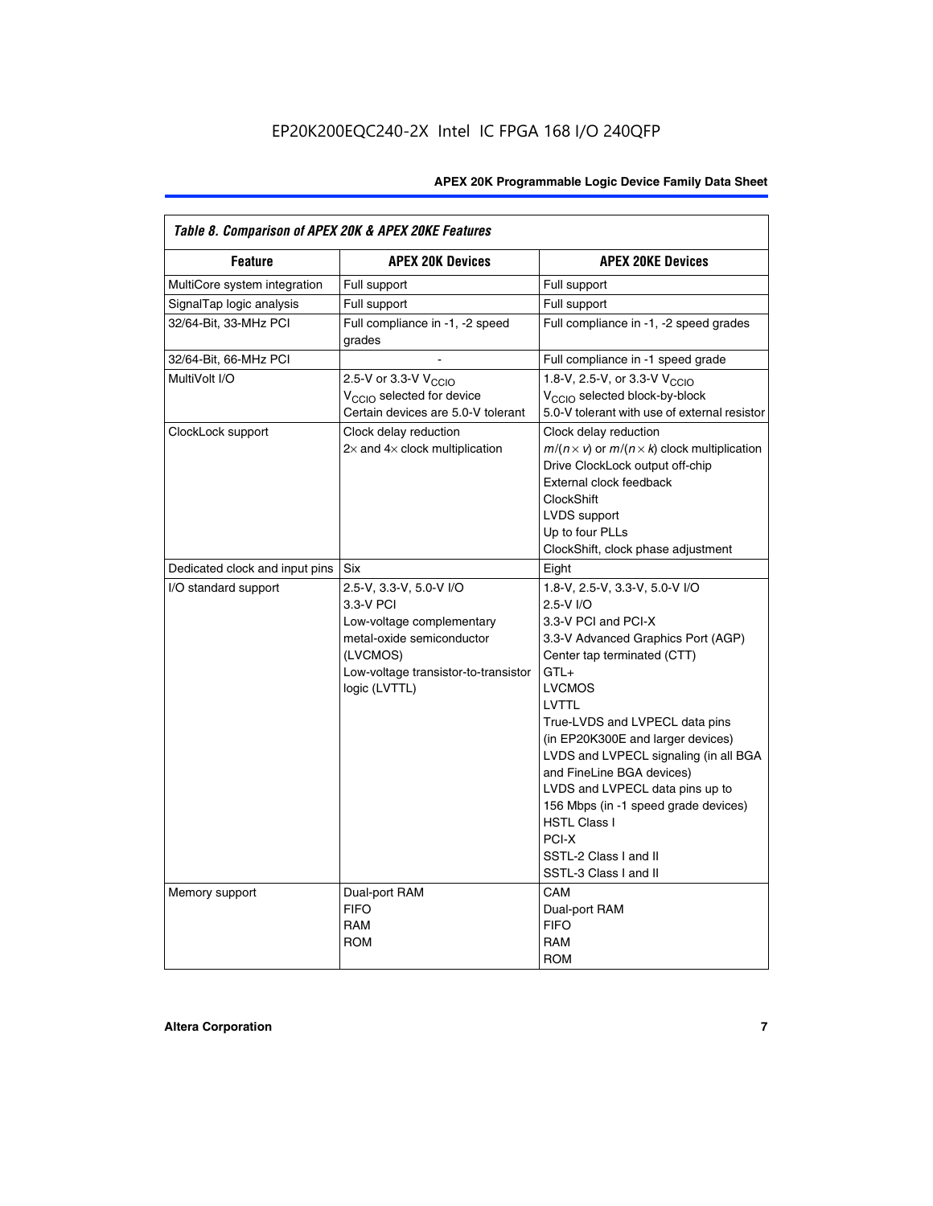EP20K200EQC240-2X Intel IC FPGA 168 I/O 240QFP

*Table 8. Comparison of APEX 20K & APEX 20KE Features*

| Feature | APEX 20K Devices | APEX 20KE Devices |
|---|---|---|
| MultiCore system integration | Full support | Full support |
| SignalTap logic analysis | Full support | Full support |
| 32/64-Bit, 33-MHz PCI | Full compliance in -1, -2 speed grades | Full compliance in -1, -2 speed grades |
| 32/64-Bit, 66-MHz PCI | - | Full compliance in -1 speed grade |
| MultiVolt I/O | 2.5-V or 3.3-V $V_{CCIO}$<br>$V_{CCIO}$ selected for device<br>Certain devices are 5.0-V tolerant | 1.8-V, 2.5-V, or 3.3-V $V_{CCIO}$<br>$V_{CCIO}$ selected block-by-block<br>5.0-V tolerant with use of external resistor |
| ClockLock support | Clock delay reduction<br>2× and 4× clock multiplication | Clock delay reduction<br>$m/(n \times v)$ or $m/(n \times k)$ clock multiplication<br>Drive ClockLock output off-chip<br>External clock feedback<br>ClockShift<br>LVDS support<br>Up to four PLLs<br>ClockShift, clock phase adjustment |
| Dedicated clock and input pins | Six | Eight |
| I/O standard support | 2.5-V, 3.3-V, 5.0-V I/O<br>3.3-V PCI<br>Low-voltage complementary metal-oxide semiconductor (LVCMOS)<br>Low-voltage transistor-to-transistor logic (LVTTL) | 1.8-V, 2.5-V, 3.3-V, 5.0-V I/O<br>2.5-V I/O<br>3.3-V PCI and PCI-X<br>3.3-V Advanced Graphics Port (AGP)<br>Center tap terminated (CTT)<br>GTL+<br>LVCMOS<br>LVTTL<br>True-LVDS and LVPECL data pins (in EP20K300E and larger devices)<br>LVDS and LVPECL signaling (in all BGA and FineLine BGA devices)<br>LVDS and LVPECL data pins up to 156 Mbps (in -1 speed grade devices)<br>HSTL Class I<br>PCI-X<br>SSTL-2 Class I and II<br>SSTL-3 Class I and II |
| Memory support | Dual-port RAM<br>FIFO<br>RAM<br>ROM | CAM<br>Dual-port RAM<br>FIFO<br>RAM<br>ROM |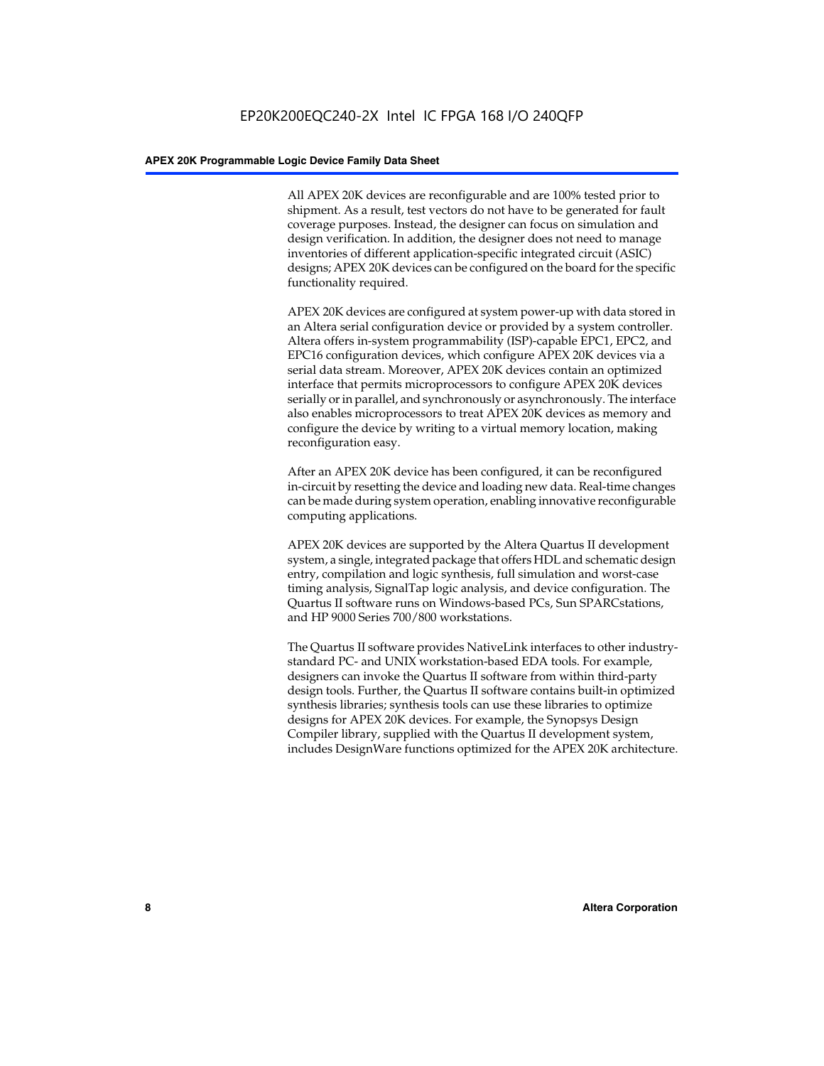All APEX 20K devices are reconfigurable and are 100% tested prior to shipment. As a result, test vectors do not have to be generated for fault coverage purposes. Instead, the designer can focus on simulation and design verification. In addition, the designer does not need to manage inventories of different application-specific integrated circuit (ASIC) designs; APEX 20K devices can be configured on the board for the specific functionality required.

APEX 20K devices are configured at system power-up with data stored in an Altera serial configuration device or provided by a system controller. Altera offers in-system programmability (ISP)-capable EPC1, EPC2, and EPC16 configuration devices, which configure APEX 20K devices via a serial data stream. Moreover, APEX 20K devices contain an optimized interface that permits microprocessors to configure APEX 20K devices serially or in parallel, and synchronously or asynchronously. The interface also enables microprocessors to treat APEX 20K devices as memory and configure the device by writing to a virtual memory location, making reconfiguration easy.

After an APEX 20K device has been configured, it can be reconfigured in-circuit by resetting the device and loading new data. Real-time changes can be made during system operation, enabling innovative reconfigurable computing applications.

APEX 20K devices are supported by the Altera Quartus II development system, a single, integrated package that offers HDL and schematic design entry, compilation and logic synthesis, full simulation and worst-case timing analysis, SignalTap logic analysis, and device configuration. The Quartus II software runs on Windows-based PCs, Sun SPARCstations, and HP 9000 Series 700/800 workstations.

The Quartus II software provides NativeLink interfaces to other industry-standard PC- and UNIX workstation-based EDA tools. For example, designers can invoke the Quartus II software from within third-party design tools. Further, the Quartus II software contains built-in optimized synthesis libraries; synthesis tools can use these libraries to optimize designs for APEX 20K devices. For example, the Synopsys Design Compiler library, supplied with the Quartus II development system, includes DesignWare functions optimized for the APEX 20K architecture.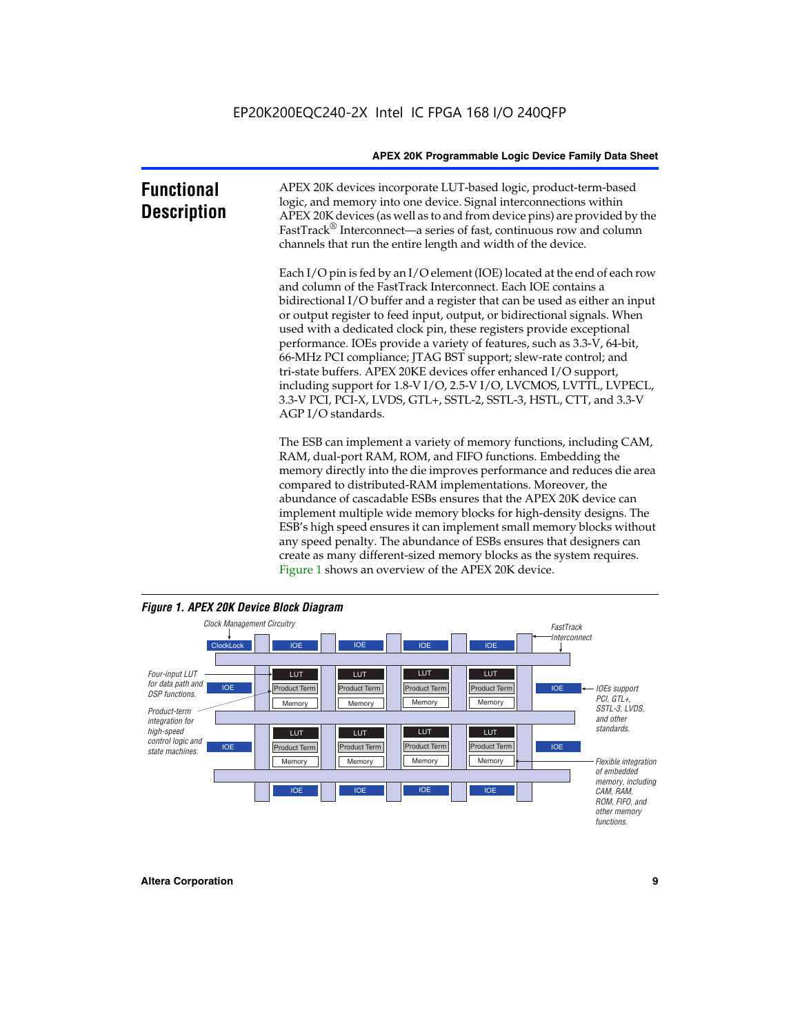## Functional Description

APEX 20K devices incorporate LUT-based logic, product-term-based logic, and memory into one device. Signal interconnections within APEX 20K devices (as well as to and from device pins) are provided by the FastTrack® Interconnect—a series of fast, continuous row and column channels that run the entire length and width of the device.

Each I/O pin is fed by an I/O element (IOE) located at the end of each row and column of the FastTrack Interconnect. Each IOE contains a bidirectional I/O buffer and a register that can be used as either an input or output register to feed input, output, or bidirectional signals. When used with a dedicated clock pin, these registers provide exceptional performance. IOEs provide a variety of features, such as 3.3-V, 64-bit, 66-MHz PCI compliance; JTAG BST support; slew-rate control; and tri-state buffers. APEX 20KE devices offer enhanced I/O support, including support for 1.8-V I/O, 2.5-V I/O, LVCMOS, LVTTL, LVPECL, 3.3-V PCI, PCI-X, LVDS, GTL+, SSTL-2, SSTL-3, HSTL, CTT, and 3.3-V AGP I/O standards.

The ESB can implement a variety of memory functions, including CAM, RAM, dual-port RAM, ROM, and FIFO functions. Embedding the memory directly into the die improves performance and reduces die area compared to distributed-RAM implementations. Moreover, the abundance of cascadable ESBs ensures that the APEX 20K device can implement multiple wide memory blocks for high-density designs. The ESB's high speed ensures it can implement small memory blocks without any speed penalty. The abundance of ESBs ensures that designers can create as many different-sized memory blocks as the system requires. Figure 1 shows an overview of the APEX 20K device.

**Figure 1. APEX 20K Device Block Diagram**

Clock Management Circuitry | ClockLock | IOE | LUT | Product Term | Memory | FastTrack Interconnect

Four-input LUT for data path and DSP functions.

Product-term integration for high-speed control logic and state machines.

IOEs support PCI, GTL+, SSTL-3, LVDS, and other standards.

Flexible integration of embedded memory, including CAM, RAM, ROM, FIFO, and other memory functions.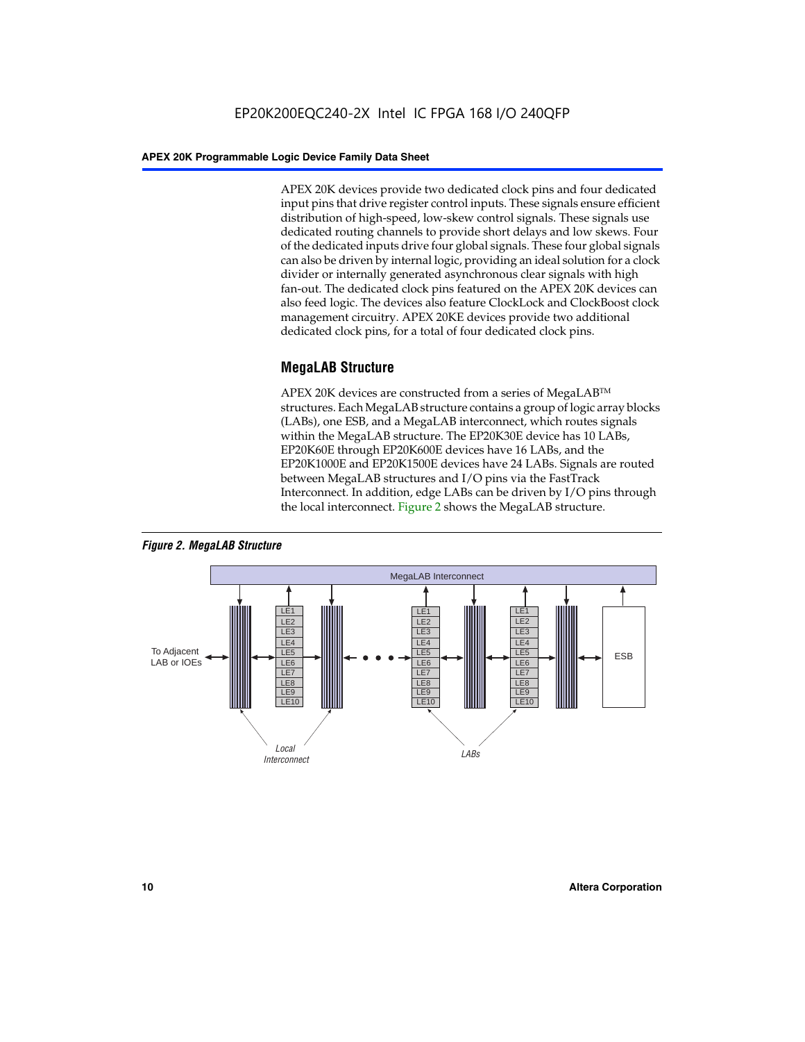APEX 20K devices provide two dedicated clock pins and four dedicated input pins that drive register control inputs. These signals ensure efficient distribution of high-speed, low-skew control signals. These signals use dedicated routing channels to provide short delays and low skews. Four of the dedicated inputs drive four global signals. These four global signals can also be driven by internal logic, providing an ideal solution for a clock divider or internally generated asynchronous clear signals with high fan-out. The dedicated clock pins featured on the APEX 20K devices can also feed logic. The devices also feature ClockLock and ClockBoost clock management circuitry. APEX 20KE devices provide two additional dedicated clock pins, for a total of four dedicated clock pins.

## MegaLAB Structure

APEX 20K devices are constructed from a series of MegaLAB™ structures. Each MegaLAB structure contains a group of logic array blocks (LABs), one ESB, and a MegaLAB interconnect, which routes signals within the MegaLAB structure. The EP20K30E device has 10 LABs, EP20K60E through EP20K600E devices have 16 LABs, and the EP20K1000E and EP20K1500E devices have 24 LABs. Signals are routed between MegaLAB structures and I/O pins via the FastTrack Interconnect. In addition, edge LABs can be driven by I/O pins through the local interconnect. Figure 2 shows the MegaLAB structure.

*Figure 2. MegaLAB Structure*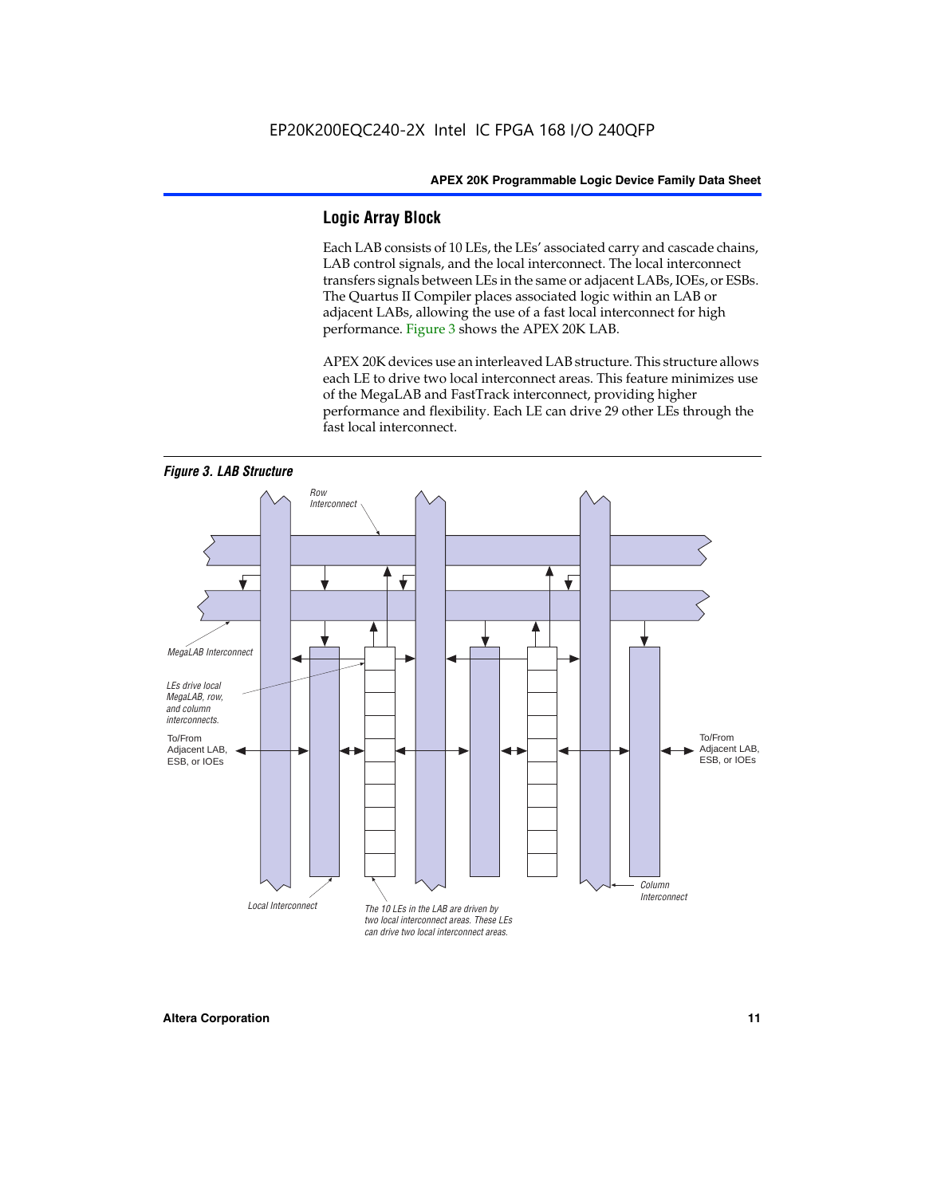## Logic Array Block

Each LAB consists of 10 LEs, the LEs' associated carry and cascade chains, LAB control signals, and the local interconnect. The local interconnect transfers signals between LEs in the same or adjacent LABs, IOEs, or ESBs. The Quartus II Compiler places associated logic within an LAB or adjacent LABs, allowing the use of a fast local interconnect for high performance. Figure 3 shows the APEX 20K LAB.

APEX 20K devices use an interleaved LAB structure. This structure allows each LE to drive two local interconnect areas. This feature minimizes use of the MegaLAB and FastTrack interconnect, providing higher performance and flexibility. Each LE can drive 29 other LEs through the fast local interconnect.

***Figure 3. LAB Structure***

Row Interconnect

MegaLAB Interconnect

*LEs drive local MegaLAB, row, and column interconnects.*

To/From Adjacent LAB, ESB, or IOEs

To/From Adjacent LAB, ESB, or IOEs

Column Interconnect

Local Interconnect

*The 10 LEs in the LAB are driven by two local interconnect areas. These LEs can drive two local interconnect areas.*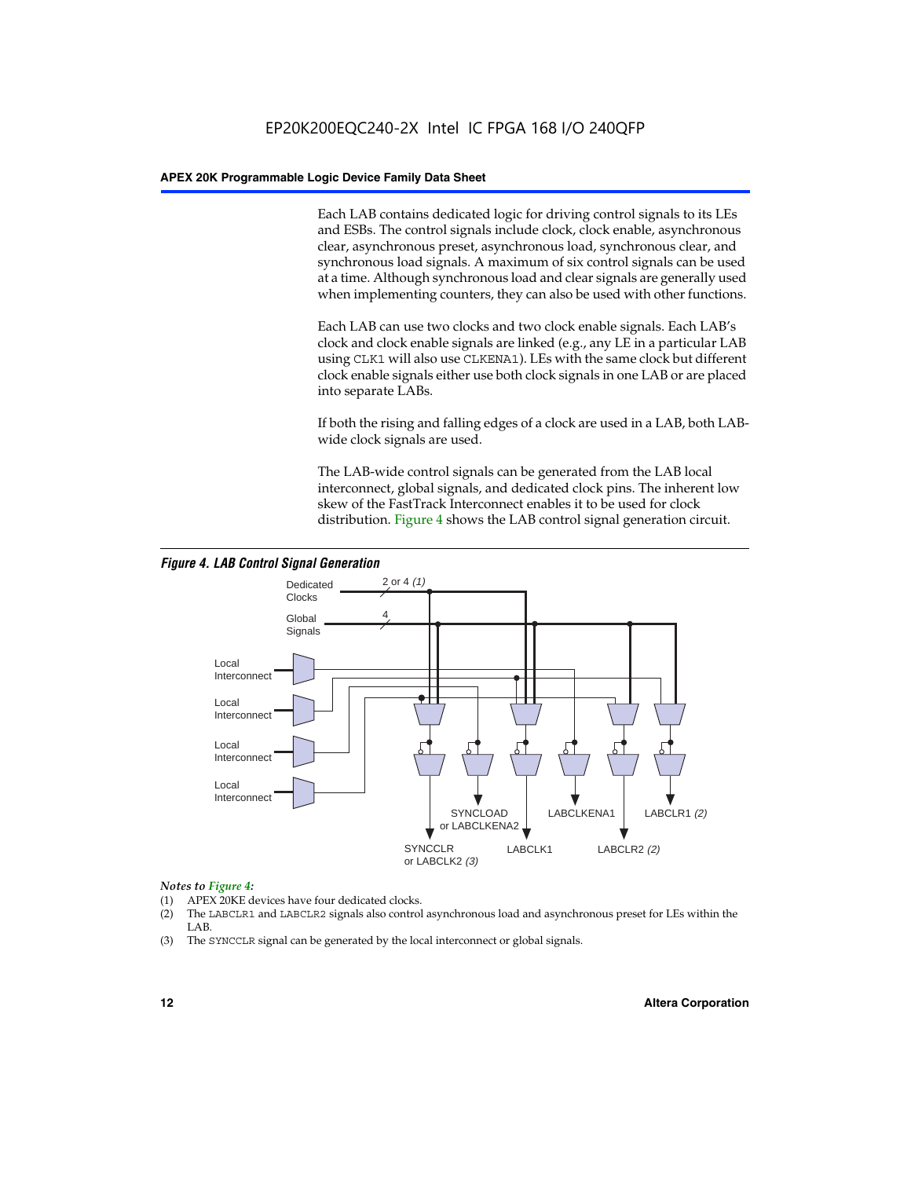Each LAB contains dedicated logic for driving control signals to its LEs and ESBs. The control signals include clock, clock enable, asynchronous clear, asynchronous preset, asynchronous load, synchronous clear, and synchronous load signals. A maximum of six control signals can be used at a time. Although synchronous load and clear signals are generally used when implementing counters, they can also be used with other functions.

Each LAB can use two clocks and two clock enable signals. Each LAB's clock and clock enable signals are linked (e.g., any LE in a particular LAB using CLK1 will also use CLKENA1). LEs with the same clock but different clock enable signals either use both clock signals in one LAB or are placed into separate LABs.

If both the rising and falling edges of a clock are used in a LAB, both LAB-wide clock signals are used.

The LAB-wide control signals can be generated from the LAB local interconnect, global signals, and dedicated clock pins. The inherent low skew of the FastTrack Interconnect enables it to be used for clock distribution. Figure 4 shows the LAB control signal generation circuit.

***Figure 4. LAB Control Signal Generation***

Dedicated Clocks — 2 or 4 *(1)*

Global Signals — 4

Local Interconnect

Local Interconnect

Local Interconnect

Local Interconnect

SYNCCLR or LABCLK2 *(3)*

SYNCLOAD or LABCLKENA2

LABCLK1

LABCLKENA1

LABCLR2 *(2)*

LABCLR1 *(2)*

*Notes to Figure 4:*

(1) APEX 20KE devices have four dedicated clocks.

(2) The LABCLR1 and LABCLR2 signals also control asynchronous load and asynchronous preset for LEs within the LAB.

(3) The SYNCCLR signal can be generated by the local interconnect or global signals.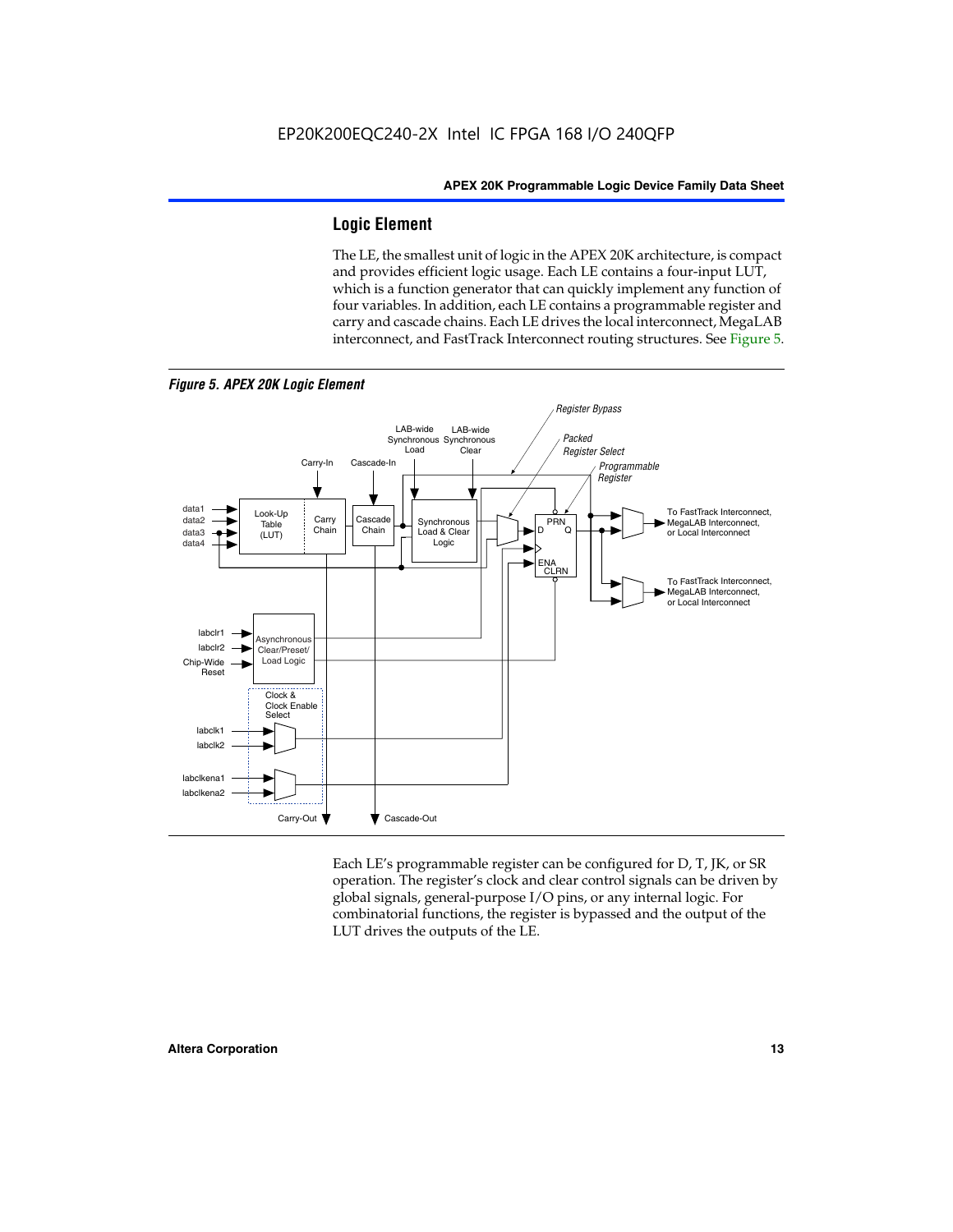## Logic Element

The LE, the smallest unit of logic in the APEX 20K architecture, is compact and provides efficient logic usage. Each LE contains a four-input LUT, which is a function generator that can quickly implement any function of four variables. In addition, each LE contains a programmable register and carry and cascade chains. Each LE drives the local interconnect, MegaLAB interconnect, and FastTrack Interconnect routing structures. See Figure 5.

***Figure 5. APEX 20K Logic Element***

Each LE's programmable register can be configured for D, T, JK, or SR operation. The register's clock and clear control signals can be driven by global signals, general-purpose I/O pins, or any internal logic. For combinatorial functions, the register is bypassed and the output of the LUT drives the outputs of the LE.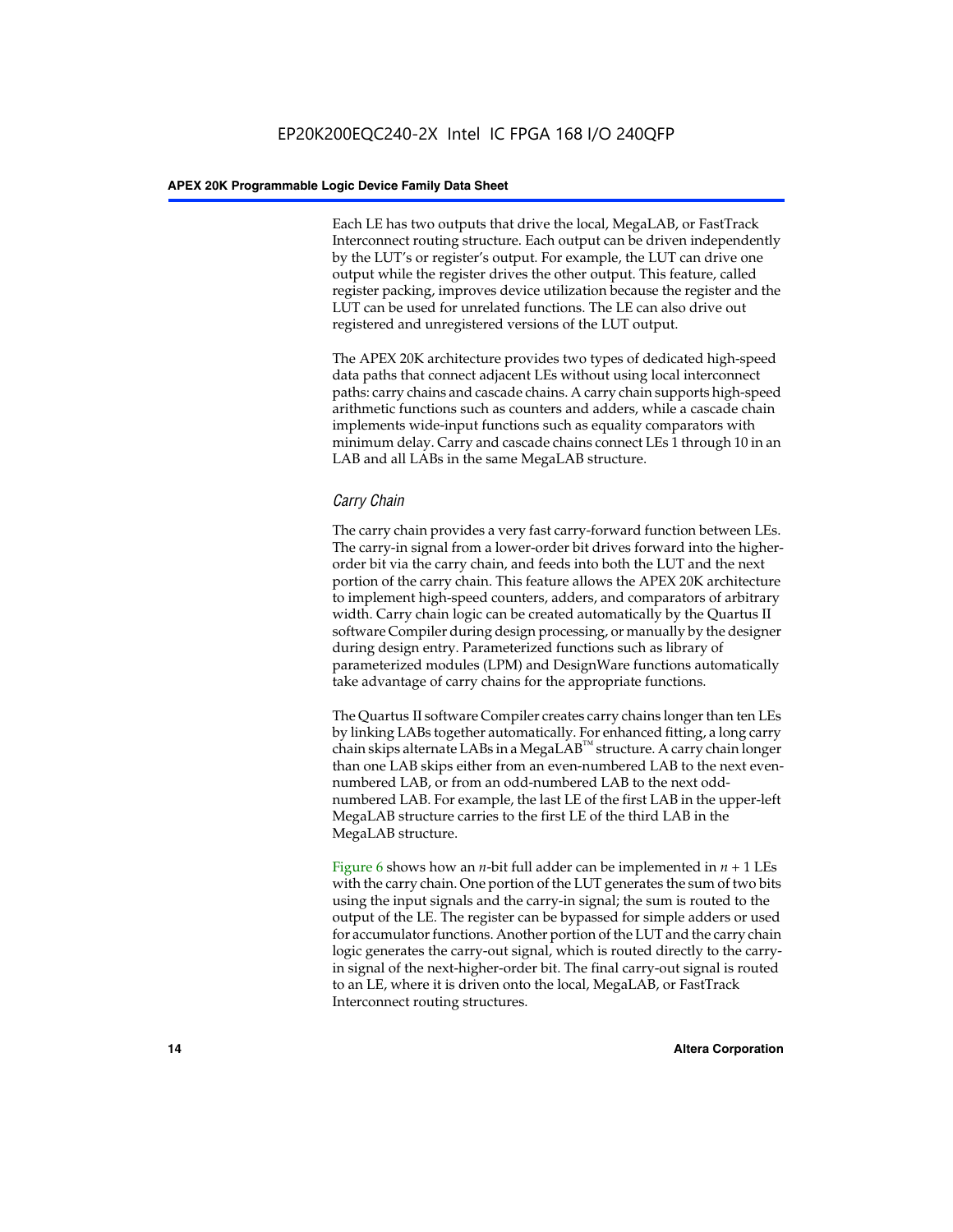Each LE has two outputs that drive the local, MegaLAB, or FastTrack Interconnect routing structure. Each output can be driven independently by the LUT's or register's output. For example, the LUT can drive one output while the register drives the other output. This feature, called register packing, improves device utilization because the register and the LUT can be used for unrelated functions. The LE can also drive out registered and unregistered versions of the LUT output.

The APEX 20K architecture provides two types of dedicated high-speed data paths that connect adjacent LEs without using local interconnect paths: carry chains and cascade chains. A carry chain supports high-speed arithmetic functions such as counters and adders, while a cascade chain implements wide-input functions such as equality comparators with minimum delay. Carry and cascade chains connect LEs 1 through 10 in an LAB and all LABs in the same MegaLAB structure.

### *Carry Chain*

The carry chain provides a very fast carry-forward function between LEs. The carry-in signal from a lower-order bit drives forward into the higher-order bit via the carry chain, and feeds into both the LUT and the next portion of the carry chain. This feature allows the APEX 20K architecture to implement high-speed counters, adders, and comparators of arbitrary width. Carry chain logic can be created automatically by the Quartus II software Compiler during design processing, or manually by the designer during design entry. Parameterized functions such as library of parameterized modules (LPM) and DesignWare functions automatically take advantage of carry chains for the appropriate functions.

The Quartus II software Compiler creates carry chains longer than ten LEs by linking LABs together automatically. For enhanced fitting, a long carry chain skips alternate LABs in a MegaLAB™ structure. A carry chain longer than one LAB skips either from an even-numbered LAB to the next even-numbered LAB, or from an odd-numbered LAB to the next odd-numbered LAB. For example, the last LE of the first LAB in the upper-left MegaLAB structure carries to the first LE of the third LAB in the MegaLAB structure.

Figure 6 shows how an $n$-bit full adder can be implemented in $n + 1$ LEs with the carry chain. One portion of the LUT generates the sum of two bits using the input signals and the carry-in signal; the sum is routed to the output of the LE. The register can be bypassed for simple adders or used for accumulator functions. Another portion of the LUT and the carry chain logic generates the carry-out signal, which is routed directly to the carry-in signal of the next-higher-order bit. The final carry-out signal is routed to an LE, where it is driven onto the local, MegaLAB, or FastTrack Interconnect routing structures.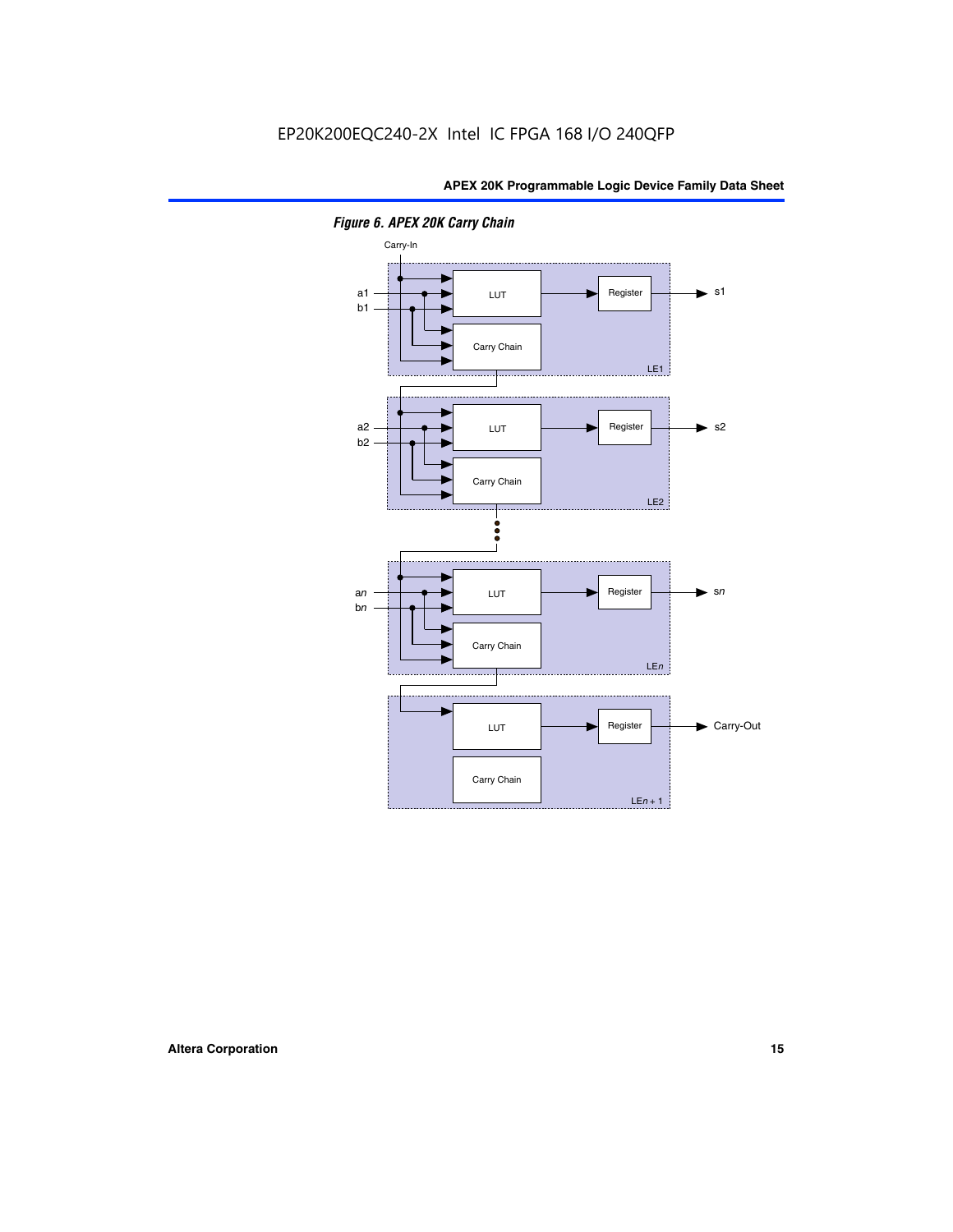*Figure 6. APEX 20K Carry Chain*

Carry-In

a1
b1

LUT

Register

s1

Carry Chain

LE1

a2
b2

LUT

Register

s2

Carry Chain

LE2

a*n*
b*n*

LUT

Register

s*n*

Carry Chain

LE*n*

LUT

Register

Carry-Out

Carry Chain

LE*n* + 1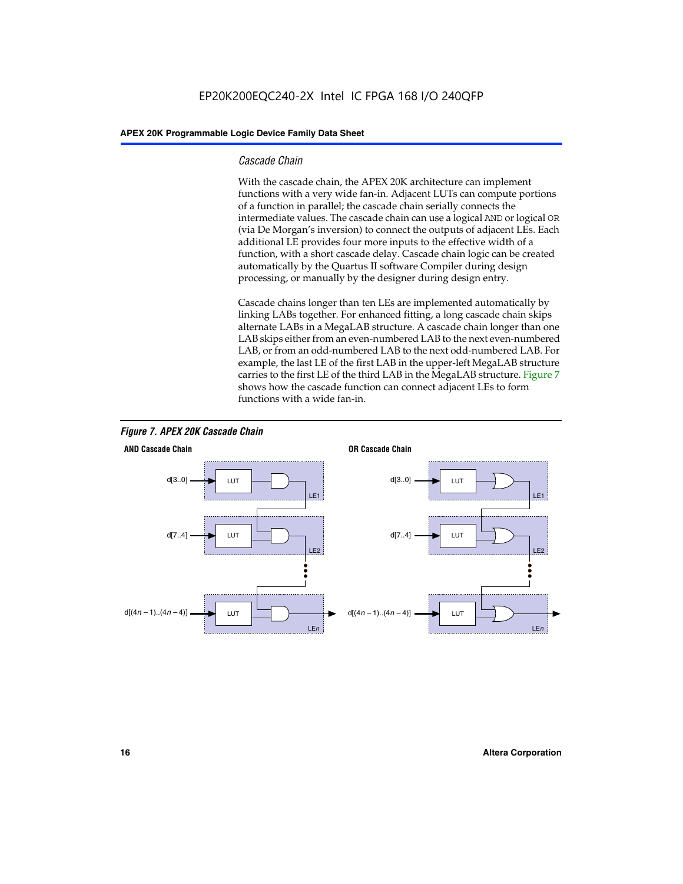### Cascade Chain

With the cascade chain, the APEX 20K architecture can implement functions with a very wide fan-in. Adjacent LUTs can compute portions of a function in parallel; the cascade chain serially connects the intermediate values. The cascade chain can use a logical AND or logical OR (via De Morgan's inversion) to connect the outputs of adjacent LEs. Each additional LE provides four more inputs to the effective width of a function, with a short cascade delay. Cascade chain logic can be created automatically by the Quartus II software Compiler during design processing, or manually by the designer during design entry.

Cascade chains longer than ten LEs are implemented automatically by linking LABs together. For enhanced fitting, a long cascade chain skips alternate LABs in a MegaLAB structure. A cascade chain longer than one LAB skips either from an even-numbered LAB to the next even-numbered LAB, or from an odd-numbered LAB to the next odd-numbered LAB. For example, the last LE of the first LAB in the upper-left MegaLAB structure carries to the first LE of the third LAB in the MegaLAB structure. Figure 7 shows how the cascade function can connect adjacent LEs to form functions with a wide fan-in.

*Figure 7. APEX 20K Cascade Chain*

**AND Cascade Chain**

d[3..0] → LUT → LE1
d[7..4] → LUT → LE2
d[(4n – 1)..(4n – 4)] → LUT → LEn

**OR Cascade Chain**

d[3..0] → LUT → LE1
d[7..4] → LUT → LE2
d[(4n – 1)..(4n – 4)] → LUT → LEn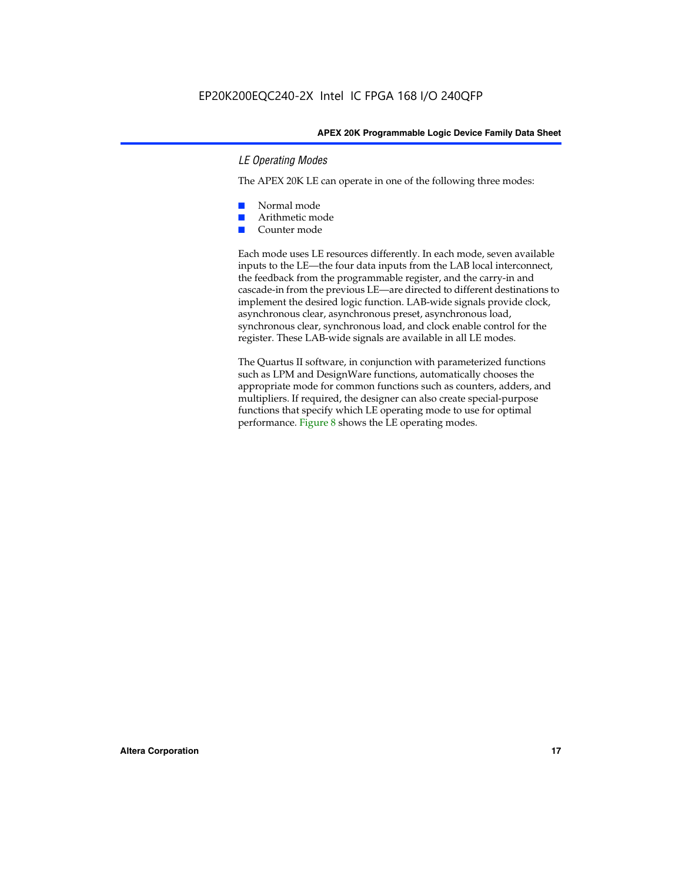### *LE Operating Modes*

The APEX 20K LE can operate in one of the following three modes:

- Normal mode
- Arithmetic mode
- Counter mode

Each mode uses LE resources differently. In each mode, seven available inputs to the LE—the four data inputs from the LAB local interconnect, the feedback from the programmable register, and the carry-in and cascade-in from the previous LE—are directed to different destinations to implement the desired logic function. LAB-wide signals provide clock, asynchronous clear, asynchronous preset, asynchronous load, synchronous clear, synchronous load, and clock enable control for the register. These LAB-wide signals are available in all LE modes.

The Quartus II software, in conjunction with parameterized functions such as LPM and DesignWare functions, automatically chooses the appropriate mode for common functions such as counters, adders, and multipliers. If required, the designer can also create special-purpose functions that specify which LE operating mode to use for optimal performance. Figure 8 shows the LE operating modes.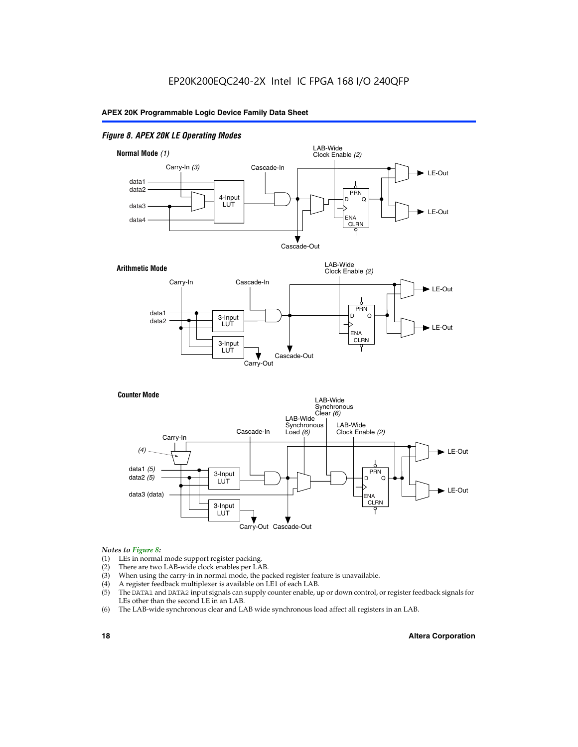*Figure 8. APEX 20K LE Operating Modes*

**Normal Mode** *(1)*

Carry-In *(3)*, Cascade-In, LAB-Wide Clock Enable *(2)*, data1, data2, data3, data4, 4-Input LUT, PRN, D, Q, ENA, CLRN, LE-Out, LE-Out, Cascade-Out

**Arithmetic Mode**

Carry-In, Cascade-In, LAB-Wide Clock Enable *(2)*, data1, data2, 3-Input LUT, 3-Input LUT, PRN, D, Q, ENA, CLRN, LE-Out, LE-Out, Cascade-Out, Carry-Out

**Counter Mode**

Carry-In, *(4)*, Cascade-In, LAB-Wide Synchronous Load *(6)*, LAB-Wide Synchronous Clear *(6)*, LAB-Wide Clock Enable *(2)*, data1 *(5)*, data2 *(5)*, data3 (data), 3-Input LUT, 3-Input LUT, PRN, D, Q, ENA, CLRN, LE-Out, LE-Out, Carry-Out, Cascade-Out

*Notes to Figure 8:*

(1) LEs in normal mode support register packing.
(2) There are two LAB-wide clock enables per LAB.
(3) When using the carry-in in normal mode, the packed register feature is unavailable.
(4) A register feedback multiplexer is available on LE1 of each LAB.
(5) The DATA1 and DATA2 input signals can supply counter enable, up or down control, or register feedback signals for LEs other than the second LE in an LAB.
(6) The LAB-wide synchronous clear and LAB wide synchronous load affect all registers in an LAB.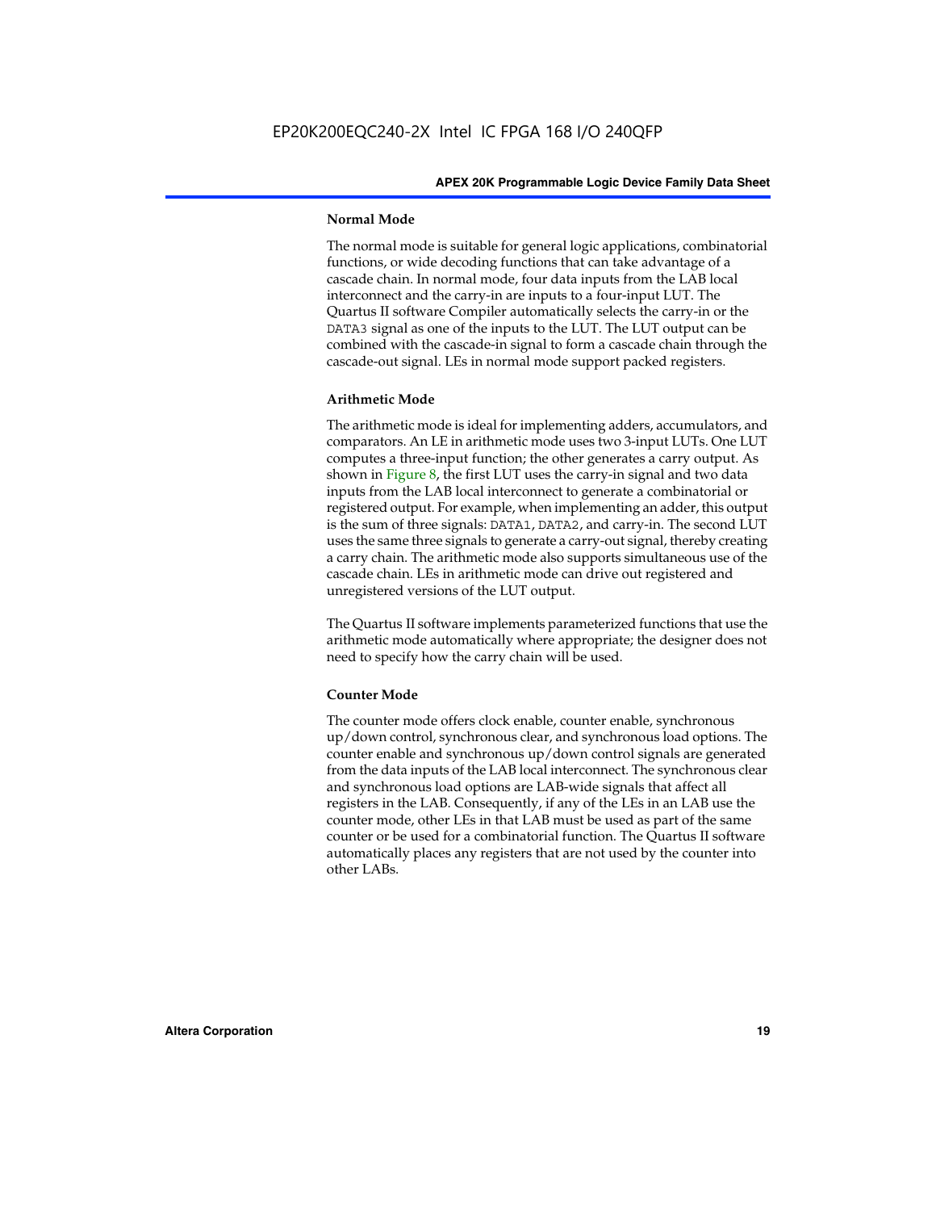### Normal Mode

The normal mode is suitable for general logic applications, combinatorial functions, or wide decoding functions that can take advantage of a cascade chain. In normal mode, four data inputs from the LAB local interconnect and the carry-in are inputs to a four-input LUT. The Quartus II software Compiler automatically selects the carry-in or the DATA3 signal as one of the inputs to the LUT. The LUT output can be combined with the cascade-in signal to form a cascade chain through the cascade-out signal. LEs in normal mode support packed registers.

### Arithmetic Mode

The arithmetic mode is ideal for implementing adders, accumulators, and comparators. An LE in arithmetic mode uses two 3-input LUTs. One LUT computes a three-input function; the other generates a carry output. As shown in Figure 8, the first LUT uses the carry-in signal and two data inputs from the LAB local interconnect to generate a combinatorial or registered output. For example, when implementing an adder, this output is the sum of three signals: DATA1, DATA2, and carry-in. The second LUT uses the same three signals to generate a carry-out signal, thereby creating a carry chain. The arithmetic mode also supports simultaneous use of the cascade chain. LEs in arithmetic mode can drive out registered and unregistered versions of the LUT output.

The Quartus II software implements parameterized functions that use the arithmetic mode automatically where appropriate; the designer does not need to specify how the carry chain will be used.

### Counter Mode

The counter mode offers clock enable, counter enable, synchronous up/down control, synchronous clear, and synchronous load options. The counter enable and synchronous up/down control signals are generated from the data inputs of the LAB local interconnect. The synchronous clear and synchronous load options are LAB-wide signals that affect all registers in the LAB. Consequently, if any of the LEs in an LAB use the counter mode, other LEs in that LAB must be used as part of the same counter or be used for a combinatorial function. The Quartus II software automatically places any registers that are not used by the counter into other LABs.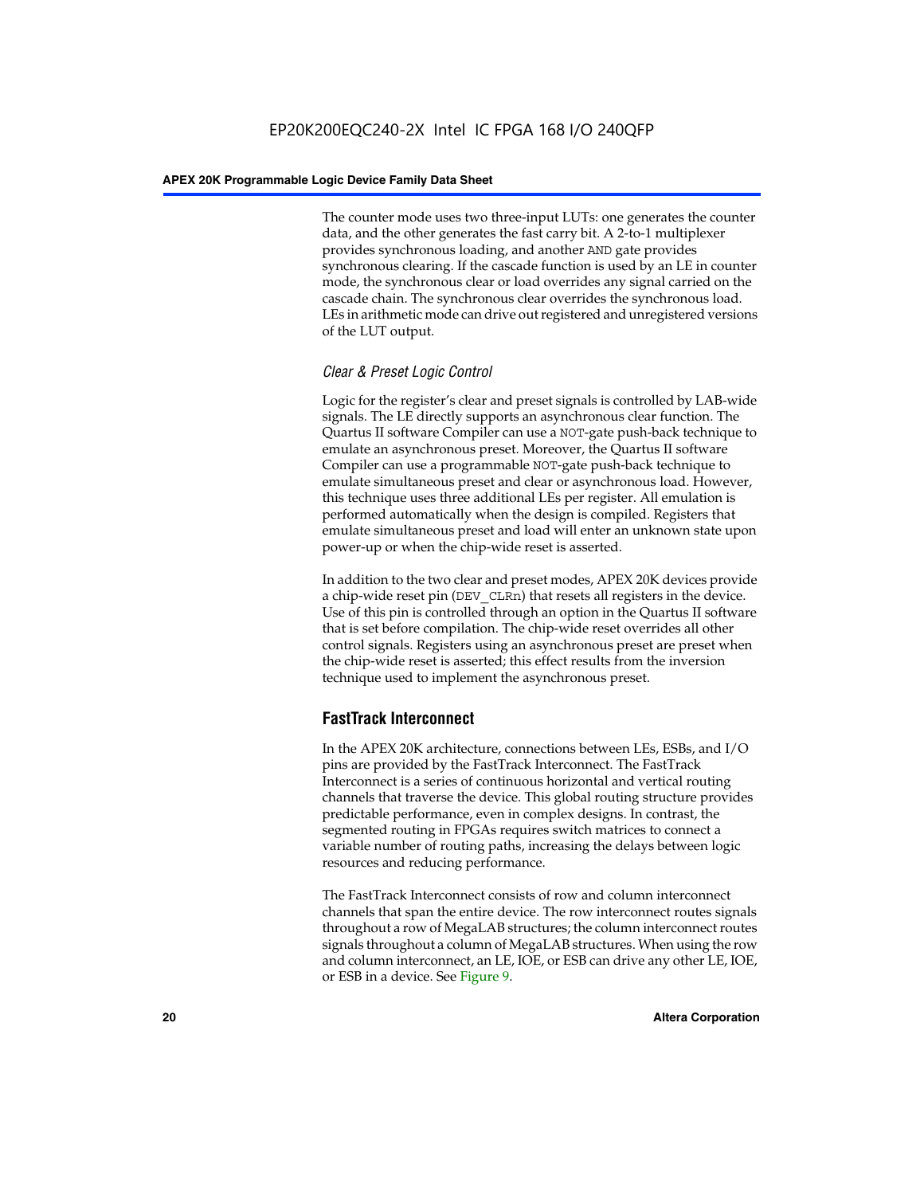The counter mode uses two three-input LUTs: one generates the counter data, and the other generates the fast carry bit. A 2-to-1 multiplexer provides synchronous loading, and another AND gate provides synchronous clearing. If the cascade function is used by an LE in counter mode, the synchronous clear or load overrides any signal carried on the cascade chain. The synchronous clear overrides the synchronous load. LEs in arithmetic mode can drive out registered and unregistered versions of the LUT output.

### *Clear & Preset Logic Control*

Logic for the register's clear and preset signals is controlled by LAB-wide signals. The LE directly supports an asynchronous clear function. The Quartus II software Compiler can use a NOT-gate push-back technique to emulate an asynchronous preset. Moreover, the Quartus II software Compiler can use a programmable NOT-gate push-back technique to emulate simultaneous preset and clear or asynchronous load. However, this technique uses three additional LEs per register. All emulation is performed automatically when the design is compiled. Registers that emulate simultaneous preset and load will enter an unknown state upon power-up or when the chip-wide reset is asserted.

In addition to the two clear and preset modes, APEX 20K devices provide a chip-wide reset pin (DEV_CLRn) that resets all registers in the device. Use of this pin is controlled through an option in the Quartus II software that is set before compilation. The chip-wide reset overrides all other control signals. Registers using an asynchronous preset are preset when the chip-wide reset is asserted; this effect results from the inversion technique used to implement the asynchronous preset.

## FastTrack Interconnect

In the APEX 20K architecture, connections between LEs, ESBs, and I/O pins are provided by the FastTrack Interconnect. The FastTrack Interconnect is a series of continuous horizontal and vertical routing channels that traverse the device. This global routing structure provides predictable performance, even in complex designs. In contrast, the segmented routing in FPGAs requires switch matrices to connect a variable number of routing paths, increasing the delays between logic resources and reducing performance.

The FastTrack Interconnect consists of row and column interconnect channels that span the entire device. The row interconnect routes signals throughout a row of MegaLAB structures; the column interconnect routes signals throughout a column of MegaLAB structures. When using the row and column interconnect, an LE, IOE, or ESB can drive any other LE, IOE, or ESB in a device. See Figure 9.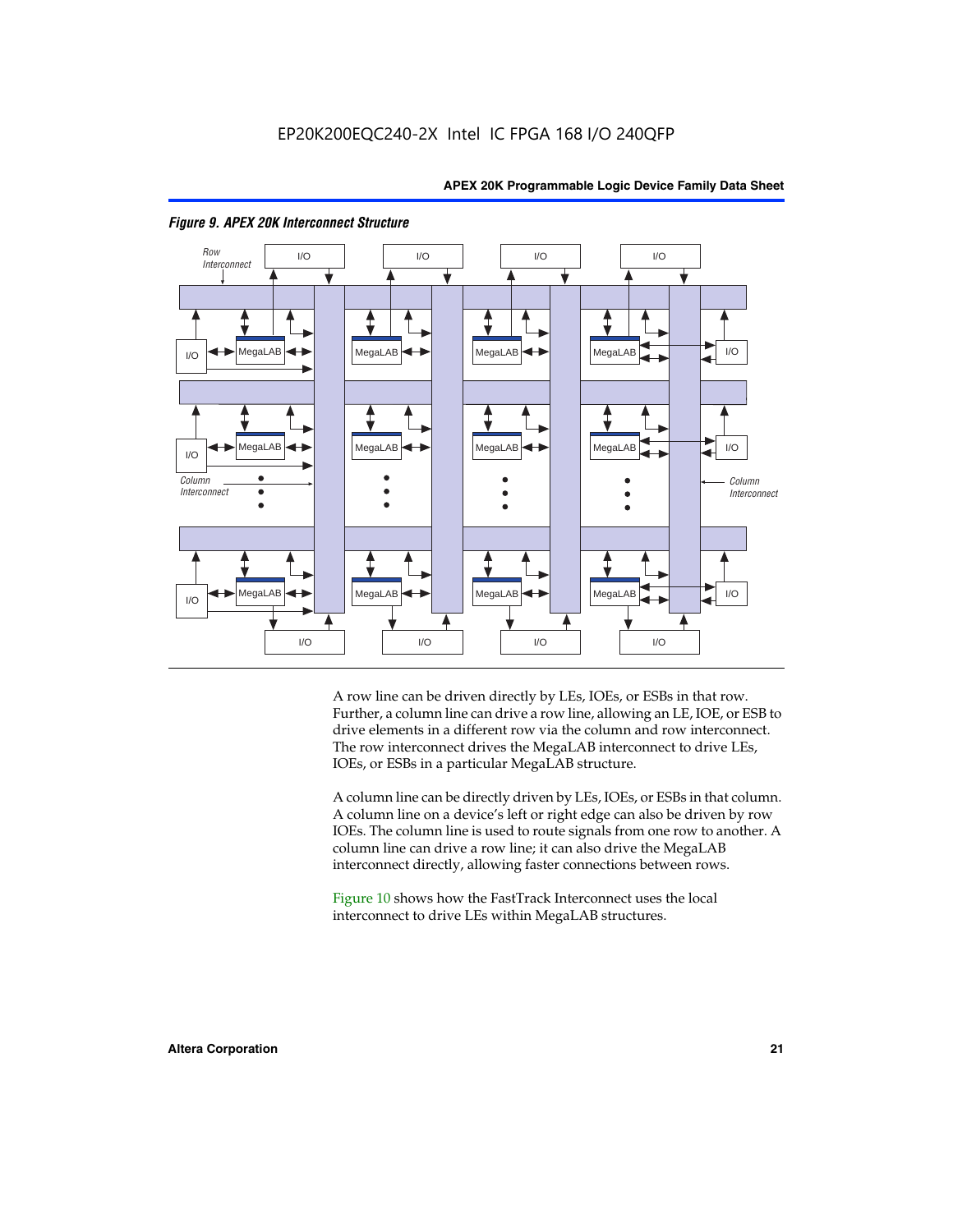*Figure 9. APEX 20K Interconnect Structure*

A row line can be driven directly by LEs, IOEs, or ESBs in that row. Further, a column line can drive a row line, allowing an LE, IOE, or ESB to drive elements in a different row via the column and row interconnect. The row interconnect drives the MegaLAB interconnect to drive LEs, IOEs, or ESBs in a particular MegaLAB structure.

A column line can be directly driven by LEs, IOEs, or ESBs in that column. A column line on a device's left or right edge can also be driven by row IOEs. The column line is used to route signals from one row to another. A column line can drive a row line; it can also drive the MegaLAB interconnect directly, allowing faster connections between rows.

Figure 10 shows how the FastTrack Interconnect uses the local interconnect to drive LEs within MegaLAB structures.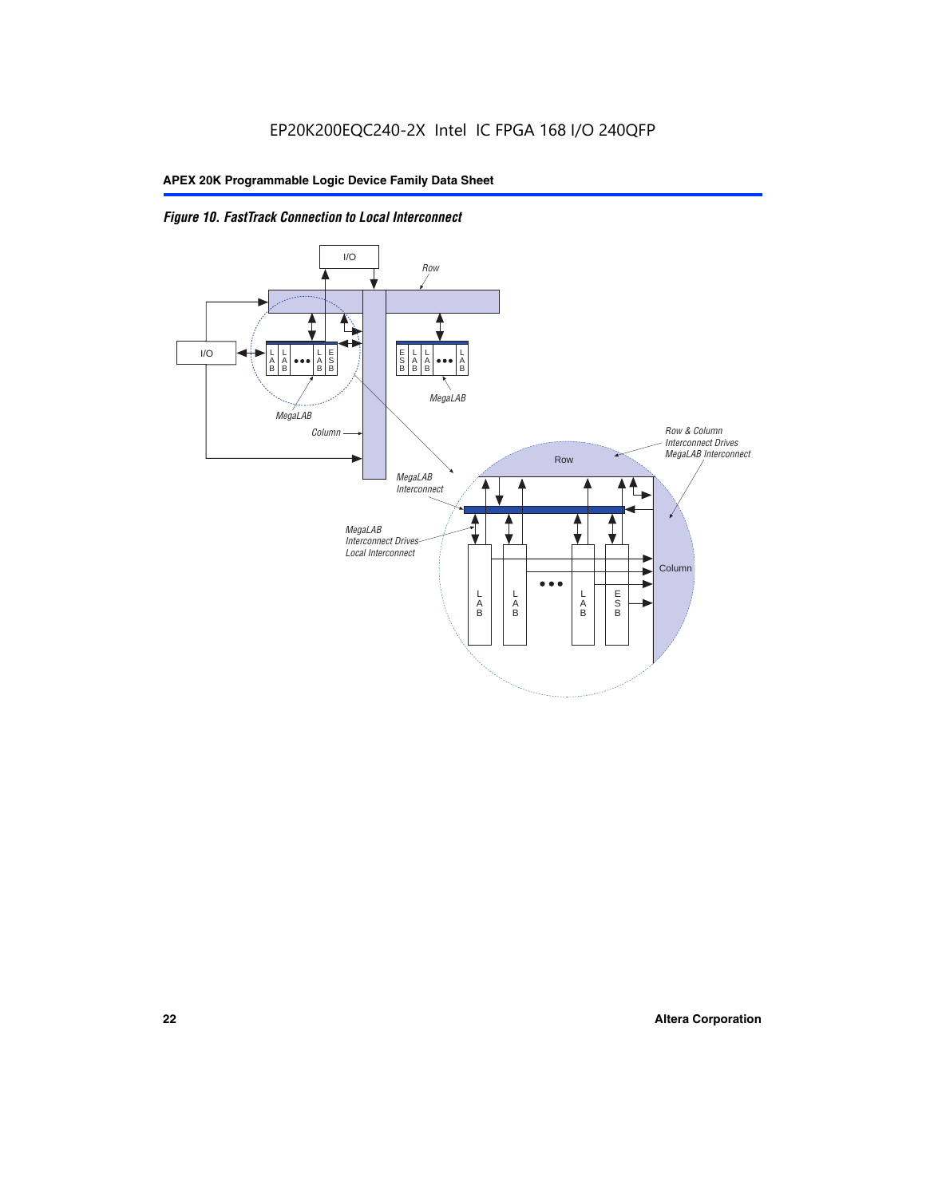*Figure 10. FastTrack Connection to Local Interconnect*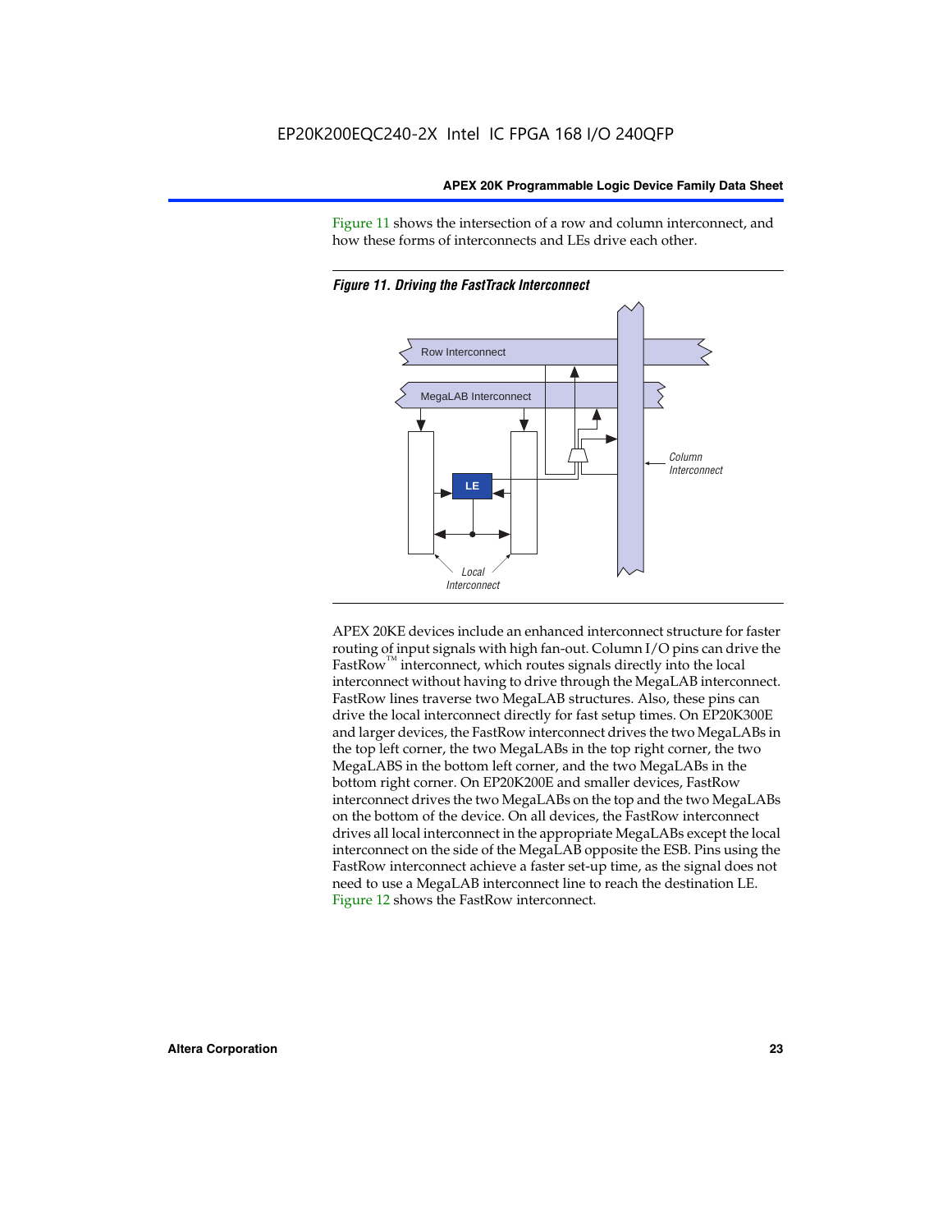Figure 11 shows the intersection of a row and column interconnect, and how these forms of interconnects and LEs drive each other.

*Figure 11. Driving the FastTrack Interconnect*

APEX 20KE devices include an enhanced interconnect structure for faster routing of input signals with high fan-out. Column I/O pins can drive the FastRow™ interconnect, which routes signals directly into the local interconnect without having to drive through the MegaLAB interconnect. FastRow lines traverse two MegaLAB structures. Also, these pins can drive the local interconnect directly for fast setup times. On EP20K300E and larger devices, the FastRow interconnect drives the two MegaLABs in the top left corner, the two MegaLABs in the top right corner, the two MegaLABS in the bottom left corner, and the two MegaLABs in the bottom right corner. On EP20K200E and smaller devices, FastRow interconnect drives the two MegaLABs on the top and the two MegaLABs on the bottom of the device. On all devices, the FastRow interconnect drives all local interconnect in the appropriate MegaLABs except the local interconnect on the side of the MegaLAB opposite the ESB. Pins using the FastRow interconnect achieve a faster set-up time, as the signal does not need to use a MegaLAB interconnect line to reach the destination LE. Figure 12 shows the FastRow interconnect.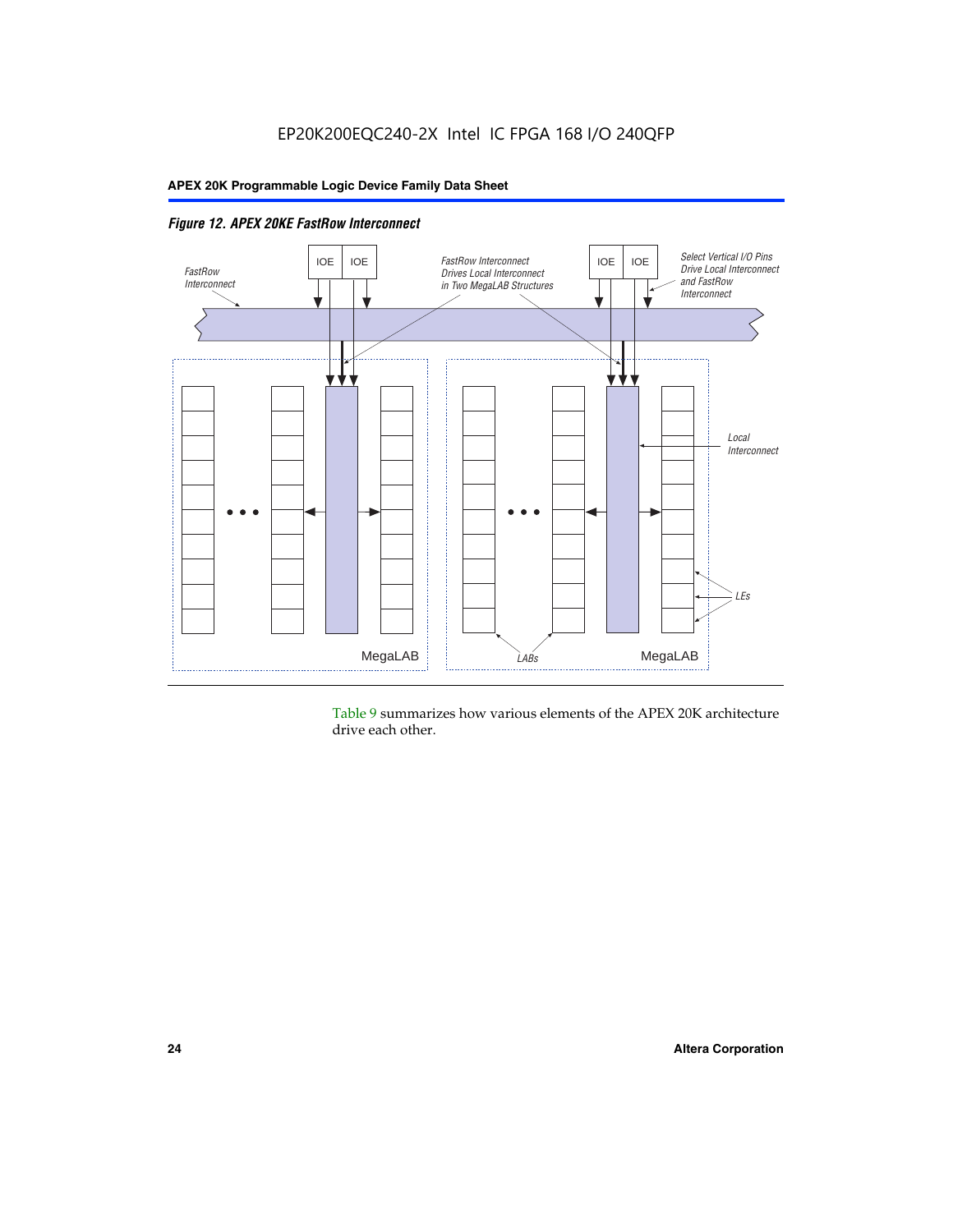*Figure 12. APEX 20KE FastRow Interconnect*

Table 9 summarizes how various elements of the APEX 20K architecture drive each other.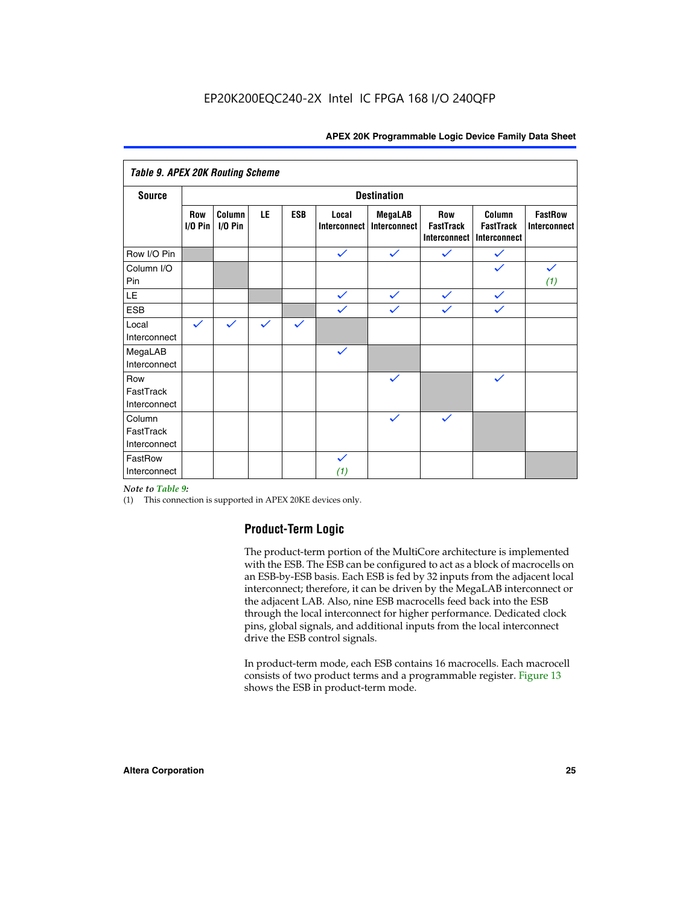*Table 9. APEX 20K Routing Scheme*

| Source | Destination | | | | | | | | |
|---|---|---|---|---|---|---|---|---|---|
| | Row I/O Pin | Column I/O Pin | LE | ESB | Local Interconnect | MegaLAB Interconnect | Row FastTrack Interconnect | Column FastTrack Interconnect | FastRow Interconnect |
| Row I/O Pin | | | | | ✓ | ✓ | ✓ | ✓ | |
| Column I/O Pin | | | | | | | | ✓ | ✓ (1) |
| LE | | | | | ✓ | ✓ | ✓ | ✓ | |
| ESB | | | | | ✓ | ✓ | ✓ | ✓ | |
| Local Interconnect | ✓ | ✓ | ✓ | ✓ | | | | | |
| MegaLAB Interconnect | | | | | ✓ | | | | |
| Row FastTrack Interconnect | | | | | | ✓ | | ✓ | |
| Column FastTrack Interconnect | | | | | | ✓ | ✓ | | |
| FastRow Interconnect | | | | | ✓ (1) | | | | |

*Note to Table 9:*

(1) This connection is supported in APEX 20KE devices only.

## Product-Term Logic

The product-term portion of the MultiCore architecture is implemented with the ESB. The ESB can be configured to act as a block of macrocells on an ESB-by-ESB basis. Each ESB is fed by 32 inputs from the adjacent local interconnect; therefore, it can be driven by the MegaLAB interconnect or the adjacent LAB. Also, nine ESB macrocells feed back into the ESB through the local interconnect for higher performance. Dedicated clock pins, global signals, and additional inputs from the local interconnect drive the ESB control signals.

In product-term mode, each ESB contains 16 macrocells. Each macrocell consists of two product terms and a programmable register. Figure 13 shows the ESB in product-term mode.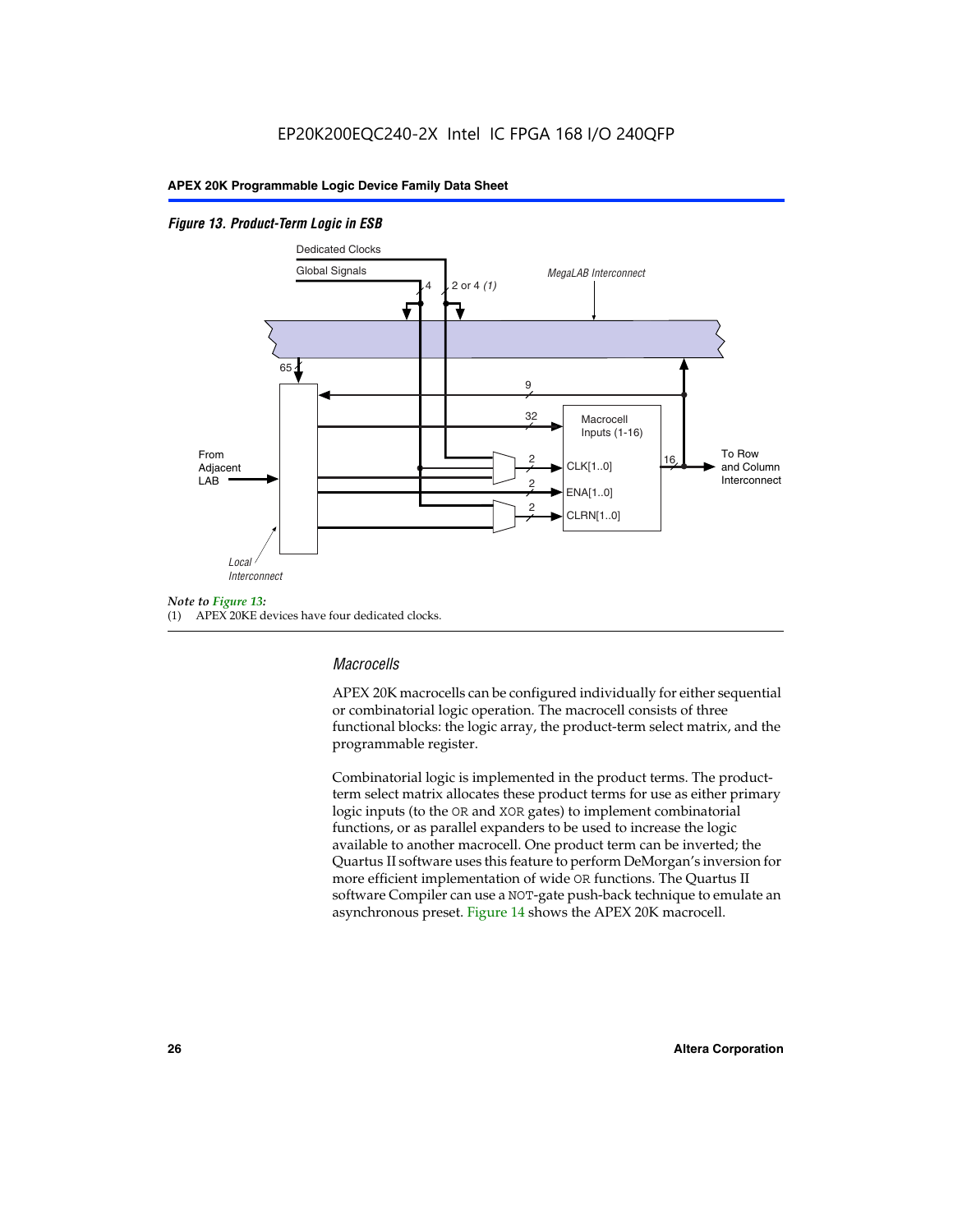*Figure 13. Product-Term Logic in ESB*

Dedicated Clocks

Global Signals

4

2 or 4 *(1)*

*MegaLAB Interconnect*

65

9

32

Macrocell Inputs (1-16)

From Adjacent LAB

2 CLK[1..0]

2 ENA[1..0]

2 CLRN[1..0]

16

To Row and Column Interconnect

*Local Interconnect*

*Note to Figure 13:*

(1) APEX 20KE devices have four dedicated clocks.

### Macrocells

APEX 20K macrocells can be configured individually for either sequential or combinatorial logic operation. The macrocell consists of three functional blocks: the logic array, the product-term select matrix, and the programmable register.

Combinatorial logic is implemented in the product terms. The product-term select matrix allocates these product terms for use as either primary logic inputs (to the OR and XOR gates) to implement combinatorial functions, or as parallel expanders to be used to increase the logic available to another macrocell. One product term can be inverted; the Quartus II software uses this feature to perform DeMorgan's inversion for more efficient implementation of wide OR functions. The Quartus II software Compiler can use a NOT-gate push-back technique to emulate an asynchronous preset. Figure 14 shows the APEX 20K macrocell.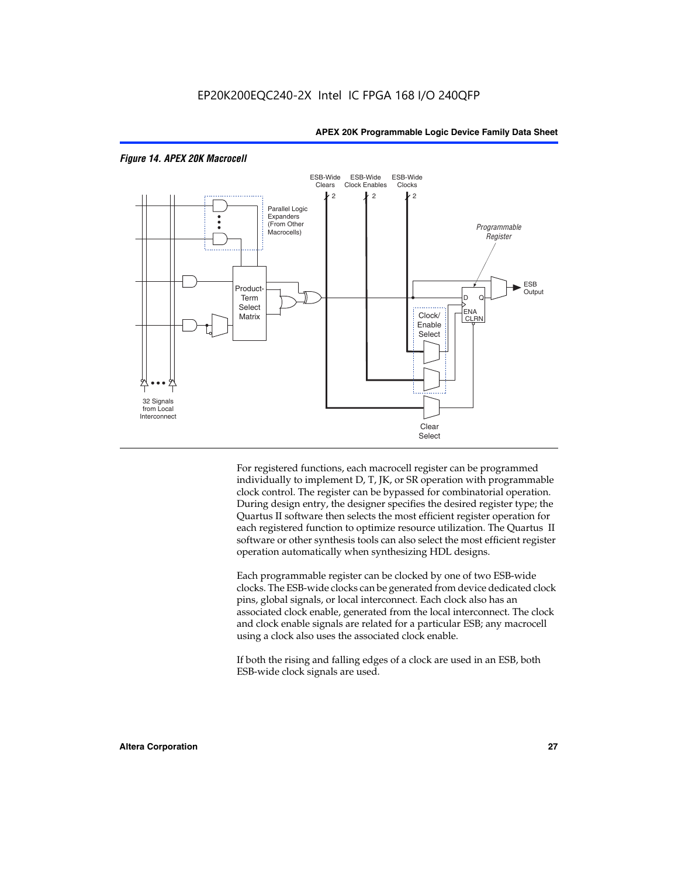*Figure 14. APEX 20K Macrocell*

For registered functions, each macrocell register can be programmed individually to implement D, T, JK, or SR operation with programmable clock control. The register can be bypassed for combinatorial operation. During design entry, the designer specifies the desired register type; the Quartus II software then selects the most efficient register operation for each registered function to optimize resource utilization. The Quartus II software or other synthesis tools can also select the most efficient register operation automatically when synthesizing HDL designs.

Each programmable register can be clocked by one of two ESB-wide clocks. The ESB-wide clocks can be generated from device dedicated clock pins, global signals, or local interconnect. Each clock also has an associated clock enable, generated from the local interconnect. The clock and clock enable signals are related for a particular ESB; any macrocell using a clock also uses the associated clock enable.

If both the rising and falling edges of a clock are used in an ESB, both ESB-wide clock signals are used.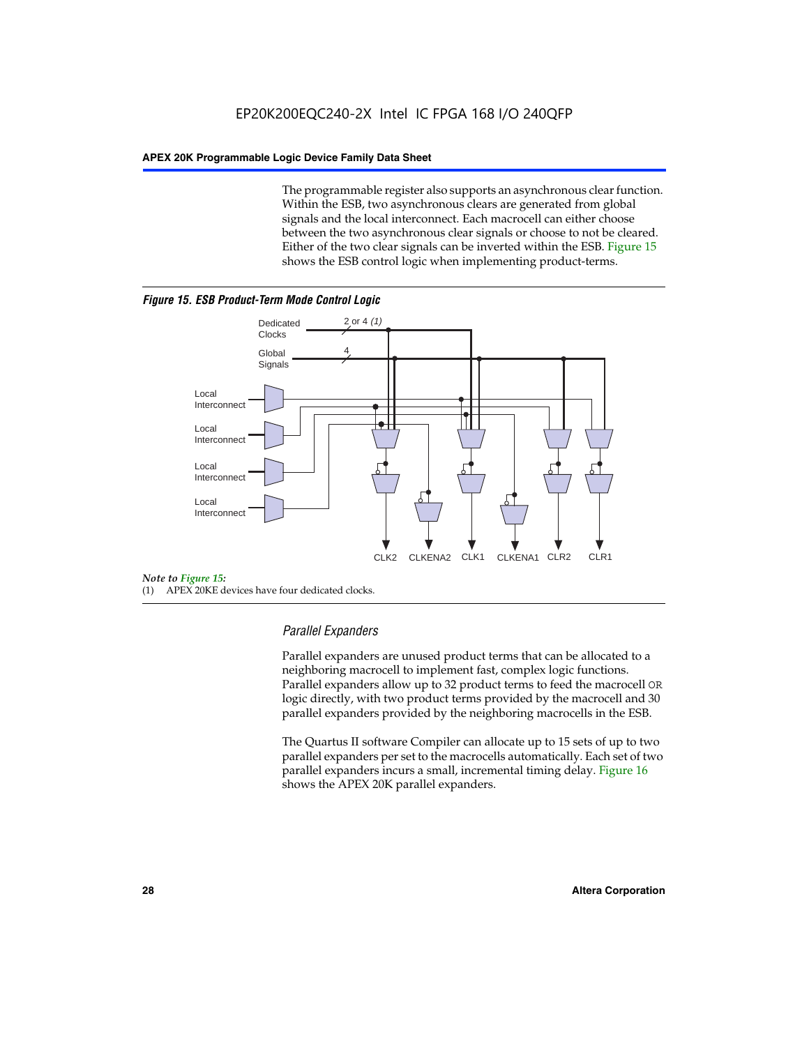The programmable register also supports an asynchronous clear function. Within the ESB, two asynchronous clears are generated from global signals and the local interconnect. Each macrocell can either choose between the two asynchronous clear signals or choose to not be cleared. Either of the two clear signals can be inverted within the ESB. Figure 15 shows the ESB control logic when implementing product-terms.

***Figure 15. ESB Product-Term Mode Control Logic***

Dedicated Clocks 2 or 4 *(1)*

Global Signals 4

Local Interconnect

Local Interconnect

Local Interconnect

Local Interconnect

CLK2 CLKENA2 CLK1 CLKENA1 CLR2 CLR1

*Note to Figure 15:*

(1) APEX 20KE devices have four dedicated clocks.

### *Parallel Expanders*

Parallel expanders are unused product terms that can be allocated to a neighboring macrocell to implement fast, complex logic functions. Parallel expanders allow up to 32 product terms to feed the macrocell OR logic directly, with two product terms provided by the macrocell and 30 parallel expanders provided by the neighboring macrocells in the ESB.

The Quartus II software Compiler can allocate up to 15 sets of up to two parallel expanders per set to the macrocells automatically. Each set of two parallel expanders incurs a small, incremental timing delay. Figure 16 shows the APEX 20K parallel expanders.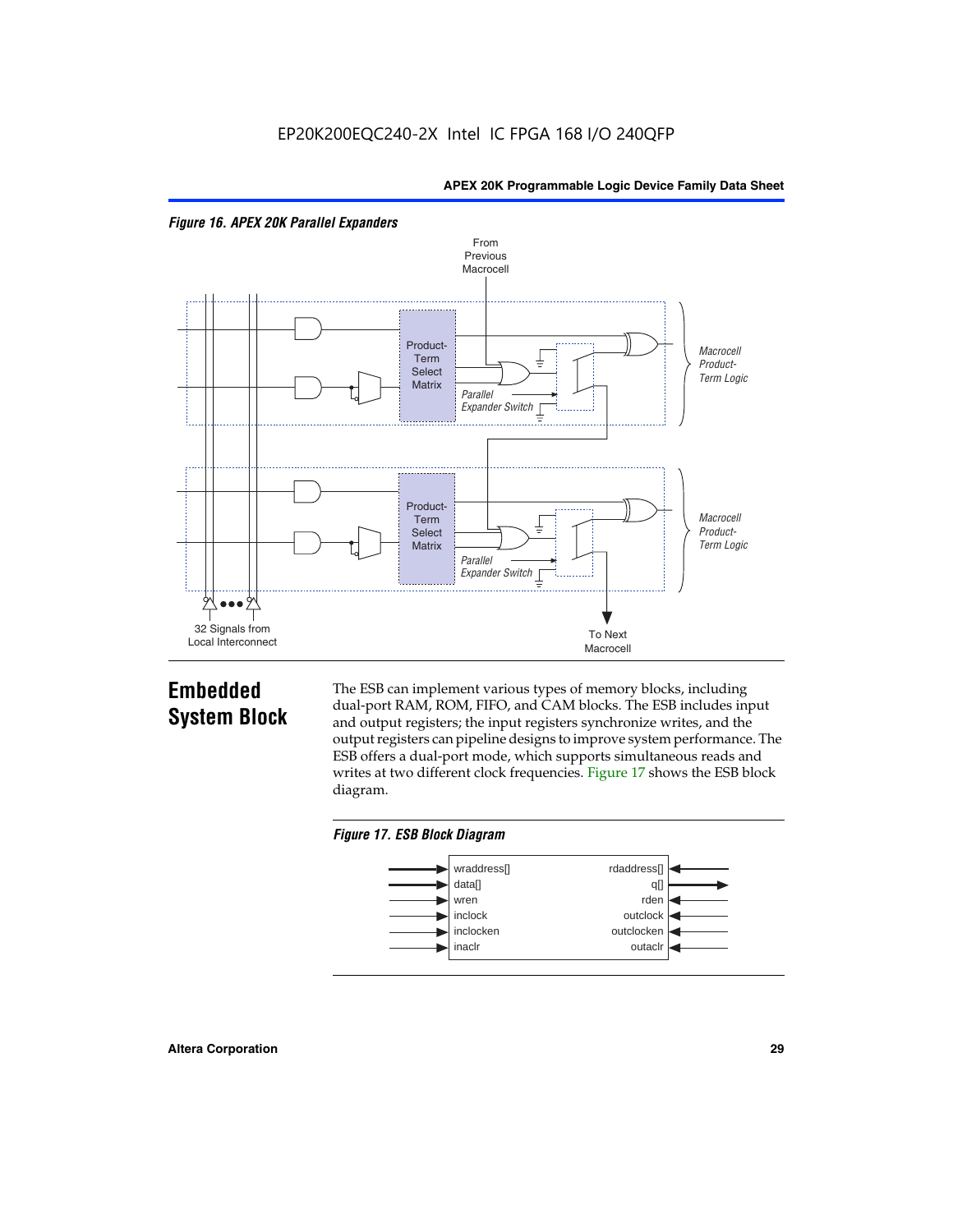*Figure 16. APEX 20K Parallel Expanders*

From Previous Macrocell

Product-Term Select Matrix

Parallel Expander Switch

Macrocell Product-Term Logic

Product-Term Select Matrix

Parallel Expander Switch

Macrocell Product-Term Logic

32 Signals from Local Interconnect

To Next Macrocell

## Embedded System Block

The ESB can implement various types of memory blocks, including dual-port RAM, ROM, FIFO, and CAM blocks. The ESB includes input and output registers; the input registers synchronize writes, and the output registers can pipeline designs to improve system performance. The ESB offers a dual-port mode, which supports simultaneous reads and writes at two different clock frequencies. Figure 17 shows the ESB block diagram.

*Figure 17. ESB Block Diagram*

| Inputs | Outputs/Inputs |
| --- | --- |
| wraddress[] | rdaddress[] |
| data[] | q[] |
| wren | rden |
| inclock | outclock |
| inclocken | outclocken |
| inaclr | outaclr |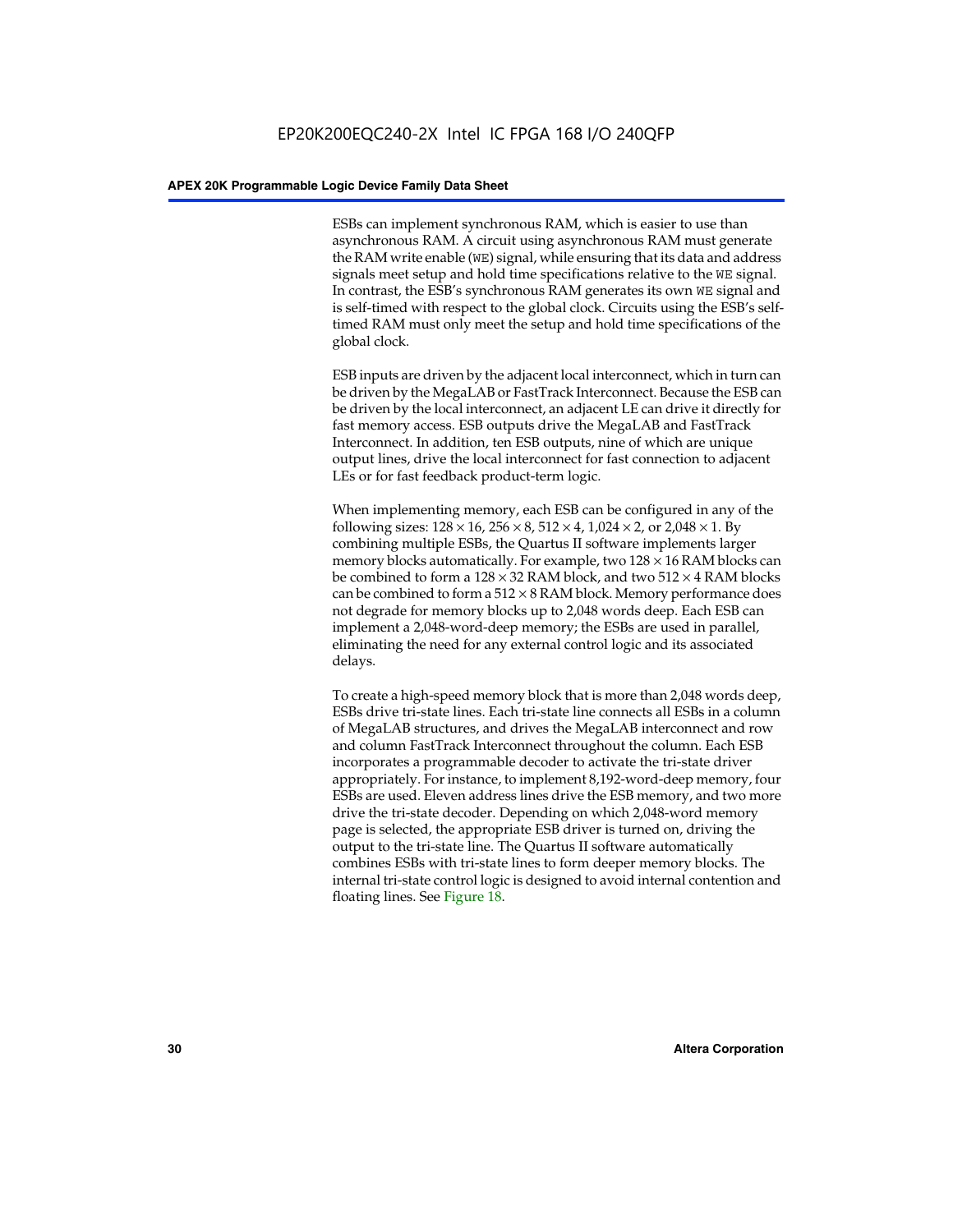ESBs can implement synchronous RAM, which is easier to use than asynchronous RAM. A circuit using asynchronous RAM must generate the RAM write enable (`WE`) signal, while ensuring that its data and address signals meet setup and hold time specifications relative to the `WE` signal. In contrast, the ESB's synchronous RAM generates its own `WE` signal and is self-timed with respect to the global clock. Circuits using the ESB's self-timed RAM must only meet the setup and hold time specifications of the global clock.

ESB inputs are driven by the adjacent local interconnect, which in turn can be driven by the MegaLAB or FastTrack Interconnect. Because the ESB can be driven by the local interconnect, an adjacent LE can drive it directly for fast memory access. ESB outputs drive the MegaLAB and FastTrack Interconnect. In addition, ten ESB outputs, nine of which are unique output lines, drive the local interconnect for fast connection to adjacent LEs or for fast feedback product-term logic.

When implementing memory, each ESB can be configured in any of the following sizes: $128 \times 16$, $256 \times 8$, $512 \times 4$, $1,024 \times 2$, or $2,048 \times 1$. By combining multiple ESBs, the Quartus II software implements larger memory blocks automatically. For example, two $128 \times 16$ RAM blocks can be combined to form a $128 \times 32$ RAM block, and two $512 \times 4$ RAM blocks can be combined to form a $512 \times 8$ RAM block. Memory performance does not degrade for memory blocks up to 2,048 words deep. Each ESB can implement a 2,048-word-deep memory; the ESBs are used in parallel, eliminating the need for any external control logic and its associated delays.

To create a high-speed memory block that is more than 2,048 words deep, ESBs drive tri-state lines. Each tri-state line connects all ESBs in a column of MegaLAB structures, and drives the MegaLAB interconnect and row and column FastTrack Interconnect throughout the column. Each ESB incorporates a programmable decoder to activate the tri-state driver appropriately. For instance, to implement 8,192-word-deep memory, four ESBs are used. Eleven address lines drive the ESB memory, and two more drive the tri-state decoder. Depending on which 2,048-word memory page is selected, the appropriate ESB driver is turned on, driving the output to the tri-state line. The Quartus II software automatically combines ESBs with tri-state lines to form deeper memory blocks. The internal tri-state control logic is designed to avoid internal contention and floating lines. See Figure 18.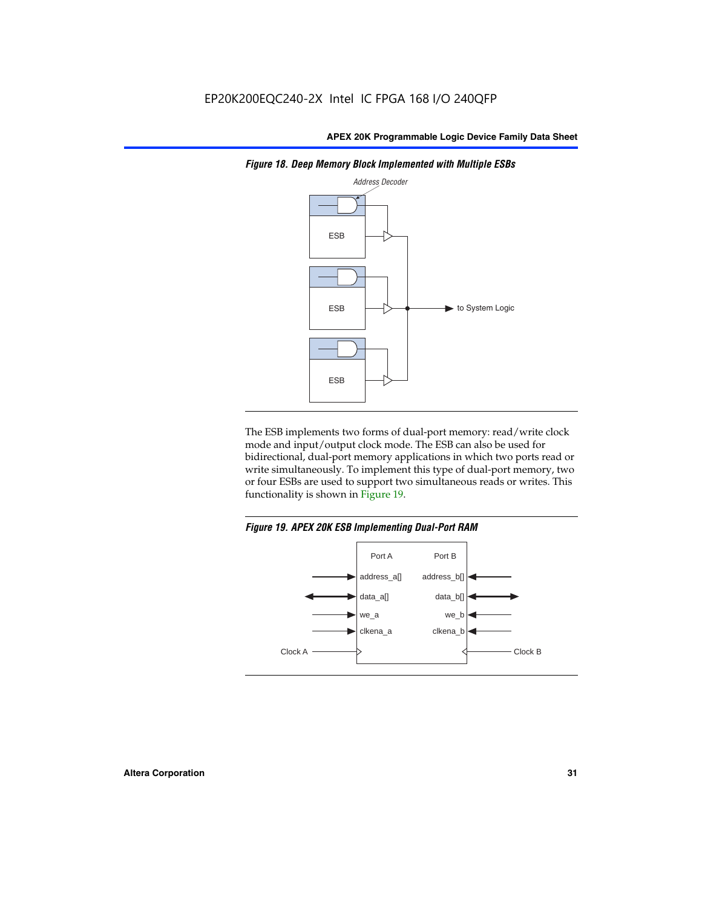**Figure 18. Deep Memory Block Implemented with Multiple ESBs**

The ESB implements two forms of dual-port memory: read/write clock mode and input/output clock mode. The ESB can also be used for bidirectional, dual-port memory applications in which two ports read or write simultaneously. To implement this type of dual-port memory, two or four ESBs are used to support two simultaneous reads or writes. This functionality is shown in Figure 19.

**Figure 19. APEX 20K ESB Implementing Dual-Port RAM**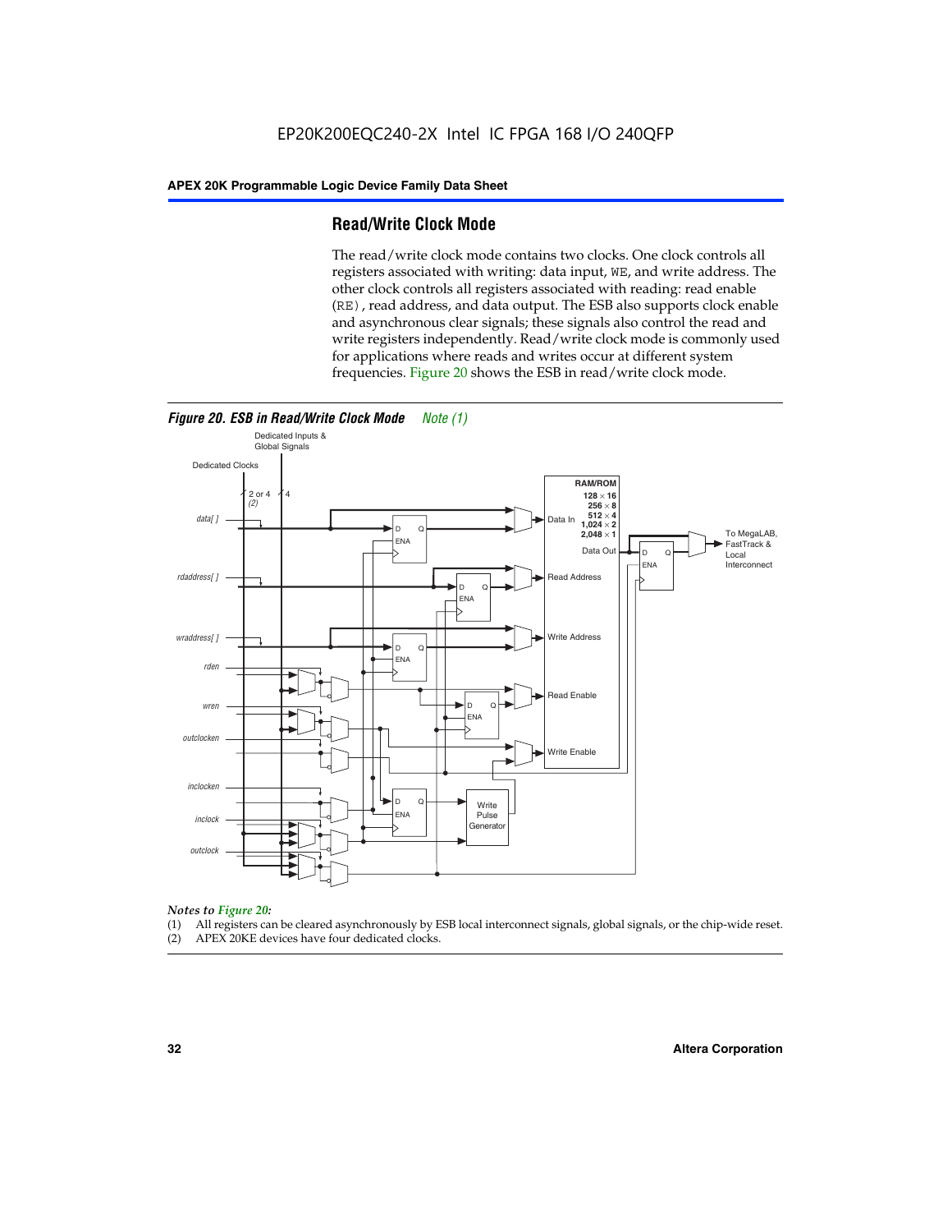## Read/Write Clock Mode

The read/write clock mode contains two clocks. One clock controls all registers associated with writing: data input, WE, and write address. The other clock controls all registers associated with reading: read enable (RE), read address, and data output. The ESB also supports clock enable and asynchronous clear signals; these signals also control the read and write registers independently. Read/write clock mode is commonly used for applications where reads and writes occur at different system frequencies. Figure 20 shows the ESB in read/write clock mode.

***Figure 20. ESB in Read/Write Clock Mode*** *Note (1)*

*Notes to Figure 20:*

(1) All registers can be cleared asynchronously by ESB local interconnect signals, global signals, or the chip-wide reset.
(2) APEX 20KE devices have four dedicated clocks.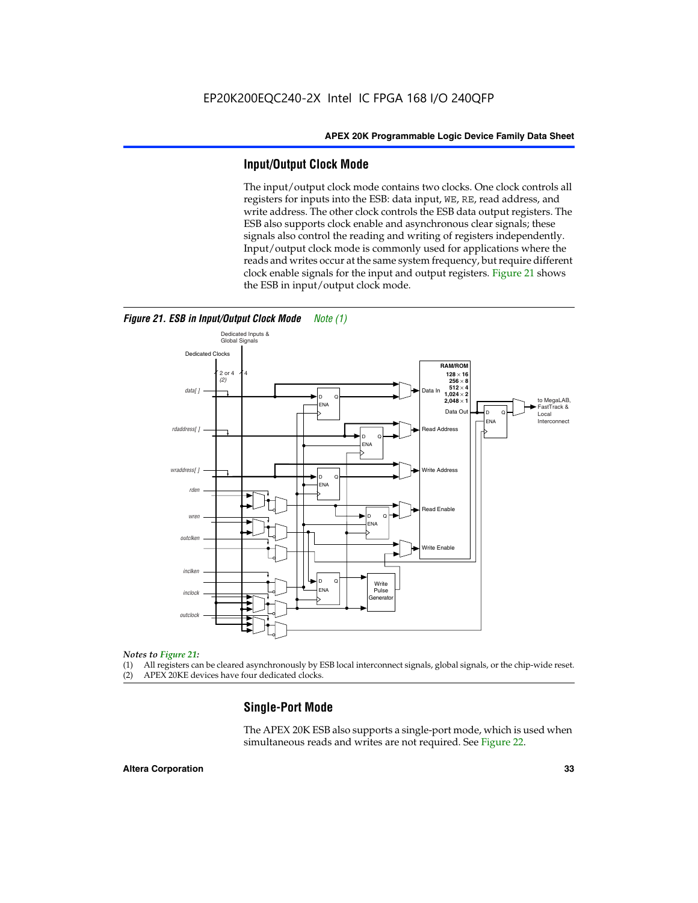## Input/Output Clock Mode

The input/output clock mode contains two clocks. One clock controls all registers for inputs into the ESB: data input, WE, RE, read address, and write address. The other clock controls the ESB data output registers. The ESB also supports clock enable and asynchronous clear signals; these signals also control the reading and writing of registers independently. Input/output clock mode is commonly used for applications where the reads and writes occur at the same system frequency, but require different clock enable signals for the input and output registers. Figure 21 shows the ESB in input/output clock mode.

*Figure 21. ESB in Input/Output Clock Mode   Note (1)*

*Notes to Figure 21:*

(1) All registers can be cleared asynchronously by ESB local interconnect signals, global signals, or the chip-wide reset.
(2) APEX 20KE devices have four dedicated clocks.

## Single-Port Mode

The APEX 20K ESB also supports a single-port mode, which is used when simultaneous reads and writes are not required. See Figure 22.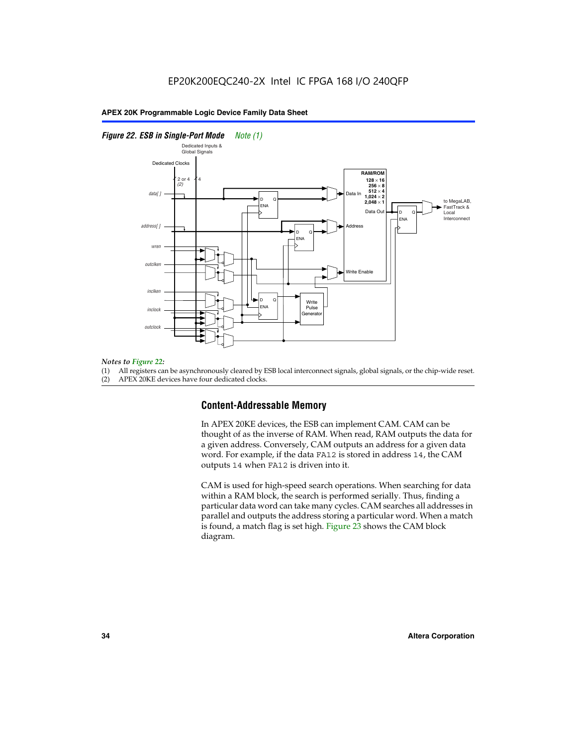**Figure 22. ESB in Single-Port Mode** *Note (1)*

*Notes to Figure 22:*

(1) All registers can be asynchronously cleared by ESB local interconnect signals, global signals, or the chip-wide reset.
(2) APEX 20KE devices have four dedicated clocks.

## Content-Addressable Memory

In APEX 20KE devices, the ESB can implement CAM. CAM can be thought of as the inverse of RAM. When read, RAM outputs the data for a given address. Conversely, CAM outputs an address for a given data word. For example, if the data `FA12` is stored in address `14`, the CAM outputs `14` when `FA12` is driven into it.

CAM is used for high-speed search operations. When searching for data within a RAM block, the search is performed serially. Thus, finding a particular data word can take many cycles. CAM searches all addresses in parallel and outputs the address storing a particular word. When a match is found, a match flag is set high. Figure 23 shows the CAM block diagram.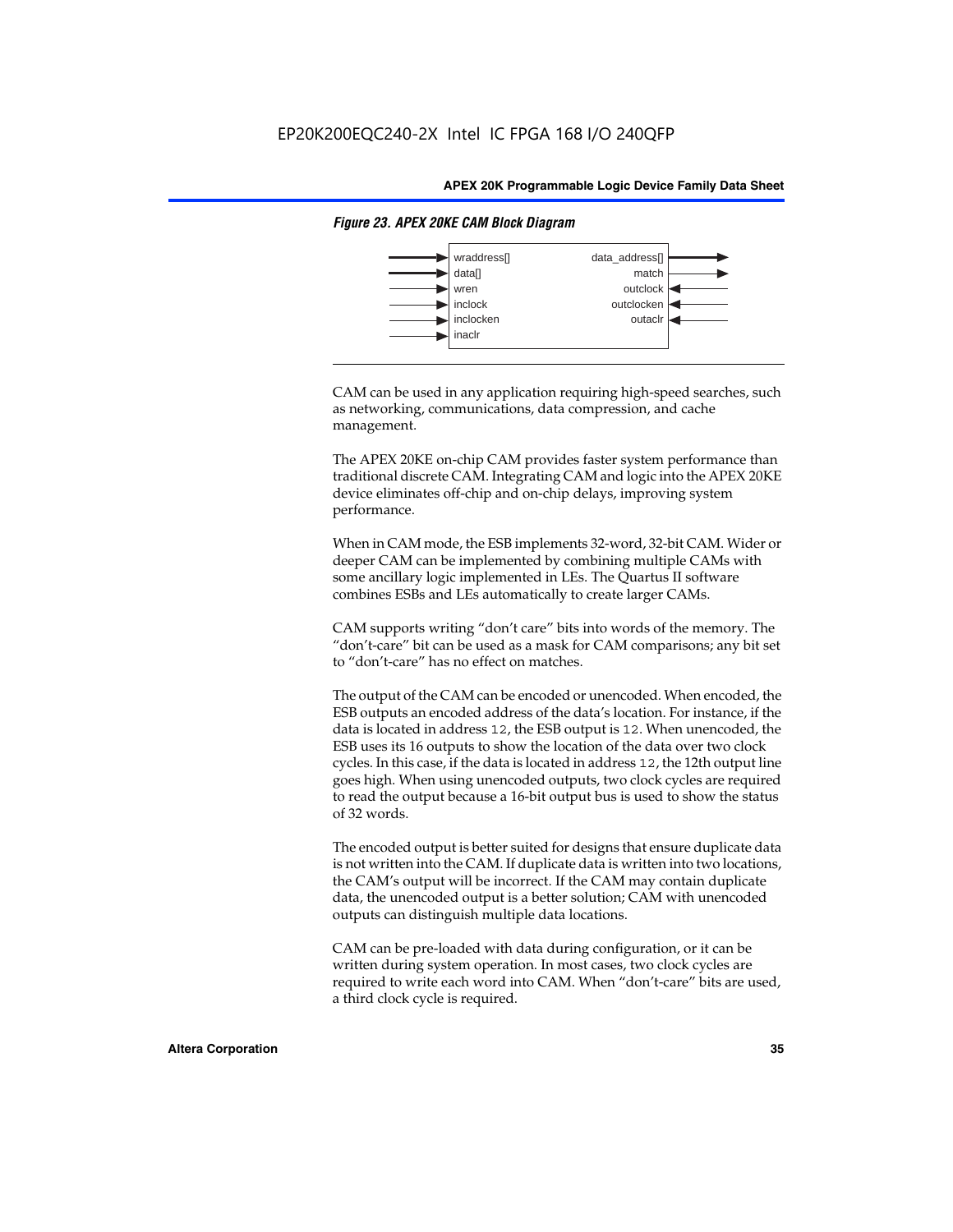*Figure 23. APEX 20KE CAM Block Diagram*

| Inputs | Outputs |
|---|---|
| wraddress[] | data_address[] |
| data[] | match |
| wren | outclock |
| inclock | outclocken |
| inclocken | outaclr |
| inaclr | |

CAM can be used in any application requiring high-speed searches, such as networking, communications, data compression, and cache management.

The APEX 20KE on-chip CAM provides faster system performance than traditional discrete CAM. Integrating CAM and logic into the APEX 20KE device eliminates off-chip and on-chip delays, improving system performance.

When in CAM mode, the ESB implements 32-word, 32-bit CAM. Wider or deeper CAM can be implemented by combining multiple CAMs with some ancillary logic implemented in LEs. The Quartus II software combines ESBs and LEs automatically to create larger CAMs.

CAM supports writing "don't care" bits into words of the memory. The "don't-care" bit can be used as a mask for CAM comparisons; any bit set to "don't-care" has no effect on matches.

The output of the CAM can be encoded or unencoded. When encoded, the ESB outputs an encoded address of the data's location. For instance, if the data is located in address `12`, the ESB output is `12`. When unencoded, the ESB uses its 16 outputs to show the location of the data over two clock cycles. In this case, if the data is located in address `12`, the 12th output line goes high. When using unencoded outputs, two clock cycles are required to read the output because a 16-bit output bus is used to show the status of 32 words.

The encoded output is better suited for designs that ensure duplicate data is not written into the CAM. If duplicate data is written into two locations, the CAM's output will be incorrect. If the CAM may contain duplicate data, the unencoded output is a better solution; CAM with unencoded outputs can distinguish multiple data locations.

CAM can be pre-loaded with data during configuration, or it can be written during system operation. In most cases, two clock cycles are required to write each word into CAM. When "don't-care" bits are used, a third clock cycle is required.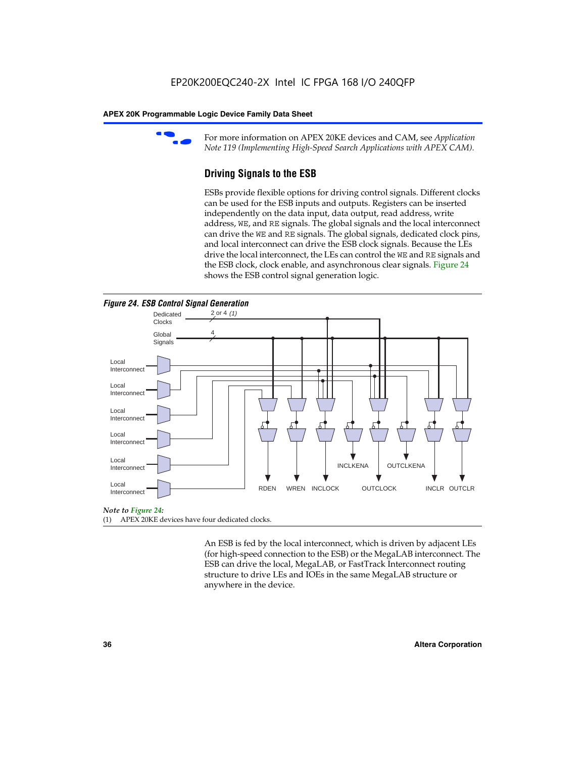For more information on APEX 20KE devices and CAM, see *Application Note 119 (Implementing High-Speed Search Applications with APEX CAM).*

## Driving Signals to the ESB

ESBs provide flexible options for driving control signals. Different clocks can be used for the ESB inputs and outputs. Registers can be inserted independently on the data input, data output, read address, write address, `WE`, and `RE` signals. The global signals and the local interconnect can drive the `WE` and `RE` signals. The global signals, dedicated clock pins, and local interconnect can drive the ESB clock signals. Because the LEs drive the local interconnect, the LEs can control the `WE` and `RE` signals and the ESB clock, clock enable, and asynchronous clear signals. Figure 24 shows the ESB control signal generation logic.

*Figure 24. ESB Control Signal Generation*

Dedicated Clocks 2 or 4 *(1)*

Global Signals 4

Local Interconnect

Local Interconnect

Local Interconnect

Local Interconnect

Local Interconnect

Local Interconnect

RDEN WREN INCLOCK INCLKENA OUTCLOCK OUTCLKENA INCLR OUTCLR

*Note to Figure 24:*

(1) APEX 20KE devices have four dedicated clocks.

An ESB is fed by the local interconnect, which is driven by adjacent LEs (for high-speed connection to the ESB) or the MegaLAB interconnect. The ESB can drive the local, MegaLAB, or FastTrack Interconnect routing structure to drive LEs and IOEs in the same MegaLAB structure or anywhere in the device.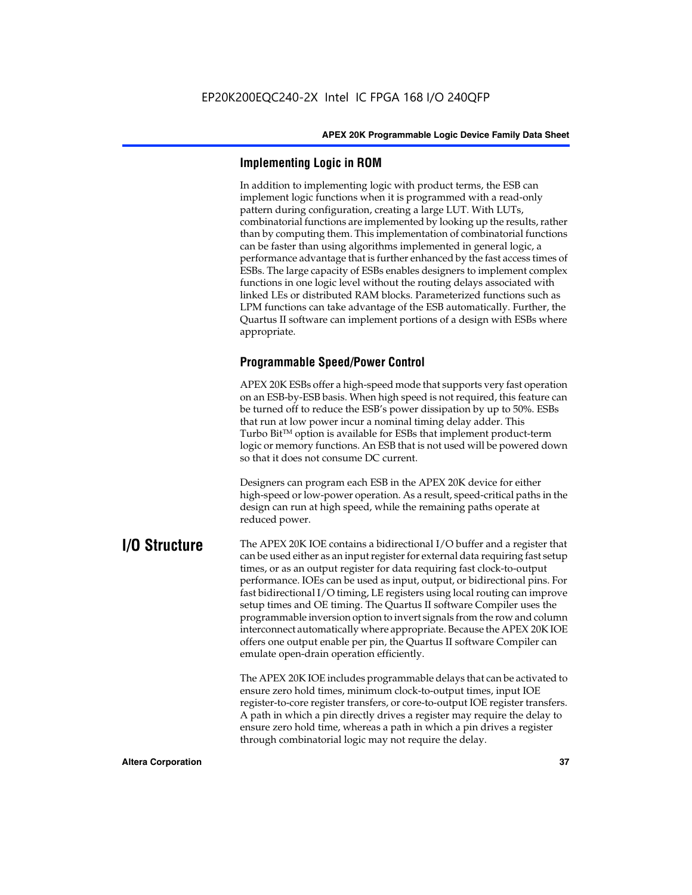### Implementing Logic in ROM

In addition to implementing logic with product terms, the ESB can implement logic functions when it is programmed with a read-only pattern during configuration, creating a large LUT. With LUTs, combinatorial functions are implemented by looking up the results, rather than by computing them. This implementation of combinatorial functions can be faster than using algorithms implemented in general logic, a performance advantage that is further enhanced by the fast access times of ESBs. The large capacity of ESBs enables designers to implement complex functions in one logic level without the routing delays associated with linked LEs or distributed RAM blocks. Parameterized functions such as LPM functions can take advantage of the ESB automatically. Further, the Quartus II software can implement portions of a design with ESBs where appropriate.

### Programmable Speed/Power Control

APEX 20K ESBs offer a high-speed mode that supports very fast operation on an ESB-by-ESB basis. When high speed is not required, this feature can be turned off to reduce the ESB's power dissipation by up to 50%. ESBs that run at low power incur a nominal timing delay adder. This Turbo Bit™ option is available for ESBs that implement product-term logic or memory functions. An ESB that is not used will be powered down so that it does not consume DC current.

Designers can program each ESB in the APEX 20K device for either high-speed or low-power operation. As a result, speed-critical paths in the design can run at high speed, while the remaining paths operate at reduced power.

## I/O Structure

The APEX 20K IOE contains a bidirectional I/O buffer and a register that can be used either as an input register for external data requiring fast setup times, or as an output register for data requiring fast clock-to-output performance. IOEs can be used as input, output, or bidirectional pins. For fast bidirectional I/O timing, LE registers using local routing can improve setup times and OE timing. The Quartus II software Compiler uses the programmable inversion option to invert signals from the row and column interconnect automatically where appropriate. Because the APEX 20K IOE offers one output enable per pin, the Quartus II software Compiler can emulate open-drain operation efficiently.

The APEX 20K IOE includes programmable delays that can be activated to ensure zero hold times, minimum clock-to-output times, input IOE register-to-core register transfers, or core-to-output IOE register transfers. A path in which a pin directly drives a register may require the delay to ensure zero hold time, whereas a path in which a pin drives a register through combinatorial logic may not require the delay.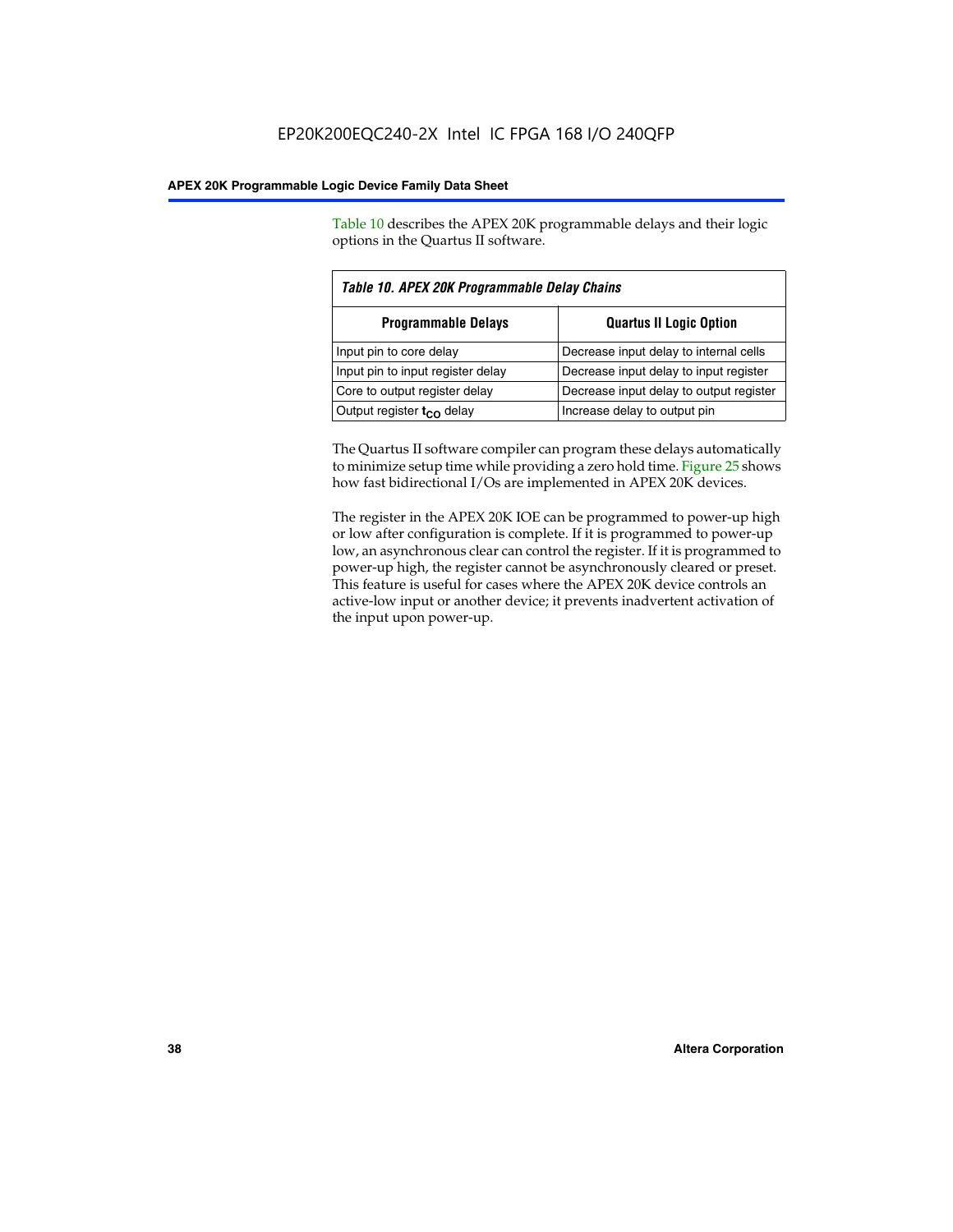Table 10 describes the APEX 20K programmable delays and their logic options in the Quartus II software.

*Table 10. APEX 20K Programmable Delay Chains*

| Programmable Delays | Quartus II Logic Option |
|---|---|
| Input pin to core delay | Decrease input delay to internal cells |
| Input pin to input register delay | Decrease input delay to input register |
| Core to output register delay | Decrease input delay to output register |
| Output register $t_{CO}$ delay | Increase delay to output pin |

The Quartus II software compiler can program these delays automatically to minimize setup time while providing a zero hold time. Figure 25 shows how fast bidirectional I/Os are implemented in APEX 20K devices.

The register in the APEX 20K IOE can be programmed to power-up high or low after configuration is complete. If it is programmed to power-up low, an asynchronous clear can control the register. If it is programmed to power-up high, the register cannot be asynchronously cleared or preset. This feature is useful for cases where the APEX 20K device controls an active-low input or another device; it prevents inadvertent activation of the input upon power-up.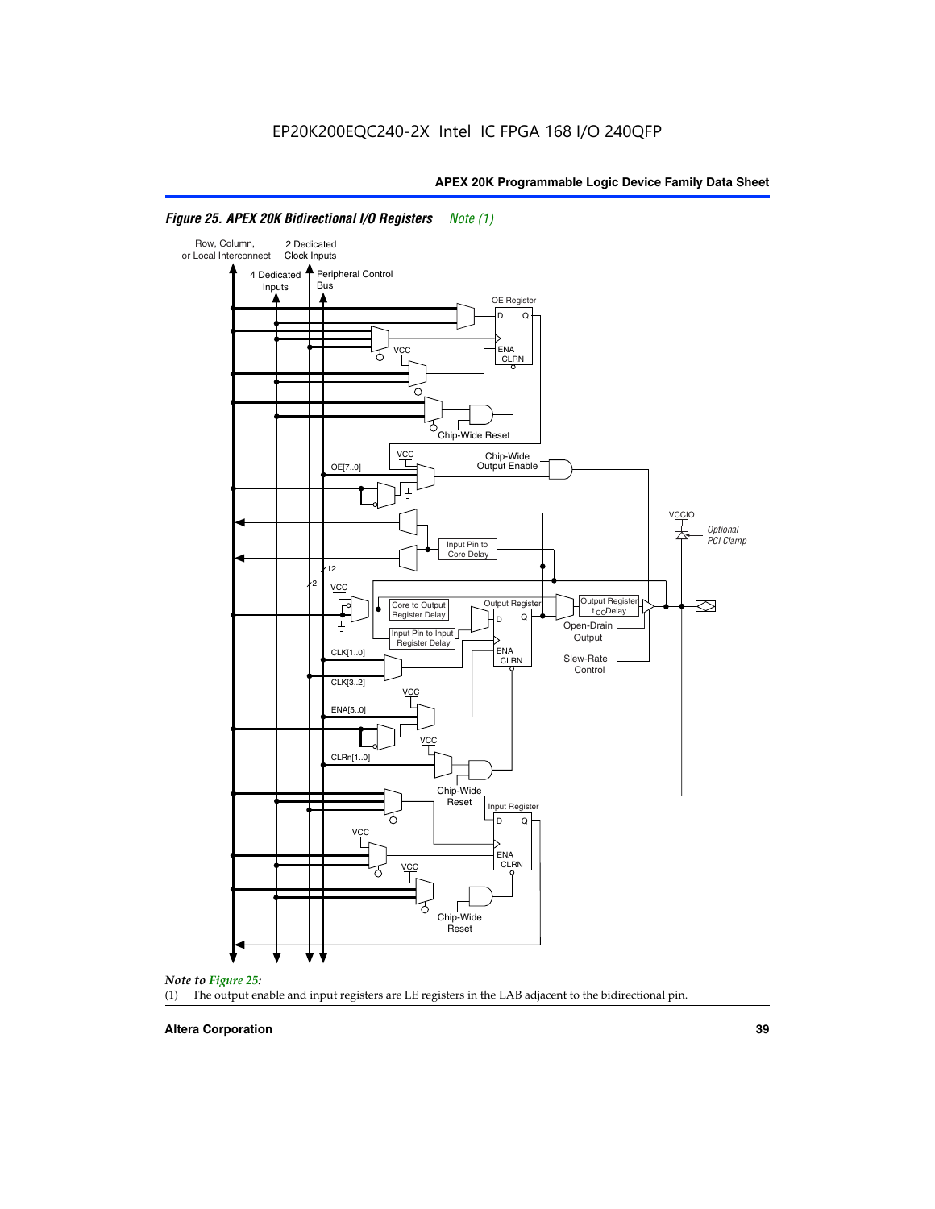*Figure 25. APEX 20K Bidirectional I/O Registers* *Note (1)*

*Note to Figure 25:*

(1) The output enable and input registers are LE registers in the LAB adjacent to the bidirectional pin.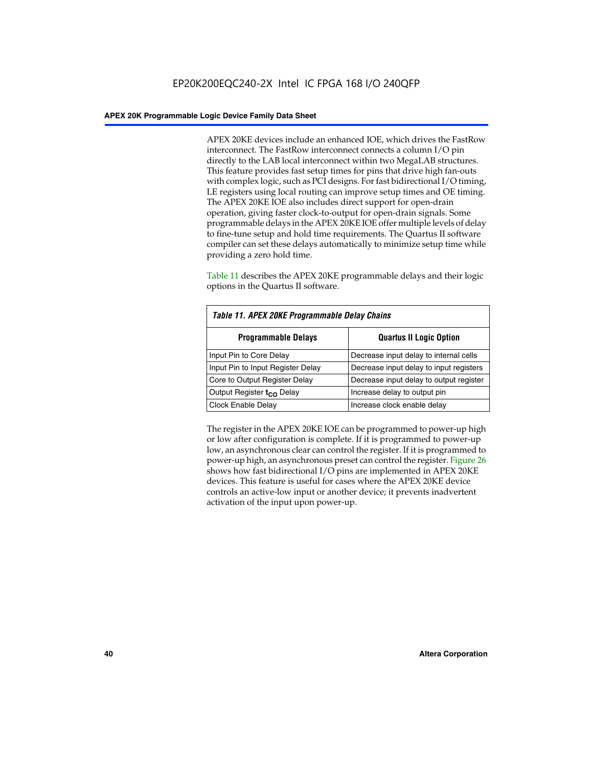APEX 20KE devices include an enhanced IOE, which drives the FastRow interconnect. The FastRow interconnect connects a column I/O pin directly to the LAB local interconnect within two MegaLAB structures. This feature provides fast setup times for pins that drive high fan-outs with complex logic, such as PCI designs. For fast bidirectional I/O timing, LE registers using local routing can improve setup times and OE timing. The APEX 20KE IOE also includes direct support for open-drain operation, giving faster clock-to-output for open-drain signals. Some programmable delays in the APEX 20KE IOE offer multiple levels of delay to fine-tune setup and hold time requirements. The Quartus II software compiler can set these delays automatically to minimize setup time while providing a zero hold time.

Table 11 describes the APEX 20KE programmable delays and their logic options in the Quartus II software.

*Table 11. APEX 20KE Programmable Delay Chains*

| Programmable Delays | Quartus II Logic Option |
|---|---|
| Input Pin to Core Delay | Decrease input delay to internal cells |
| Input Pin to Input Register Delay | Decrease input delay to input registers |
| Core to Output Register Delay | Decrease input delay to output register |
| Output Register $t_{CO}$ Delay | Increase delay to output pin |
| Clock Enable Delay | Increase clock enable delay |

The register in the APEX 20KE IOE can be programmed to power-up high or low after configuration is complete. If it is programmed to power-up low, an asynchronous clear can control the register. If it is programmed to power-up high, an asynchronous preset can control the register. Figure 26 shows how fast bidirectional I/O pins are implemented in APEX 20KE devices. This feature is useful for cases where the APEX 20KE device controls an active-low input or another device; it prevents inadvertent activation of the input upon power-up.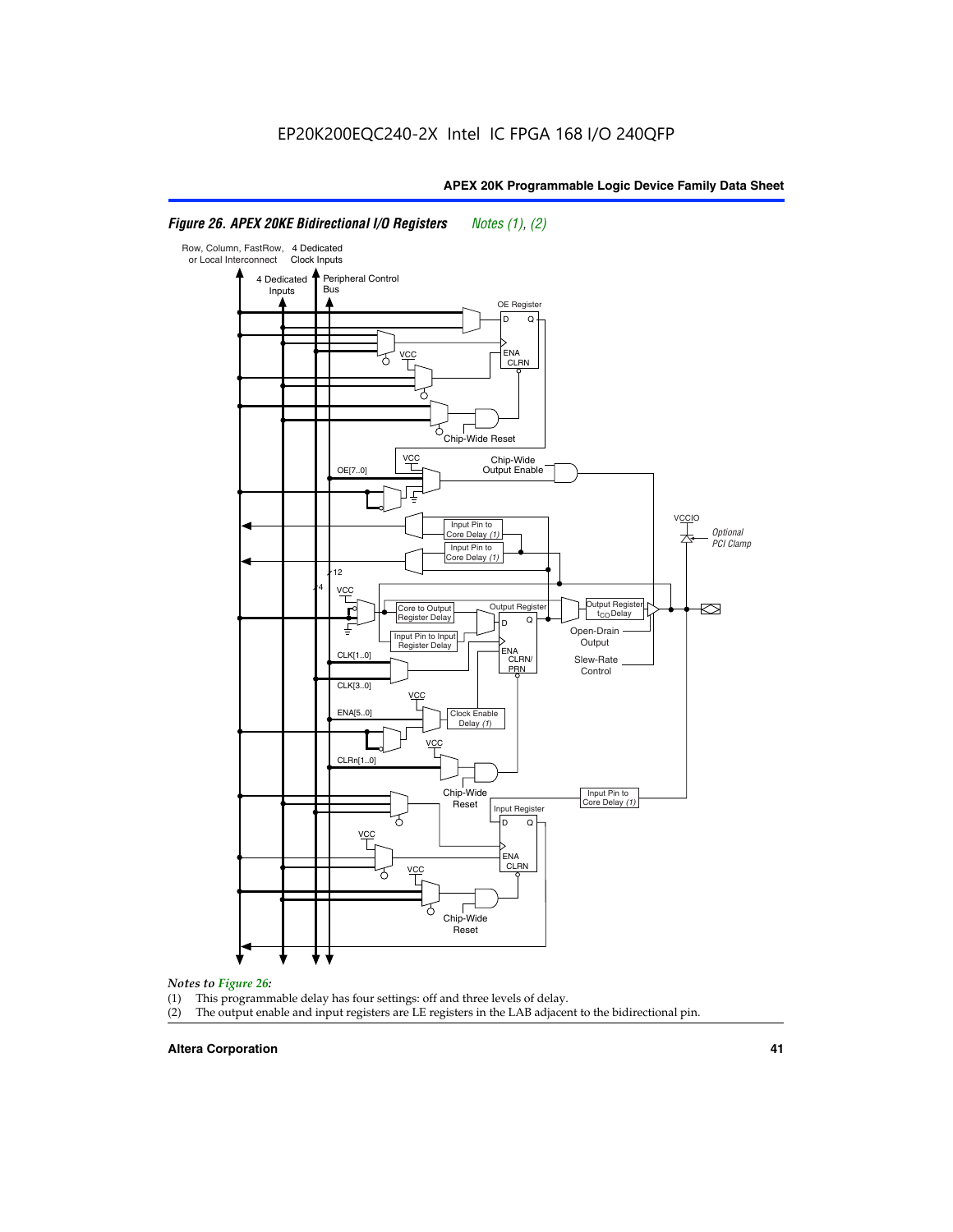*Figure 26. APEX 20KE Bidirectional I/O Registers* *Notes (1), (2)*

Row, Column, FastRow, or Local Interconnect

4 Dedicated Clock Inputs

4 Dedicated Inputs

Peripheral Control Bus

OE Register

D Q

ENA CLRN

VCC

Chip-Wide Reset

VCC

Chip-Wide Output Enable

OE[7..0]

Input Pin to Core Delay (1)

Input Pin to Core Delay (1)

VCCIO

Optional PCI Clamp

12

4

VCC

Core to Output Register Delay

Input Pin to Input Register Delay

Output Register

D Q

ENA CLRN/ PRN

Output Register $t_{CO}$ Delay

Open-Drain Output

Slew-Rate Control

CLK[1..0]

CLK[3..0]

VCC

ENA[5..0]

Clock Enable Delay (1)

VCC

CLRn[1..0]

Chip-Wide Reset

Input Pin to Core Delay (1)

Input Register

D Q

VCC

ENA CLRN

VCC

Chip-Wide Reset

*Notes to Figure 26:*

(1) This programmable delay has four settings: off and three levels of delay.

(2) The output enable and input registers are LE registers in the LAB adjacent to the bidirectional pin.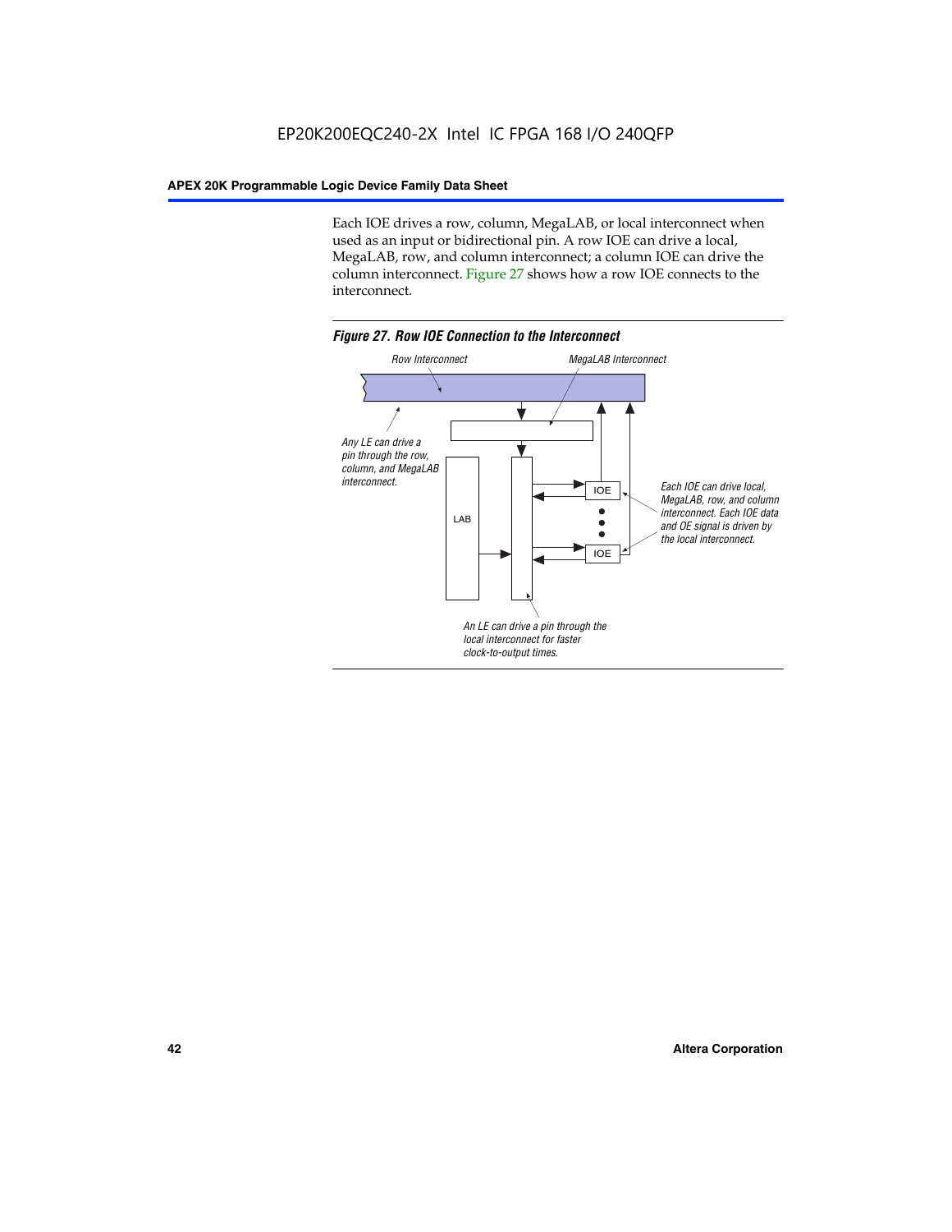Each IOE drives a row, column, MegaLAB, or local interconnect when used as an input or bidirectional pin. A row IOE can drive a local, MegaLAB, row, and column interconnect; a column IOE can drive the column interconnect. Figure 27 shows how a row IOE connects to the interconnect.

*Figure 27. Row IOE Connection to the Interconnect*

Row Interconnect

MegaLAB Interconnect

Any LE can drive a pin through the row, column, and MegaLAB interconnect.

LAB

IOE

IOE

Each IOE can drive local, MegaLAB, row, and column interconnect. Each IOE data and OE signal is driven by the local interconnect.

An LE can drive a pin through the local interconnect for faster clock-to-output times.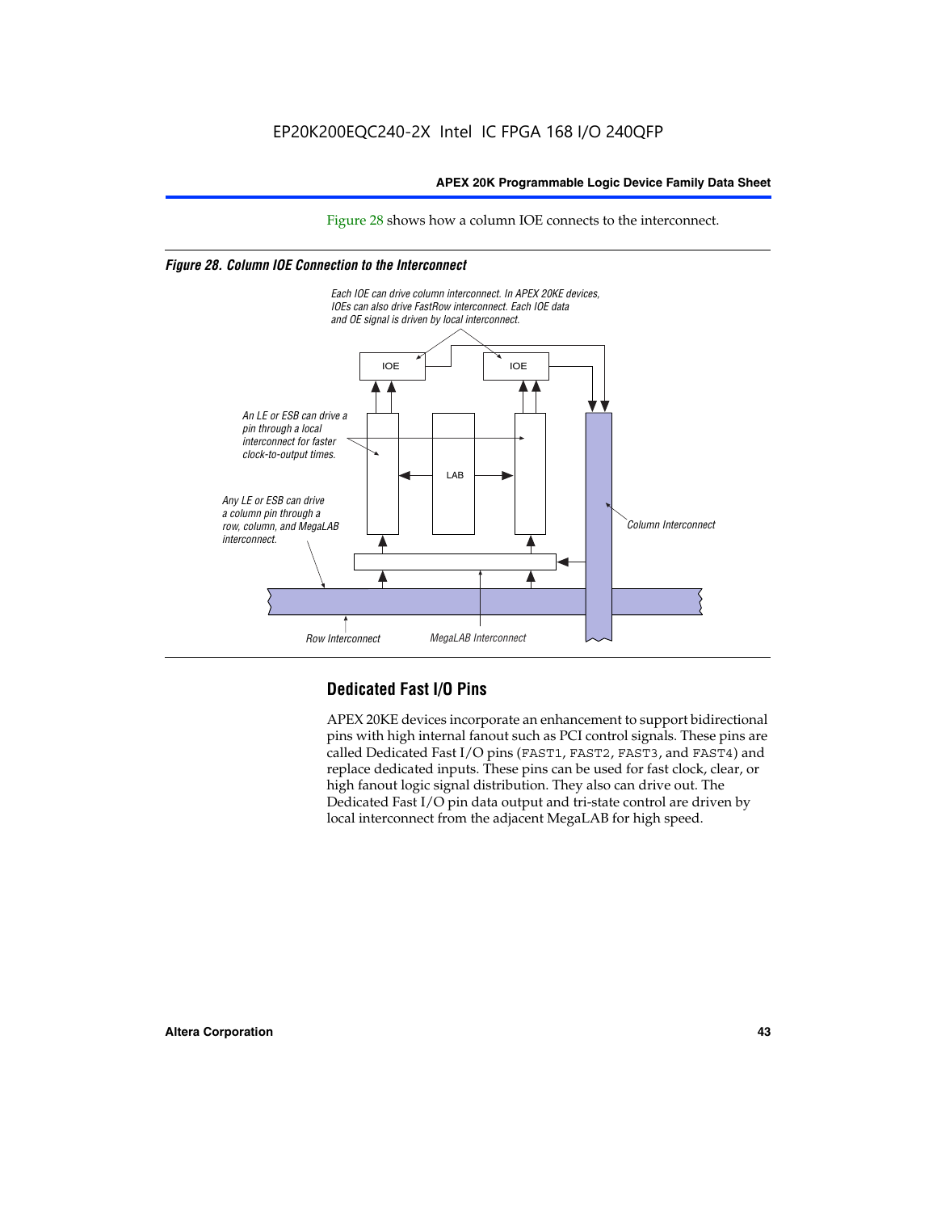Figure 28 shows how a column IOE connects to the interconnect.

*Figure 28. Column IOE Connection to the Interconnect*

Each IOE can drive column interconnect. In APEX 20KE devices, IOEs can also drive FastRow interconnect. Each IOE data and OE signal is driven by local interconnect.

An LE or ESB can drive a pin through a local interconnect for faster clock-to-output times.

Any LE or ESB can drive a column pin through a row, column, and MegaLAB interconnect.

Column Interconnect

Row Interconnect

MegaLAB Interconnect

## Dedicated Fast I/O Pins

APEX 20KE devices incorporate an enhancement to support bidirectional pins with high internal fanout such as PCI control signals. These pins are called Dedicated Fast I/O pins (`FAST1`, `FAST2`, `FAST3`, and `FAST4`) and replace dedicated inputs. These pins can be used for fast clock, clear, or high fanout logic signal distribution. They also can drive out. The Dedicated Fast I/O pin data output and tri-state control are driven by local interconnect from the adjacent MegaLAB for high speed.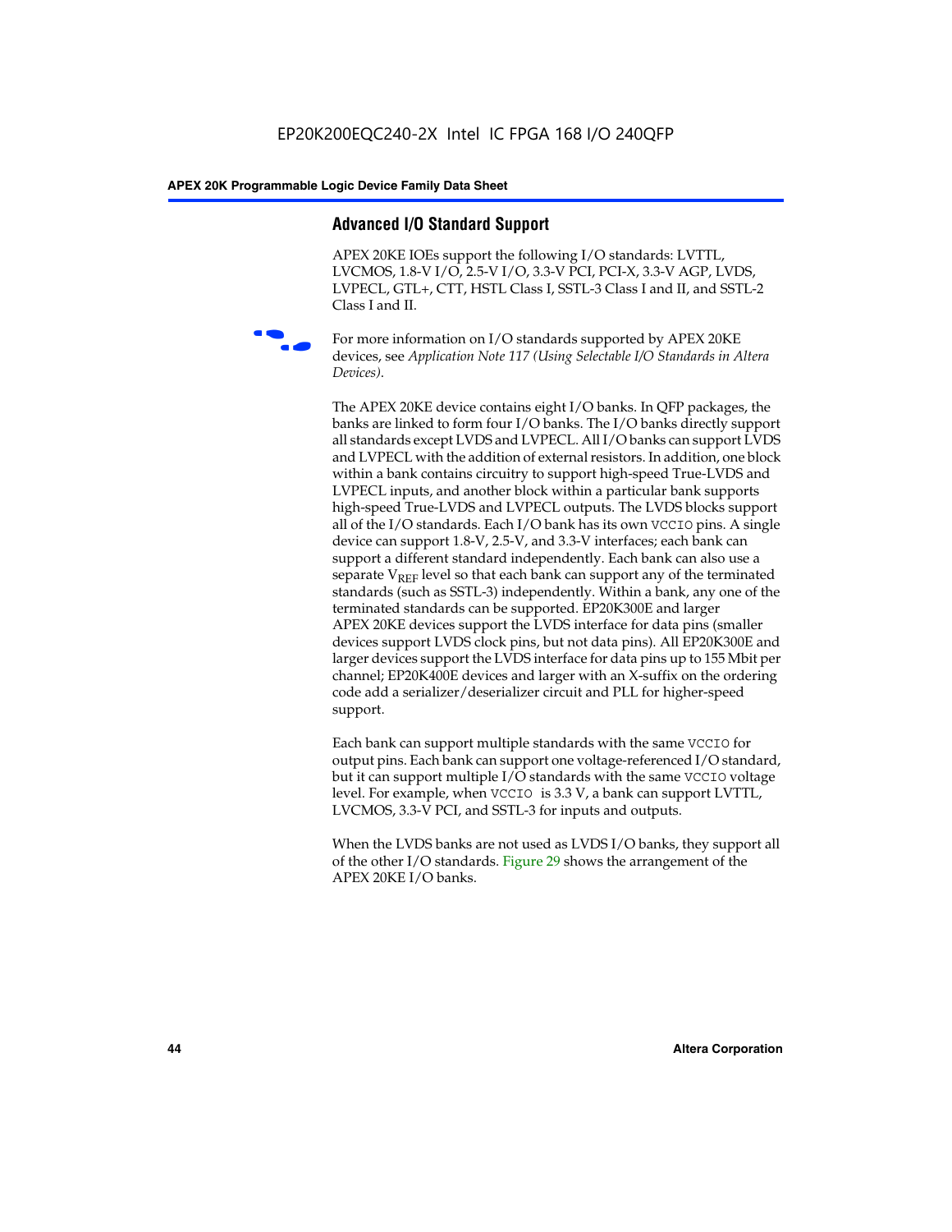## Advanced I/O Standard Support

APEX 20KE IOEs support the following I/O standards: LVTTL, LVCMOS, 1.8-V I/O, 2.5-V I/O, 3.3-V PCI, PCI-X, 3.3-V AGP, LVDS, LVPECL, GTL+, CTT, HSTL Class I, SSTL-3 Class I and II, and SSTL-2 Class I and II.

For more information on I/O standards supported by APEX 20KE devices, see *Application Note 117 (Using Selectable I/O Standards in Altera Devices)*.

The APEX 20KE device contains eight I/O banks. In QFP packages, the banks are linked to form four I/O banks. The I/O banks directly support all standards except LVDS and LVPECL. All I/O banks can support LVDS and LVPECL with the addition of external resistors. In addition, one block within a bank contains circuitry to support high-speed True-LVDS and LVPECL inputs, and another block within a particular bank supports high-speed True-LVDS and LVPECL outputs. The LVDS blocks support all of the I/O standards. Each I/O bank has its own VCCIO pins. A single device can support 1.8-V, 2.5-V, and 3.3-V interfaces; each bank can support a different standard independently. Each bank can also use a separate $V_{REF}$ level so that each bank can support any of the terminated standards (such as SSTL-3) independently. Within a bank, any one of the terminated standards can be supported. EP20K300E and larger APEX 20KE devices support the LVDS interface for data pins (smaller devices support LVDS clock pins, but not data pins). All EP20K300E and larger devices support the LVDS interface for data pins up to 155 Mbit per channel; EP20K400E devices and larger with an X-suffix on the ordering code add a serializer/deserializer circuit and PLL for higher-speed support.

Each bank can support multiple standards with the same VCCIO for output pins. Each bank can support one voltage-referenced I/O standard, but it can support multiple I/O standards with the same VCCIO voltage level. For example, when VCCIO is 3.3 V, a bank can support LVTTL, LVCMOS, 3.3-V PCI, and SSTL-3 for inputs and outputs.

When the LVDS banks are not used as LVDS I/O banks, they support all of the other I/O standards. Figure 29 shows the arrangement of the APEX 20KE I/O banks.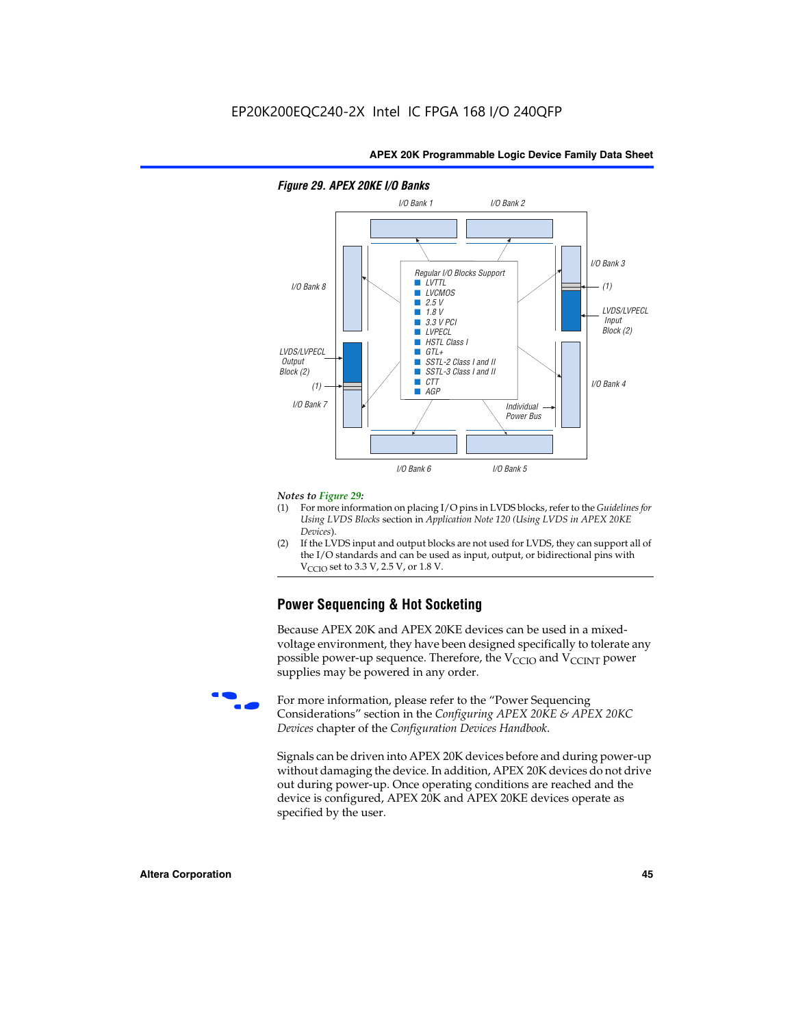**Figure 29. APEX 20KE I/O Banks**

I/O Bank 1 | I/O Bank 2 | I/O Bank 3 | (1) | LVDS/LVPECL Input Block (2) | I/O Bank 4 | I/O Bank 5 | I/O Bank 6 | I/O Bank 7 | (1) | LVDS/LVPECL Output Block (2) | I/O Bank 8 | Individual Power Bus

Regular I/O Blocks Support
- LVTTL
- LVCMOS
- 2.5 V
- 1.8 V
- 3.3 V PCI
- LVPECL
- HSTL Class I
- GTL+
- SSTL-2 Class I and II
- SSTL-3 Class I and II
- CTT
- AGP

*Notes to Figure 29:*

(1) For more information on placing I/O pins in LVDS blocks, refer to the *Guidelines for Using LVDS Blocks* section in *Application Note 120 (Using LVDS in APEX 20KE Devices)*.

(2) If the LVDS input and output blocks are not used for LVDS, they can support all of the I/O standards and can be used as input, output, or bidirectional pins with $V_{CCIO}$ set to 3.3 V, 2.5 V, or 1.8 V.

## Power Sequencing & Hot Socketing

Because APEX 20K and APEX 20KE devices can be used in a mixed-voltage environment, they have been designed specifically to tolerate any possible power-up sequence. Therefore, the $V_{CCIO}$ and $V_{CCINT}$ power supplies may be powered in any order.

For more information, please refer to the "Power Sequencing Considerations" section in the *Configuring APEX 20KE & APEX 20KC Devices* chapter of the *Configuration Devices Handbook*.

Signals can be driven into APEX 20K devices before and during power-up without damaging the device. In addition, APEX 20K devices do not drive out during power-up. Once operating conditions are reached and the device is configured, APEX 20K and APEX 20KE devices operate as specified by the user.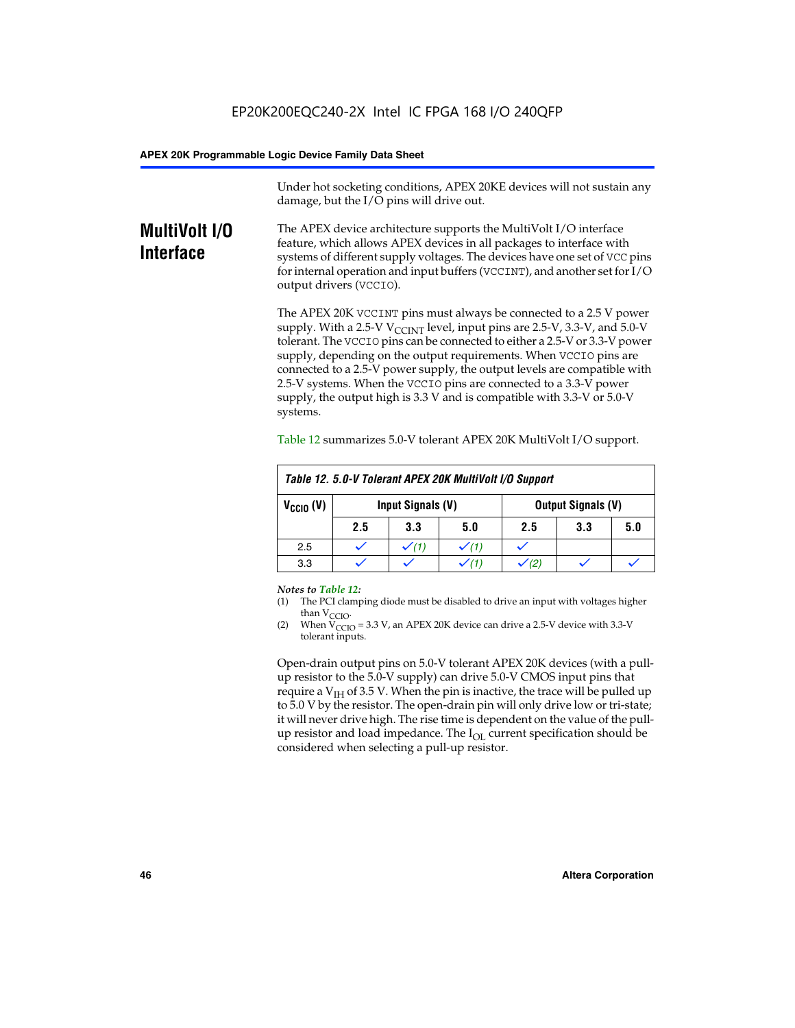Under hot socketing conditions, APEX 20KE devices will not sustain any damage, but the I/O pins will drive out.

## MultiVolt I/O Interface

The APEX device architecture supports the MultiVolt I/O interface feature, which allows APEX devices in all packages to interface with systems of different supply voltages. The devices have one set of VCC pins for internal operation and input buffers (VCCINT), and another set for I/O output drivers (VCCIO).

The APEX 20K VCCINT pins must always be connected to a 2.5 V power supply. With a 2.5-V $V_{CCINT}$ level, input pins are 2.5-V, 3.3-V, and 5.0-V tolerant. The VCCIO pins can be connected to either a 2.5-V or 3.3-V power supply, depending on the output requirements. When VCCIO pins are connected to a 2.5-V power supply, the output levels are compatible with 2.5-V systems. When the VCCIO pins are connected to a 3.3-V power supply, the output high is 3.3 V and is compatible with 3.3-V or 5.0-V systems.

Table 12 summarizes 5.0-V tolerant APEX 20K MultiVolt I/O support.

*Table 12. 5.0-V Tolerant APEX 20K MultiVolt I/O Support*

| $V_{CCIO}$ (V) | Input Signals (V) | | | Output Signals (V) | | |
|---|---|---|---|---|---|---|
| | 2.5 | 3.3 | 5.0 | 2.5 | 3.3 | 5.0 |
| 2.5 | ✓ | ✓ (1) | ✓ (1) | ✓ | | |
| 3.3 | ✓ | ✓ | ✓ (1) | ✓ (2) | ✓ | ✓ |

*Notes to Table 12:*

(1) The PCI clamping diode must be disabled to drive an input with voltages higher than $V_{CCIO}$.

(2) When $V_{CCIO}$ = 3.3 V, an APEX 20K device can drive a 2.5-V device with 3.3-V tolerant inputs.

Open-drain output pins on 5.0-V tolerant APEX 20K devices (with a pull-up resistor to the 5.0-V supply) can drive 5.0-V CMOS input pins that require a $V_{IH}$ of 3.5 V. When the pin is inactive, the trace will be pulled up to 5.0 V by the resistor. The open-drain pin will only drive low or tri-state; it will never drive high. The rise time is dependent on the value of the pull-up resistor and load impedance. The $I_{OL}$ current specification should be considered when selecting a pull-up resistor.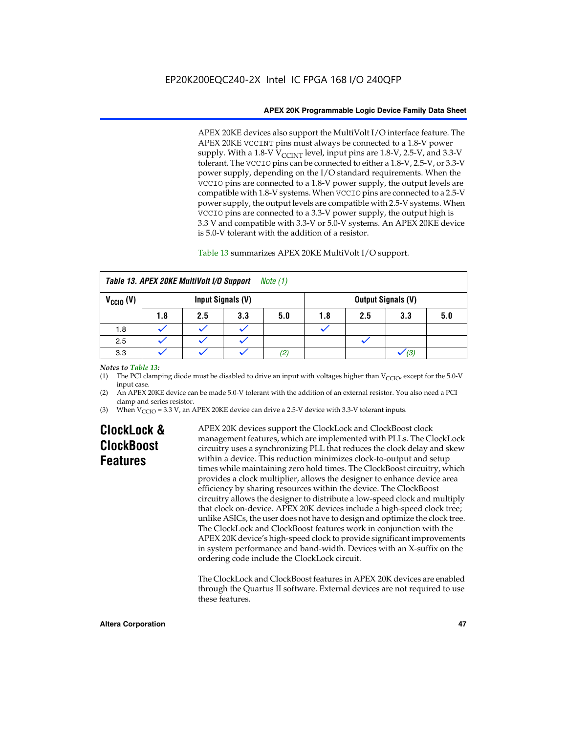APEX 20KE devices also support the MultiVolt I/O interface feature. The APEX 20KE VCCINT pins must always be connected to a 1.8-V power supply. With a 1.8-V $V_{CCINT}$ level, input pins are 1.8-V, 2.5-V, and 3.3-V tolerant. The VCCIO pins can be connected to either a 1.8-V, 2.5-V, or 3.3-V power supply, depending on the I/O standard requirements. When the VCCIO pins are connected to a 1.8-V power supply, the output levels are compatible with 1.8-V systems. When VCCIO pins are connected to a 2.5-V power supply, the output levels are compatible with 2.5-V systems. When VCCIO pins are connected to a 3.3-V power supply, the output high is 3.3 V and compatible with 3.3-V or 5.0-V systems. An APEX 20KE device is 5.0-V tolerant with the addition of a resistor.

Table 13 summarizes APEX 20KE MultiVolt I/O support.

*Table 13. APEX 20KE MultiVolt I/O Support Note (1)*

| $V_{CCIO}$ (V) | Input Signals (V) | | | | Output Signals (V) | | | |
|---|---|---|---|---|---|---|---|---|
| | 1.8 | 2.5 | 3.3 | 5.0 | 1.8 | 2.5 | 3.3 | 5.0 |
| 1.8 | ✓ | ✓ | ✓ | | ✓ | | | |
| 2.5 | ✓ | ✓ | ✓ | | | ✓ | | |
| 3.3 | ✓ | ✓ | ✓ | (2) | | | ✓ (3) | |

*Notes to Table 13:*

(1) The PCI clamping diode must be disabled to drive an input with voltages higher than $V_{CCIO}$, except for the 5.0-V input case.

(2) An APEX 20KE device can be made 5.0-V tolerant with the addition of an external resistor. You also need a PCI clamp and series resistor.

(3) When $V_{CCIO}$ = 3.3 V, an APEX 20KE device can drive a 2.5-V device with 3.3-V tolerant inputs.

## ClockLock & ClockBoost Features

APEX 20K devices support the ClockLock and ClockBoost clock management features, which are implemented with PLLs. The ClockLock circuitry uses a synchronizing PLL that reduces the clock delay and skew within a device. This reduction minimizes clock-to-output and setup times while maintaining zero hold times. The ClockBoost circuitry, which provides a clock multiplier, allows the designer to enhance device area efficiency by sharing resources within the device. The ClockBoost circuitry allows the designer to distribute a low-speed clock and multiply that clock on-device. APEX 20K devices include a high-speed clock tree; unlike ASICs, the user does not have to design and optimize the clock tree. The ClockLock and ClockBoost features work in conjunction with the APEX 20K device's high-speed clock to provide significant improvements in system performance and band-width. Devices with an X-suffix on the ordering code include the ClockLock circuit.

The ClockLock and ClockBoost features in APEX 20K devices are enabled through the Quartus II software. External devices are not required to use these features.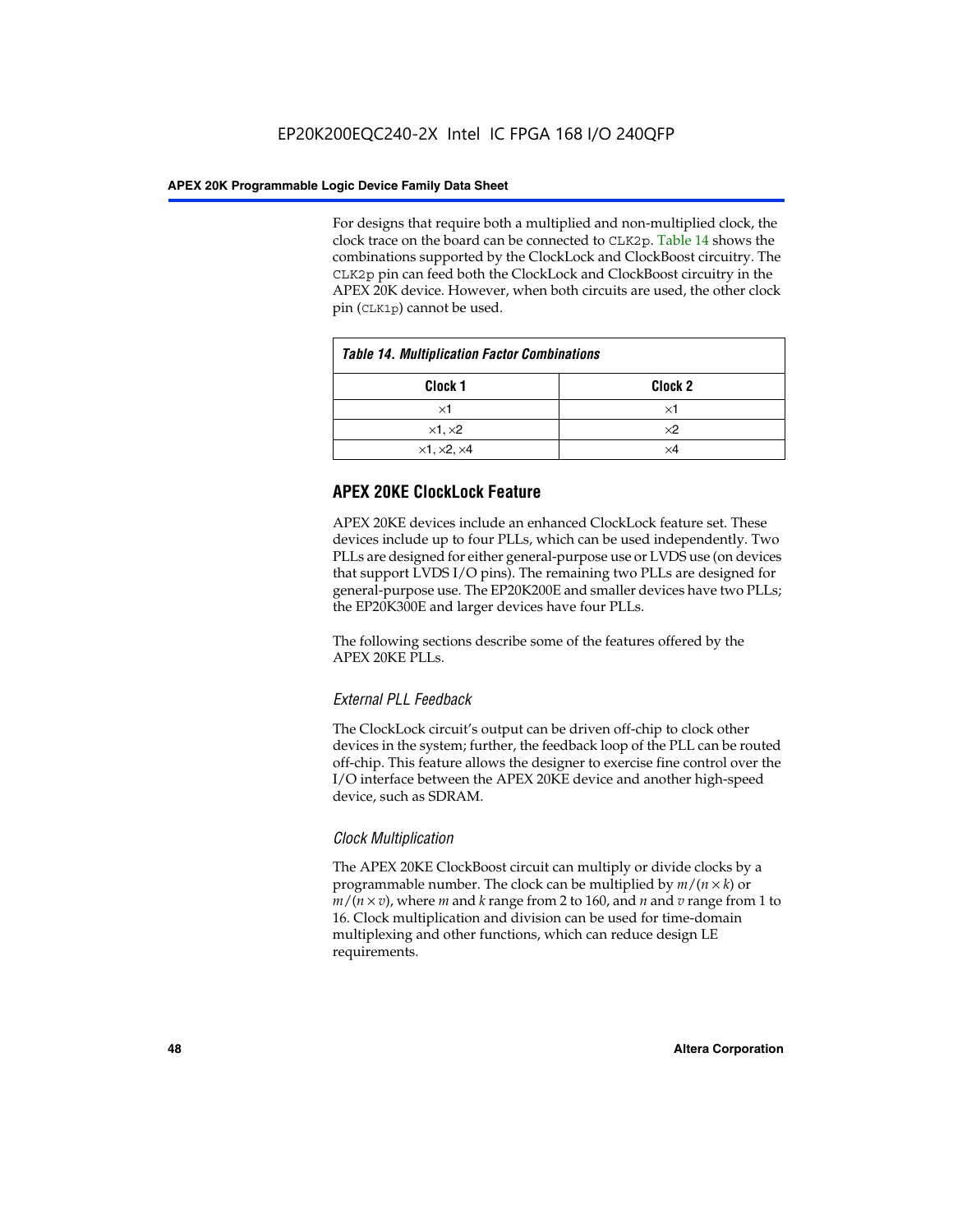For designs that require both a multiplied and non-multiplied clock, the clock trace on the board can be connected to CLK2p. Table 14 shows the combinations supported by the ClockLock and ClockBoost circuitry. The CLK2p pin can feed both the ClockLock and ClockBoost circuitry in the APEX 20K device. However, when both circuits are used, the other clock pin (CLK1p) cannot be used.

*Table 14. Multiplication Factor Combinations*

| Clock 1 | Clock 2 |
|---|---|
| ×1 | ×1 |
| ×1, ×2 | ×2 |
| ×1, ×2, ×4 | ×4 |

## APEX 20KE ClockLock Feature

APEX 20KE devices include an enhanced ClockLock feature set. These devices include up to four PLLs, which can be used independently. Two PLLs are designed for either general-purpose use or LVDS use (on devices that support LVDS I/O pins). The remaining two PLLs are designed for general-purpose use. The EP20K200E and smaller devices have two PLLs; the EP20K300E and larger devices have four PLLs.

The following sections describe some of the features offered by the APEX 20KE PLLs.

### *External PLL Feedback*

The ClockLock circuit's output can be driven off-chip to clock other devices in the system; further, the feedback loop of the PLL can be routed off-chip. This feature allows the designer to exercise fine control over the I/O interface between the APEX 20KE device and another high-speed device, such as SDRAM.

### *Clock Multiplication*

The APEX 20KE ClockBoost circuit can multiply or divide clocks by a programmable number. The clock can be multiplied by $m/(n \times k)$ or $m/(n \times v)$, where $m$ and $k$ range from 2 to 160, and $n$ and $v$ range from 1 to 16. Clock multiplication and division can be used for time-domain multiplexing and other functions, which can reduce design LE requirements.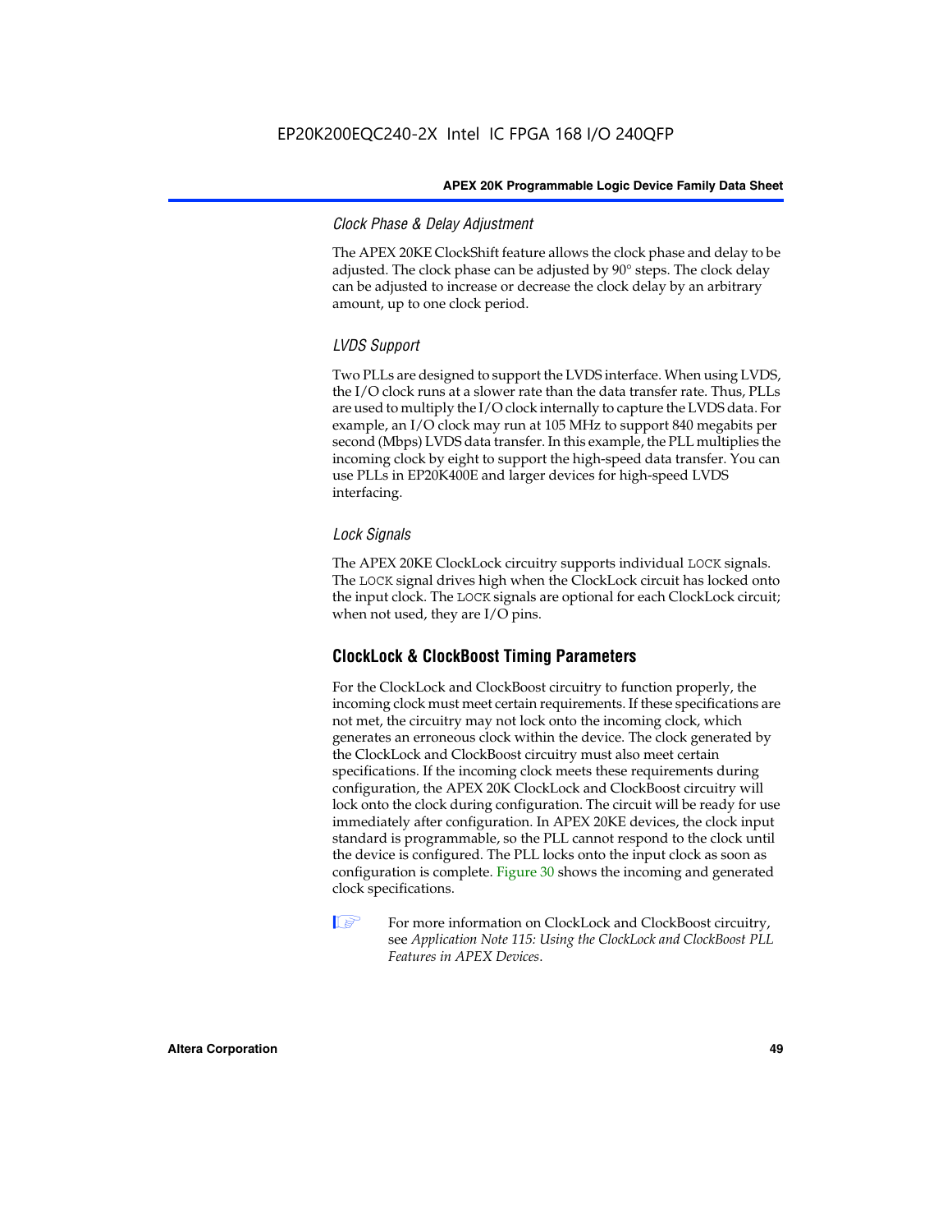#### *Clock Phase & Delay Adjustment*

The APEX 20KE ClockShift feature allows the clock phase and delay to be adjusted. The clock phase can be adjusted by 90° steps. The clock delay can be adjusted to increase or decrease the clock delay by an arbitrary amount, up to one clock period.

#### *LVDS Support*

Two PLLs are designed to support the LVDS interface. When using LVDS, the I/O clock runs at a slower rate than the data transfer rate. Thus, PLLs are used to multiply the I/O clock internally to capture the LVDS data. For example, an I/O clock may run at 105 MHz to support 840 megabits per second (Mbps) LVDS data transfer. In this example, the PLL multiplies the incoming clock by eight to support the high-speed data transfer. You can use PLLs in EP20K400E and larger devices for high-speed LVDS interfacing.

#### *Lock Signals*

The APEX 20KE ClockLock circuitry supports individual `LOCK` signals. The `LOCK` signal drives high when the ClockLock circuit has locked onto the input clock. The `LOCK` signals are optional for each ClockLock circuit; when not used, they are I/O pins.

### ClockLock & ClockBoost Timing Parameters

For the ClockLock and ClockBoost circuitry to function properly, the incoming clock must meet certain requirements. If these specifications are not met, the circuitry may not lock onto the incoming clock, which generates an erroneous clock within the device. The clock generated by the ClockLock and ClockBoost circuitry must also meet certain specifications. If the incoming clock meets these requirements during configuration, the APEX 20K ClockLock and ClockBoost circuitry will lock onto the clock during configuration. The circuit will be ready for use immediately after configuration. In APEX 20KE devices, the clock input standard is programmable, so the PLL cannot respond to the clock until the device is configured. The PLL locks onto the input clock as soon as configuration is complete. Figure 30 shows the incoming and generated clock specifications.

For more information on ClockLock and ClockBoost circuitry, see *Application Note 115: Using the ClockLock and ClockBoost PLL Features in APEX Devices*.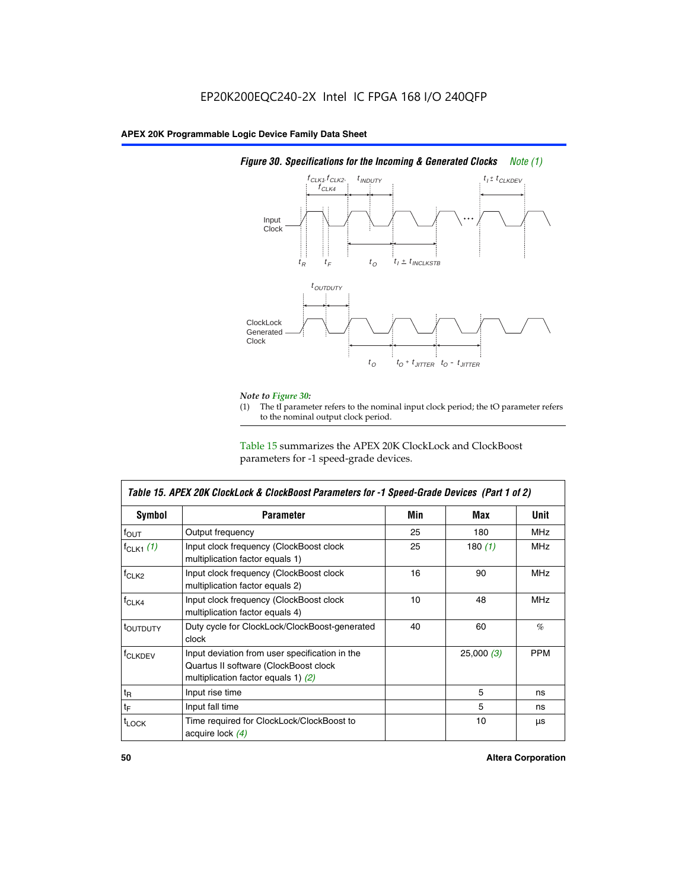EP20K200EQC240-2X Intel IC FPGA 168 I/O 240QFP

**APEX 20K Programmable Logic Device Family Data Sheet**

***Figure 30. Specifications for the Incoming & Generated Clocks*** *Note (1)*

*Note to Figure 30:*

(1) The tI parameter refers to the nominal input clock period; the tO parameter refers to the nominal output clock period.

Table 15 summarizes the APEX 20K ClockLock and ClockBoost parameters for -1 speed-grade devices.

| ***Table 15. APEX 20K ClockLock & ClockBoost Parameters for -1 Speed-Grade Devices (Part 1 of 2)*** | | | | |
|---|---|---|---|---|
| **Symbol** | **Parameter** | **Min** | **Max** | **Unit** |
| $f_{OUT}$ | Output frequency | 25 | 180 | MHz |
| $f_{CLK1}$ *(1)* | Input clock frequency (ClockBoost clock multiplication factor equals 1) | 25 | 180 *(1)* | MHz |
| $f_{CLK2}$ | Input clock frequency (ClockBoost clock multiplication factor equals 2) | 16 | 90 | MHz |
| $f_{CLK4}$ | Input clock frequency (ClockBoost clock multiplication factor equals 4) | 10 | 48 | MHz |
| $t_{OUTDUTY}$ | Duty cycle for ClockLock/ClockBoost-generated clock | 40 | 60 | % |
| $f_{CLKDEV}$ | Input deviation from user specification in the Quartus II software (ClockBoost clock multiplication factor equals 1) *(2)* | | 25,000 *(3)* | PPM |
| $t_R$ | Input rise time | | 5 | ns |
| $t_F$ | Input fall time | | 5 | ns |
| $t_{LOCK}$ | Time required for ClockLock/ClockBoost to acquire lock *(4)* | | 10 | µs |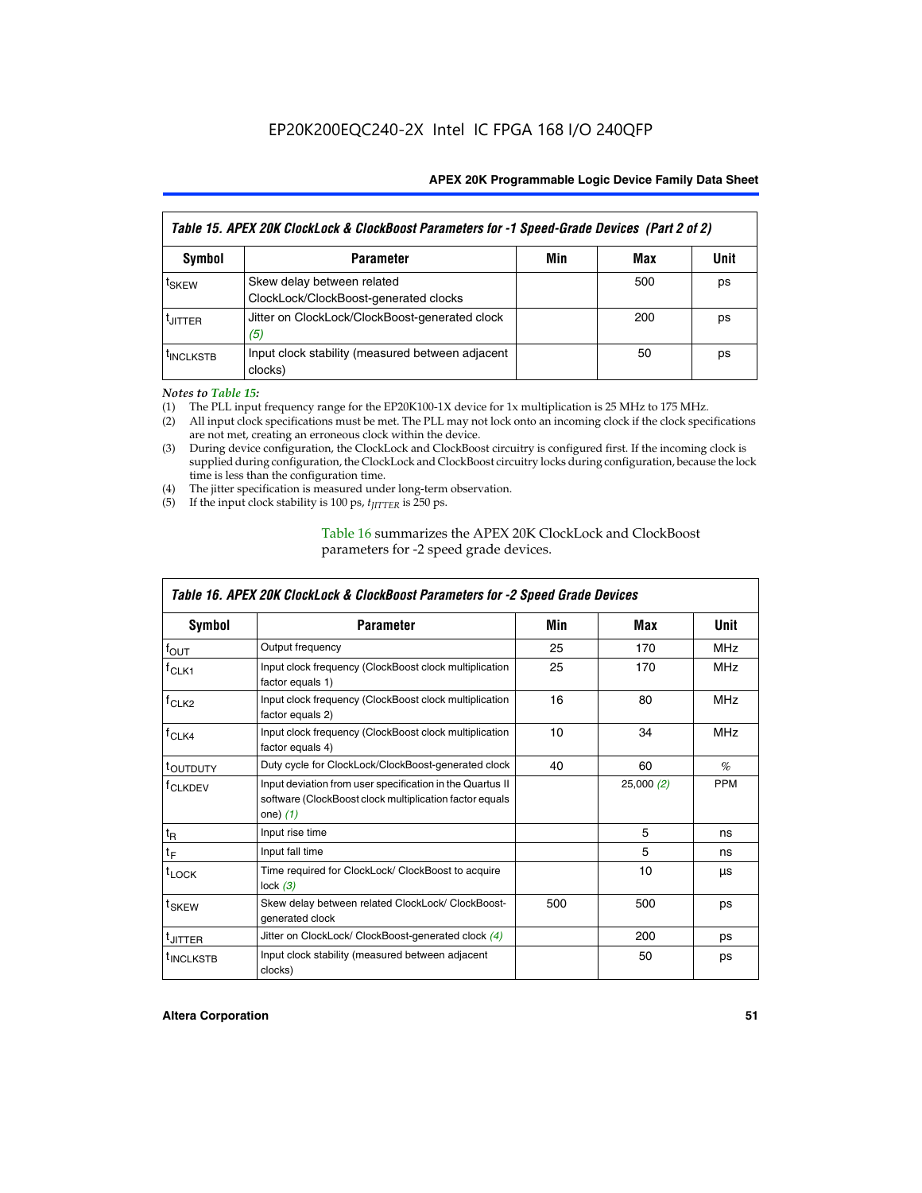| Table 15. APEX 20K ClockLock & ClockBoost Parameters for -1 Speed-Grade Devices (Part 2 of 2) | | | | |
|---|---|---|---|---|
| **Symbol** | **Parameter** | **Min** | **Max** | **Unit** |
| $t_{SKEW}$ | Skew delay between related ClockLock/ClockBoost-generated clocks | | 500 | ps |
| $t_{JITTER}$ | Jitter on ClockLock/ClockBoost-generated clock *(5)* | | 200 | ps |
| $t_{INCLKSTB}$ | Input clock stability (measured between adjacent clocks) | | 50 | ps |

*Notes to Table 15:*

(1) The PLL input frequency range for the EP20K100-1X device for 1x multiplication is 25 MHz to 175 MHz.
(2) All input clock specifications must be met. The PLL may not lock onto an incoming clock if the clock specifications are not met, creating an erroneous clock within the device.
(3) During device configuration, the ClockLock and ClockBoost circuitry is configured first. If the incoming clock is supplied during configuration, the ClockLock and ClockBoost circuitry locks during configuration, because the lock time is less than the configuration time.
(4) The jitter specification is measured under long-term observation.
(5) If the input clock stability is 100 ps, $t_{JITTER}$ is 250 ps.

Table 16 summarizes the APEX 20K ClockLock and ClockBoost parameters for -2 speed grade devices.

| Table 16. APEX 20K ClockLock & ClockBoost Parameters for -2 Speed Grade Devices | | | | |
|---|---|---|---|---|
| **Symbol** | **Parameter** | **Min** | **Max** | **Unit** |
| $f_{OUT}$ | Output frequency | 25 | 170 | MHz |
| $f_{CLK1}$ | Input clock frequency (ClockBoost clock multiplication factor equals 1) | 25 | 170 | MHz |
| $f_{CLK2}$ | Input clock frequency (ClockBoost clock multiplication factor equals 2) | 16 | 80 | MHz |
| $f_{CLK4}$ | Input clock frequency (ClockBoost clock multiplication factor equals 4) | 10 | 34 | MHz |
| $t_{OUTDUTY}$ | Duty cycle for ClockLock/ClockBoost-generated clock | 40 | 60 | % |
| $f_{CLKDEV}$ | Input deviation from user specification in the Quartus II software (ClockBoost clock multiplication factor equals one) *(1)* | | 25,000 *(2)* | PPM |
| $t_R$ | Input rise time | | 5 | ns |
| $t_F$ | Input fall time | | 5 | ns |
| $t_{LOCK}$ | Time required for ClockLock/ ClockBoost to acquire lock *(3)* | | 10 | µs |
| $t_{SKEW}$ | Skew delay between related ClockLock/ ClockBoost-generated clock | 500 | 500 | ps |
| $t_{JITTER}$ | Jitter on ClockLock/ ClockBoost-generated clock *(4)* | | 200 | ps |
| $t_{INCLKSTB}$ | Input clock stability (measured between adjacent clocks) | | 50 | ps |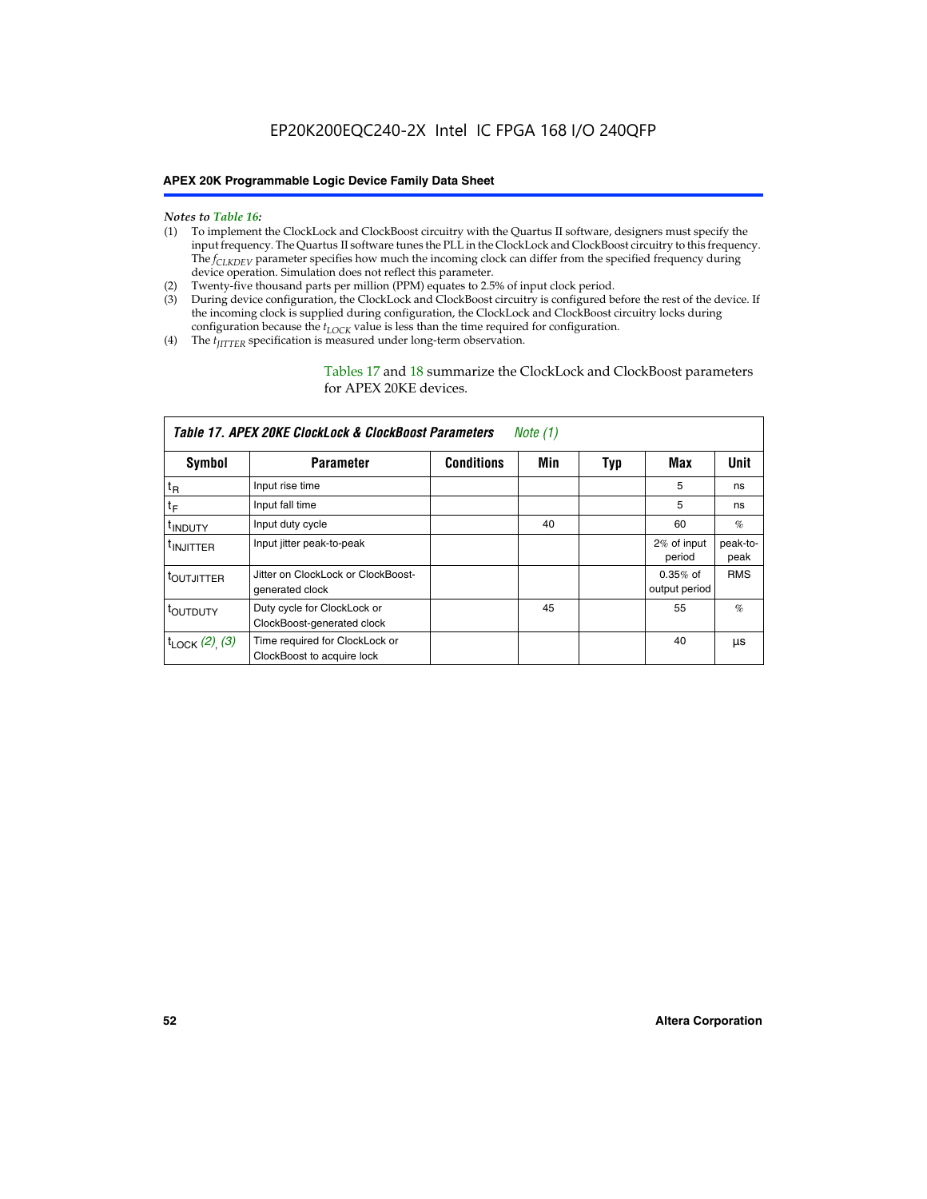*Notes to Table 16:*

(1) To implement the ClockLock and ClockBoost circuitry with the Quartus II software, designers must specify the input frequency. The Quartus II software tunes the PLL in the ClockLock and ClockBoost circuitry to this frequency. The $f_{CLKDEV}$ parameter specifies how much the incoming clock can differ from the specified frequency during device operation. Simulation does not reflect this parameter.

(2) Twenty-five thousand parts per million (PPM) equates to 2.5% of input clock period.

(3) During device configuration, the ClockLock and ClockBoost circuitry is configured before the rest of the device. If the incoming clock is supplied during configuration, the ClockLock and ClockBoost circuitry locks during configuration because the $t_{LOCK}$ value is less than the time required for configuration.

(4) The $t_{JITTER}$ specification is measured under long-term observation.

Tables 17 and 18 summarize the ClockLock and ClockBoost parameters for APEX 20KE devices.

**Table 17. APEX 20KE ClockLock & ClockBoost Parameters** *Note (1)*

| Symbol | Parameter | Conditions | Min | Typ | Max | Unit |
|---|---|---|---|---|---|---|
| $t_R$ | Input rise time | | | | 5 | ns |
| $t_F$ | Input fall time | | | | 5 | ns |
| $t_{INDUTY}$ | Input duty cycle | | 40 | | 60 | % |
| $t_{INJITTER}$ | Input jitter peak-to-peak | | | | 2% of input period | peak-to-peak |
| $t_{OUTJITTER}$ | Jitter on ClockLock or ClockBoost-generated clock | | | | 0.35% of output period | RMS |
| $t_{OUTDUTY}$ | Duty cycle for ClockLock or ClockBoost-generated clock | | 45 | | 55 | % |
| $t_{LOCK}$ *(2), (3)* | Time required for ClockLock or ClockBoost to acquire lock | | | | 40 | µs |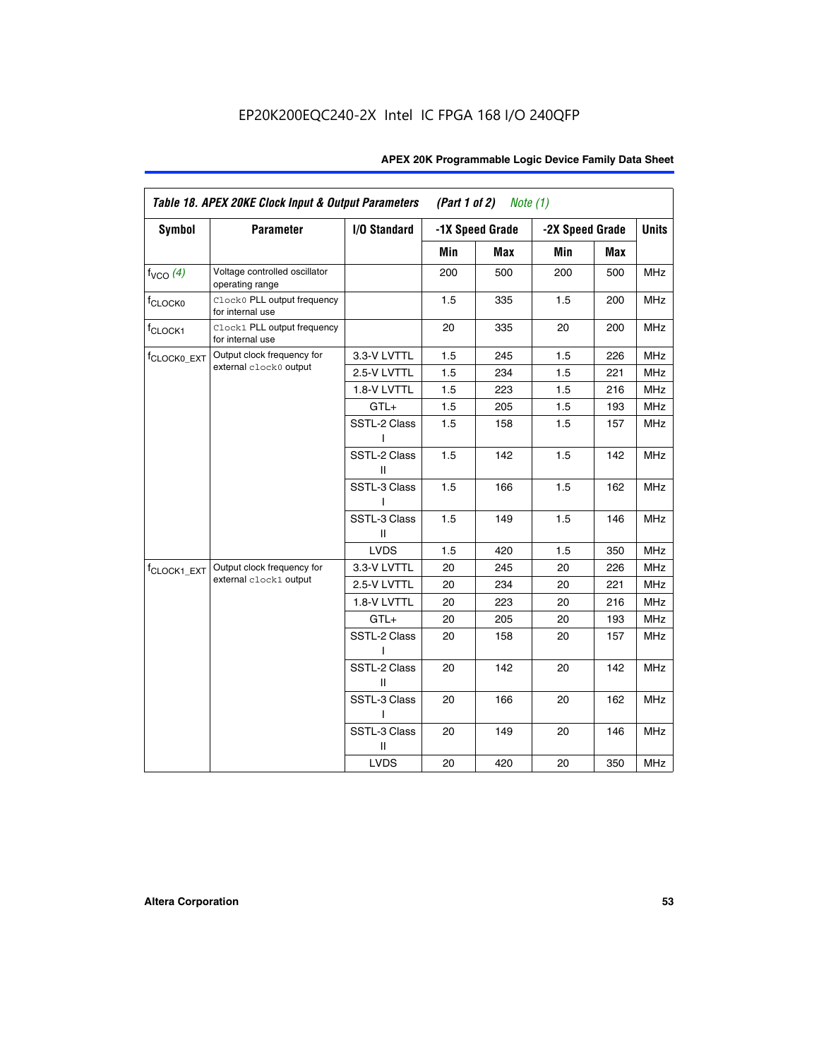EP20K200EQC240-2X Intel IC FPGA 168 I/O 240QFP

**Table 18. APEX 20KE Clock Input & Output Parameters (Part 1 of 2) *Note (1)***

| Symbol | Parameter | I/O Standard | -1X Speed Grade | | -2X Speed Grade | | Units |
|---|---|---|---|---|---|---|---|
| | | | Min | Max | Min | Max | |
| $f_{VCO}$ *(4)* | Voltage controlled oscillator operating range | | 200 | 500 | 200 | 500 | MHz |
| $f_{CLOCK0}$ | `Clock0` PLL output frequency for internal use | | 1.5 | 335 | 1.5 | 200 | MHz |
| $f_{CLOCK1}$ | `Clock1` PLL output frequency for internal use | | 20 | 335 | 20 | 200 | MHz |
| $f_{CLOCK0\_EXT}$ | Output clock frequency for external `clock0` output | 3.3-V LVTTL | 1.5 | 245 | 1.5 | 226 | MHz |
| | | 2.5-V LVTTL | 1.5 | 234 | 1.5 | 221 | MHz |
| | | 1.8-V LVTTL | 1.5 | 223 | 1.5 | 216 | MHz |
| | | GTL+ | 1.5 | 205 | 1.5 | 193 | MHz |
| | | SSTL-2 Class I | 1.5 | 158 | 1.5 | 157 | MHz |
| | | SSTL-2 Class II | 1.5 | 142 | 1.5 | 142 | MHz |
| | | SSTL-3 Class I | 1.5 | 166 | 1.5 | 162 | MHz |
| | | SSTL-3 Class II | 1.5 | 149 | 1.5 | 146 | MHz |
| | | LVDS | 1.5 | 420 | 1.5 | 350 | MHz |
| $f_{CLOCK1\_EXT}$ | Output clock frequency for external `clock1` output | 3.3-V LVTTL | 20 | 245 | 20 | 226 | MHz |
| | | 2.5-V LVTTL | 20 | 234 | 20 | 221 | MHz |
| | | 1.8-V LVTTL | 20 | 223 | 20 | 216 | MHz |
| | | GTL+ | 20 | 205 | 20 | 193 | MHz |
| | | SSTL-2 Class I | 20 | 158 | 20 | 157 | MHz |
| | | SSTL-2 Class II | 20 | 142 | 20 | 142 | MHz |
| | | SSTL-3 Class I | 20 | 166 | 20 | 162 | MHz |
| | | SSTL-3 Class II | 20 | 149 | 20 | 146 | MHz |
| | | LVDS | 20 | 420 | 20 | 350 | MHz |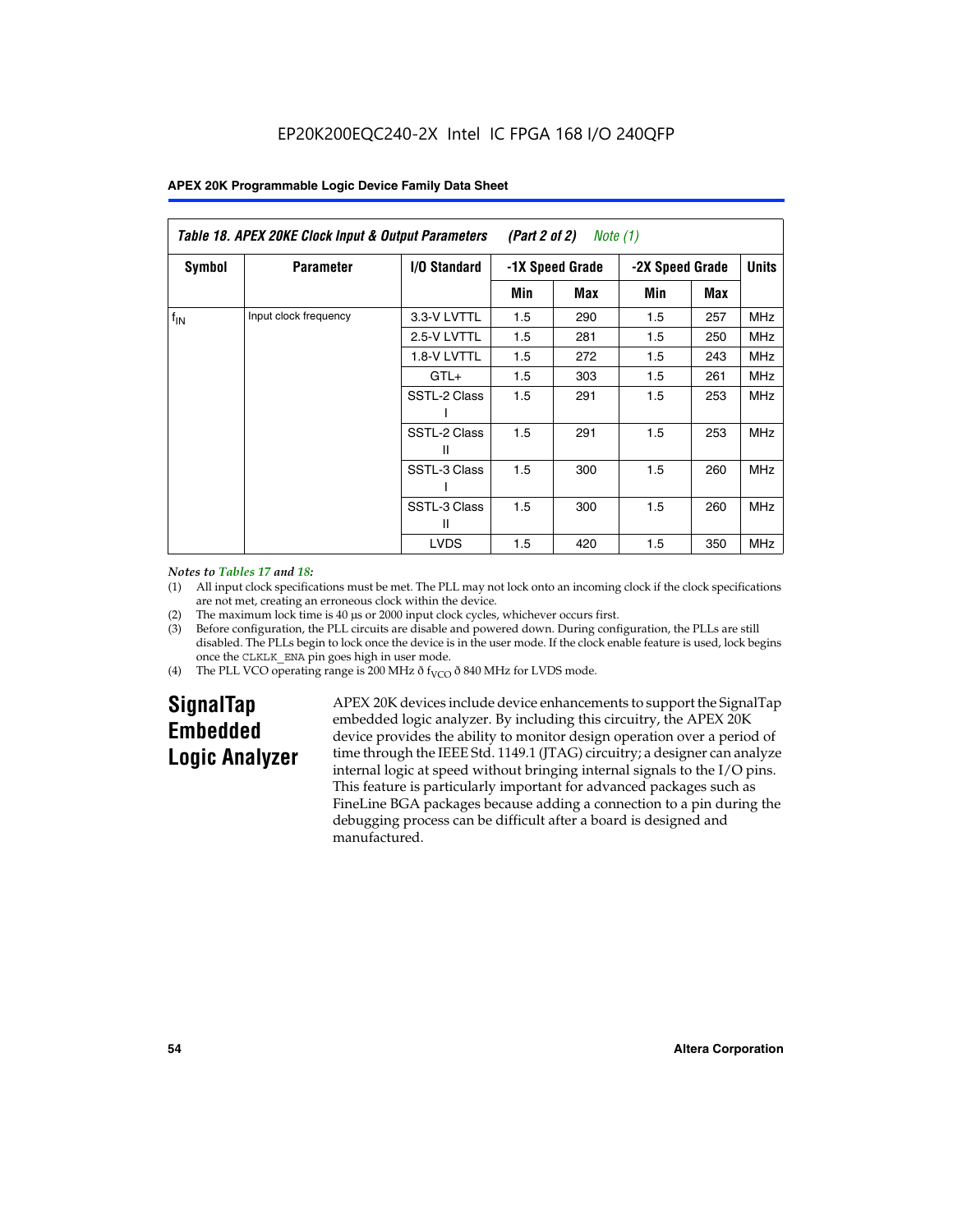EP20K200EQC240-2X Intel IC FPGA 168 I/O 240QFP

**Table 18. APEX 20KE Clock Input & Output Parameters (Part 2 of 2) *Note (1)***

| Symbol | Parameter | I/O Standard | -1X Speed Grade | | -2X Speed Grade | | Units |
|---|---|---|---|---|---|---|---|
| | | | Min | Max | Min | Max | |
| $f_{IN}$ | Input clock frequency | 3.3-V LVTTL | 1.5 | 290 | 1.5 | 257 | MHz |
| | | 2.5-V LVTTL | 1.5 | 281 | 1.5 | 250 | MHz |
| | | 1.8-V LVTTL | 1.5 | 272 | 1.5 | 243 | MHz |
| | | GTL+ | 1.5 | 303 | 1.5 | 261 | MHz |
| | | SSTL-2 Class I | 1.5 | 291 | 1.5 | 253 | MHz |
| | | SSTL-2 Class II | 1.5 | 291 | 1.5 | 253 | MHz |
| | | SSTL-3 Class I | 1.5 | 300 | 1.5 | 260 | MHz |
| | | SSTL-3 Class II | 1.5 | 300 | 1.5 | 260 | MHz |
| | | LVDS | 1.5 | 420 | 1.5 | 350 | MHz |

*Notes to Tables 17 and 18:*

(1) All input clock specifications must be met. The PLL may not lock onto an incoming clock if the clock specifications are not met, creating an erroneous clock within the device.

(2) The maximum lock time is 40 µs or 2000 input clock cycles, whichever occurs first.

(3) Before configuration, the PLL circuits are disable and powered down. During configuration, the PLLs are still disabled. The PLLs begin to lock once the device is in the user mode. If the clock enable feature is used, lock begins once the CLKLK_ENA pin goes high in user mode.

(4) The PLL VCO operating range is 200 MHz ð $f_{VCO}$ ð 840 MHz for LVDS mode.

## SignalTap Embedded Logic Analyzer

APEX 20K devices include device enhancements to support the SignalTap embedded logic analyzer. By including this circuitry, the APEX 20K device provides the ability to monitor design operation over a period of time through the IEEE Std. 1149.1 (JTAG) circuitry; a designer can analyze internal logic at speed without bringing internal signals to the I/O pins. This feature is particularly important for advanced packages such as FineLine BGA packages because adding a connection to a pin during the debugging process can be difficult after a board is designed and manufactured.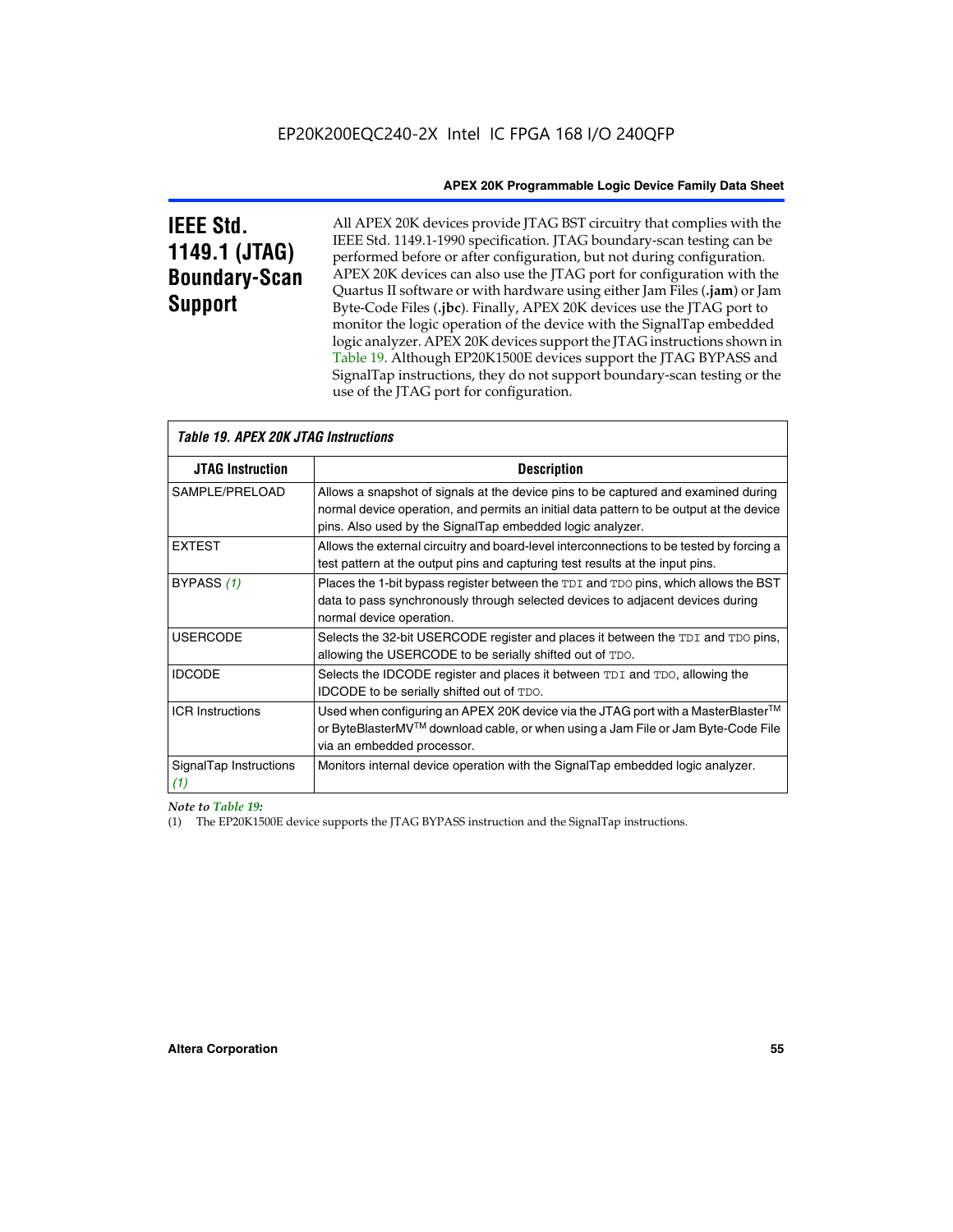## IEEE Std. 1149.1 (JTAG) Boundary-Scan Support

All APEX 20K devices provide JTAG BST circuitry that complies with the IEEE Std. 1149.1-1990 specification. JTAG boundary-scan testing can be performed before or after configuration, but not during configuration. APEX 20K devices can also use the JTAG port for configuration with the Quartus II software or with hardware using either Jam Files (**.jam**) or Jam Byte-Code Files (**.jbc**). Finally, APEX 20K devices use the JTAG port to monitor the logic operation of the device with the SignalTap embedded logic analyzer. APEX 20K devices support the JTAG instructions shown in Table 19. Although EP20K1500E devices support the JTAG BYPASS and SignalTap instructions, they do not support boundary-scan testing or the use of the JTAG port for configuration.

*Table 19. APEX 20K JTAG Instructions*

| JTAG Instruction | Description |
|---|---|
| SAMPLE/PRELOAD | Allows a snapshot of signals at the device pins to be captured and examined during normal device operation, and permits an initial data pattern to be output at the device pins. Also used by the SignalTap embedded logic analyzer. |
| EXTEST | Allows the external circuitry and board-level interconnections to be tested by forcing a test pattern at the output pins and capturing test results at the input pins. |
| BYPASS *(1)* | Places the 1-bit bypass register between the `TDI` and `TDO` pins, which allows the BST data to pass synchronously through selected devices to adjacent devices during normal device operation. |
| USERCODE | Selects the 32-bit USERCODE register and places it between the `TDI` and `TDO` pins, allowing the USERCODE to be serially shifted out of `TDO`. |
| IDCODE | Selects the IDCODE register and places it between `TDI` and `TDO`, allowing the IDCODE to be serially shifted out of `TDO`. |
| ICR Instructions | Used when configuring an APEX 20K device via the JTAG port with a MasterBlaster™ or ByteBlasterMV™ download cable, or when using a Jam File or Jam Byte-Code File via an embedded processor. |
| SignalTap Instructions *(1)* | Monitors internal device operation with the SignalTap embedded logic analyzer. |

*Note to Table 19:*

(1) The EP20K1500E device supports the JTAG BYPASS instruction and the SignalTap instructions.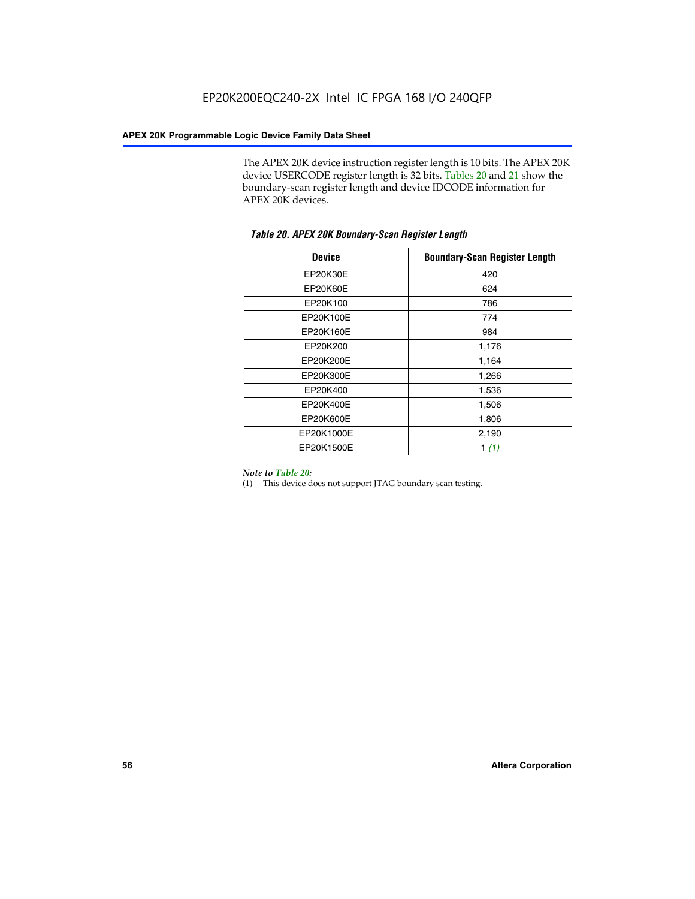The APEX 20K device instruction register length is 10 bits. The APEX 20K device USERCODE register length is 32 bits. Tables 20 and 21 show the boundary-scan register length and device IDCODE information for APEX 20K devices.

**Table 20. APEX 20K Boundary-Scan Register Length**

| Device | Boundary-Scan Register Length |
|---|---|
| EP20K30E | 420 |
| EP20K60E | 624 |
| EP20K100 | 786 |
| EP20K100E | 774 |
| EP20K160E | 984 |
| EP20K200 | 1,176 |
| EP20K200E | 1,164 |
| EP20K300E | 1,266 |
| EP20K400 | 1,536 |
| EP20K400E | 1,506 |
| EP20K600E | 1,806 |
| EP20K1000E | 2,190 |
| EP20K1500E | 1 *(1)* |

*Note to Table 20:*

(1) This device does not support JTAG boundary scan testing.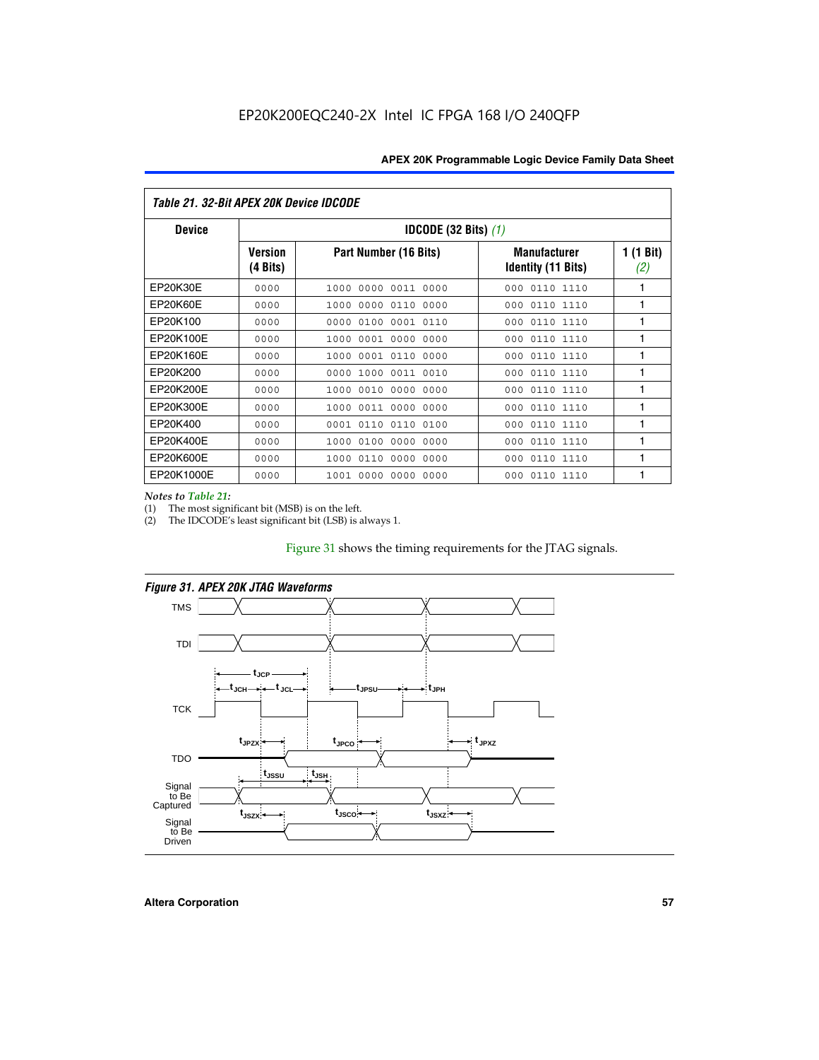## Table 21. 32-Bit APEX 20K Device IDCODE

| Device | IDCODE (32 Bits) *(1)* | | | |
|---|---|---|---|---|
| | **Version (4 Bits)** | **Part Number (16 Bits)** | **Manufacturer Identity (11 Bits)** | **1 (1 Bit) *(2)*** |
| EP20K30E | 0000 | 1000 0000 0011 0000 | 000 0110 1110 | 1 |
| EP20K60E | 0000 | 1000 0000 0110 0000 | 000 0110 1110 | 1 |
| EP20K100 | 0000 | 0000 0100 0001 0110 | 000 0110 1110 | 1 |
| EP20K100E | 0000 | 1000 0001 0000 0000 | 000 0110 1110 | 1 |
| EP20K160E | 0000 | 1000 0001 0110 0000 | 000 0110 1110 | 1 |
| EP20K200 | 0000 | 0000 1000 0011 0010 | 000 0110 1110 | 1 |
| EP20K200E | 0000 | 1000 0010 0000 0000 | 000 0110 1110 | 1 |
| EP20K300E | 0000 | 1000 0011 0000 0000 | 000 0110 1110 | 1 |
| EP20K400 | 0000 | 0001 0110 0110 0100 | 000 0110 1110 | 1 |
| EP20K400E | 0000 | 1000 0100 0000 0000 | 000 0110 1110 | 1 |
| EP20K600E | 0000 | 1000 0110 0000 0000 | 000 0110 1110 | 1 |
| EP20K1000E | 0000 | 1001 0000 0000 0000 | 000 0110 1110 | 1 |

*Notes to Table 21:*

(1) The most significant bit (MSB) is on the left.

(2) The IDCODE's least significant bit (LSB) is always 1.

Figure 31 shows the timing requirements for the JTAG signals.

**Figure 31. APEX 20K JTAG Waveforms**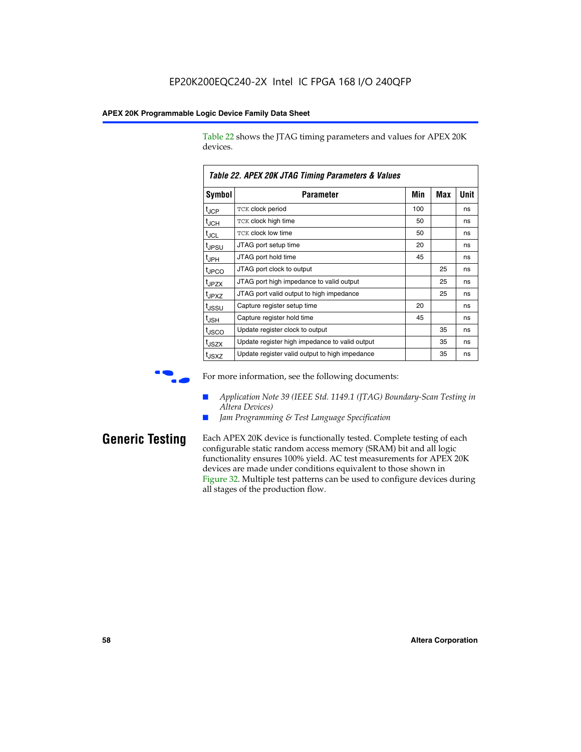Table 22 shows the JTAG timing parameters and values for APEX 20K devices.

**Table 22. APEX 20K JTAG Timing Parameters & Values**

| Symbol | Parameter | Min | Max | Unit |
|---|---|---|---|---|
| $t_{JCP}$ | TCK clock period | 100 | | ns |
| $t_{JCH}$ | TCK clock high time | 50 | | ns |
| $t_{JCL}$ | TCK clock low time | 50 | | ns |
| $t_{JPSU}$ | JTAG port setup time | 20 | | ns |
| $t_{JPH}$ | JTAG port hold time | 45 | | ns |
| $t_{JPCO}$ | JTAG port clock to output | | 25 | ns |
| $t_{JPZX}$ | JTAG port high impedance to valid output | | 25 | ns |
| $t_{JPXZ}$ | JTAG port valid output to high impedance | | 25 | ns |
| $t_{JSSU}$ | Capture register setup time | 20 | | ns |
| $t_{JSH}$ | Capture register hold time | 45 | | ns |
| $t_{JSCO}$ | Update register clock to output | | 35 | ns |
| $t_{JSZX}$ | Update register high impedance to valid output | | 35 | ns |
| $t_{JSXZ}$ | Update register valid output to high impedance | | 35 | ns |

For more information, see the following documents:

- *Application Note 39 (IEEE Std. 1149.1 (JTAG) Boundary-Scan Testing in Altera Devices)*
- *Jam Programming & Test Language Specification*

## Generic Testing

Each APEX 20K device is functionally tested. Complete testing of each configurable static random access memory (SRAM) bit and all logic functionality ensures 100% yield. AC test measurements for APEX 20K devices are made under conditions equivalent to those shown in Figure 32. Multiple test patterns can be used to configure devices during all stages of the production flow.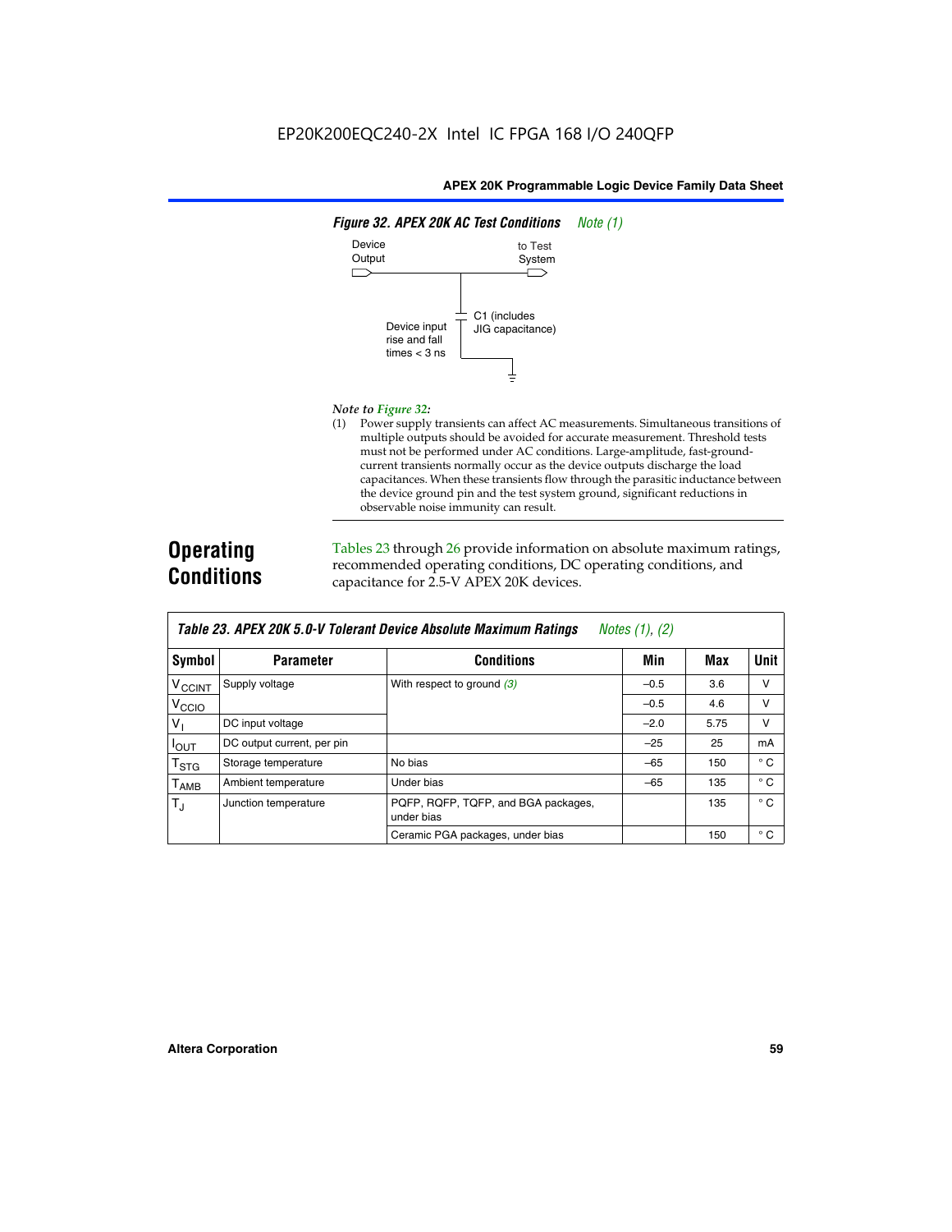EP20K200EQC240-2X Intel IC FPGA 168 I/O 240QFP

**Figure 32. APEX 20K AC Test Conditions** *Note (1)*

Device Output

to Test System

C1 (includes JIG capacitance)

Device input rise and fall times < 3 ns

*Note to Figure 32:*

(1) Power supply transients can affect AC measurements. Simultaneous transitions of multiple outputs should be avoided for accurate measurement. Threshold tests must not be performed under AC conditions. Large-amplitude, fast-ground-current transients normally occur as the device outputs discharge the load capacitances. When these transients flow through the parasitic inductance between the device ground pin and the test system ground, significant reductions in observable noise immunity can result.

# Operating Conditions

Tables 23 through 26 provide information on absolute maximum ratings, recommended operating conditions, DC operating conditions, and capacitance for 2.5-V APEX 20K devices.

**Table 23. APEX 20K 5.0-V Tolerant Device Absolute Maximum Ratings** *Notes (1), (2)*

| Symbol | Parameter | Conditions | Min | Max | Unit |
|---|---|---|---|---|---|
| $V_{CCINT}$ | Supply voltage | With respect to ground *(3)* | –0.5 | 3.6 | V |
| $V_{CCIO}$ | | | –0.5 | 4.6 | V |
| $V_I$ | DC input voltage | | –2.0 | 5.75 | V |
| $I_{OUT}$ | DC output current, per pin | | –25 | 25 | mA |
| $T_{STG}$ | Storage temperature | No bias | –65 | 150 | ° C |
| $T_{AMB}$ | Ambient temperature | Under bias | –65 | 135 | ° C |
| $T_J$ | Junction temperature | PQFP, RQFP, TQFP, and BGA packages, under bias | | 135 | ° C |
| | | Ceramic PGA packages, under bias | | 150 | ° C |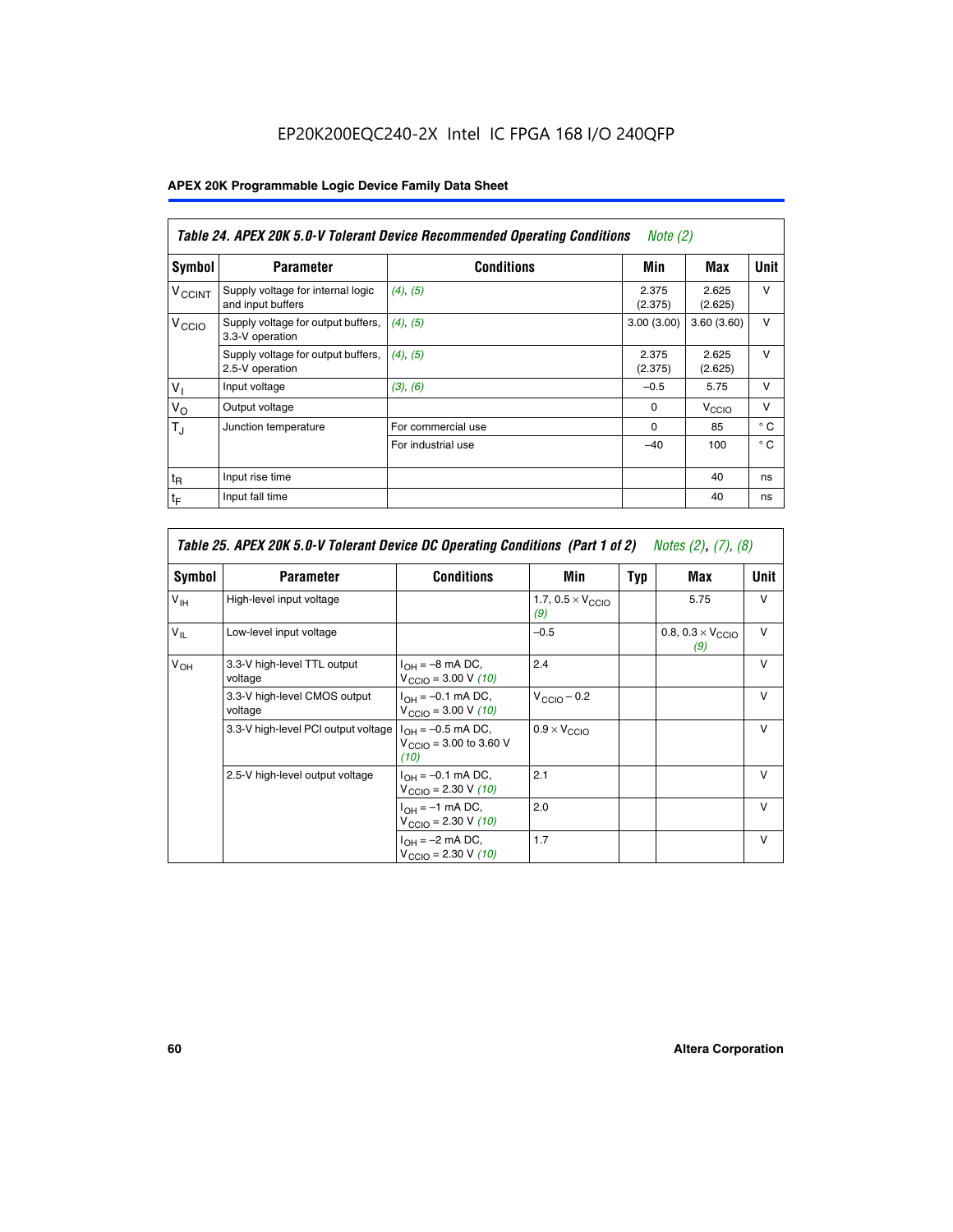EP20K200EQC240-2X Intel IC FPGA 168 I/O 240QFP

## APEX 20K Programmable Logic Device Family Data Sheet

| *Table 24. APEX 20K 5.0-V Tolerant Device Recommended Operating Conditions* *Note (2)* | | | | | |
|---|---|---|---|---|---|
| **Symbol** | **Parameter** | **Conditions** | **Min** | **Max** | **Unit** |
| $V_{CCINT}$ | Supply voltage for internal logic and input buffers | *(4)*, *(5)* | 2.375 (2.375) | 2.625 (2.625) | V |
| $V_{CCIO}$ | Supply voltage for output buffers, 3.3-V operation | *(4)*, *(5)* | 3.00 (3.00) | 3.60 (3.60) | V |
| | Supply voltage for output buffers, 2.5-V operation | *(4)*, *(5)* | 2.375 (2.375) | 2.625 (2.625) | V |
| $V_I$ | Input voltage | *(3)*, *(6)* | –0.5 | 5.75 | V |
| $V_O$ | Output voltage | | 0 | $V_{CCIO}$ | V |
| $T_J$ | Junction temperature | For commercial use | 0 | 85 | ° C |
| | | For industrial use | –40 | 100 | ° C |
| $t_R$ | Input rise time | | | 40 | ns |
| $t_F$ | Input fall time | | | 40 | ns |

| *Table 25. APEX 20K 5.0-V Tolerant Device DC Operating Conditions (Part 1 of 2)* *Notes (2), (7), (8)* | | | | | | |
|---|---|---|---|---|---|---|
| **Symbol** | **Parameter** | **Conditions** | **Min** | **Typ** | **Max** | **Unit** |
| $V_{IH}$ | High-level input voltage | | 1.7, 0.5 × $V_{CCIO}$ *(9)* | | 5.75 | V |
| $V_{IL}$ | Low-level input voltage | | –0.5 | | 0.8, 0.3 × $V_{CCIO}$ *(9)* | V |
| $V_{OH}$ | 3.3-V high-level TTL output voltage | $I_{OH}$ = –8 mA DC, $V_{CCIO}$ = 3.00 V *(10)* | 2.4 | | | V |
| | 3.3-V high-level CMOS output voltage | $I_{OH}$ = –0.1 mA DC, $V_{CCIO}$ = 3.00 V *(10)* | $V_{CCIO}$ – 0.2 | | | V |
| | 3.3-V high-level PCI output voltage | $I_{OH}$ = –0.5 mA DC, $V_{CCIO}$ = 3.00 to 3.60 V *(10)* | 0.9 × $V_{CCIO}$ | | | V |
| | 2.5-V high-level output voltage | $I_{OH}$ = –0.1 mA DC, $V_{CCIO}$ = 2.30 V *(10)* | 2.1 | | | V |
| | | $I_{OH}$ = –1 mA DC, $V_{CCIO}$ = 2.30 V *(10)* | 2.0 | | | V |
| | | $I_{OH}$ = –2 mA DC, $V_{CCIO}$ = 2.30 V *(10)* | 1.7 | | | V |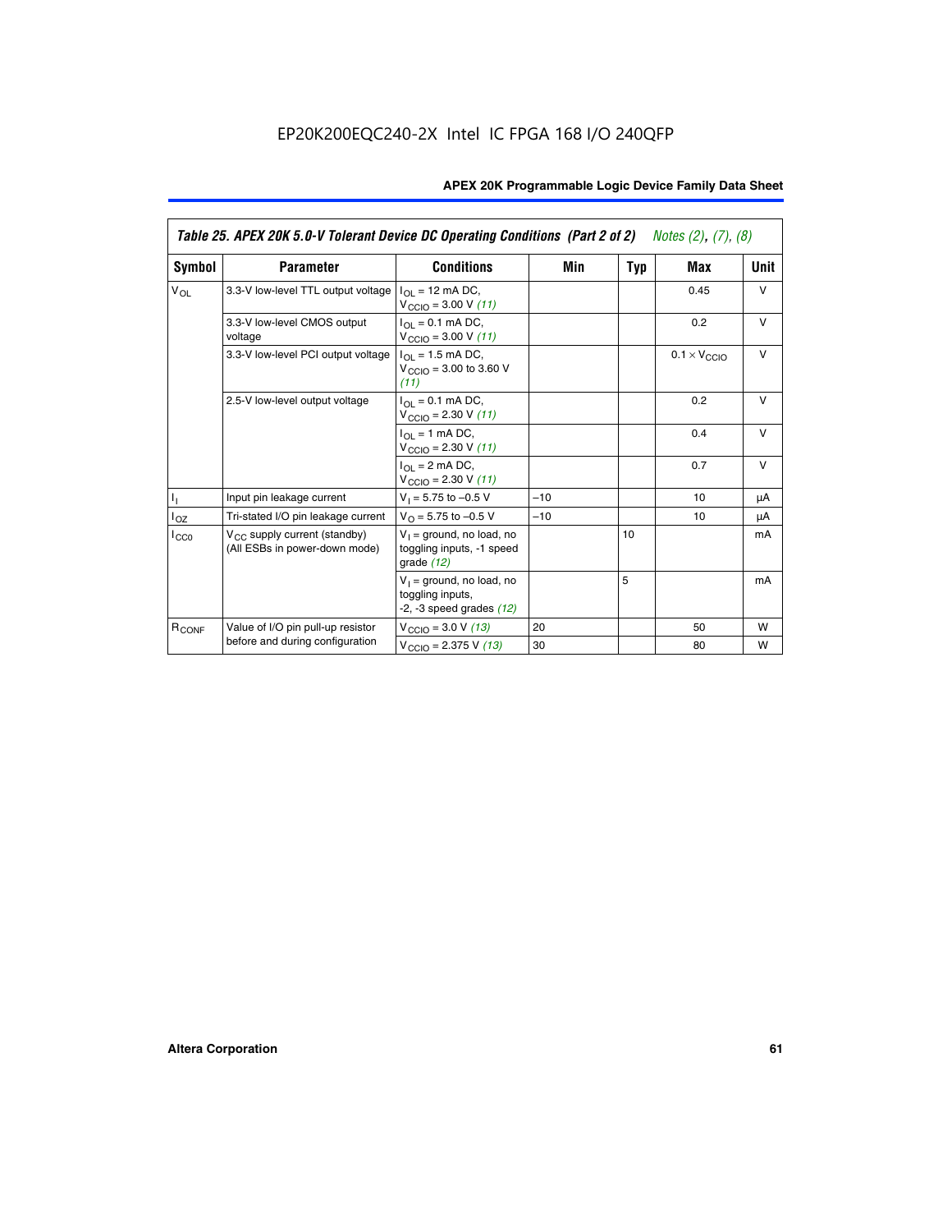EP20K200EQC240-2X Intel IC FPGA 168 I/O 240QFP

**Table 25. APEX 20K 5.0-V Tolerant Device DC Operating Conditions (Part 2 of 2)** *Notes (2), (7), (8)*

| Symbol | Parameter | Conditions | Min | Typ | Max | Unit |
|---|---|---|---|---|---|---|
| $V_{OL}$ | 3.3-V low-level TTL output voltage | $I_{OL}$ = 12 mA DC, $V_{CCIO}$ = 3.00 V *(11)* | | | 0.45 | V |
| | 3.3-V low-level CMOS output voltage | $I_{OL}$ = 0.1 mA DC, $V_{CCIO}$ = 3.00 V *(11)* | | | 0.2 | V |
| | 3.3-V low-level PCI output voltage | $I_{OL}$ = 1.5 mA DC, $V_{CCIO}$ = 3.00 to 3.60 V *(11)* | | | $0.1 \times V_{CCIO}$ | V |
| | 2.5-V low-level output voltage | $I_{OL}$ = 0.1 mA DC, $V_{CCIO}$ = 2.30 V *(11)* | | | 0.2 | V |
| | | $I_{OL}$ = 1 mA DC, $V_{CCIO}$ = 2.30 V *(11)* | | | 0.4 | V |
| | | $I_{OL}$ = 2 mA DC, $V_{CCIO}$ = 2.30 V *(11)* | | | 0.7 | V |
| $I_I$ | Input pin leakage current | $V_I$ = 5.75 to –0.5 V | –10 | | 10 | µA |
| $I_{OZ}$ | Tri-stated I/O pin leakage current | $V_O$ = 5.75 to –0.5 V | –10 | | 10 | µA |
| $I_{CC0}$ | $V_{CC}$ supply current (standby) (All ESBs in power-down mode) | $V_I$ = ground, no load, no toggling inputs, -1 speed grade *(12)* | | 10 | | mA |
| | | $V_I$ = ground, no load, no toggling inputs, -2, -3 speed grades *(12)* | | 5 | | mA |
| $R_{CONF}$ | Value of I/O pin pull-up resistor before and during configuration | $V_{CCIO}$ = 3.0 V *(13)* | 20 | | 50 | W |
| | | $V_{CCIO}$ = 2.375 V *(13)* | 30 | | 80 | W |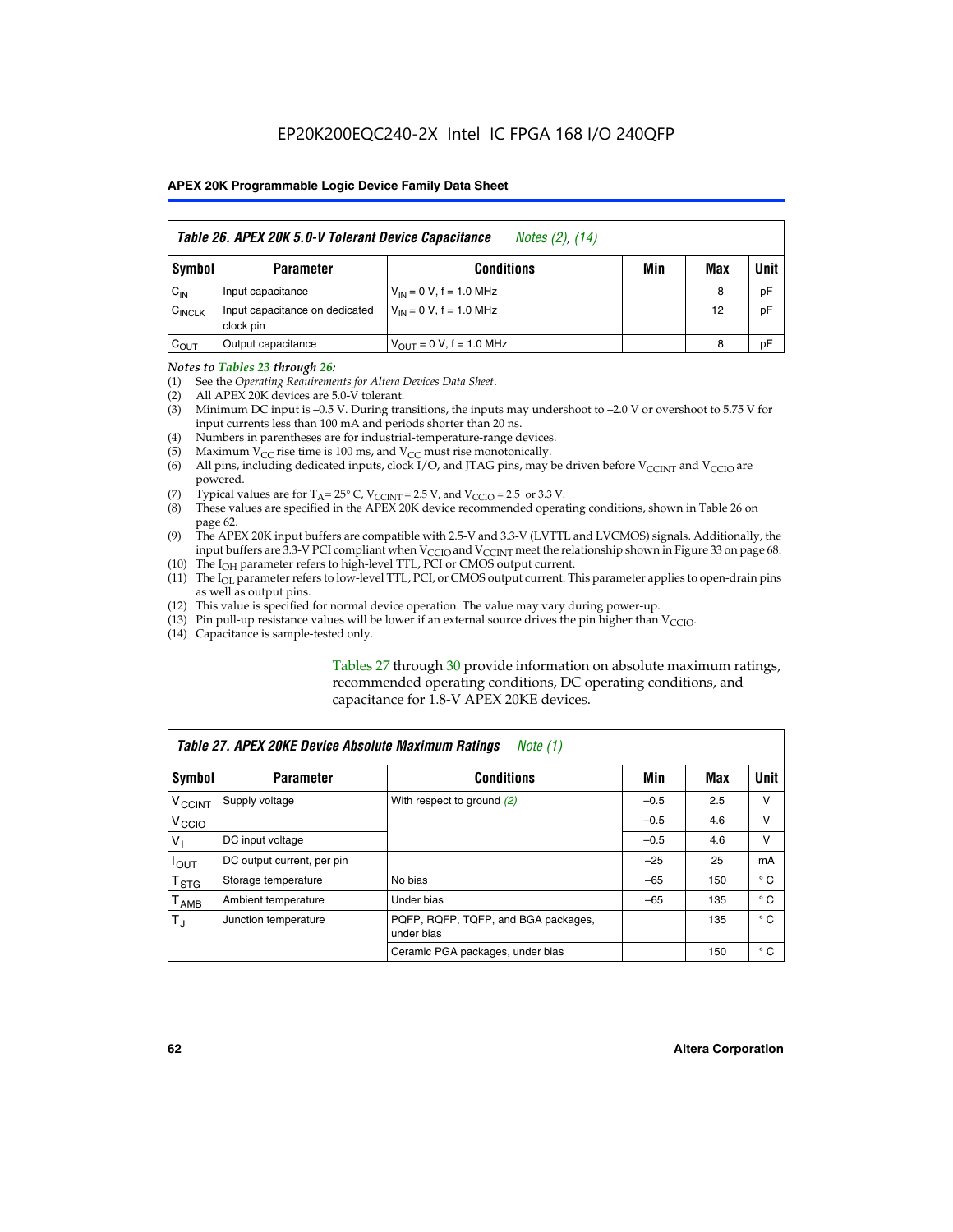EP20K200EQC240-2X Intel IC FPGA 168 I/O 240QFP

| Table 26. APEX 20K 5.0-V Tolerant Device Capacitance *Notes (2), (14)* | | | | | |
|---|---|---|---|---|---|
| **Symbol** | **Parameter** | **Conditions** | **Min** | **Max** | **Unit** |
| $C_{IN}$ | Input capacitance | $V_{IN}$ = 0 V, f = 1.0 MHz | | 8 | pF |
| $C_{INCLK}$ | Input capacitance on dedicated clock pin | $V_{IN}$ = 0 V, f = 1.0 MHz | | 12 | pF |
| $C_{OUT}$ | Output capacitance | $V_{OUT}$ = 0 V, f = 1.0 MHz | | 8 | pF |

*Notes to Tables 23 through 26:*

(1) See the *Operating Requirements for Altera Devices Data Sheet*.
(2) All APEX 20K devices are 5.0-V tolerant.
(3) Minimum DC input is –0.5 V. During transitions, the inputs may undershoot to –2.0 V or overshoot to 5.75 V for input currents less than 100 mA and periods shorter than 20 ns.
(4) Numbers in parentheses are for industrial-temperature-range devices.
(5) Maximum $V_{CC}$ rise time is 100 ms, and $V_{CC}$ must rise monotonically.
(6) All pins, including dedicated inputs, clock I/O, and JTAG pins, may be driven before $V_{CCINT}$ and $V_{CCIO}$ are powered.
(7) Typical values are for $T_A$ = 25° C, $V_{CCINT}$ = 2.5 V, and $V_{CCIO}$ = 2.5 or 3.3 V.
(8) These values are specified in the APEX 20K device recommended operating conditions, shown in Table 26 on page 62.
(9) The APEX 20K input buffers are compatible with 2.5-V and 3.3-V (LVTTL and LVCMOS) signals. Additionally, the input buffers are 3.3-V PCI compliant when $V_{CCIO}$ and $V_{CCINT}$ meet the relationship shown in Figure 33 on page 68.
(10) The $I_{OH}$ parameter refers to high-level TTL, PCI or CMOS output current.
(11) The $I_{OL}$ parameter refers to low-level TTL, PCI, or CMOS output current. This parameter applies to open-drain pins as well as output pins.
(12) This value is specified for normal device operation. The value may vary during power-up.
(13) Pin pull-up resistance values will be lower if an external source drives the pin higher than $V_{CCIO}$.
(14) Capacitance is sample-tested only.

Tables 27 through 30 provide information on absolute maximum ratings, recommended operating conditions, DC operating conditions, and capacitance for 1.8-V APEX 20KE devices.

| Table 27. APEX 20KE Device Absolute Maximum Ratings *Note (1)* | | | | | |
|---|---|---|---|---|---|
| **Symbol** | **Parameter** | **Conditions** | **Min** | **Max** | **Unit** |
| $V_{CCINT}$ | Supply voltage | With respect to ground *(2)* | –0.5 | 2.5 | V |
| $V_{CCIO}$ | | | –0.5 | 4.6 | V |
| $V_I$ | DC input voltage | | –0.5 | 4.6 | V |
| $I_{OUT}$ | DC output current, per pin | | –25 | 25 | mA |
| $T_{STG}$ | Storage temperature | No bias | –65 | 150 | ° C |
| $T_{AMB}$ | Ambient temperature | Under bias | –65 | 135 | ° C |
| $T_J$ | Junction temperature | PQFP, RQFP, TQFP, and BGA packages, under bias | | 135 | ° C |
| | | Ceramic PGA packages, under bias | | 150 | ° C |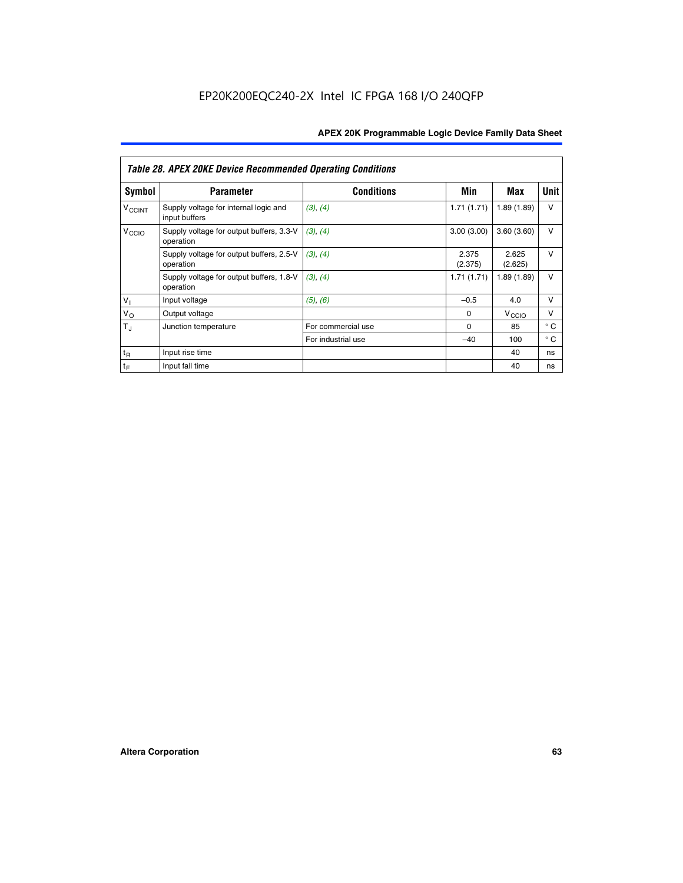*Table 28. APEX 20KE Device Recommended Operating Conditions*

| Symbol | Parameter | Conditions | Min | Max | Unit |
|---|---|---|---|---|---|
| $V_{CCINT}$ | Supply voltage for internal logic and input buffers | *(3)*, *(4)* | 1.71 (1.71) | 1.89 (1.89) | V |
| $V_{CCIO}$ | Supply voltage for output buffers, 3.3-V operation | *(3)*, *(4)* | 3.00 (3.00) | 3.60 (3.60) | V |
| | Supply voltage for output buffers, 2.5-V operation | *(3)*, *(4)* | 2.375 (2.375) | 2.625 (2.625) | V |
| | Supply voltage for output buffers, 1.8-V operation | *(3)*, *(4)* | 1.71 (1.71) | 1.89 (1.89) | V |
| $V_I$ | Input voltage | *(5)*, *(6)* | –0.5 | 4.0 | V |
| $V_O$ | Output voltage | | 0 | $V_{CCIO}$ | V |
| $T_J$ | Junction temperature | For commercial use | 0 | 85 | ° C |
| | | For industrial use | –40 | 100 | ° C |
| $t_R$ | Input rise time | | | 40 | ns |
| $t_F$ | Input fall time | | | 40 | ns |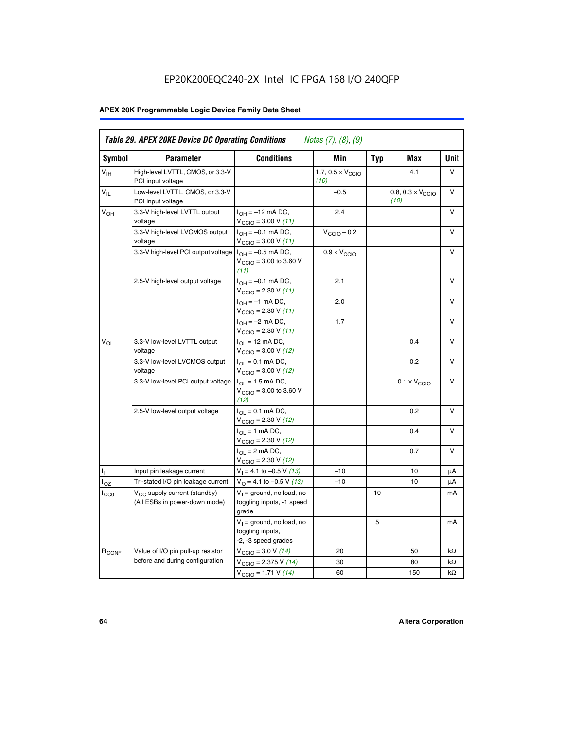## Table 29. APEX 20KE Device DC Operating Conditions *Notes (7), (8), (9)*

| Symbol | Parameter | Conditions | Min | Typ | Max | Unit |
|---|---|---|---|---|---|---|
| $V_{IH}$ | High-level LVTTL, CMOS, or 3.3-V PCI input voltage | | 1.7, $0.5 \times V_{CCIO}$ *(10)* | | 4.1 | V |
| $V_{IL}$ | Low-level LVTTL, CMOS, or 3.3-V PCI input voltage | | –0.5 | | 0.8, $0.3 \times V_{CCIO}$ *(10)* | V |
| $V_{OH}$ | 3.3-V high-level LVTTL output voltage | $I_{OH}$ = –12 mA DC, $V_{CCIO}$ = 3.00 V *(11)* | 2.4 | | | V |
| | 3.3-V high-level LVCMOS output voltage | $I_{OH}$ = –0.1 mA DC, $V_{CCIO}$ = 3.00 V *(11)* | $V_{CCIO}$ – 0.2 | | | V |
| | 3.3-V high-level PCI output voltage | $I_{OH}$ = –0.5 mA DC, $V_{CCIO}$ = 3.00 to 3.60 V *(11)* | $0.9 \times V_{CCIO}$ | | | V |
| | 2.5-V high-level output voltage | $I_{OH}$ = –0.1 mA DC, $V_{CCIO}$ = 2.30 V *(11)* | 2.1 | | | V |
| | | $I_{OH}$ = –1 mA DC, $V_{CCIO}$ = 2.30 V *(11)* | 2.0 | | | V |
| | | $I_{OH}$ = –2 mA DC, $V_{CCIO}$ = 2.30 V *(11)* | 1.7 | | | V |
| $V_{OL}$ | 3.3-V low-level LVTTL output voltage | $I_{OL}$ = 12 mA DC, $V_{CCIO}$ = 3.00 V *(12)* | | | 0.4 | V |
| | 3.3-V low-level LVCMOS output voltage | $I_{OL}$ = 0.1 mA DC, $V_{CCIO}$ = 3.00 V *(12)* | | | 0.2 | V |
| | 3.3-V low-level PCI output voltage | $I_{OL}$ = 1.5 mA DC, $V_{CCIO}$ = 3.00 to 3.60 V *(12)* | | | $0.1 \times V_{CCIO}$ | V |
| | 2.5-V low-level output voltage | $I_{OL}$ = 0.1 mA DC, $V_{CCIO}$ = 2.30 V *(12)* | | | 0.2 | V |
| | | $I_{OL}$ = 1 mA DC, $V_{CCIO}$ = 2.30 V *(12)* | | | 0.4 | V |
| | | $I_{OL}$ = 2 mA DC, $V_{CCIO}$ = 2.30 V *(12)* | | | 0.7 | V |
| $I_I$ | Input pin leakage current | $V_I$ = 4.1 to –0.5 V *(13)* | –10 | | 10 | µA |
| $I_{OZ}$ | Tri-stated I/O pin leakage current | $V_O$ = 4.1 to –0.5 V *(13)* | –10 | | 10 | µA |
| $I_{CC0}$ | $V_{CC}$ supply current (standby) (All ESBs in power-down mode) | $V_I$ = ground, no load, no toggling inputs, -1 speed grade | | 10 | | mA |
| | | $V_I$ = ground, no load, no toggling inputs, -2, -3 speed grades | | 5 | | mA |
| $R_{CONF}$ | Value of I/O pin pull-up resistor before and during configuration | $V_{CCIO}$ = 3.0 V *(14)* | 20 | | 50 | kΩ |
| | | $V_{CCIO}$ = 2.375 V *(14)* | 30 | | 80 | kΩ |
| | | $V_{CCIO}$ = 1.71 V *(14)* | 60 | | 150 | kΩ |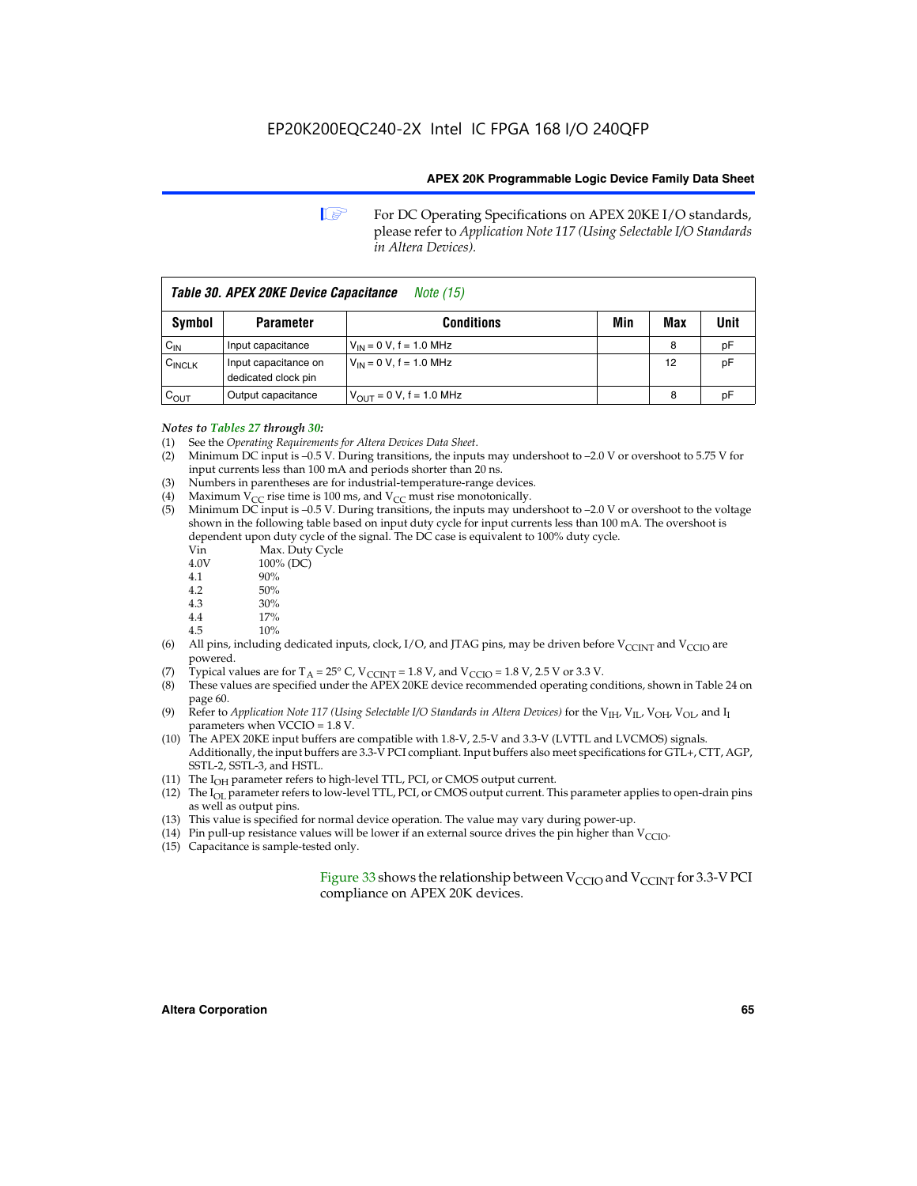For DC Operating Specifications on APEX 20KE I/O standards, please refer to *Application Note 117 (Using Selectable I/O Standards in Altera Devices).*

**Table 30. APEX 20KE Device Capacitance** *Note (15)*

| Symbol | Parameter | Conditions | Min | Max | Unit |
|---|---|---|---|---|---|
| $C_{IN}$ | Input capacitance | $V_{IN}$ = 0 V, f = 1.0 MHz | | 8 | pF |
| $C_{INCLK}$ | Input capacitance on dedicated clock pin | $V_{IN}$ = 0 V, f = 1.0 MHz | | 12 | pF |
| $C_{OUT}$ | Output capacitance | $V_{OUT}$ = 0 V, f = 1.0 MHz | | 8 | pF |

*Notes to Tables 27 through 30:*

(1) See the *Operating Requirements for Altera Devices Data Sheet*.
(2) Minimum DC input is –0.5 V. During transitions, the inputs may undershoot to –2.0 V or overshoot to 5.75 V for input currents less than 100 mA and periods shorter than 20 ns.
(3) Numbers in parentheses are for industrial-temperature-range devices.
(4) Maximum $V_{CC}$ rise time is 100 ms, and $V_{CC}$ must rise monotonically.
(5) Minimum DC input is –0.5 V. During transitions, the inputs may undershoot to –2.0 V or overshoot to the voltage shown in the following table based on input duty cycle for input currents less than 100 mA. The overshoot is dependent upon duty cycle of the signal. The DC case is equivalent to 100% duty cycle.

| Vin | Max. Duty Cycle |
|---|---|
| 4.0V | 100% (DC) |
| 4.1 | 90% |
| 4.2 | 50% |
| 4.3 | 30% |
| 4.4 | 17% |
| 4.5 | 10% |

(6) All pins, including dedicated inputs, clock, I/O, and JTAG pins, may be driven before $V_{CCINT}$ and $V_{CCIO}$ are powered.
(7) Typical values are for $T_A$ = 25° C, $V_{CCINT}$ = 1.8 V, and $V_{CCIO}$ = 1.8 V, 2.5 V or 3.3 V.
(8) These values are specified under the APEX 20KE device recommended operating conditions, shown in Table 24 on page 60.
(9) Refer to *Application Note 117 (Using Selectable I/O Standards in Altera Devices)* for the $V_{IH}$, $V_{IL}$, $V_{OH}$, $V_{OL}$, and $I_I$ parameters when VCCIO = 1.8 V.
(10) The APEX 20KE input buffers are compatible with 1.8-V, 2.5-V and 3.3-V (LVTTL and LVCMOS) signals. Additionally, the input buffers are 3.3-V PCI compliant. Input buffers also meet specifications for GTL+, CTT, AGP, SSTL-2, SSTL-3, and HSTL.
(11) The $I_{OH}$ parameter refers to high-level TTL, PCI, or CMOS output current.
(12) The $I_{OL}$ parameter refers to low-level TTL, PCI, or CMOS output current. This parameter applies to open-drain pins as well as output pins.
(13) This value is specified for normal device operation. The value may vary during power-up.
(14) Pin pull-up resistance values will be lower if an external source drives the pin higher than $V_{CCIO}$.
(15) Capacitance is sample-tested only.

Figure 33 shows the relationship between $V_{CCIO}$ and $V_{CCINT}$ for 3.3-V PCI compliance on APEX 20K devices.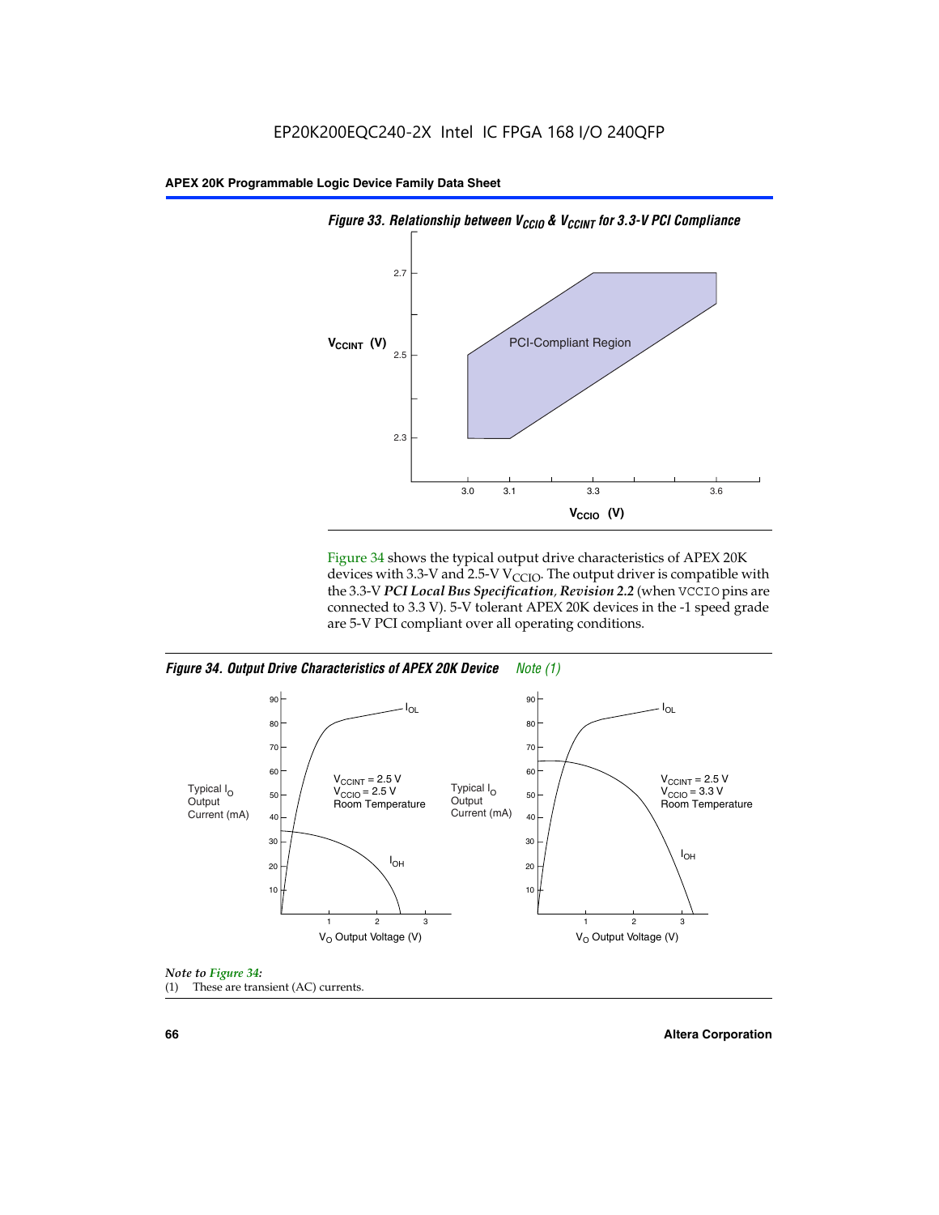*Figure 33. Relationship between $V_{CCIO}$ & $V_{CCINT}$ for 3.3-V PCI Compliance*

Figure 34 shows the typical output drive characteristics of APEX 20K devices with 3.3-V and 2.5-V $V_{CCIO}$. The output driver is compatible with the 3.3-V ***PCI Local Bus Specification, Revision 2.2*** (when VCCIO pins are connected to 3.3 V). 5-V tolerant APEX 20K devices in the -1 speed grade are 5-V PCI compliant over all operating conditions.

*Figure 34. Output Drive Characteristics of APEX 20K Device* *Note (1)*

*Note to Figure 34:*

(1) These are transient (AC) currents.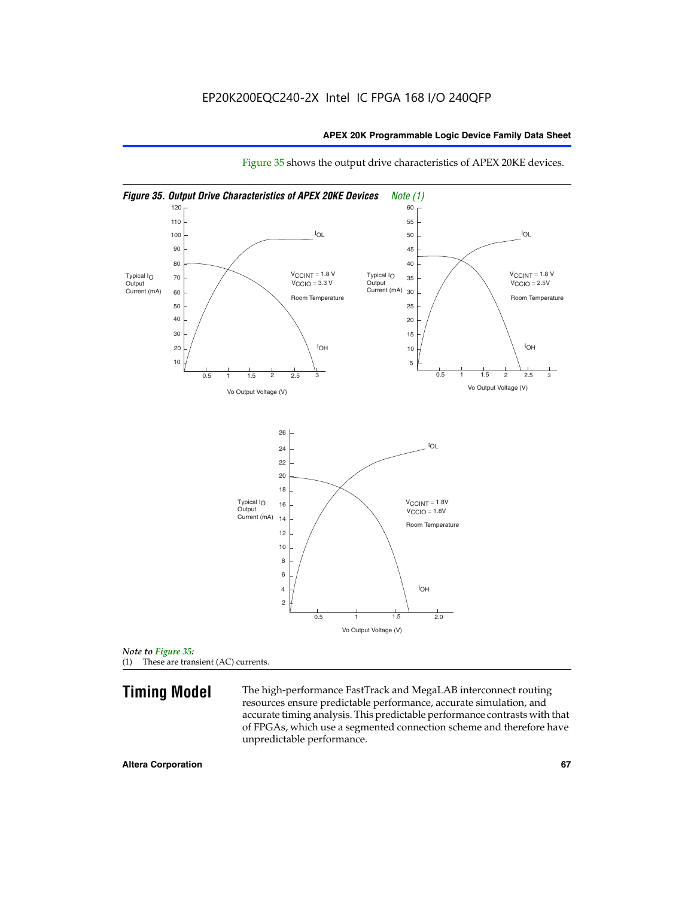EP20K200EQC240-2X Intel IC FPGA 168 I/O 240QFP

Figure 35 shows the output drive characteristics of APEX 20KE devices.

*Figure 35. Output Drive Characteristics of APEX 20KE Devices* *Note (1)*

*Note to Figure 35:*
(1) These are transient (AC) currents.

# Timing Model

The high-performance FastTrack and MegaLAB interconnect routing resources ensure predictable performance, accurate simulation, and accurate timing analysis. This predictable performance contrasts with that of FPGAs, which use a segmented connection scheme and therefore have unpredictable performance.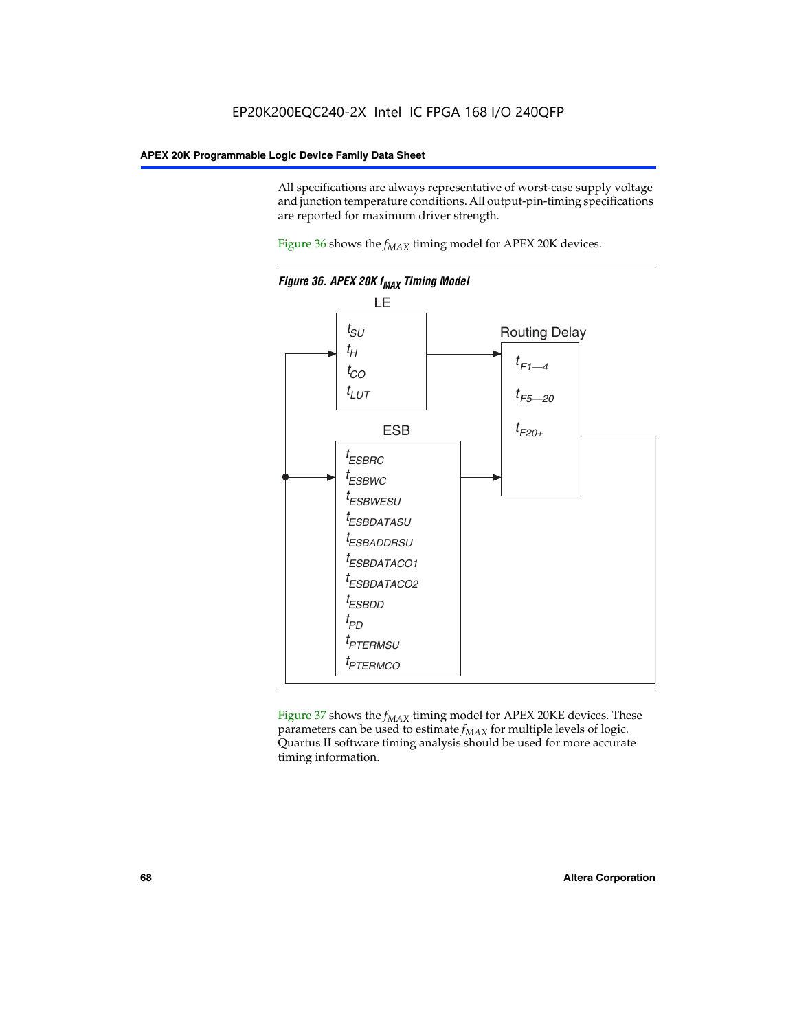All specifications are always representative of worst-case supply voltage and junction temperature conditions. All output-pin-timing specifications are reported for maximum driver strength.

Figure 36 shows the $f_{MAX}$ timing model for APEX 20K devices.

**Figure 36. APEX 20K $f_{MAX}$ Timing Model**

LE

$t_{SU}$
$t_H$
$t_{CO}$
$t_{LUT}$

Routing Delay

$t_{F1—4}$
$t_{F5—20}$
$t_{F20+}$

ESB

$t_{ESBRC}$
$t_{ESBWC}$
$t_{ESBWESU}$
$t_{ESBDATASU}$
$t_{ESBADDRSU}$
$t_{ESBDATACO1}$
$t_{ESBDATACO2}$
$t_{ESBDD}$
$t_{PD}$
$t_{PTERMSU}$
$t_{PTERMCO}$

Figure 37 shows the $f_{MAX}$ timing model for APEX 20KE devices. These parameters can be used to estimate $f_{MAX}$ for multiple levels of logic. Quartus II software timing analysis should be used for more accurate timing information.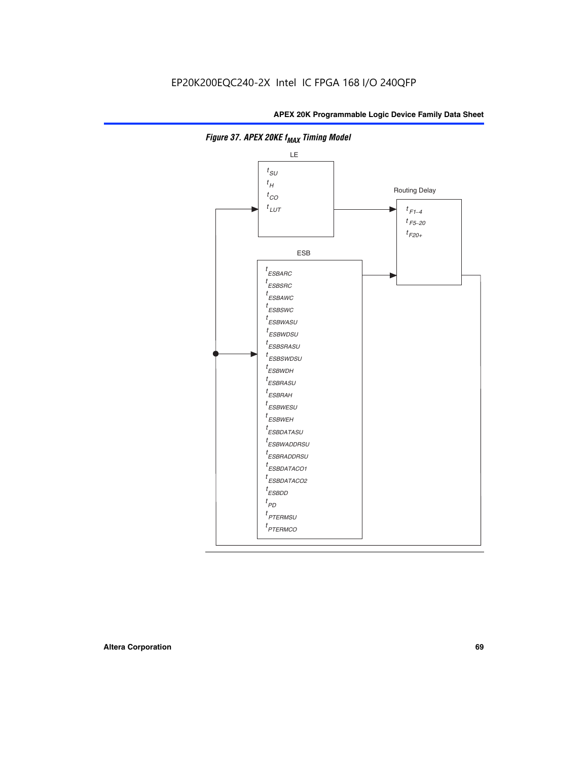**Figure 37. APEX 20KE $f_{MAX}$ Timing Model**

LE

$t_{SU}$
$t_{H}$
$t_{CO}$
$t_{LUT}$

Routing Delay

$t_{F1-4}$
$t_{F5-20}$
$t_{F20+}$

ESB

$t_{ESBARC}$
$t_{ESBSRC}$
$t_{ESBAWC}$
$t_{ESBSWC}$
$t_{ESBWASU}$
$t_{ESBWDSU}$
$t_{ESBSRASU}$
$t_{ESBSWDSU}$
$t_{ESBWDH}$
$t_{ESBRASU}$
$t_{ESBRAH}$
$t_{ESBWESU}$
$t_{ESBWEH}$
$t_{ESBDATASU}$
$t_{ESBWADDRSU}$
$t_{ESBRADDRSU}$
$t_{ESBDATACO1}$
$t_{ESBDATACO2}$
$t_{ESBDD}$
$t_{PD}$
$t_{PTERMSU}$
$t_{PTERMCO}$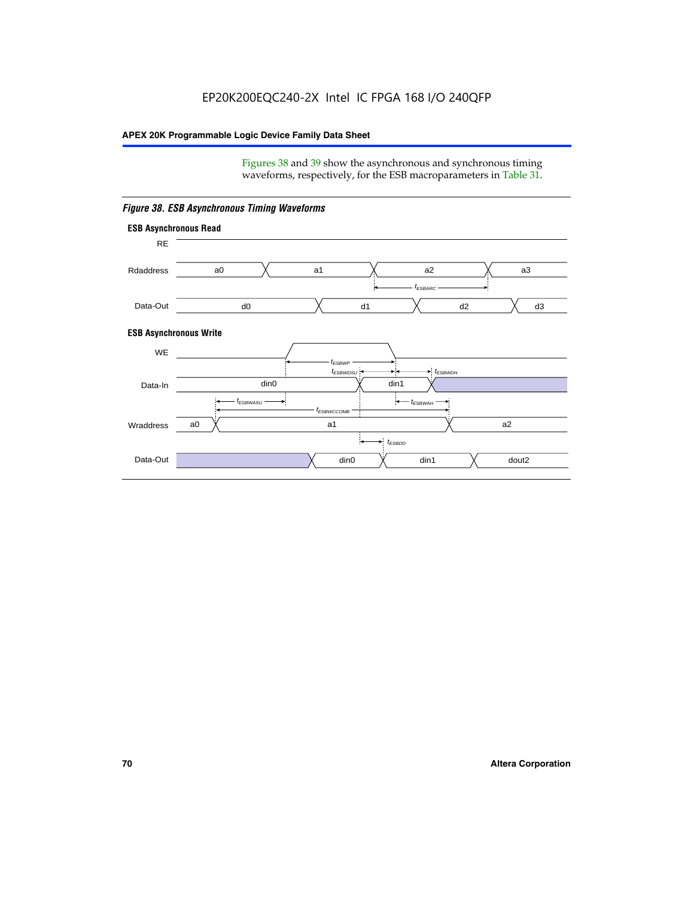Figures 38 and 39 show the asynchronous and synchronous timing waveforms, respectively, for the ESB macroparameters in Table 31.

*Figure 38. ESB Asynchronous Timing Waveforms*

**ESB Asynchronous Read**

RE

Rdaddress: a0, a1, a2, a3

$t_{ESBARC}$

Data-Out: d0, d1, d2, d3

**ESB Asynchronous Write**

WE

$t_{ESBWP}$

$t_{ESBWDSU}$ $t_{ESBWDH}$

Data-In: din0, din1

$t_{ESBWASU}$ $t_{ESBWAH}$

$t_{ESBWCCOMB}$

Wraddress: a0, a1, a2

$t_{ESBDD}$

Data-Out: din0, din1, dout2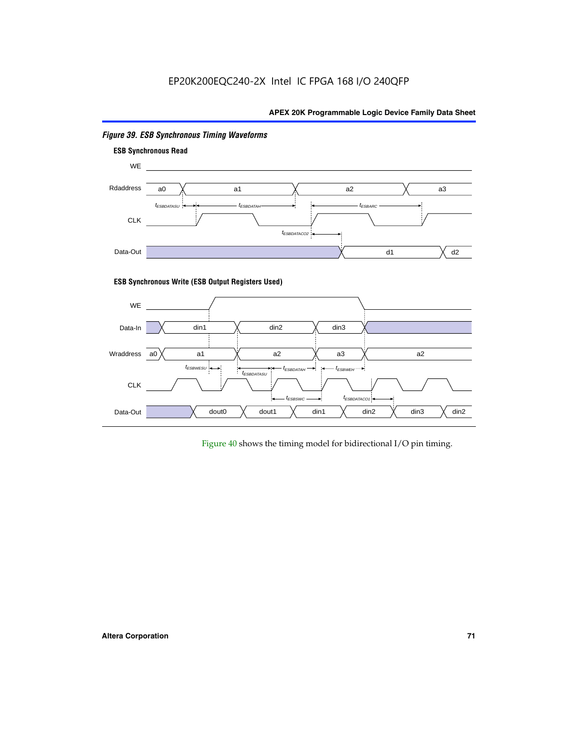*Figure 39. ESB Synchronous Timing Waveforms*

**ESB Synchronous Read**

**ESB Synchronous Write (ESB Output Registers Used)**

Figure 40 shows the timing model for bidirectional I/O pin timing.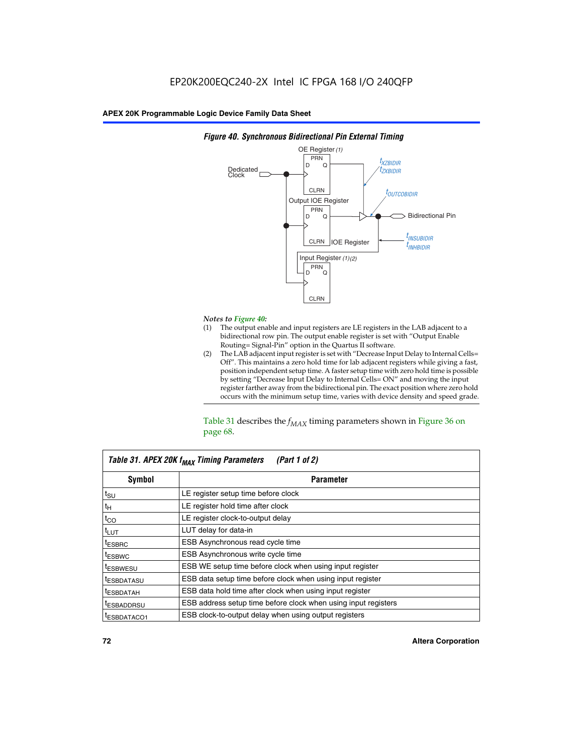**Figure 40. Synchronous Bidirectional Pin External Timing**

*Notes to Figure 40:*

(1) The output enable and input registers are LE registers in the LAB adjacent to a bidirectional row pin. The output enable register is set with "Output Enable Routing= Signal-Pin" option in the Quartus II software.

(2) The LAB adjacent input register is set with "Decrease Input Delay to Internal Cells= Off". This maintains a zero hold time for lab adjacent registers while giving a fast, position independent setup time. A faster setup time with zero hold time is possible by setting "Decrease Input Delay to Internal Cells= ON" and moving the input register farther away from the bidirectional pin. The exact position where zero hold occurs with the minimum setup time, varies with device density and speed grade.

Table 31 describes the $f_{MAX}$ timing parameters shown in Figure 36 on page 68.

**Table 31. APEX 20K $f_{MAX}$ Timing Parameters (Part 1 of 2)**

| Symbol | Parameter |
|---|---|
| $t_{SU}$ | LE register setup time before clock |
| $t_H$ | LE register hold time after clock |
| $t_{CO}$ | LE register clock-to-output delay |
| $t_{LUT}$ | LUT delay for data-in |
| $t_{ESBRC}$ | ESB Asynchronous read cycle time |
| $t_{ESBWC}$ | ESB Asynchronous write cycle time |
| $t_{ESBWESU}$ | ESB WE setup time before clock when using input register |
| $t_{ESBDATASU}$ | ESB data setup time before clock when using input register |
| $t_{ESBDATAH}$ | ESB data hold time after clock when using input register |
| $t_{ESBADDRSU}$ | ESB address setup time before clock when using input registers |
| $t_{ESBDATACO1}$ | ESB clock-to-output delay when using output registers |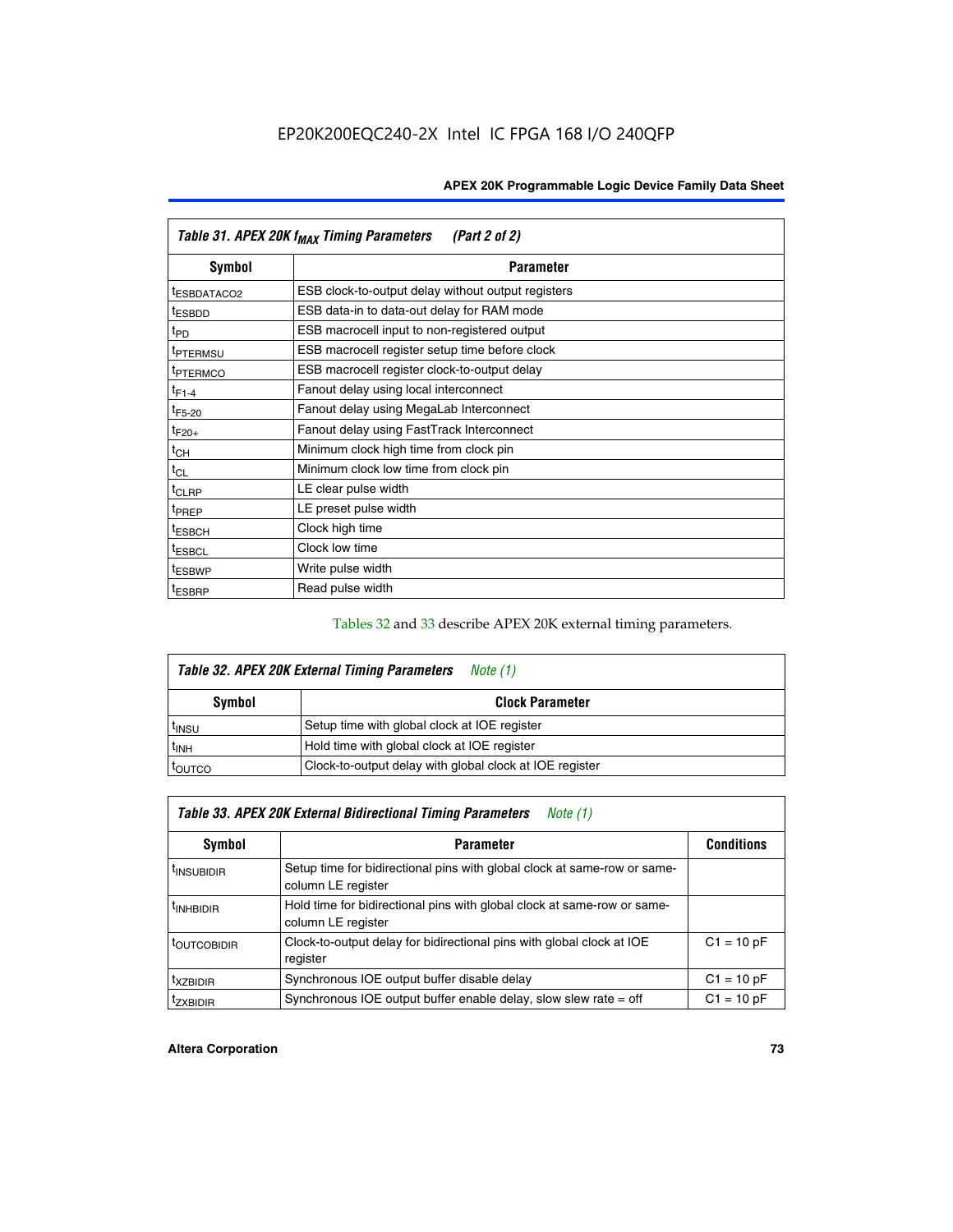| Table 31. APEX 20K $f_{MAX}$ Timing Parameters (Part 2 of 2) | |
|---|---|
| **Symbol** | **Parameter** |
| $t_{ESBDATACO2}$ | ESB clock-to-output delay without output registers |
| $t_{ESBDD}$ | ESB data-in to data-out delay for RAM mode |
| $t_{PD}$ | ESB macrocell input to non-registered output |
| $t_{PTERMSU}$ | ESB macrocell register setup time before clock |
| $t_{PTERMCO}$ | ESB macrocell register clock-to-output delay |
| $t_{F1-4}$ | Fanout delay using local interconnect |
| $t_{F5-20}$ | Fanout delay using MegaLab Interconnect |
| $t_{F20+}$ | Fanout delay using FastTrack Interconnect |
| $t_{CH}$ | Minimum clock high time from clock pin |
| $t_{CL}$ | Minimum clock low time from clock pin |
| $t_{CLRP}$ | LE clear pulse width |
| $t_{PREP}$ | LE preset pulse width |
| $t_{ESBCH}$ | Clock high time |
| $t_{ESBCL}$ | Clock low time |
| $t_{ESBWP}$ | Write pulse width |
| $t_{ESBRP}$ | Read pulse width |

Tables 32 and 33 describe APEX 20K external timing parameters.

| Table 32. APEX 20K External Timing Parameters *Note (1)* | |
|---|---|
| **Symbol** | **Clock Parameter** |
| $t_{INSU}$ | Setup time with global clock at IOE register |
| $t_{INH}$ | Hold time with global clock at IOE register |
| $t_{OUTCO}$ | Clock-to-output delay with global clock at IOE register |

| Table 33. APEX 20K External Bidirectional Timing Parameters *Note (1)* | | |
|---|---|---|
| **Symbol** | **Parameter** | **Conditions** |
| $t_{INSUBIDIR}$ | Setup time for bidirectional pins with global clock at same-row or same-column LE register | |
| $t_{INHBIDIR}$ | Hold time for bidirectional pins with global clock at same-row or same-column LE register | |
| $t_{OUTCOBIDIR}$ | Clock-to-output delay for bidirectional pins with global clock at IOE register | C1 = 10 pF |
| $t_{XZBIDIR}$ | Synchronous IOE output buffer disable delay | C1 = 10 pF |
| $t_{ZXBIDIR}$ | Synchronous IOE output buffer enable delay, slow slew rate = off | C1 = 10 pF |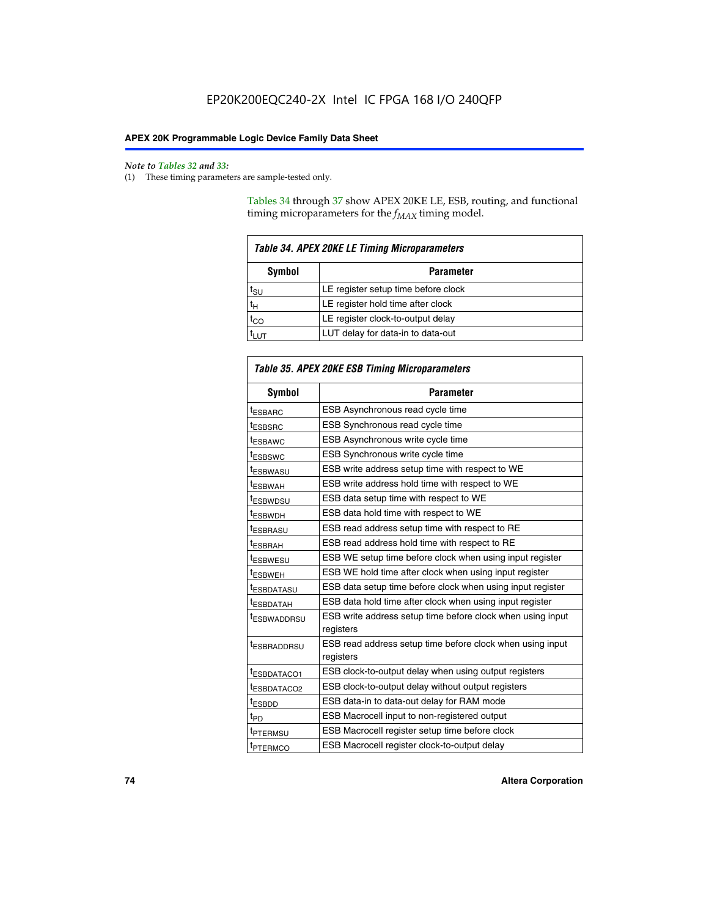*Note to Tables 32 and 33:*

(1) These timing parameters are sample-tested only.

Tables 34 through 37 show APEX 20KE LE, ESB, routing, and functional timing microparameters for the $f_{MAX}$ timing model.

**Table 34. APEX 20KE LE Timing Microparameters**

| Symbol | Parameter |
|---|---|
| $t_{SU}$ | LE register setup time before clock |
| $t_H$ | LE register hold time after clock |
| $t_{CO}$ | LE register clock-to-output delay |
| $t_{LUT}$ | LUT delay for data-in to data-out |

**Table 35. APEX 20KE ESB Timing Microparameters**

| Symbol | Parameter |
|---|---|
| $t_{ESBARC}$ | ESB Asynchronous read cycle time |
| $t_{ESBSRC}$ | ESB Synchronous read cycle time |
| $t_{ESBAWC}$ | ESB Asynchronous write cycle time |
| $t_{ESBSWC}$ | ESB Synchronous write cycle time |
| $t_{ESBWASU}$ | ESB write address setup time with respect to WE |
| $t_{ESBWAH}$ | ESB write address hold time with respect to WE |
| $t_{ESBWDSU}$ | ESB data setup time with respect to WE |
| $t_{ESBWDH}$ | ESB data hold time with respect to WE |
| $t_{ESBRASU}$ | ESB read address setup time with respect to RE |
| $t_{ESBRAH}$ | ESB read address hold time with respect to RE |
| $t_{ESBWESU}$ | ESB WE setup time before clock when using input register |
| $t_{ESBWEH}$ | ESB WE hold time after clock when using input register |
| $t_{ESBDATASU}$ | ESB data setup time before clock when using input register |
| $t_{ESBDATAH}$ | ESB data hold time after clock when using input register |
| $t_{ESBWADDRSU}$ | ESB write address setup time before clock when using input registers |
| $t_{ESBRADDRSU}$ | ESB read address setup time before clock when using input registers |
| $t_{ESBDATACO1}$ | ESB clock-to-output delay when using output registers |
| $t_{ESBDATACO2}$ | ESB clock-to-output delay without output registers |
| $t_{ESBDD}$ | ESB data-in to data-out delay for RAM mode |
| $t_{PD}$ | ESB Macrocell input to non-registered output |
| $t_{PTERMSU}$ | ESB Macrocell register setup time before clock |
| $t_{PTERMCO}$ | ESB Macrocell register clock-to-output delay |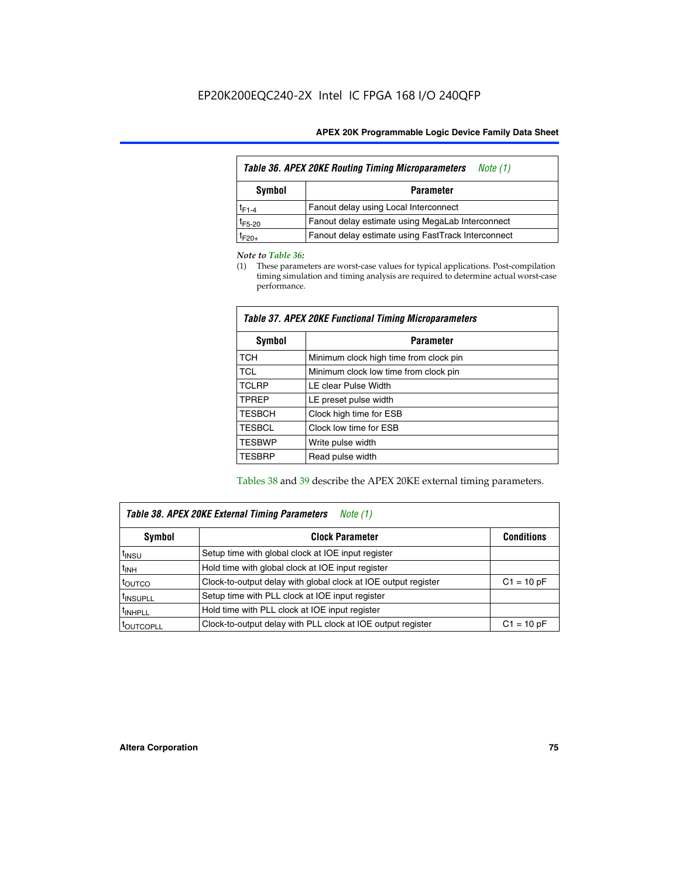| *Table 36. APEX 20KE Routing Timing Microparameters* *Note (1)* | |
|---|---|
| **Symbol** | **Parameter** |
| $t_{F1-4}$ | Fanout delay using Local Interconnect |
| $t_{F5-20}$ | Fanout delay estimate using MegaLab Interconnect |
| $t_{F20+}$ | Fanout delay estimate using FastTrack Interconnect |

*Note to Table 36:*

(1) These parameters are worst-case values for typical applications. Post-compilation timing simulation and timing analysis are required to determine actual worst-case performance.

| *Table 37. APEX 20KE Functional Timing Microparameters* | |
|---|---|
| **Symbol** | **Parameter** |
| TCH | Minimum clock high time from clock pin |
| TCL | Minimum clock low time from clock pin |
| TCLRP | LE clear Pulse Width |
| TPREP | LE preset pulse width |
| TESBCH | Clock high time for ESB |
| TESBCL | Clock low time for ESB |
| TESBWP | Write pulse width |
| TESBRP | Read pulse width |

Tables 38 and 39 describe the APEX 20KE external timing parameters.

| *Table 38. APEX 20KE External Timing Parameters* *Note (1)* | | |
|---|---|---|
| **Symbol** | **Clock Parameter** | **Conditions** |
| $t_{INSU}$ | Setup time with global clock at IOE input register | |
| $t_{INH}$ | Hold time with global clock at IOE input register | |
| $t_{OUTCO}$ | Clock-to-output delay with global clock at IOE output register | C1 = 10 pF |
| $t_{INSUPLL}$ | Setup time with PLL clock at IOE input register | |
| $t_{INHPLL}$ | Hold time with PLL clock at IOE input register | |
| $t_{OUTCOPLL}$ | Clock-to-output delay with PLL clock at IOE output register | C1 = 10 pF |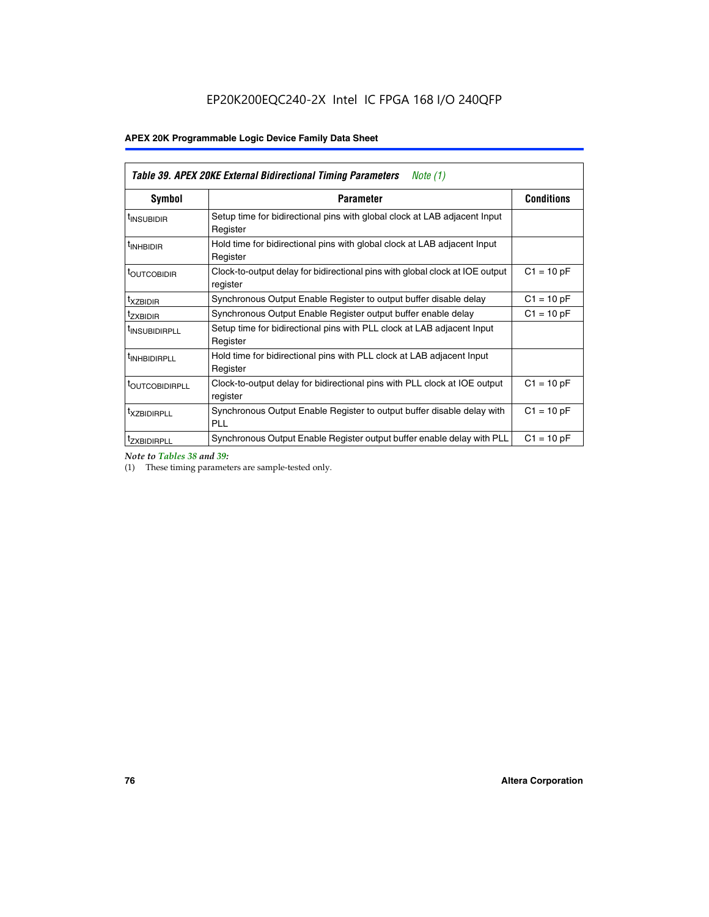*Table 39. APEX 20KE External Bidirectional Timing Parameters Note (1)*

| Symbol | Parameter | Conditions |
|---|---|---|
| $t_{INSUBIDIR}$ | Setup time for bidirectional pins with global clock at LAB adjacent Input Register | |
| $t_{INHBIDIR}$ | Hold time for bidirectional pins with global clock at LAB adjacent Input Register | |
| $t_{OUTCOBIDIR}$ | Clock-to-output delay for bidirectional pins with global clock at IOE output register | C1 = 10 pF |
| $t_{XZBIDIR}$ | Synchronous Output Enable Register to output buffer disable delay | C1 = 10 pF |
| $t_{ZXBIDIR}$ | Synchronous Output Enable Register output buffer enable delay | C1 = 10 pF |
| $t_{INSUBIDIRPLL}$ | Setup time for bidirectional pins with PLL clock at LAB adjacent Input Register | |
| $t_{INHBIDIRPLL}$ | Hold time for bidirectional pins with PLL clock at LAB adjacent Input Register | |
| $t_{OUTCOBIDIRPLL}$ | Clock-to-output delay for bidirectional pins with PLL clock at IOE output register | C1 = 10 pF |
| $t_{XZBIDIRPLL}$ | Synchronous Output Enable Register to output buffer disable delay with PLL | C1 = 10 pF |
| $t_{ZXBIDIRPLL}$ | Synchronous Output Enable Register output buffer enable delay with PLL | C1 = 10 pF |

*Note to Tables 38 and 39:*

(1) These timing parameters are sample-tested only.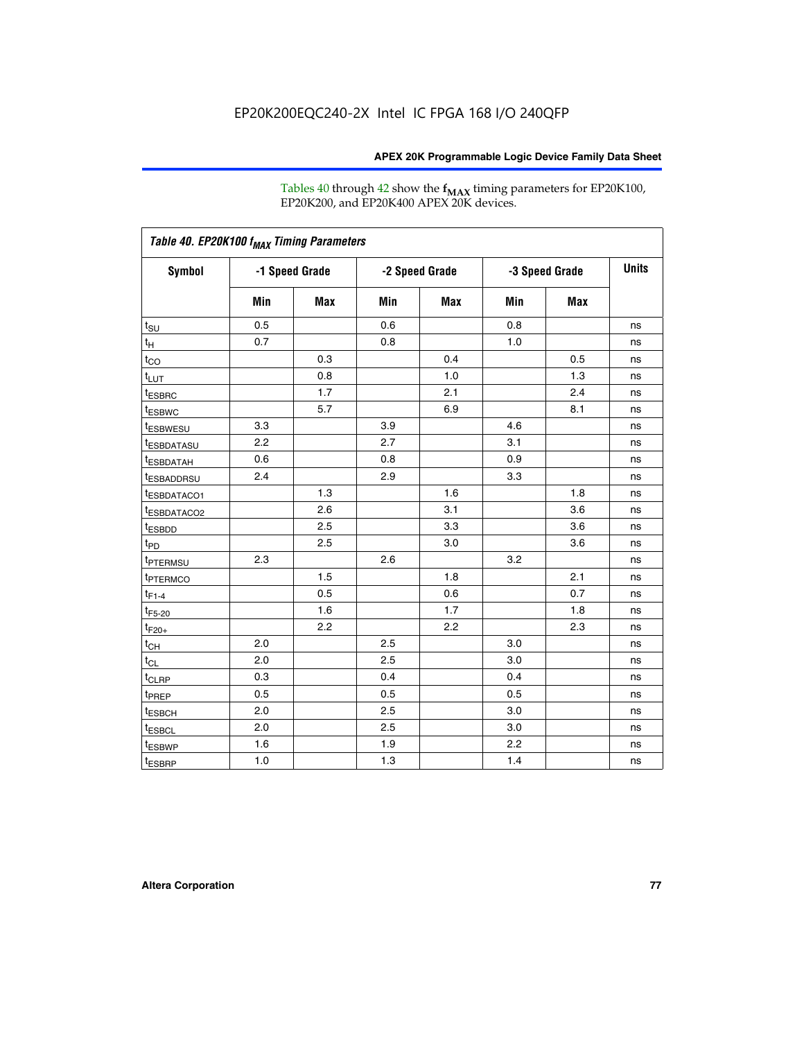EP20K200EQC240-2X Intel IC FPGA 168 I/O 240QFP

Tables 40 through 42 show the $f_{MAX}$ timing parameters for EP20K100, EP20K200, and EP20K400 APEX 20K devices.

| Table 40. EP20K100 $f_{MAX}$ Timing Parameters | | | | | | | |
|---|---|---|---|---|---|---|---|
| Symbol | -1 Speed Grade | | -2 Speed Grade | | -3 Speed Grade | | Units |
| | Min | Max | Min | Max | Min | Max | |
| $t_{SU}$ | 0.5 | | 0.6 | | 0.8 | | ns |
| $t_{H}$ | 0.7 | | 0.8 | | 1.0 | | ns |
| $t_{CO}$ | | 0.3 | | 0.4 | | 0.5 | ns |
| $t_{LUT}$ | | 0.8 | | 1.0 | | 1.3 | ns |
| $t_{ESBRC}$ | | 1.7 | | 2.1 | | 2.4 | ns |
| $t_{ESBWC}$ | | 5.7 | | 6.9 | | 8.1 | ns |
| $t_{ESBWESU}$ | 3.3 | | 3.9 | | 4.6 | | ns |
| $t_{ESBDATASU}$ | 2.2 | | 2.7 | | 3.1 | | ns |
| $t_{ESBDATAH}$ | 0.6 | | 0.8 | | 0.9 | | ns |
| $t_{ESBADDRSU}$ | 2.4 | | 2.9 | | 3.3 | | ns |
| $t_{ESBDATACO1}$ | | 1.3 | | 1.6 | | 1.8 | ns |
| $t_{ESBDATACO2}$ | | 2.6 | | 3.1 | | 3.6 | ns |
| $t_{ESBDD}$ | | 2.5 | | 3.3 | | 3.6 | ns |
| $t_{PD}$ | | 2.5 | | 3.0 | | 3.6 | ns |
| $t_{PTERMSU}$ | 2.3 | | 2.6 | | 3.2 | | ns |
| $t_{PTERMCO}$ | | 1.5 | | 1.8 | | 2.1 | ns |
| $t_{F1-4}$ | | 0.5 | | 0.6 | | 0.7 | ns |
| $t_{F5-20}$ | | 1.6 | | 1.7 | | 1.8 | ns |
| $t_{F20+}$ | | 2.2 | | 2.2 | | 2.3 | ns |
| $t_{CH}$ | 2.0 | | 2.5 | | 3.0 | | ns |
| $t_{CL}$ | 2.0 | | 2.5 | | 3.0 | | ns |
| $t_{CLRP}$ | 0.3 | | 0.4 | | 0.4 | | ns |
| $t_{PREP}$ | 0.5 | | 0.5 | | 0.5 | | ns |
| $t_{ESBCH}$ | 2.0 | | 2.5 | | 3.0 | | ns |
| $t_{ESBCL}$ | 2.0 | | 2.5 | | 3.0 | | ns |
| $t_{ESBWP}$ | 1.6 | | 1.9 | | 2.2 | | ns |
| $t_{ESBRP}$ | 1.0 | | 1.3 | | 1.4 | | ns |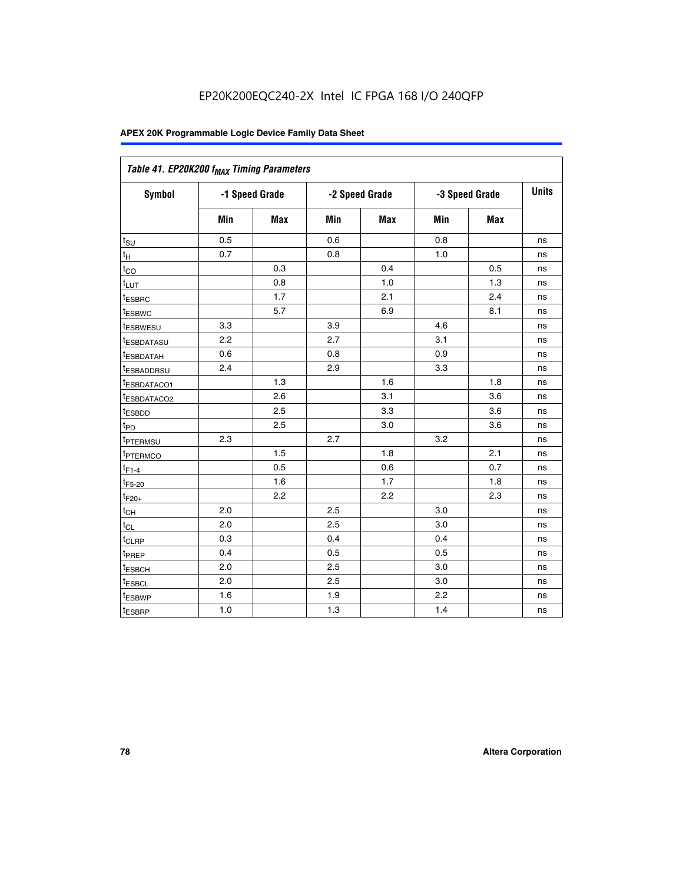EP20K200EQC240-2X Intel IC FPGA 168 I/O 240QFP

| Table 41. EP20K200 $f_{MAX}$ Timing Parameters | | | | | | | |
|---|---|---|---|---|---|---|---|
| **Symbol** | **-1 Speed Grade** | | **-2 Speed Grade** | | **-3 Speed Grade** | | **Units** |
| | **Min** | **Max** | **Min** | **Max** | **Min** | **Max** | |
| $t_{SU}$ | 0.5 | | 0.6 | | 0.8 | | ns |
| $t_H$ | 0.7 | | 0.8 | | 1.0 | | ns |
| $t_{CO}$ | | 0.3 | | 0.4 | | 0.5 | ns |
| $t_{LUT}$ | | 0.8 | | 1.0 | | 1.3 | ns |
| $t_{ESBRC}$ | | 1.7 | | 2.1 | | 2.4 | ns |
| $t_{ESBWC}$ | | 5.7 | | 6.9 | | 8.1 | ns |
| $t_{ESBWESU}$ | 3.3 | | 3.9 | | 4.6 | | ns |
| $t_{ESBDATASU}$ | 2.2 | | 2.7 | | 3.1 | | ns |
| $t_{ESBDATAH}$ | 0.6 | | 0.8 | | 0.9 | | ns |
| $t_{ESBADDRSU}$ | 2.4 | | 2.9 | | 3.3 | | ns |
| $t_{ESBDATACO1}$ | | 1.3 | | 1.6 | | 1.8 | ns |
| $t_{ESBDATACO2}$ | | 2.6 | | 3.1 | | 3.6 | ns |
| $t_{ESBDD}$ | | 2.5 | | 3.3 | | 3.6 | ns |
| $t_{PD}$ | | 2.5 | | 3.0 | | 3.6 | ns |
| $t_{PTERMSU}$ | 2.3 | | 2.7 | | 3.2 | | ns |
| $t_{PTERMCO}$ | | 1.5 | | 1.8 | | 2.1 | ns |
| $t_{F1-4}$ | | 0.5 | | 0.6 | | 0.7 | ns |
| $t_{F5-20}$ | | 1.6 | | 1.7 | | 1.8 | ns |
| $t_{F20+}$ | | 2.2 | | 2.2 | | 2.3 | ns |
| $t_{CH}$ | 2.0 | | 2.5 | | 3.0 | | ns |
| $t_{CL}$ | 2.0 | | 2.5 | | 3.0 | | ns |
| $t_{CLRP}$ | 0.3 | | 0.4 | | 0.4 | | ns |
| $t_{PREP}$ | 0.4 | | 0.5 | | 0.5 | | ns |
| $t_{ESBCH}$ | 2.0 | | 2.5 | | 3.0 | | ns |
| $t_{ESBCL}$ | 2.0 | | 2.5 | | 3.0 | | ns |
| $t_{ESBWP}$ | 1.6 | | 1.9 | | 2.2 | | ns |
| $t_{ESBRP}$ | 1.0 | | 1.3 | | 1.4 | | ns |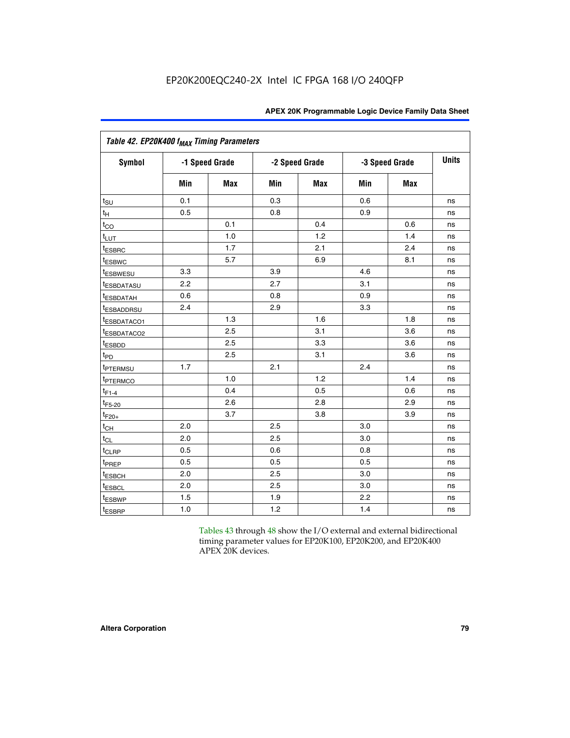## Table 42. EP20K400 $f_{MAX}$ Timing Parameters

| Symbol | -1 Speed Grade | | -2 Speed Grade | | -3 Speed Grade | | Units |
|---|---|---|---|---|---|---|---|
| | Min | Max | Min | Max | Min | Max | |
| $t_{SU}$ | 0.1 | | 0.3 | | 0.6 | | ns |
| $t_H$ | 0.5 | | 0.8 | | 0.9 | | ns |
| $t_{CO}$ | | 0.1 | | 0.4 | | 0.6 | ns |
| $t_{LUT}$ | | 1.0 | | 1.2 | | 1.4 | ns |
| $t_{ESBRC}$ | | 1.7 | | 2.1 | | 2.4 | ns |
| $t_{ESBWC}$ | | 5.7 | | 6.9 | | 8.1 | ns |
| $t_{ESBWESU}$ | 3.3 | | 3.9 | | 4.6 | | ns |
| $t_{ESBDATASU}$ | 2.2 | | 2.7 | | 3.1 | | ns |
| $t_{ESBDATAH}$ | 0.6 | | 0.8 | | 0.9 | | ns |
| $t_{ESBADDRSU}$ | 2.4 | | 2.9 | | 3.3 | | ns |
| $t_{ESBDATACO1}$ | | 1.3 | | 1.6 | | 1.8 | ns |
| $t_{ESBDATACO2}$ | | 2.5 | | 3.1 | | 3.6 | ns |
| $t_{ESBDD}$ | | 2.5 | | 3.3 | | 3.6 | ns |
| $t_{PD}$ | | 2.5 | | 3.1 | | 3.6 | ns |
| $t_{PTERMSU}$ | 1.7 | | 2.1 | | 2.4 | | ns |
| $t_{PTERMCO}$ | | 1.0 | | 1.2 | | 1.4 | ns |
| $t_{F1-4}$ | | 0.4 | | 0.5 | | 0.6 | ns |
| $t_{F5-20}$ | | 2.6 | | 2.8 | | 2.9 | ns |
| $t_{F20+}$ | | 3.7 | | 3.8 | | 3.9 | ns |
| $t_{CH}$ | 2.0 | | 2.5 | | 3.0 | | ns |
| $t_{CL}$ | 2.0 | | 2.5 | | 3.0 | | ns |
| $t_{CLRP}$ | 0.5 | | 0.6 | | 0.8 | | ns |
| $t_{PREP}$ | 0.5 | | 0.5 | | 0.5 | | ns |
| $t_{ESBCH}$ | 2.0 | | 2.5 | | 3.0 | | ns |
| $t_{ESBCL}$ | 2.0 | | 2.5 | | 3.0 | | ns |
| $t_{ESBWP}$ | 1.5 | | 1.9 | | 2.2 | | ns |
| $t_{ESBRP}$ | 1.0 | | 1.2 | | 1.4 | | ns |

Tables 43 through 48 show the I/O external and external bidirectional timing parameter values for EP20K100, EP20K200, and EP20K400 APEX 20K devices.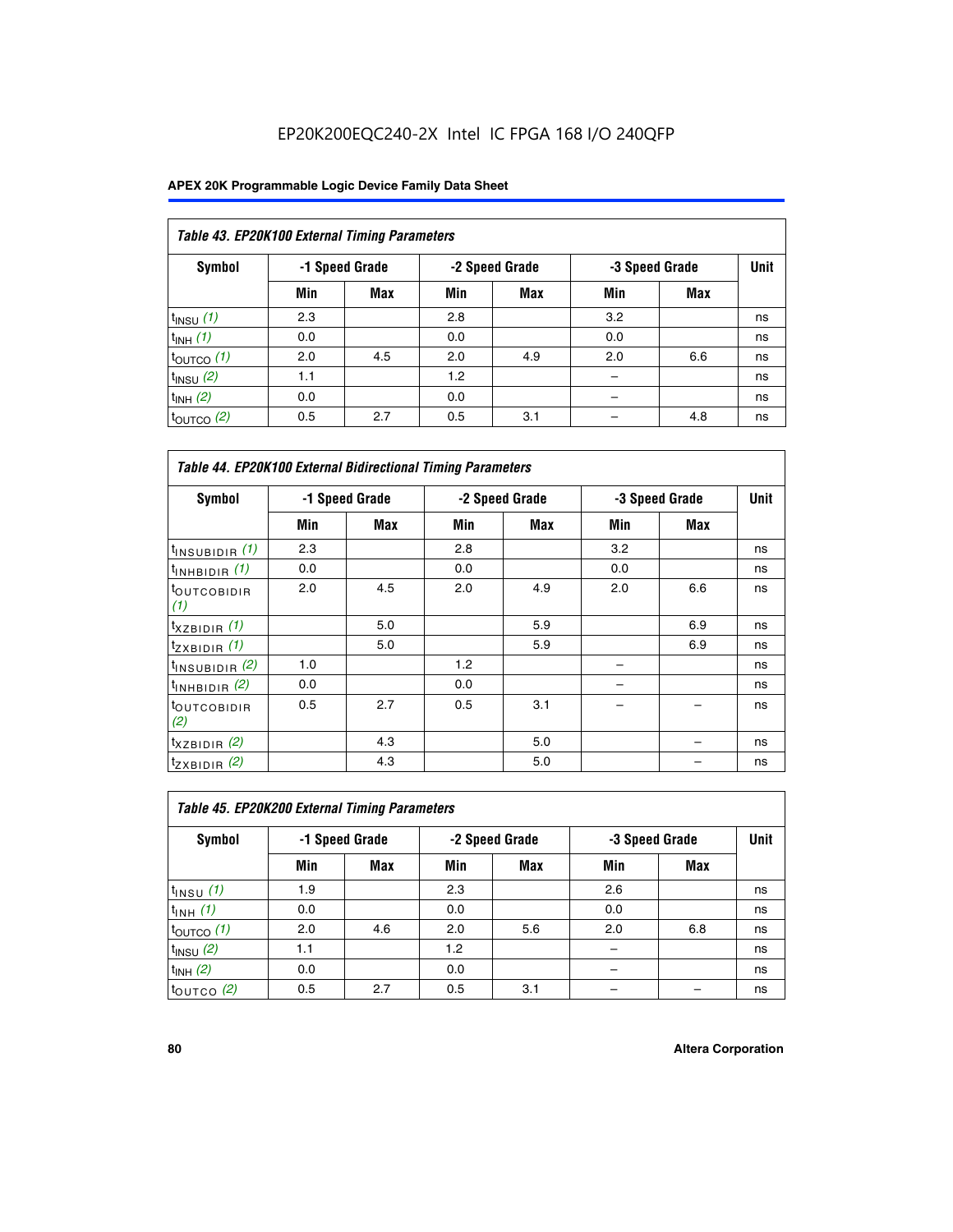EP20K200EQC240-2X Intel IC FPGA 168 I/O 240QFP

| Table 43. EP20K100 External Timing Parameters | | | | | | | |
|---|---|---|---|---|---|---|---|
| Symbol | -1 Speed Grade | | -2 Speed Grade | | -3 Speed Grade | | Unit |
| | Min | Max | Min | Max | Min | Max | |
| $t_{INSU}$ *(1)* | 2.3 | | 2.8 | | 3.2 | | ns |
| $t_{INH}$ *(1)* | 0.0 | | 0.0 | | 0.0 | | ns |
| $t_{OUTCO}$ *(1)* | 2.0 | 4.5 | 2.0 | 4.9 | 2.0 | 6.6 | ns |
| $t_{INSU}$ *(2)* | 1.1 | | 1.2 | | – | | ns |
| $t_{INH}$ *(2)* | 0.0 | | 0.0 | | – | | ns |
| $t_{OUTCO}$ *(2)* | 0.5 | 2.7 | 0.5 | 3.1 | – | 4.8 | ns |

| Table 44. EP20K100 External Bidirectional Timing Parameters | | | | | | | |
|---|---|---|---|---|---|---|---|
| Symbol | -1 Speed Grade | | -2 Speed Grade | | -3 Speed Grade | | Unit |
| | Min | Max | Min | Max | Min | Max | |
| $t_{INSUBIDIR}$ *(1)* | 2.3 | | 2.8 | | 3.2 | | ns |
| $t_{INHBIDIR}$ *(1)* | 0.0 | | 0.0 | | 0.0 | | ns |
| $t_{OUTCOBIDIR}$ *(1)* | 2.0 | 4.5 | 2.0 | 4.9 | 2.0 | 6.6 | ns |
| $t_{XZBIDIR}$ *(1)* | | 5.0 | | 5.9 | | 6.9 | ns |
| $t_{ZXBIDIR}$ *(1)* | | 5.0 | | 5.9 | | 6.9 | ns |
| $t_{INSUBIDIR}$ *(2)* | 1.0 | | 1.2 | | – | | ns |
| $t_{INHBIDIR}$ *(2)* | 0.0 | | 0.0 | | – | | ns |
| $t_{OUTCOBIDIR}$ *(2)* | 0.5 | 2.7 | 0.5 | 3.1 | – | – | ns |
| $t_{XZBIDIR}$ *(2)* | | 4.3 | | 5.0 | | – | ns |
| $t_{ZXBIDIR}$ *(2)* | | 4.3 | | 5.0 | | – | ns |

| Table 45. EP20K200 External Timing Parameters | | | | | | | |
|---|---|---|---|---|---|---|---|
| Symbol | -1 Speed Grade | | -2 Speed Grade | | -3 Speed Grade | | Unit |
| | Min | Max | Min | Max | Min | Max | |
| $t_{INSU}$ *(1)* | 1.9 | | 2.3 | | 2.6 | | ns |
| $t_{INH}$ *(1)* | 0.0 | | 0.0 | | 0.0 | | ns |
| $t_{OUTCO}$ *(1)* | 2.0 | 4.6 | 2.0 | 5.6 | 2.0 | 6.8 | ns |
| $t_{INSU}$ *(2)* | 1.1 | | 1.2 | | – | | ns |
| $t_{INH}$ *(2)* | 0.0 | | 0.0 | | – | | ns |
| $t_{OUTCO}$ *(2)* | 0.5 | 2.7 | 0.5 | 3.1 | – | – | ns |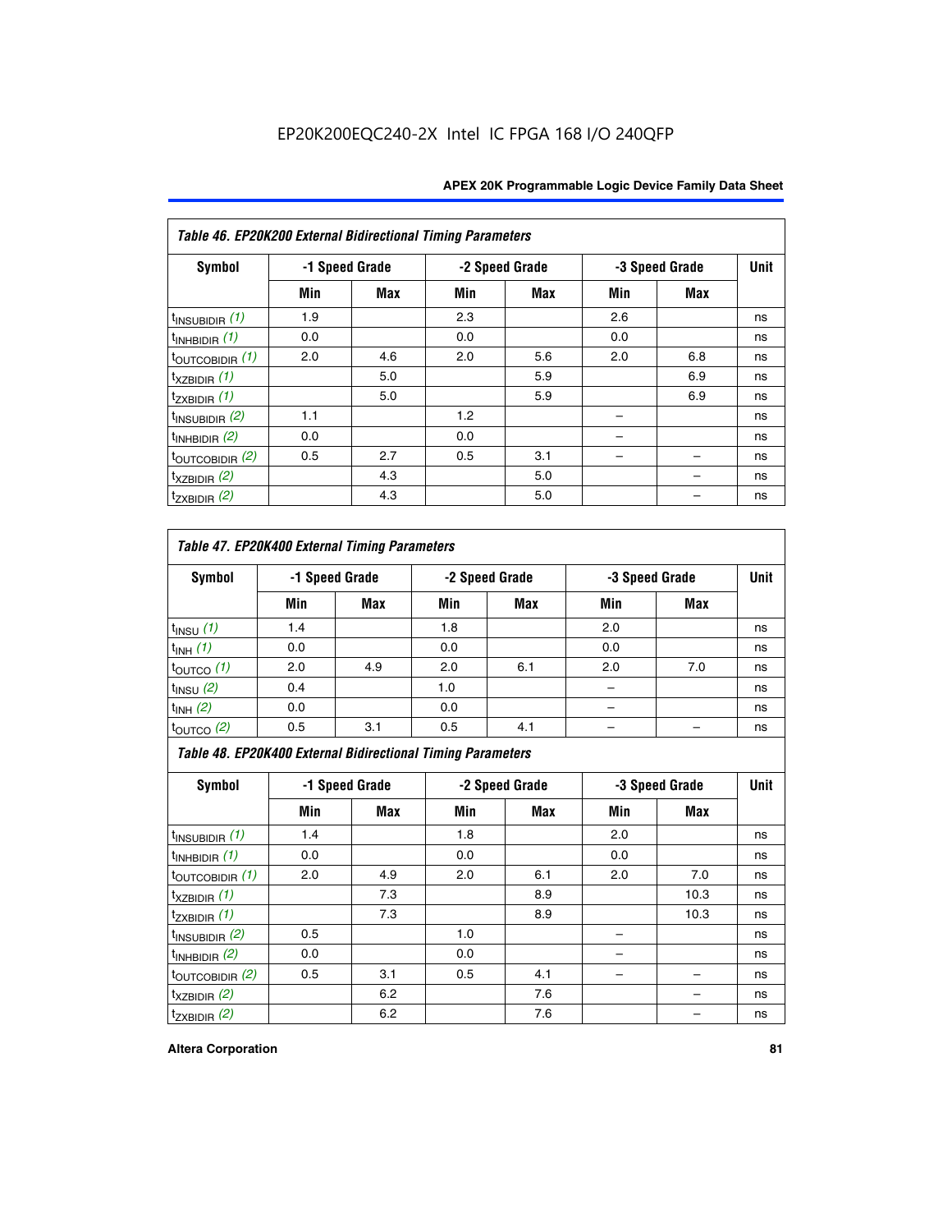EP20K200EQC240-2X Intel IC FPGA 168 I/O 240QFP

| Table 46. EP20K200 External Bidirectional Timing Parameters | | | | | | | |
|---|---|---|---|---|---|---|---|
| Symbol | -1 Speed Grade | | -2 Speed Grade | | -3 Speed Grade | | Unit |
| | Min | Max | Min | Max | Min | Max | |
| $t_{INSUBIDIR}$ *(1)* | 1.9 | | 2.3 | | 2.6 | | ns |
| $t_{INHBIDIR}$ *(1)* | 0.0 | | 0.0 | | 0.0 | | ns |
| $t_{OUTCOBIDIR}$ *(1)* | 2.0 | 4.6 | 2.0 | 5.6 | 2.0 | 6.8 | ns |
| $t_{XZBIDIR}$ *(1)* | | 5.0 | | 5.9 | | 6.9 | ns |
| $t_{ZXBIDIR}$ *(1)* | | 5.0 | | 5.9 | | 6.9 | ns |
| $t_{INSUBIDIR}$ *(2)* | 1.1 | | 1.2 | | – | | ns |
| $t_{INHBIDIR}$ *(2)* | 0.0 | | 0.0 | | – | | ns |
| $t_{OUTCOBIDIR}$ *(2)* | 0.5 | 2.7 | 0.5 | 3.1 | – | – | ns |
| $t_{XZBIDIR}$ *(2)* | | 4.3 | | 5.0 | | – | ns |
| $t_{ZXBIDIR}$ *(2)* | | 4.3 | | 5.0 | | – | ns |

| Table 47. EP20K400 External Timing Parameters | | | | | | | |
|---|---|---|---|---|---|---|---|
| Symbol | -1 Speed Grade | | -2 Speed Grade | | -3 Speed Grade | | Unit |
| | Min | Max | Min | Max | Min | Max | |
| $t_{INSU}$ *(1)* | 1.4 | | 1.8 | | 2.0 | | ns |
| $t_{INH}$ *(1)* | 0.0 | | 0.0 | | 0.0 | | ns |
| $t_{OUTCO}$ *(1)* | 2.0 | 4.9 | 2.0 | 6.1 | 2.0 | 7.0 | ns |
| $t_{INSU}$ *(2)* | 0.4 | | 1.0 | | – | | ns |
| $t_{INH}$ *(2)* | 0.0 | | 0.0 | | – | | ns |
| $t_{OUTCO}$ *(2)* | 0.5 | 3.1 | 0.5 | 4.1 | – | – | ns |

| Table 48. EP20K400 External Bidirectional Timing Parameters | | | | | | | |
|---|---|---|---|---|---|---|---|
| Symbol | -1 Speed Grade | | -2 Speed Grade | | -3 Speed Grade | | Unit |
| | Min | Max | Min | Max | Min | Max | |
| $t_{INSUBIDIR}$ *(1)* | 1.4 | | 1.8 | | 2.0 | | ns |
| $t_{INHBIDIR}$ *(1)* | 0.0 | | 0.0 | | 0.0 | | ns |
| $t_{OUTCOBIDIR}$ *(1)* | 2.0 | 4.9 | 2.0 | 6.1 | 2.0 | 7.0 | ns |
| $t_{XZBIDIR}$ *(1)* | | 7.3 | | 8.9 | | 10.3 | ns |
| $t_{ZXBIDIR}$ *(1)* | | 7.3 | | 8.9 | | 10.3 | ns |
| $t_{INSUBIDIR}$ *(2)* | 0.5 | | 1.0 | | – | | ns |
| $t_{INHBIDIR}$ *(2)* | 0.0 | | 0.0 | | – | | ns |
| $t_{OUTCOBIDIR}$ *(2)* | 0.5 | 3.1 | 0.5 | 4.1 | – | – | ns |
| $t_{XZBIDIR}$ *(2)* | | 6.2 | | 7.6 | | – | ns |
| $t_{ZXBIDIR}$ *(2)* | | 6.2 | | 7.6 | | – | ns |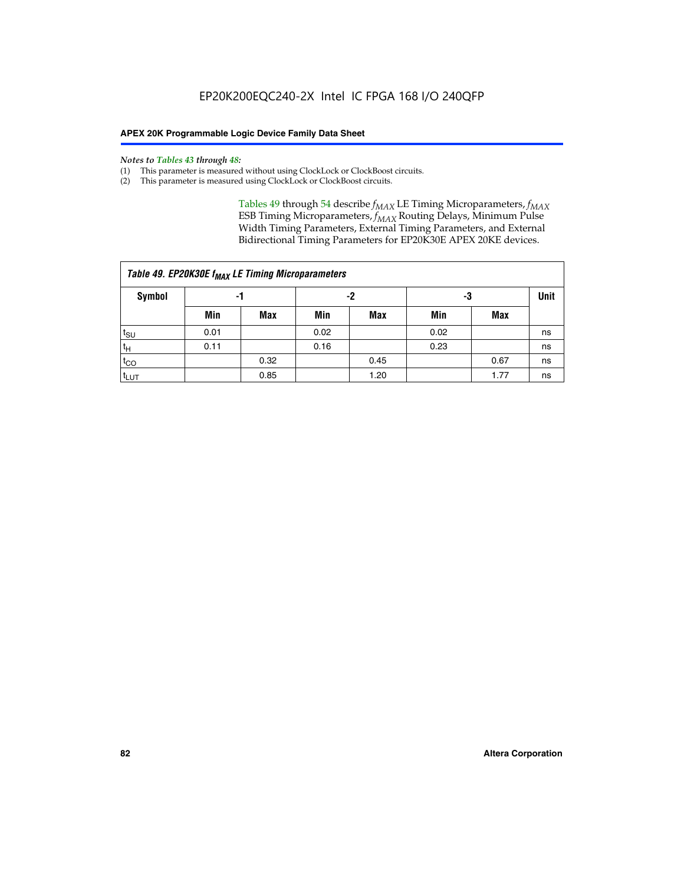*Notes to Tables 43 through 48:*

(1) This parameter is measured without using ClockLock or ClockBoost circuits.
(2) This parameter is measured using ClockLock or ClockBoost circuits.

Tables 49 through 54 describe $f_{MAX}$ LE Timing Microparameters, $f_{MAX}$ ESB Timing Microparameters, $f_{MAX}$ Routing Delays, Minimum Pulse Width Timing Parameters, External Timing Parameters, and External Bidirectional Timing Parameters for EP20K30E APEX 20KE devices.

**Table 49. EP20K30E $f_{MAX}$ LE Timing Microparameters**

| Symbol | -1 | | -2 | | -3 | | Unit |
|---|---|---|---|---|---|---|---|
| | Min | Max | Min | Max | Min | Max | |
| $t_{SU}$ | 0.01 | | 0.02 | | 0.02 | | ns |
| $t_H$ | 0.11 | | 0.16 | | 0.23 | | ns |
| $t_{CO}$ | | 0.32 | | 0.45 | | 0.67 | ns |
| $t_{LUT}$ | | 0.85 | | 1.20 | | 1.77 | ns |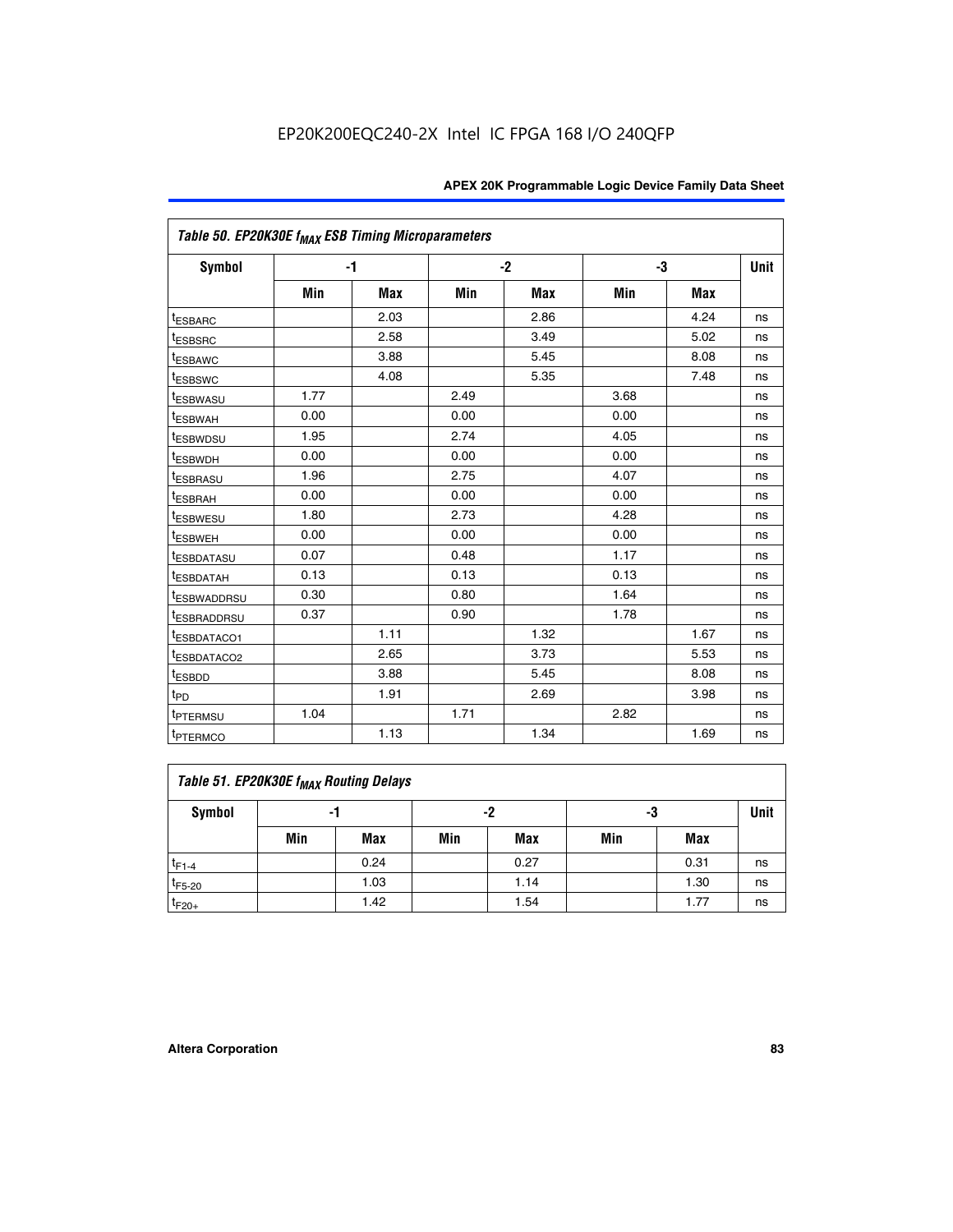EP20K200EQC240-2X Intel IC FPGA 168 I/O 240QFP

| Table 50. EP20K30E $f_{MAX}$ ESB Timing Microparameters | | | | | | | |
|---|---|---|---|---|---|---|---|
| Symbol | -1 | | -2 | | -3 | | Unit |
| | Min | Max | Min | Max | Min | Max | |
| $t_{ESBARC}$ | | 2.03 | | 2.86 | | 4.24 | ns |
| $t_{ESBSRC}$ | | 2.58 | | 3.49 | | 5.02 | ns |
| $t_{ESBAWC}$ | | 3.88 | | 5.45 | | 8.08 | ns |
| $t_{ESBSWC}$ | | 4.08 | | 5.35 | | 7.48 | ns |
| $t_{ESBWASU}$ | 1.77 | | 2.49 | | 3.68 | | ns |
| $t_{ESBWAH}$ | 0.00 | | 0.00 | | 0.00 | | ns |
| $t_{ESBWDSU}$ | 1.95 | | 2.74 | | 4.05 | | ns |
| $t_{ESBWDH}$ | 0.00 | | 0.00 | | 0.00 | | ns |
| $t_{ESBRASU}$ | 1.96 | | 2.75 | | 4.07 | | ns |
| $t_{ESBRAH}$ | 0.00 | | 0.00 | | 0.00 | | ns |
| $t_{ESBWESU}$ | 1.80 | | 2.73 | | 4.28 | | ns |
| $t_{ESBWEH}$ | 0.00 | | 0.00 | | 0.00 | | ns |
| $t_{ESBDATASU}$ | 0.07 | | 0.48 | | 1.17 | | ns |
| $t_{ESBDATAH}$ | 0.13 | | 0.13 | | 0.13 | | ns |
| $t_{ESBWADDRSU}$ | 0.30 | | 0.80 | | 1.64 | | ns |
| $t_{ESBRADDRSU}$ | 0.37 | | 0.90 | | 1.78 | | ns |
| $t_{ESBDATACO1}$ | | 1.11 | | 1.32 | | 1.67 | ns |
| $t_{ESBDATACO2}$ | | 2.65 | | 3.73 | | 5.53 | ns |
| $t_{ESBDD}$ | | 3.88 | | 5.45 | | 8.08 | ns |
| $t_{PD}$ | | 1.91 | | 2.69 | | 3.98 | ns |
| $t_{PTERMSU}$ | 1.04 | | 1.71 | | 2.82 | | ns |
| $t_{PTERMCO}$ | | 1.13 | | 1.34 | | 1.69 | ns |

| Table 51. EP20K30E $f_{MAX}$ Routing Delays | | | | | | | |
|---|---|---|---|---|---|---|---|
| Symbol | -1 | | -2 | | -3 | | Unit |
| | Min | Max | Min | Max | Min | Max | |
| $t_{F1-4}$ | | 0.24 | | 0.27 | | 0.31 | ns |
| $t_{F5-20}$ | | 1.03 | | 1.14 | | 1.30 | ns |
| $t_{F20+}$ | | 1.42 | | 1.54 | | 1.77 | ns |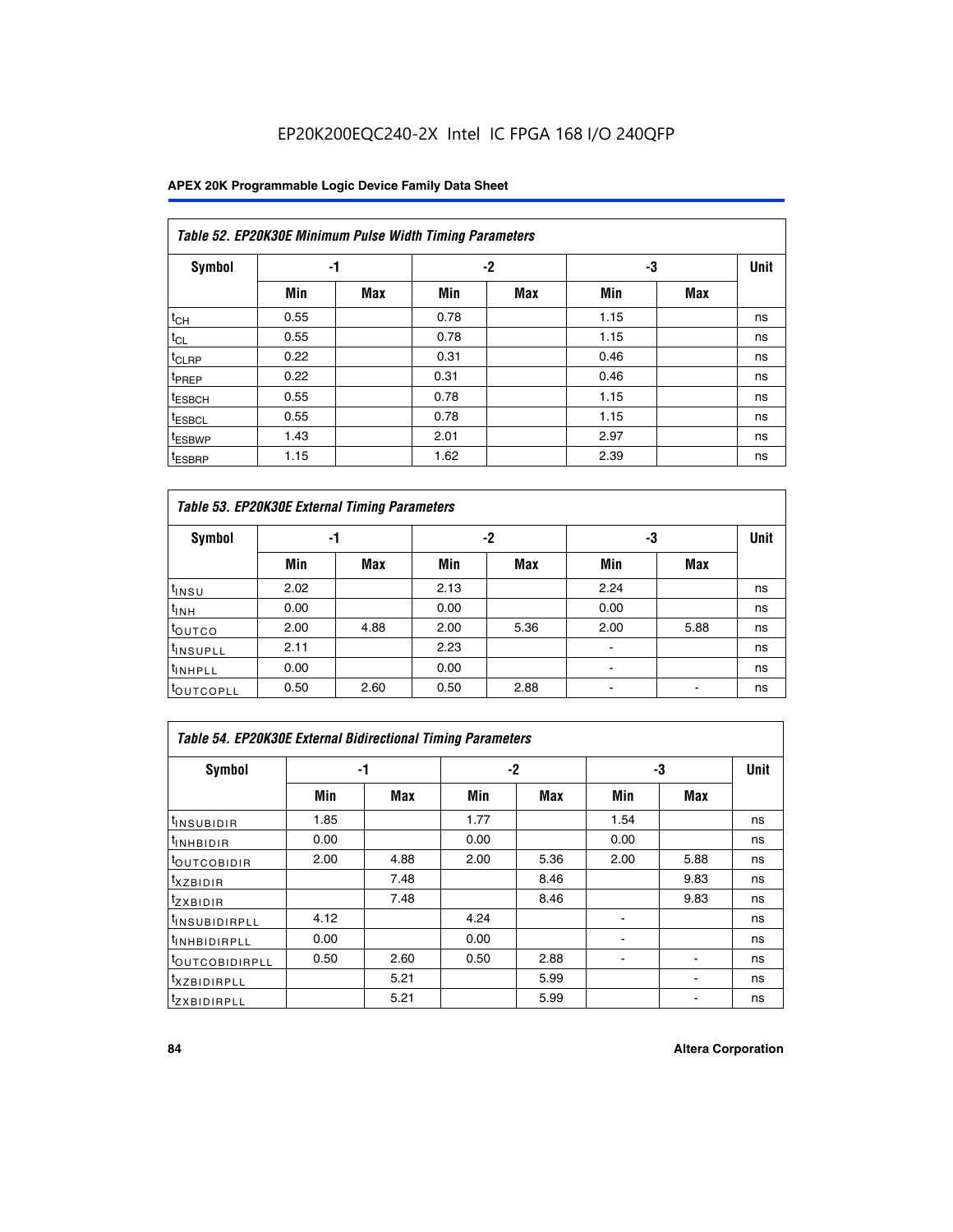| Table 52. EP20K30E Minimum Pulse Width Timing Parameters | | | | | | | |
|---|---|---|---|---|---|---|---|
| Symbol | -1 | | -2 | | -3 | | Unit |
| | Min | Max | Min | Max | Min | Max | |
| $t_{CH}$ | 0.55 | | 0.78 | | 1.15 | | ns |
| $t_{CL}$ | 0.55 | | 0.78 | | 1.15 | | ns |
| $t_{CLRP}$ | 0.22 | | 0.31 | | 0.46 | | ns |
| $t_{PREP}$ | 0.22 | | 0.31 | | 0.46 | | ns |
| $t_{ESBCH}$ | 0.55 | | 0.78 | | 1.15 | | ns |
| $t_{ESBCL}$ | 0.55 | | 0.78 | | 1.15 | | ns |
| $t_{ESBWP}$ | 1.43 | | 2.01 | | 2.97 | | ns |
| $t_{ESBRP}$ | 1.15 | | 1.62 | | 2.39 | | ns |

| Table 53. EP20K30E External Timing Parameters | | | | | | | |
|---|---|---|---|---|---|---|---|
| Symbol | -1 | | -2 | | -3 | | Unit |
| | Min | Max | Min | Max | Min | Max | |
| $t_{INSU}$ | 2.02 | | 2.13 | | 2.24 | | ns |
| $t_{INH}$ | 0.00 | | 0.00 | | 0.00 | | ns |
| $t_{OUTCO}$ | 2.00 | 4.88 | 2.00 | 5.36 | 2.00 | 5.88 | ns |
| $t_{INSUPLL}$ | 2.11 | | 2.23 | | - | | ns |
| $t_{INHPLL}$ | 0.00 | | 0.00 | | - | | ns |
| $t_{OUTCOPLL}$ | 0.50 | 2.60 | 0.50 | 2.88 | - | - | ns |

| Table 54. EP20K30E External Bidirectional Timing Parameters | | | | | | | |
|---|---|---|---|---|---|---|---|
| Symbol | -1 | | -2 | | -3 | | Unit |
| | Min | Max | Min | Max | Min | Max | |
| $t_{INSUBIDIR}$ | 1.85 | | 1.77 | | 1.54 | | ns |
| $t_{INHBIDIR}$ | 0.00 | | 0.00 | | 0.00 | | ns |
| $t_{OUTCOBIDIR}$ | 2.00 | 4.88 | 2.00 | 5.36 | 2.00 | 5.88 | ns |
| $t_{XZBIDIR}$ | | 7.48 | | 8.46 | | 9.83 | ns |
| $t_{ZXBIDIR}$ | | 7.48 | | 8.46 | | 9.83 | ns |
| $t_{INSUBIDIRPLL}$ | 4.12 | | 4.24 | | - | | ns |
| $t_{INHBIDIRPLL}$ | 0.00 | | 0.00 | | - | | ns |
| $t_{OUTCOBIDIRPLL}$ | 0.50 | 2.60 | 0.50 | 2.88 | - | - | ns |
| $t_{XZBIDIRPLL}$ | | 5.21 | | 5.99 | | - | ns |
| $t_{ZXBIDIRPLL}$ | | 5.21 | | 5.99 | | - | ns |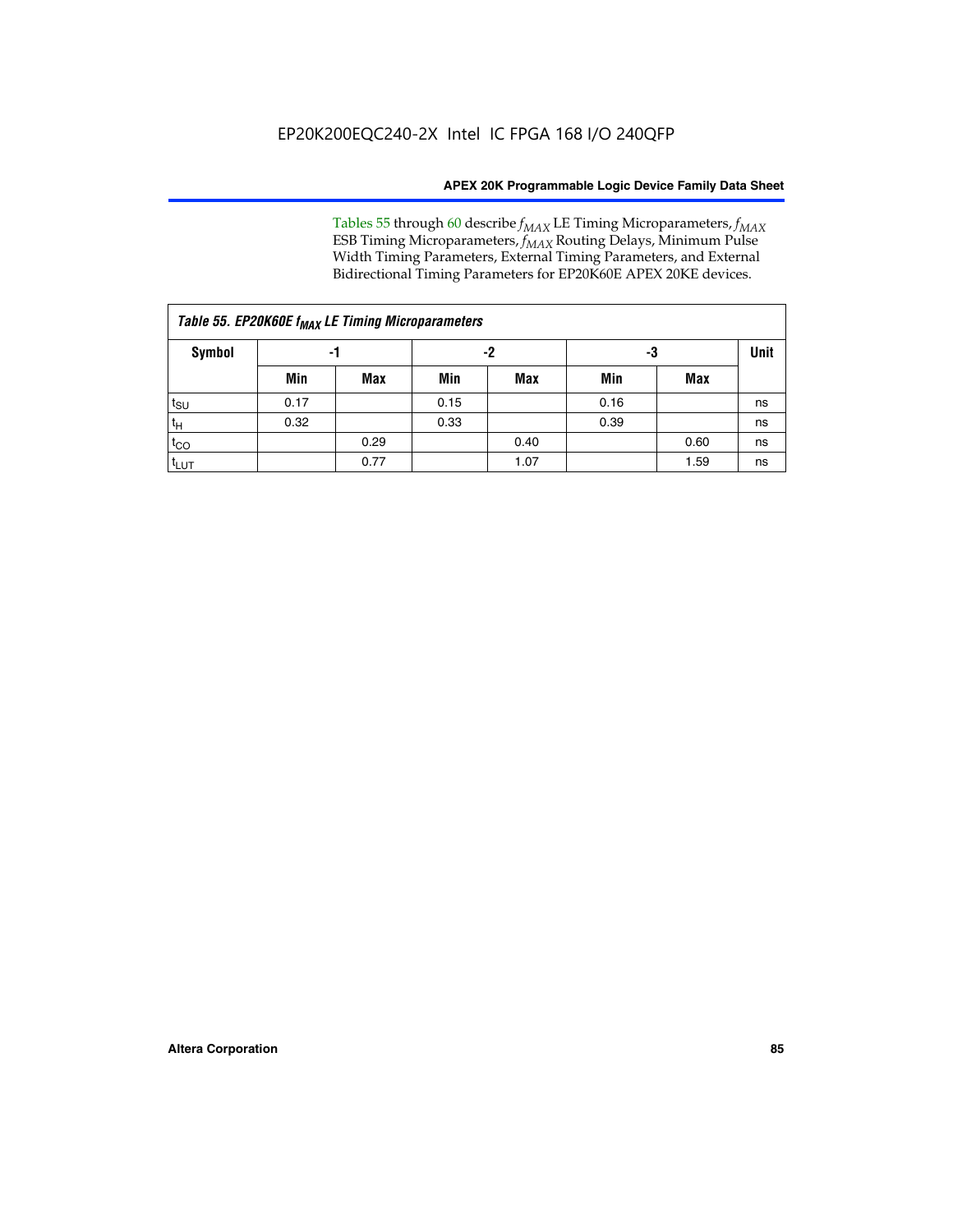Tables 55 through 60 describe $f_{MAX}$ LE Timing Microparameters, $f_{MAX}$ ESB Timing Microparameters, $f_{MAX}$ Routing Delays, Minimum Pulse Width Timing Parameters, External Timing Parameters, and External Bidirectional Timing Parameters for EP20K60E APEX 20KE devices.

| Table 55. EP20K60E $f_{MAX}$ LE Timing Microparameters | | | | | | | |
|---|---|---|---|---|---|---|---|
| Symbol | -1 | | -2 | | -3 | | Unit |
| | Min | Max | Min | Max | Min | Max | |
| $t_{SU}$ | 0.17 | | 0.15 | | 0.16 | | ns |
| $t_{H}$ | 0.32 | | 0.33 | | 0.39 | | ns |
| $t_{CO}$ | | 0.29 | | 0.40 | | 0.60 | ns |
| $t_{LUT}$ | | 0.77 | | 1.07 | | 1.59 | ns |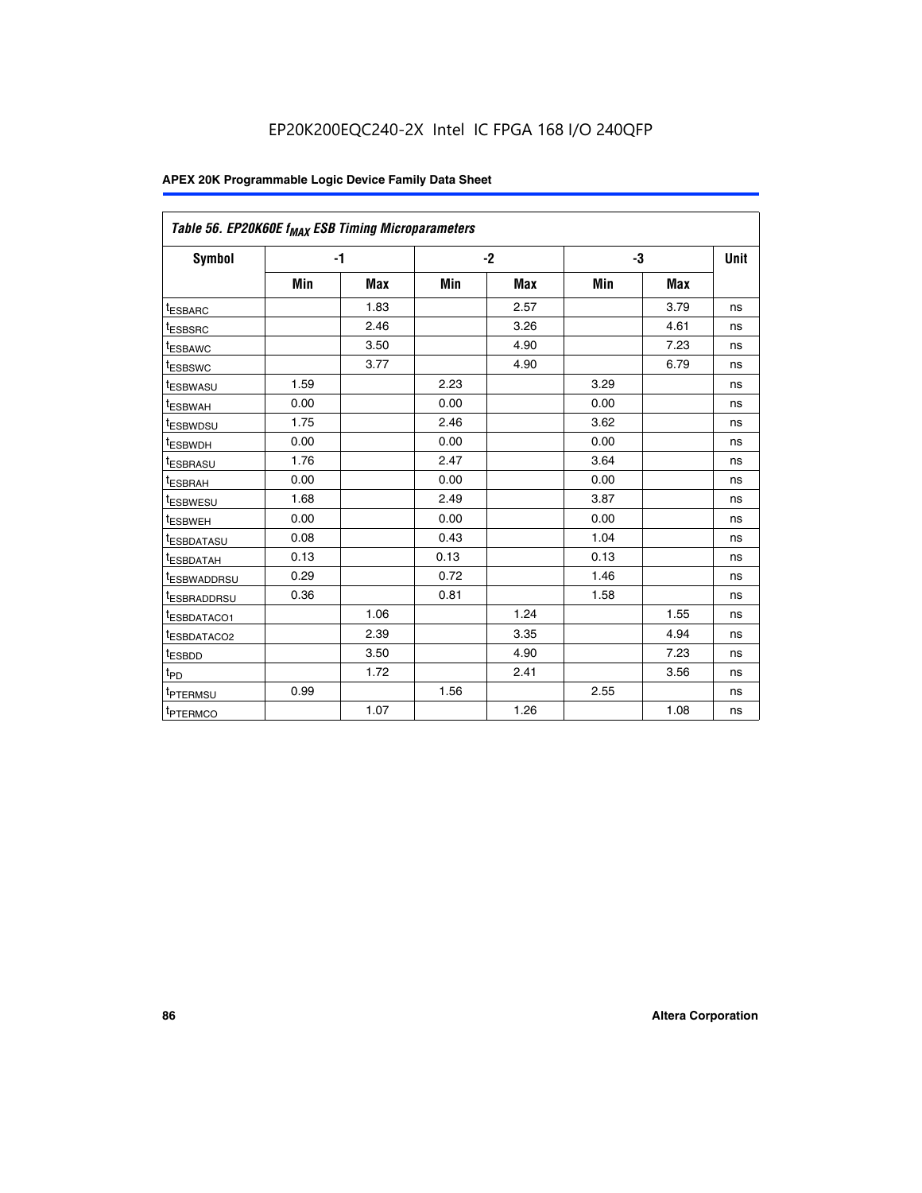EP20K200EQC240-2X Intel IC FPGA 168 I/O 240QFP

| Table 56. EP20K60E $f_{MAX}$ ESB Timing Microparameters | | | | | | | |
|---|---|---|---|---|---|---|---|
| **Symbol** | **-1** | | **-2** | | **-3** | | **Unit** |
| | **Min** | **Max** | **Min** | **Max** | **Min** | **Max** | |
| $t_{ESBARC}$ | | 1.83 | | 2.57 | | 3.79 | ns |
| $t_{ESBSRC}$ | | 2.46 | | 3.26 | | 4.61 | ns |
| $t_{ESBAWC}$ | | 3.50 | | 4.90 | | 7.23 | ns |
| $t_{ESBSWC}$ | | 3.77 | | 4.90 | | 6.79 | ns |
| $t_{ESBWASU}$ | 1.59 | | 2.23 | | 3.29 | | ns |
| $t_{ESBWAH}$ | 0.00 | | 0.00 | | 0.00 | | ns |
| $t_{ESBWDSU}$ | 1.75 | | 2.46 | | 3.62 | | ns |
| $t_{ESBWDH}$ | 0.00 | | 0.00 | | 0.00 | | ns |
| $t_{ESBRASU}$ | 1.76 | | 2.47 | | 3.64 | | ns |
| $t_{ESBRAH}$ | 0.00 | | 0.00 | | 0.00 | | ns |
| $t_{ESBWESU}$ | 1.68 | | 2.49 | | 3.87 | | ns |
| $t_{ESBWEH}$ | 0.00 | | 0.00 | | 0.00 | | ns |
| $t_{ESBDATASU}$ | 0.08 | | 0.43 | | 1.04 | | ns |
| $t_{ESBDATAH}$ | 0.13 | | 0.13 | | 0.13 | | ns |
| $t_{ESBWADDRSU}$ | 0.29 | | 0.72 | | 1.46 | | ns |
| $t_{ESBRADDRSU}$ | 0.36 | | 0.81 | | 1.58 | | ns |
| $t_{ESBDATACO1}$ | | 1.06 | | 1.24 | | 1.55 | ns |
| $t_{ESBDATACO2}$ | | 2.39 | | 3.35 | | 4.94 | ns |
| $t_{ESBDD}$ | | 3.50 | | 4.90 | | 7.23 | ns |
| $t_{PD}$ | | 1.72 | | 2.41 | | 3.56 | ns |
| $t_{PTERMSU}$ | 0.99 | | 1.56 | | 2.55 | | ns |
| $t_{PTERMCO}$ | | 1.07 | | 1.26 | | 1.08 | ns |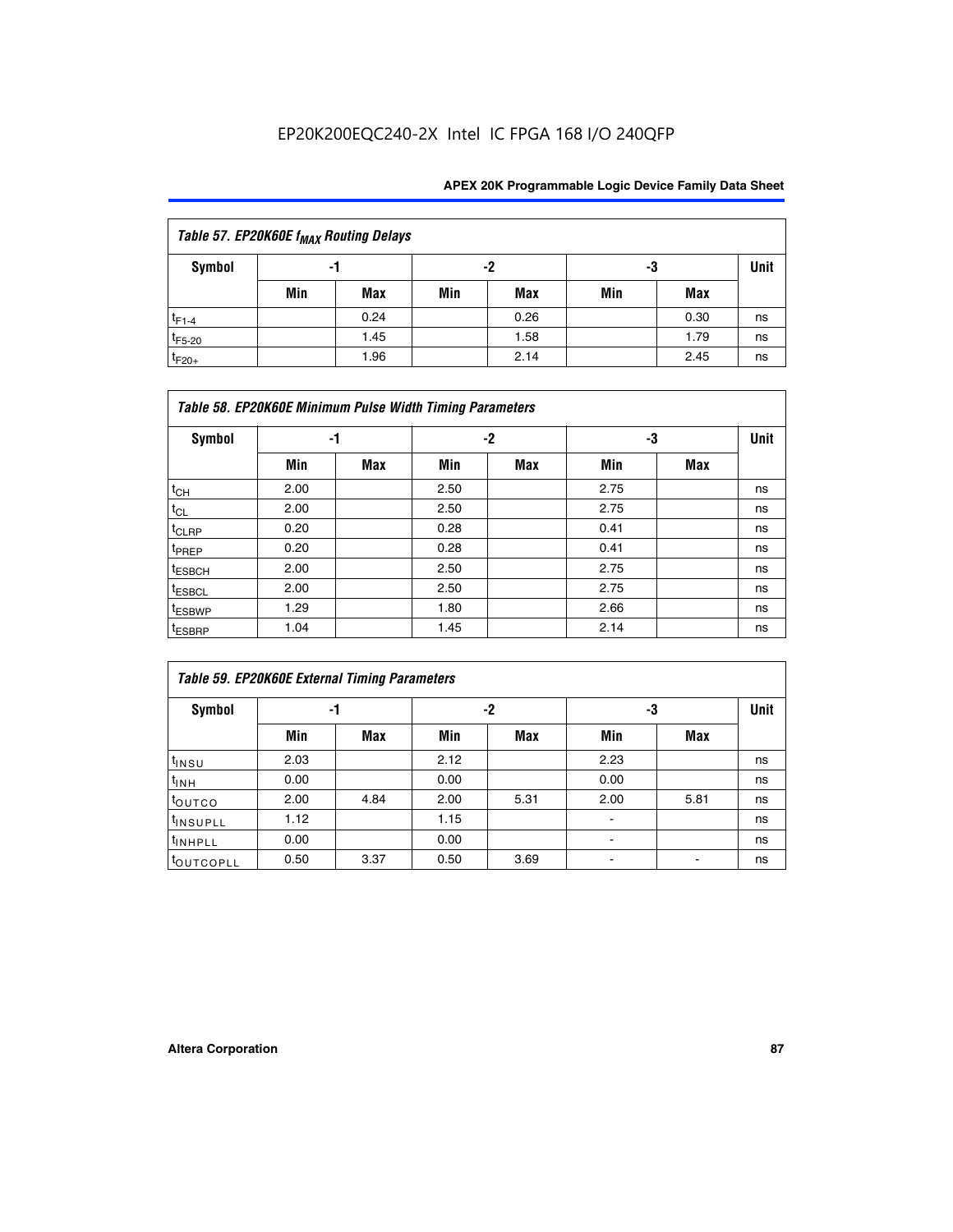| Table 57. EP20K60E $f_{MAX}$ Routing Delays | | | | | | | |
|---|---|---|---|---|---|---|---|
| Symbol | -1 | | -2 | | -3 | | Unit |
| | Min | Max | Min | Max | Min | Max | |
| $t_{F1-4}$ | | 0.24 | | 0.26 | | 0.30 | ns |
| $t_{F5-20}$ | | 1.45 | | 1.58 | | 1.79 | ns |
| $t_{F20+}$ | | 1.96 | | 2.14 | | 2.45 | ns |

| Table 58. EP20K60E Minimum Pulse Width Timing Parameters | | | | | | | |
|---|---|---|---|---|---|---|---|
| Symbol | -1 | | -2 | | -3 | | Unit |
| | Min | Max | Min | Max | Min | Max | |
| $t_{CH}$ | 2.00 | | 2.50 | | 2.75 | | ns |
| $t_{CL}$ | 2.00 | | 2.50 | | 2.75 | | ns |
| $t_{CLRP}$ | 0.20 | | 0.28 | | 0.41 | | ns |
| $t_{PREP}$ | 0.20 | | 0.28 | | 0.41 | | ns |
| $t_{ESBCH}$ | 2.00 | | 2.50 | | 2.75 | | ns |
| $t_{ESBCL}$ | 2.00 | | 2.50 | | 2.75 | | ns |
| $t_{ESBWP}$ | 1.29 | | 1.80 | | 2.66 | | ns |
| $t_{ESBRP}$ | 1.04 | | 1.45 | | 2.14 | | ns |

| Table 59. EP20K60E External Timing Parameters | | | | | | | |
|---|---|---|---|---|---|---|---|
| Symbol | -1 | | -2 | | -3 | | Unit |
| | Min | Max | Min | Max | Min | Max | |
| $t_{INSU}$ | 2.03 | | 2.12 | | 2.23 | | ns |
| $t_{INH}$ | 0.00 | | 0.00 | | 0.00 | | ns |
| $t_{OUTCO}$ | 2.00 | 4.84 | 2.00 | 5.31 | 2.00 | 5.81 | ns |
| $t_{INSUPLL}$ | 1.12 | | 1.15 | | - | | ns |
| $t_{INHPLL}$ | 0.00 | | 0.00 | | - | | ns |
| $t_{OUTCOPLL}$ | 0.50 | 3.37 | 0.50 | 3.69 | - | - | ns |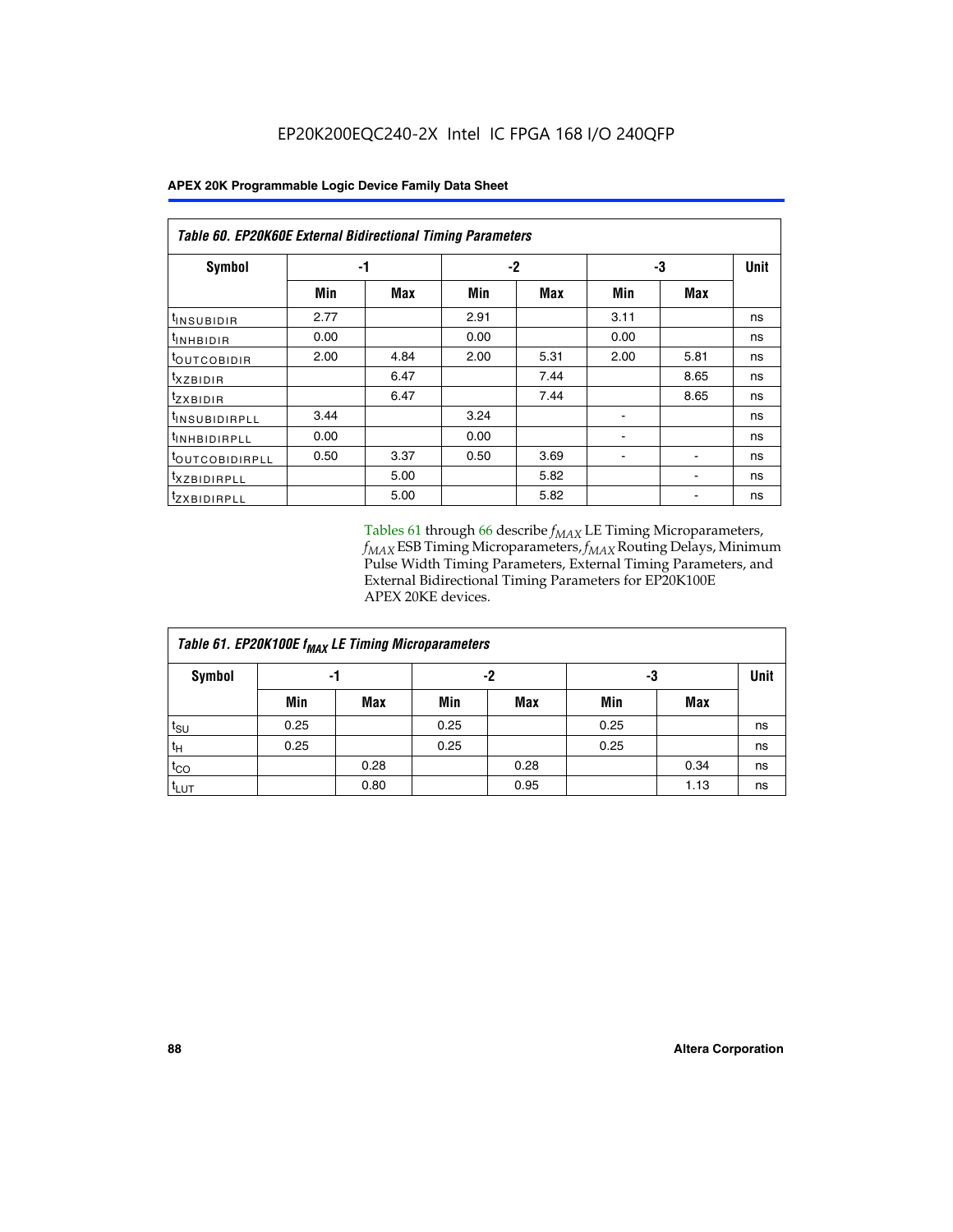EP20K200EQC240-2X Intel IC FPGA 168 I/O 240QFP

| Table 60. EP20K60E External Bidirectional Timing Parameters | | | | | | | |
|---|---|---|---|---|---|---|---|
| Symbol | -1 | | -2 | | -3 | | Unit |
| | Min | Max | Min | Max | Min | Max | |
| $t_{INSUBIDIR}$ | 2.77 | | 2.91 | | 3.11 | | ns |
| $t_{INHBIDIR}$ | 0.00 | | 0.00 | | 0.00 | | ns |
| $t_{OUTCOBIDIR}$ | 2.00 | 4.84 | 2.00 | 5.31 | 2.00 | 5.81 | ns |
| $t_{XZBIDIR}$ | | 6.47 | | 7.44 | | 8.65 | ns |
| $t_{ZXBIDIR}$ | | 6.47 | | 7.44 | | 8.65 | ns |
| $t_{INSUBIDIRPLL}$ | 3.44 | | 3.24 | | - | | ns |
| $t_{INHBIDIRPLL}$ | 0.00 | | 0.00 | | - | | ns |
| $t_{OUTCOBIDIRPLL}$ | 0.50 | 3.37 | 0.50 | 3.69 | - | - | ns |
| $t_{XZBIDIRPLL}$ | | 5.00 | | 5.82 | | - | ns |
| $t_{ZXBIDIRPLL}$ | | 5.00 | | 5.82 | | - | ns |

Tables 61 through 66 describe $f_{MAX}$ LE Timing Microparameters, $f_{MAX}$ ESB Timing Microparameters, $f_{MAX}$ Routing Delays, Minimum Pulse Width Timing Parameters, External Timing Parameters, and External Bidirectional Timing Parameters for EP20K100E APEX 20KE devices.

| Table 61. EP20K100E $f_{MAX}$ LE Timing Microparameters | | | | | | | |
|---|---|---|---|---|---|---|---|
| Symbol | -1 | | -2 | | -3 | | Unit |
| | Min | Max | Min | Max | Min | Max | |
| $t_{SU}$ | 0.25 | | 0.25 | | 0.25 | | ns |
| $t_H$ | 0.25 | | 0.25 | | 0.25 | | ns |
| $t_{CO}$ | | 0.28 | | 0.28 | | 0.34 | ns |
| $t_{LUT}$ | | 0.80 | | 0.95 | | 1.13 | ns |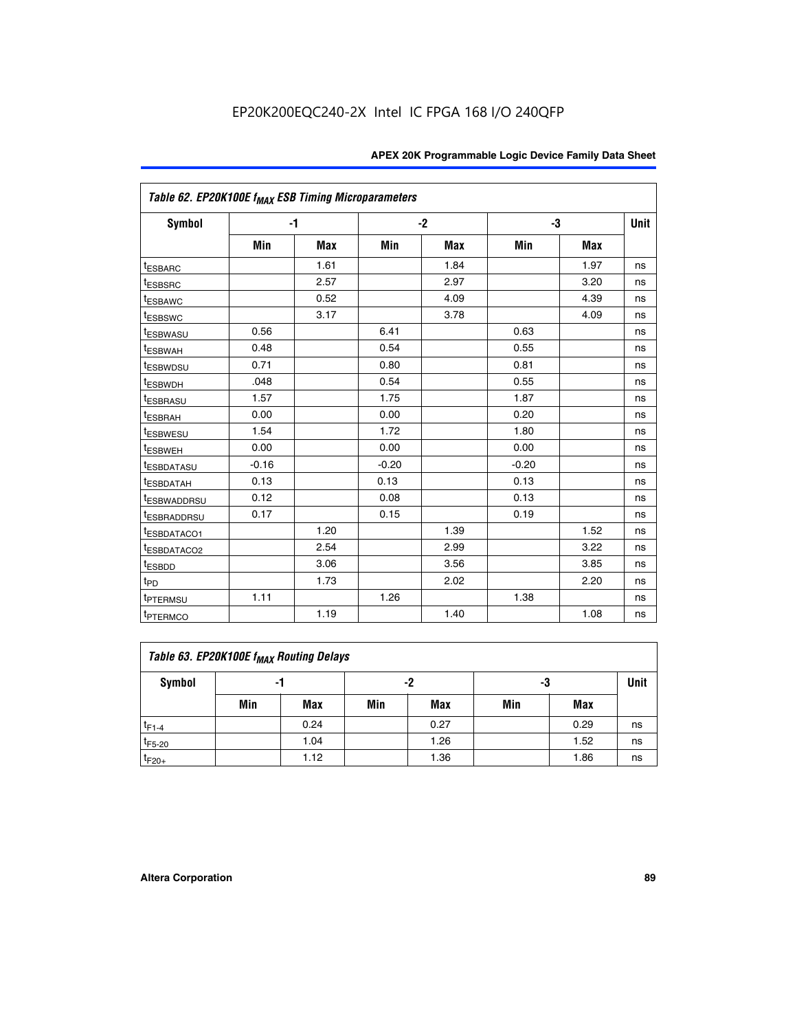EP20K200EQC240-2X Intel IC FPGA 168 I/O 240QFP

| Table 62. EP20K100E $f_{MAX}$ ESB Timing Microparameters | | | | | | | |
|---|---|---|---|---|---|---|---|
| Symbol | -1 | | -2 | | -3 | | Unit |
| | Min | Max | Min | Max | Min | Max | |
| $t_{ESBARC}$ | | 1.61 | | 1.84 | | 1.97 | ns |
| $t_{ESBSRC}$ | | 2.57 | | 2.97 | | 3.20 | ns |
| $t_{ESBAWC}$ | | 0.52 | | 4.09 | | 4.39 | ns |
| $t_{ESBSWC}$ | | 3.17 | | 3.78 | | 4.09 | ns |
| $t_{ESBWASU}$ | 0.56 | | 6.41 | | 0.63 | | ns |
| $t_{ESBWAH}$ | 0.48 | | 0.54 | | 0.55 | | ns |
| $t_{ESBWDSU}$ | 0.71 | | 0.80 | | 0.81 | | ns |
| $t_{ESBWDH}$ | .048 | | 0.54 | | 0.55 | | ns |
| $t_{ESBRASU}$ | 1.57 | | 1.75 | | 1.87 | | ns |
| $t_{ESBRAH}$ | 0.00 | | 0.00 | | 0.20 | | ns |
| $t_{ESBWESU}$ | 1.54 | | 1.72 | | 1.80 | | ns |
| $t_{ESBWEH}$ | 0.00 | | 0.00 | | 0.00 | | ns |
| $t_{ESBDATASU}$ | -0.16 | | -0.20 | | -0.20 | | ns |
| $t_{ESBDATAH}$ | 0.13 | | 0.13 | | 0.13 | | ns |
| $t_{ESBWADDRSU}$ | 0.12 | | 0.08 | | 0.13 | | ns |
| $t_{ESBRADDRSU}$ | 0.17 | | 0.15 | | 0.19 | | ns |
| $t_{ESBDATACO1}$ | | 1.20 | | 1.39 | | 1.52 | ns |
| $t_{ESBDATACO2}$ | | 2.54 | | 2.99 | | 3.22 | ns |
| $t_{ESBDD}$ | | 3.06 | | 3.56 | | 3.85 | ns |
| $t_{PD}$ | | 1.73 | | 2.02 | | 2.20 | ns |
| $t_{PTERMSU}$ | 1.11 | | 1.26 | | 1.38 | | ns |
| $t_{PTERMCO}$ | | 1.19 | | 1.40 | | 1.08 | ns |

| Table 63. EP20K100E $f_{MAX}$ Routing Delays | | | | | | | |
|---|---|---|---|---|---|---|---|
| Symbol | -1 | | -2 | | -3 | | Unit |
| | Min | Max | Min | Max | Min | Max | |
| $t_{F1-4}$ | | 0.24 | | 0.27 | | 0.29 | ns |
| $t_{F5-20}$ | | 1.04 | | 1.26 | | 1.52 | ns |
| $t_{F20+}$ | | 1.12 | | 1.36 | | 1.86 | ns |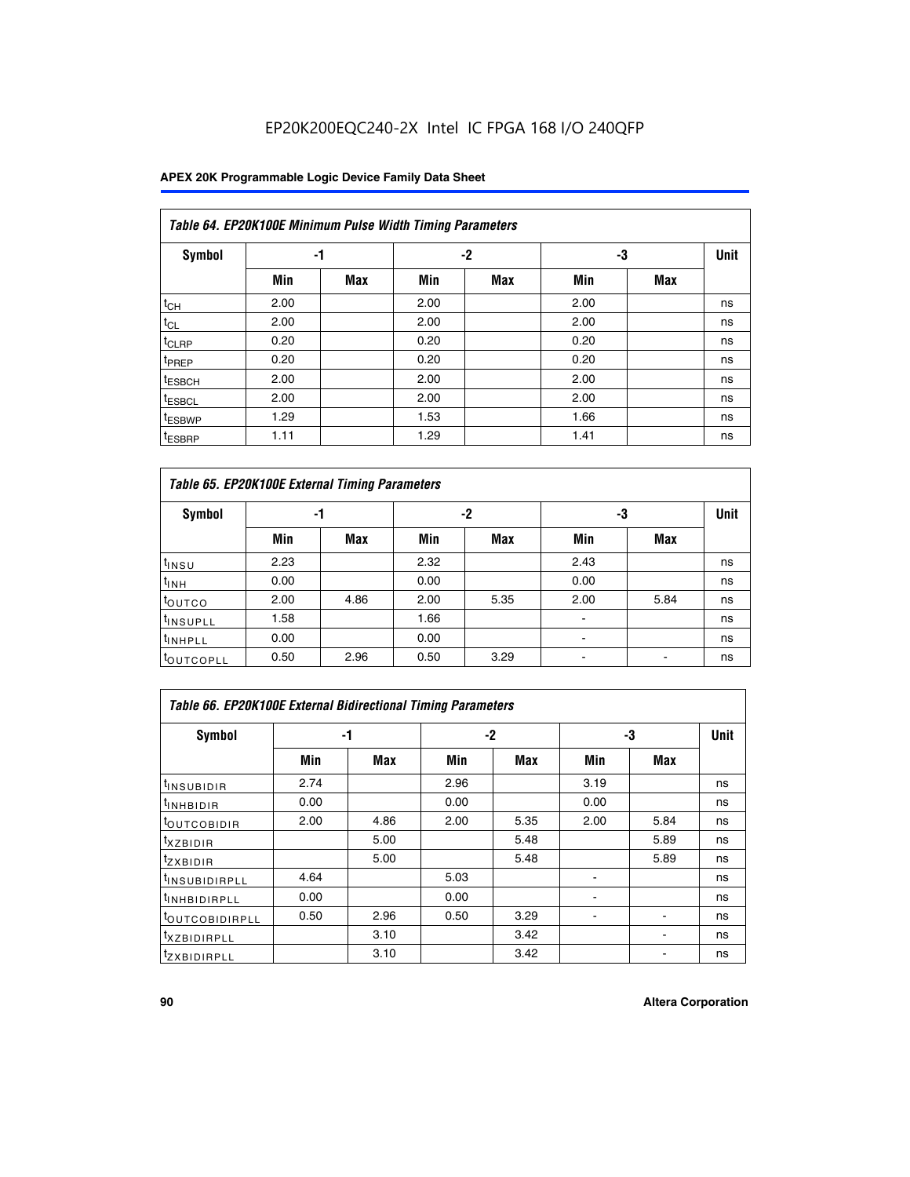EP20K200EQC240-2X Intel IC FPGA 168 I/O 240QFP

| Table 64. EP20K100E Minimum Pulse Width Timing Parameters | | | | | | | |
|---|---|---|---|---|---|---|---|
| Symbol | -1 | | -2 | | -3 | | Unit |
| | Min | Max | Min | Max | Min | Max | |
| $t_{CH}$ | 2.00 | | 2.00 | | 2.00 | | ns |
| $t_{CL}$ | 2.00 | | 2.00 | | 2.00 | | ns |
| $t_{CLRP}$ | 0.20 | | 0.20 | | 0.20 | | ns |
| $t_{PREP}$ | 0.20 | | 0.20 | | 0.20 | | ns |
| $t_{ESBCH}$ | 2.00 | | 2.00 | | 2.00 | | ns |
| $t_{ESBCL}$ | 2.00 | | 2.00 | | 2.00 | | ns |
| $t_{ESBWP}$ | 1.29 | | 1.53 | | 1.66 | | ns |
| $t_{ESBRP}$ | 1.11 | | 1.29 | | 1.41 | | ns |

| Table 65. EP20K100E External Timing Parameters | | | | | | | |
|---|---|---|---|---|---|---|---|
| Symbol | -1 | | -2 | | -3 | | Unit |
| | Min | Max | Min | Max | Min | Max | |
| $t_{INSU}$ | 2.23 | | 2.32 | | 2.43 | | ns |
| $t_{INH}$ | 0.00 | | 0.00 | | 0.00 | | ns |
| $t_{OUTCO}$ | 2.00 | 4.86 | 2.00 | 5.35 | 2.00 | 5.84 | ns |
| $t_{INSUPLL}$ | 1.58 | | 1.66 | | - | | ns |
| $t_{INHPLL}$ | 0.00 | | 0.00 | | - | | ns |
| $t_{OUTCOPLL}$ | 0.50 | 2.96 | 0.50 | 3.29 | - | - | ns |

| Table 66. EP20K100E External Bidirectional Timing Parameters | | | | | | | |
|---|---|---|---|---|---|---|---|
| Symbol | -1 | | -2 | | -3 | | Unit |
| | Min | Max | Min | Max | Min | Max | |
| $t_{INSUBIDIR}$ | 2.74 | | 2.96 | | 3.19 | | ns |
| $t_{INHBIDIR}$ | 0.00 | | 0.00 | | 0.00 | | ns |
| $t_{OUTCOBIDIR}$ | 2.00 | 4.86 | 2.00 | 5.35 | 2.00 | 5.84 | ns |
| $t_{XZBIDIR}$ | | 5.00 | | 5.48 | | 5.89 | ns |
| $t_{ZXBIDIR}$ | | 5.00 | | 5.48 | | 5.89 | ns |
| $t_{INSUBIDIRPLL}$ | 4.64 | | 5.03 | | - | | ns |
| $t_{INHBIDIRPLL}$ | 0.00 | | 0.00 | | - | | ns |
| $t_{OUTCOBIDIRPLL}$ | 0.50 | 2.96 | 0.50 | 3.29 | - | - | ns |
| $t_{XZBIDIRPLL}$ | | 3.10 | | 3.42 | | - | ns |
| $t_{ZXBIDIRPLL}$ | | 3.10 | | 3.42 | | - | ns |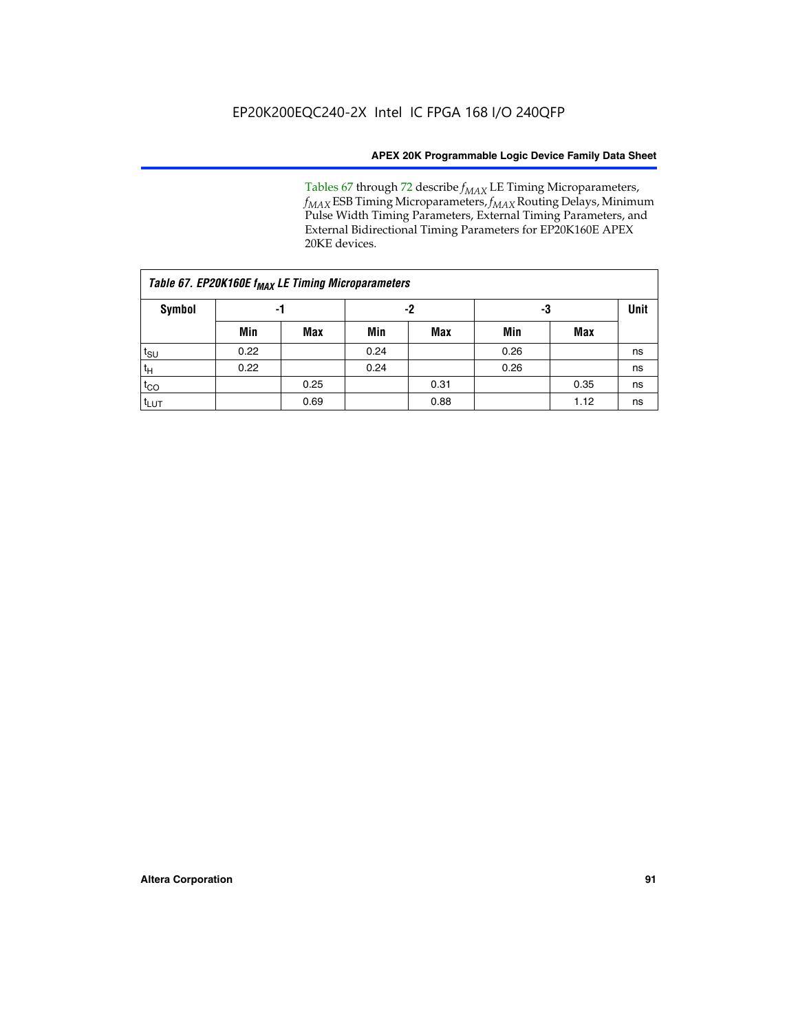Tables 67 through 72 describe $f_{MAX}$ LE Timing Microparameters, $f_{MAX}$ ESB Timing Microparameters, $f_{MAX}$ Routing Delays, Minimum Pulse Width Timing Parameters, External Timing Parameters, and External Bidirectional Timing Parameters for EP20K160E APEX 20KE devices.

*Table 67. EP20K160E $f_{MAX}$ LE Timing Microparameters*

| Symbol | -1 | | -2 | | -3 | | Unit |
|---|---|---|---|---|---|---|---|
| | Min | Max | Min | Max | Min | Max | |
| $t_{SU}$ | 0.22 | | 0.24 | | 0.26 | | ns |
| $t_H$ | 0.22 | | 0.24 | | 0.26 | | ns |
| $t_{CO}$ | | 0.25 | | 0.31 | | 0.35 | ns |
| $t_{LUT}$ | | 0.69 | | 0.88 | | 1.12 | ns |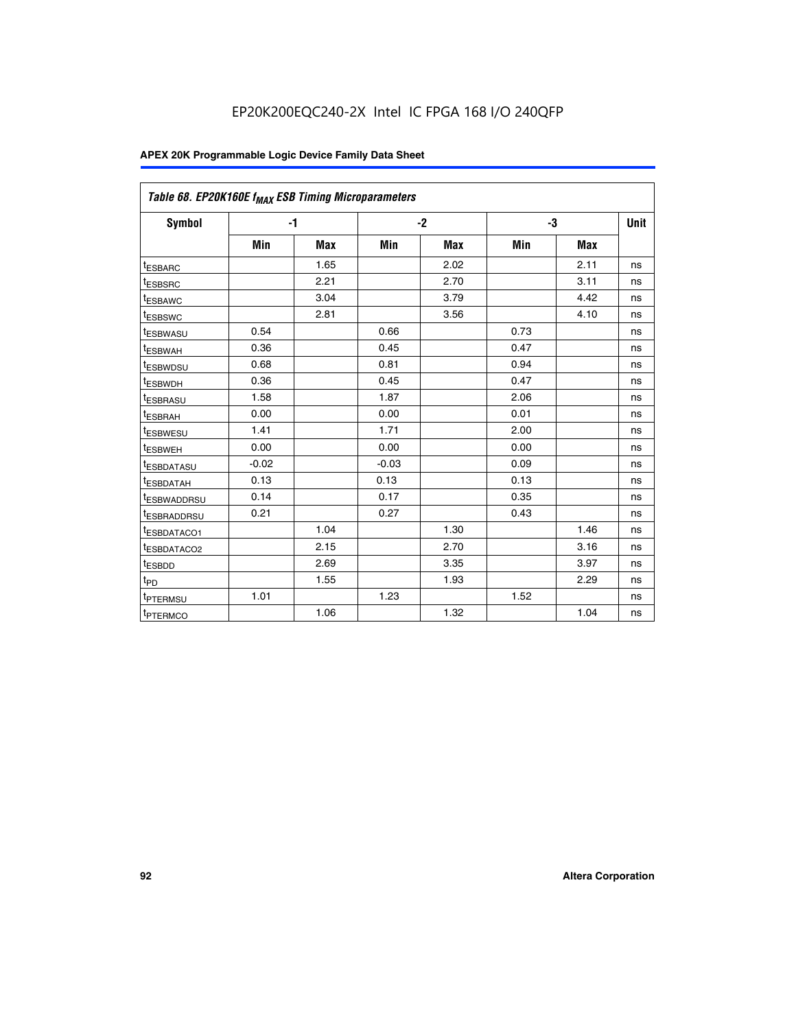EP20K200EQC240-2X Intel IC FPGA 168 I/O 240QFP

| *Table 68. EP20K160E $f_{MAX}$ ESB Timing Microparameters* | | | | | | | |
|---|---|---|---|---|---|---|---|
| **Symbol** | **-1** | | **-2** | | **-3** | | **Unit** |
| | **Min** | **Max** | **Min** | **Max** | **Min** | **Max** | |
| $t_{ESBARC}$ | | 1.65 | | 2.02 | | 2.11 | ns |
| $t_{ESBSRC}$ | | 2.21 | | 2.70 | | 3.11 | ns |
| $t_{ESBAWC}$ | | 3.04 | | 3.79 | | 4.42 | ns |
| $t_{ESBSWC}$ | | 2.81 | | 3.56 | | 4.10 | ns |
| $t_{ESBWASU}$ | 0.54 | | 0.66 | | 0.73 | | ns |
| $t_{ESBWAH}$ | 0.36 | | 0.45 | | 0.47 | | ns |
| $t_{ESBWDSU}$ | 0.68 | | 0.81 | | 0.94 | | ns |
| $t_{ESBWDH}$ | 0.36 | | 0.45 | | 0.47 | | ns |
| $t_{ESBRASU}$ | 1.58 | | 1.87 | | 2.06 | | ns |
| $t_{ESBRAH}$ | 0.00 | | 0.00 | | 0.01 | | ns |
| $t_{ESBWESU}$ | 1.41 | | 1.71 | | 2.00 | | ns |
| $t_{ESBWEH}$ | 0.00 | | 0.00 | | 0.00 | | ns |
| $t_{ESBDATASU}$ | -0.02 | | -0.03 | | 0.09 | | ns |
| $t_{ESBDATAH}$ | 0.13 | | 0.13 | | 0.13 | | ns |
| $t_{ESBWADDRSU}$ | 0.14 | | 0.17 | | 0.35 | | ns |
| $t_{ESBRADDRSU}$ | 0.21 | | 0.27 | | 0.43 | | ns |
| $t_{ESBDATACO1}$ | | 1.04 | | 1.30 | | 1.46 | ns |
| $t_{ESBDATACO2}$ | | 2.15 | | 2.70 | | 3.16 | ns |
| $t_{ESBDD}$ | | 2.69 | | 3.35 | | 3.97 | ns |
| $t_{PD}$ | | 1.55 | | 1.93 | | 2.29 | ns |
| $t_{PTERMSU}$ | 1.01 | | 1.23 | | 1.52 | | ns |
| $t_{PTERMCO}$ | | 1.06 | | 1.32 | | 1.04 | ns |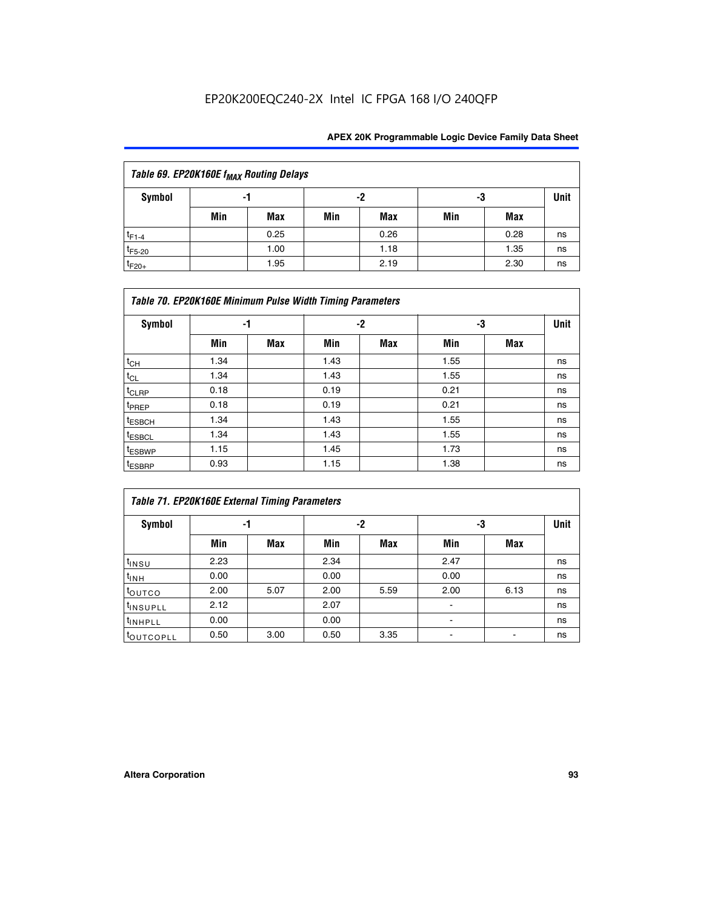| Table 69. EP20K160E $f_{MAX}$ Routing Delays | | | | | | | |
|---|---|---|---|---|---|---|---|
| Symbol | -1 | | -2 | | -3 | | Unit |
| | Min | Max | Min | Max | Min | Max | |
| $t_{F1-4}$ | | 0.25 | | 0.26 | | 0.28 | ns |
| $t_{F5-20}$ | | 1.00 | | 1.18 | | 1.35 | ns |
| $t_{F20+}$ | | 1.95 | | 2.19 | | 2.30 | ns |

| Table 70. EP20K160E Minimum Pulse Width Timing Parameters | | | | | | | |
|---|---|---|---|---|---|---|---|
| Symbol | -1 | | -2 | | -3 | | Unit |
| | Min | Max | Min | Max | Min | Max | |
| $t_{CH}$ | 1.34 | | 1.43 | | 1.55 | | ns |
| $t_{CL}$ | 1.34 | | 1.43 | | 1.55 | | ns |
| $t_{CLRP}$ | 0.18 | | 0.19 | | 0.21 | | ns |
| $t_{PREP}$ | 0.18 | | 0.19 | | 0.21 | | ns |
| $t_{ESBCH}$ | 1.34 | | 1.43 | | 1.55 | | ns |
| $t_{ESBCL}$ | 1.34 | | 1.43 | | 1.55 | | ns |
| $t_{ESBWP}$ | 1.15 | | 1.45 | | 1.73 | | ns |
| $t_{ESBRP}$ | 0.93 | | 1.15 | | 1.38 | | ns |

| Table 71. EP20K160E External Timing Parameters | | | | | | | |
|---|---|---|---|---|---|---|---|
| Symbol | -1 | | -2 | | -3 | | Unit |
| | Min | Max | Min | Max | Min | Max | |
| $t_{INSU}$ | 2.23 | | 2.34 | | 2.47 | | ns |
| $t_{INH}$ | 0.00 | | 0.00 | | 0.00 | | ns |
| $t_{OUTCO}$ | 2.00 | 5.07 | 2.00 | 5.59 | 2.00 | 6.13 | ns |
| $t_{INSUPLL}$ | 2.12 | | 2.07 | | - | | ns |
| $t_{INHPLL}$ | 0.00 | | 0.00 | | - | | ns |
| $t_{OUTCOPLL}$ | 0.50 | 3.00 | 0.50 | 3.35 | - | - | ns |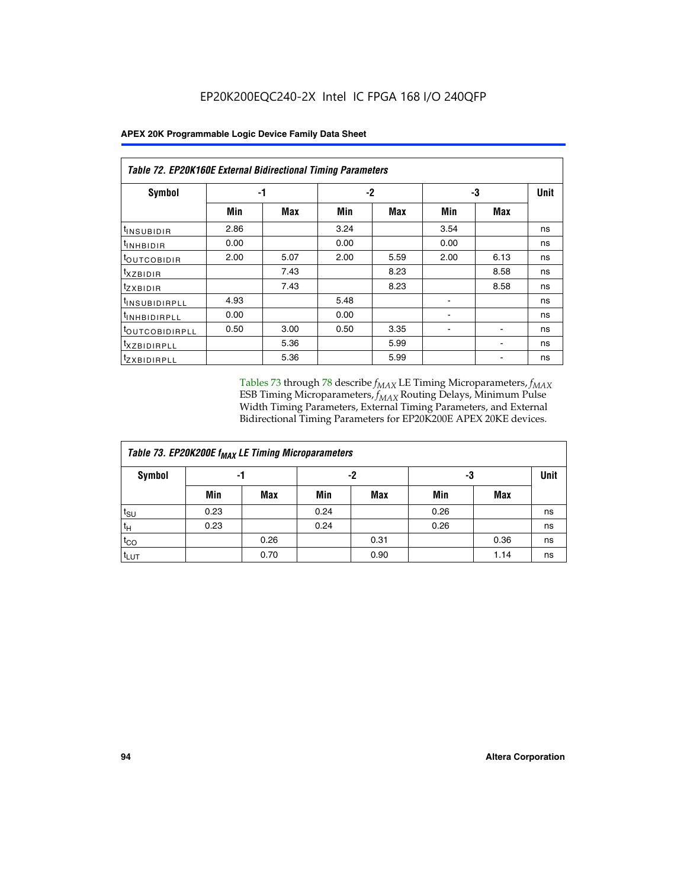EP20K200EQC240-2X Intel IC FPGA 168 I/O 240QFP

| Table 72. EP20K160E External Bidirectional Timing Parameters | | | | | | | |
|---|---|---|---|---|---|---|---|
| Symbol | -1 | | -2 | | -3 | | Unit |
| | Min | Max | Min | Max | Min | Max | |
| $t_{INSUBIDIR}$ | 2.86 | | 3.24 | | 3.54 | | ns |
| $t_{INHBIDIR}$ | 0.00 | | 0.00 | | 0.00 | | ns |
| $t_{OUTCOBIDIR}$ | 2.00 | 5.07 | 2.00 | 5.59 | 2.00 | 6.13 | ns |
| $t_{XZBIDIR}$ | | 7.43 | | 8.23 | | 8.58 | ns |
| $t_{ZXBIDIR}$ | | 7.43 | | 8.23 | | 8.58 | ns |
| $t_{INSUBIDIRPLL}$ | 4.93 | | 5.48 | | - | | ns |
| $t_{INHBIDIRPLL}$ | 0.00 | | 0.00 | | - | | ns |
| $t_{OUTCOBIDIRPLL}$ | 0.50 | 3.00 | 0.50 | 3.35 | - | - | ns |
| $t_{XZBIDIRPLL}$ | | 5.36 | | 5.99 | | - | ns |
| $t_{ZXBIDIRPLL}$ | | 5.36 | | 5.99 | | - | ns |

Tables 73 through 78 describe $f_{MAX}$ LE Timing Microparameters, $f_{MAX}$ ESB Timing Microparameters, $f_{MAX}$ Routing Delays, Minimum Pulse Width Timing Parameters, External Timing Parameters, and External Bidirectional Timing Parameters for EP20K200E APEX 20KE devices.

| Table 73. EP20K200E $f_{MAX}$ LE Timing Microparameters | | | | | | | |
|---|---|---|---|---|---|---|---|
| Symbol | -1 | | -2 | | -3 | | Unit |
| | Min | Max | Min | Max | Min | Max | |
| $t_{SU}$ | 0.23 | | 0.24 | | 0.26 | | ns |
| $t_H$ | 0.23 | | 0.24 | | 0.26 | | ns |
| $t_{CO}$ | | 0.26 | | 0.31 | | 0.36 | ns |
| $t_{LUT}$ | | 0.70 | | 0.90 | | 1.14 | ns |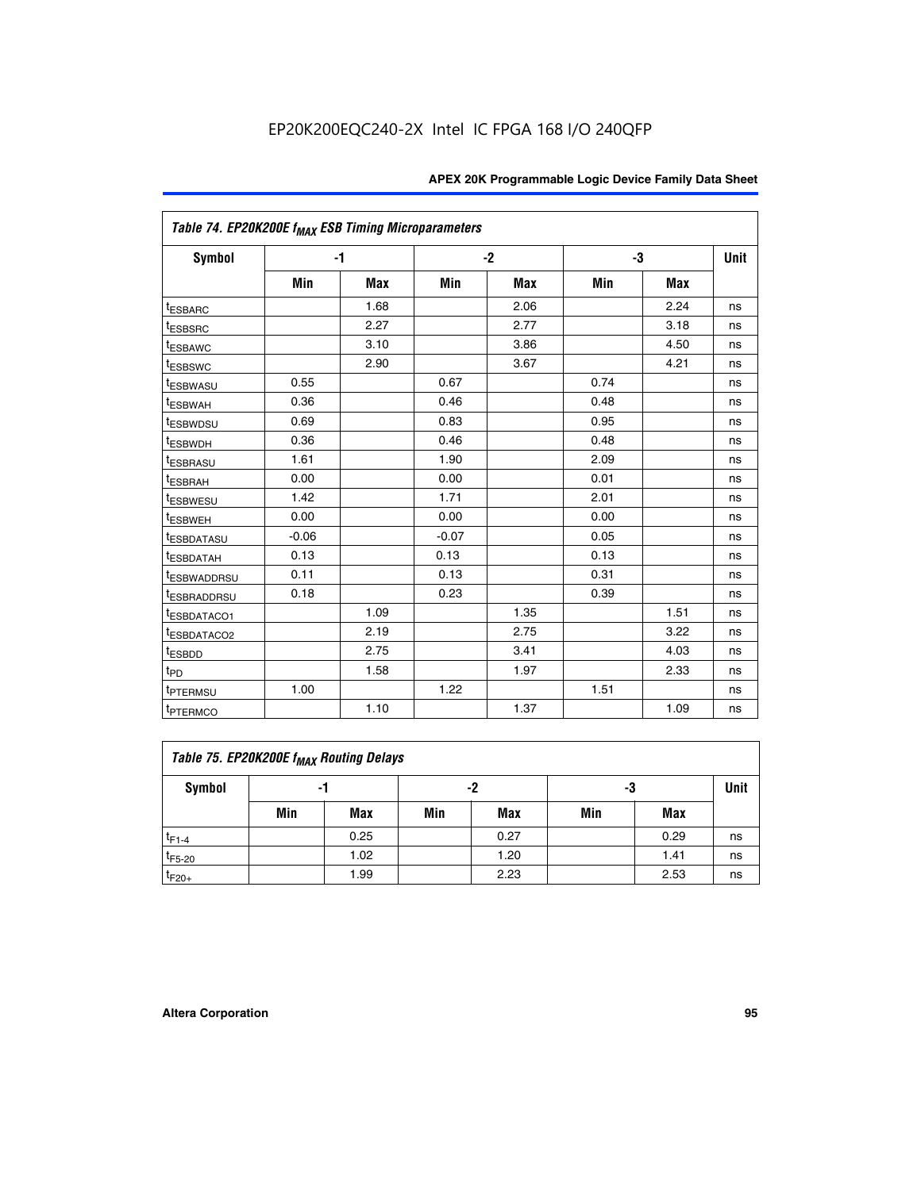EP20K200EQC240-2X Intel IC FPGA 168 I/O 240QFP

| Table 74. EP20K200E $f_{MAX}$ ESB Timing Microparameters | | | | | | | |
|---|---|---|---|---|---|---|---|
| Symbol | -1 | | -2 | | -3 | | Unit |
| | Min | Max | Min | Max | Min | Max | |
| $t_{ESBARC}$ | | 1.68 | | 2.06 | | 2.24 | ns |
| $t_{ESBSRC}$ | | 2.27 | | 2.77 | | 3.18 | ns |
| $t_{ESBAWC}$ | | 3.10 | | 3.86 | | 4.50 | ns |
| $t_{ESBSWC}$ | | 2.90 | | 3.67 | | 4.21 | ns |
| $t_{ESBWASU}$ | 0.55 | | 0.67 | | 0.74 | | ns |
| $t_{ESBWAH}$ | 0.36 | | 0.46 | | 0.48 | | ns |
| $t_{ESBWDSU}$ | 0.69 | | 0.83 | | 0.95 | | ns |
| $t_{ESBWDH}$ | 0.36 | | 0.46 | | 0.48 | | ns |
| $t_{ESBRASU}$ | 1.61 | | 1.90 | | 2.09 | | ns |
| $t_{ESBRAH}$ | 0.00 | | 0.00 | | 0.01 | | ns |
| $t_{ESBWESU}$ | 1.42 | | 1.71 | | 2.01 | | ns |
| $t_{ESBWEH}$ | 0.00 | | 0.00 | | 0.00 | | ns |
| $t_{ESBDATASU}$ | -0.06 | | -0.07 | | 0.05 | | ns |
| $t_{ESBDATAH}$ | 0.13 | | 0.13 | | 0.13 | | ns |
| $t_{ESBWADDRSU}$ | 0.11 | | 0.13 | | 0.31 | | ns |
| $t_{ESBRADDRSU}$ | 0.18 | | 0.23 | | 0.39 | | ns |
| $t_{ESBDATACO1}$ | | 1.09 | | 1.35 | | 1.51 | ns |
| $t_{ESBDATACO2}$ | | 2.19 | | 2.75 | | 3.22 | ns |
| $t_{ESBDD}$ | | 2.75 | | 3.41 | | 4.03 | ns |
| $t_{PD}$ | | 1.58 | | 1.97 | | 2.33 | ns |
| $t_{PTERMSU}$ | 1.00 | | 1.22 | | 1.51 | | ns |
| $t_{PTERMCO}$ | | 1.10 | | 1.37 | | 1.09 | ns |

| Table 75. EP20K200E $f_{MAX}$ Routing Delays | | | | | | | |
|---|---|---|---|---|---|---|---|
| Symbol | -1 | | -2 | | -3 | | Unit |
| | Min | Max | Min | Max | Min | Max | |
| $t_{F1-4}$ | | 0.25 | | 0.27 | | 0.29 | ns |
| $t_{F5-20}$ | | 1.02 | | 1.20 | | 1.41 | ns |
| $t_{F20+}$ | | 1.99 | | 2.23 | | 2.53 | ns |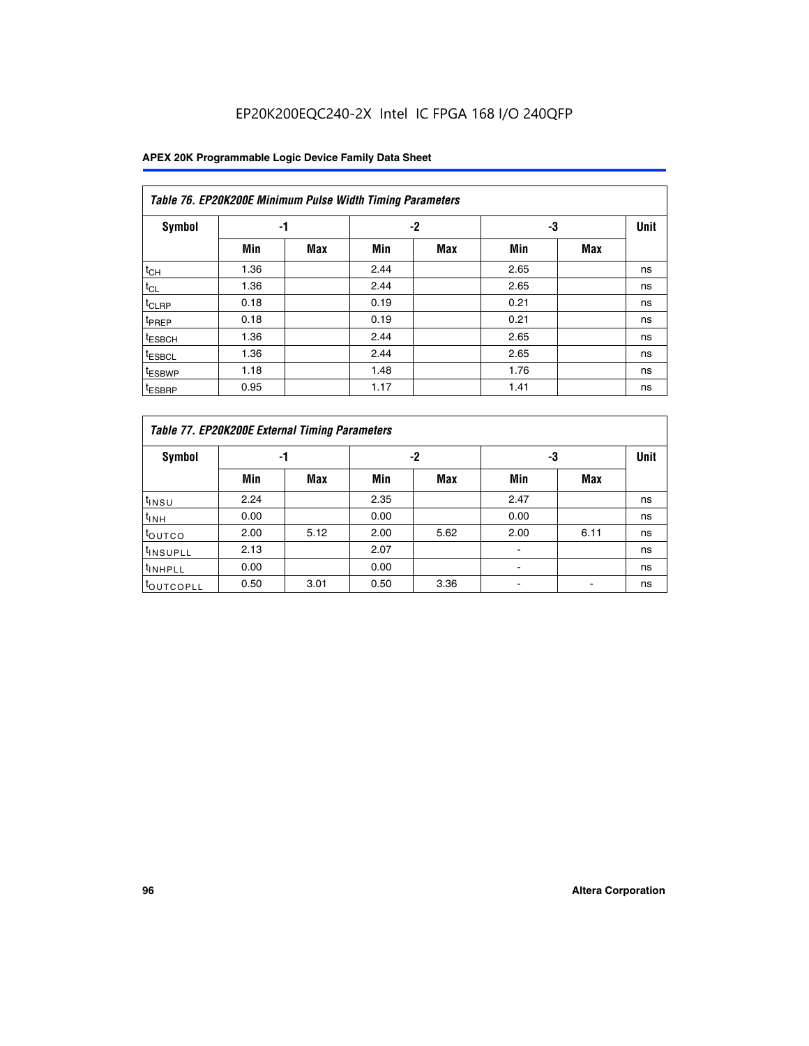EP20K200EQC240-2X Intel IC FPGA 168 I/O 240QFP

| *Table 76. EP20K200E Minimum Pulse Width Timing Parameters* | | | | | | | |
|---|---|---|---|---|---|---|---|
| **Symbol** | **-1** | | **-2** | | **-3** | | **Unit** |
| | **Min** | **Max** | **Min** | **Max** | **Min** | **Max** | |
| $t_{CH}$ | 1.36 | | 2.44 | | 2.65 | | ns |
| $t_{CL}$ | 1.36 | | 2.44 | | 2.65 | | ns |
| $t_{CLRP}$ | 0.18 | | 0.19 | | 0.21 | | ns |
| $t_{PREP}$ | 0.18 | | 0.19 | | 0.21 | | ns |
| $t_{ESBCH}$ | 1.36 | | 2.44 | | 2.65 | | ns |
| $t_{ESBCL}$ | 1.36 | | 2.44 | | 2.65 | | ns |
| $t_{ESBWP}$ | 1.18 | | 1.48 | | 1.76 | | ns |
| $t_{ESBRP}$ | 0.95 | | 1.17 | | 1.41 | | ns |

| *Table 77. EP20K200E External Timing Parameters* | | | | | | | |
|---|---|---|---|---|---|---|---|
| **Symbol** | **-1** | | **-2** | | **-3** | | **Unit** |
| | **Min** | **Max** | **Min** | **Max** | **Min** | **Max** | |
| $t_{INSU}$ | 2.24 | | 2.35 | | 2.47 | | ns |
| $t_{INH}$ | 0.00 | | 0.00 | | 0.00 | | ns |
| $t_{OUTCO}$ | 2.00 | 5.12 | 2.00 | 5.62 | 2.00 | 6.11 | ns |
| $t_{INSUPLL}$ | 2.13 | | 2.07 | | - | | ns |
| $t_{INHPLL}$ | 0.00 | | 0.00 | | - | | ns |
| $t_{OUTCOPLL}$ | 0.50 | 3.01 | 0.50 | 3.36 | - | - | ns |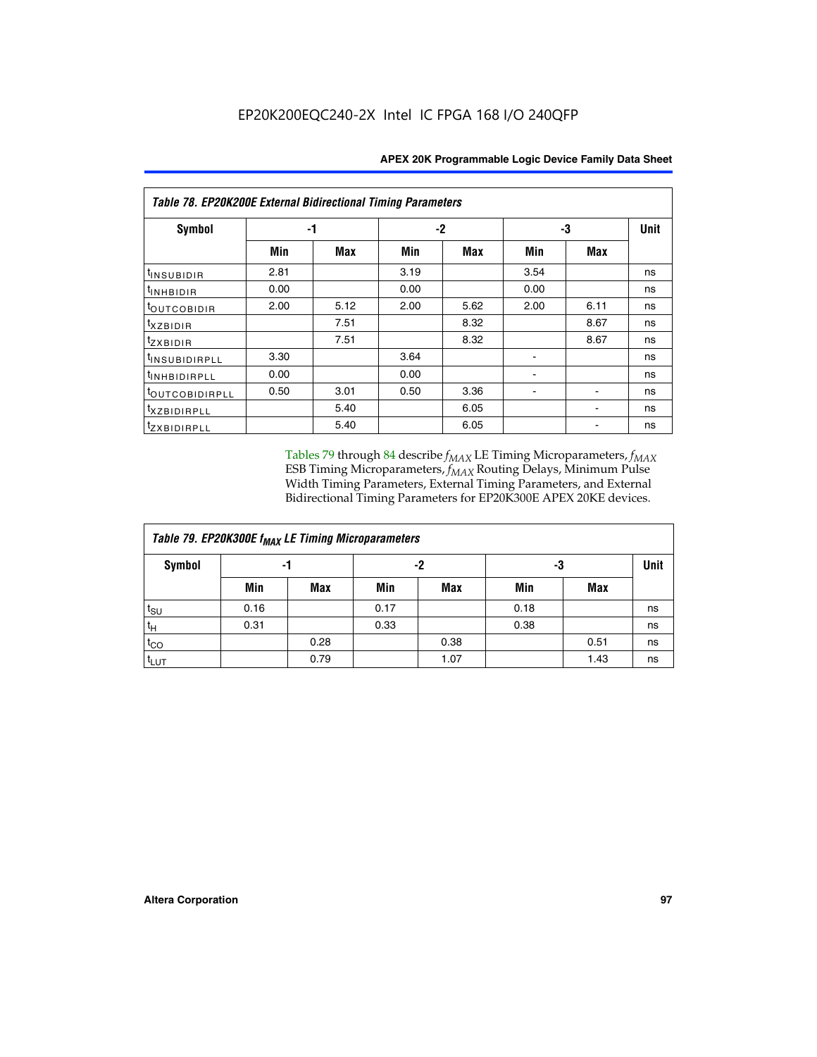**Table 78. EP20K200E External Bidirectional Timing Parameters**

| Symbol | -1 | | -2 | | -3 | | Unit |
|---|---|---|---|---|---|---|---|
| | Min | Max | Min | Max | Min | Max | |
| $t_{INSUBIDIR}$ | 2.81 | | 3.19 | | 3.54 | | ns |
| $t_{INHBIDIR}$ | 0.00 | | 0.00 | | 0.00 | | ns |
| $t_{OUTCOBIDIR}$ | 2.00 | 5.12 | 2.00 | 5.62 | 2.00 | 6.11 | ns |
| $t_{XZBIDIR}$ | | 7.51 | | 8.32 | | 8.67 | ns |
| $t_{ZXBIDIR}$ | | 7.51 | | 8.32 | | 8.67 | ns |
| $t_{INSUBIDIRPLL}$ | 3.30 | | 3.64 | | - | | ns |
| $t_{INHBIDIRPLL}$ | 0.00 | | 0.00 | | - | | ns |
| $t_{OUTCOBIDIRPLL}$ | 0.50 | 3.01 | 0.50 | 3.36 | - | - | ns |
| $t_{XZBIDIRPLL}$ | | 5.40 | | 6.05 | | - | ns |
| $t_{ZXBIDIRPLL}$ | | 5.40 | | 6.05 | | - | ns |

Tables 79 through 84 describe $f_{MAX}$ LE Timing Microparameters, $f_{MAX}$ ESB Timing Microparameters, $f_{MAX}$ Routing Delays, Minimum Pulse Width Timing Parameters, External Timing Parameters, and External Bidirectional Timing Parameters for EP20K300E APEX 20KE devices.

**Table 79. EP20K300E $f_{MAX}$ LE Timing Microparameters**

| Symbol | -1 | | -2 | | -3 | | Unit |
|---|---|---|---|---|---|---|---|
| | Min | Max | Min | Max | Min | Max | |
| $t_{SU}$ | 0.16 | | 0.17 | | 0.18 | | ns |
| $t_{H}$ | 0.31 | | 0.33 | | 0.38 | | ns |
| $t_{CO}$ | | 0.28 | | 0.38 | | 0.51 | ns |
| $t_{LUT}$ | | 0.79 | | 1.07 | | 1.43 | ns |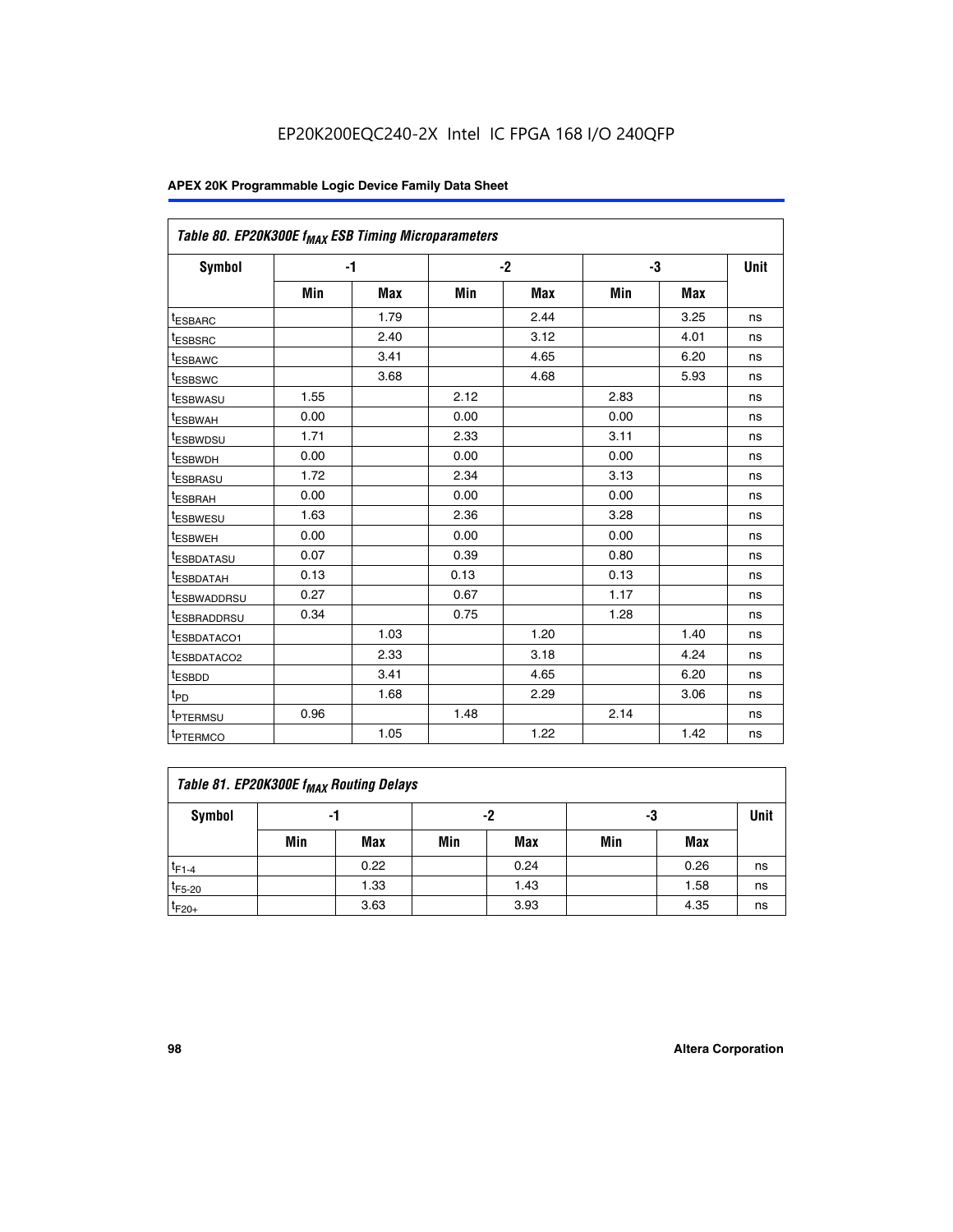### Table 80. EP20K300E $f_{MAX}$ ESB Timing Microparameters

| Symbol | -1 | | -2 | | -3 | | Unit |
|---|---|---|---|---|---|---|---|
| | Min | Max | Min | Max | Min | Max | |
| $t_{ESBARC}$ | | 1.79 | | 2.44 | | 3.25 | ns |
| $t_{ESBSRC}$ | | 2.40 | | 3.12 | | 4.01 | ns |
| $t_{ESBAWC}$ | | 3.41 | | 4.65 | | 6.20 | ns |
| $t_{ESBSWC}$ | | 3.68 | | 4.68 | | 5.93 | ns |
| $t_{ESBWASU}$ | 1.55 | | 2.12 | | 2.83 | | ns |
| $t_{ESBWAH}$ | 0.00 | | 0.00 | | 0.00 | | ns |
| $t_{ESBWDSU}$ | 1.71 | | 2.33 | | 3.11 | | ns |
| $t_{ESBWDH}$ | 0.00 | | 0.00 | | 0.00 | | ns |
| $t_{ESBRASU}$ | 1.72 | | 2.34 | | 3.13 | | ns |
| $t_{ESBRAH}$ | 0.00 | | 0.00 | | 0.00 | | ns |
| $t_{ESBWESU}$ | 1.63 | | 2.36 | | 3.28 | | ns |
| $t_{ESBWEH}$ | 0.00 | | 0.00 | | 0.00 | | ns |
| $t_{ESBDATASU}$ | 0.07 | | 0.39 | | 0.80 | | ns |
| $t_{ESBDATAH}$ | 0.13 | | 0.13 | | 0.13 | | ns |
| $t_{ESBWADDRSU}$ | 0.27 | | 0.67 | | 1.17 | | ns |
| $t_{ESBRADDRSU}$ | 0.34 | | 0.75 | | 1.28 | | ns |
| $t_{ESBDATACO1}$ | | 1.03 | | 1.20 | | 1.40 | ns |
| $t_{ESBDATACO2}$ | | 2.33 | | 3.18 | | 4.24 | ns |
| $t_{ESBDD}$ | | 3.41 | | 4.65 | | 6.20 | ns |
| $t_{PD}$ | | 1.68 | | 2.29 | | 3.06 | ns |
| $t_{PTERMSU}$ | 0.96 | | 1.48 | | 2.14 | | ns |
| $t_{PTERMCO}$ | | 1.05 | | 1.22 | | 1.42 | ns |

### Table 81. EP20K300E $f_{MAX}$ Routing Delays

| Symbol | -1 | | -2 | | -3 | | Unit |
|---|---|---|---|---|---|---|---|
| | Min | Max | Min | Max | Min | Max | |
| $t_{F1-4}$ | | 0.22 | | 0.24 | | 0.26 | ns |
| $t_{F5-20}$ | | 1.33 | | 1.43 | | 1.58 | ns |
| $t_{F20+}$ | | 3.63 | | 3.93 | | 4.35 | ns |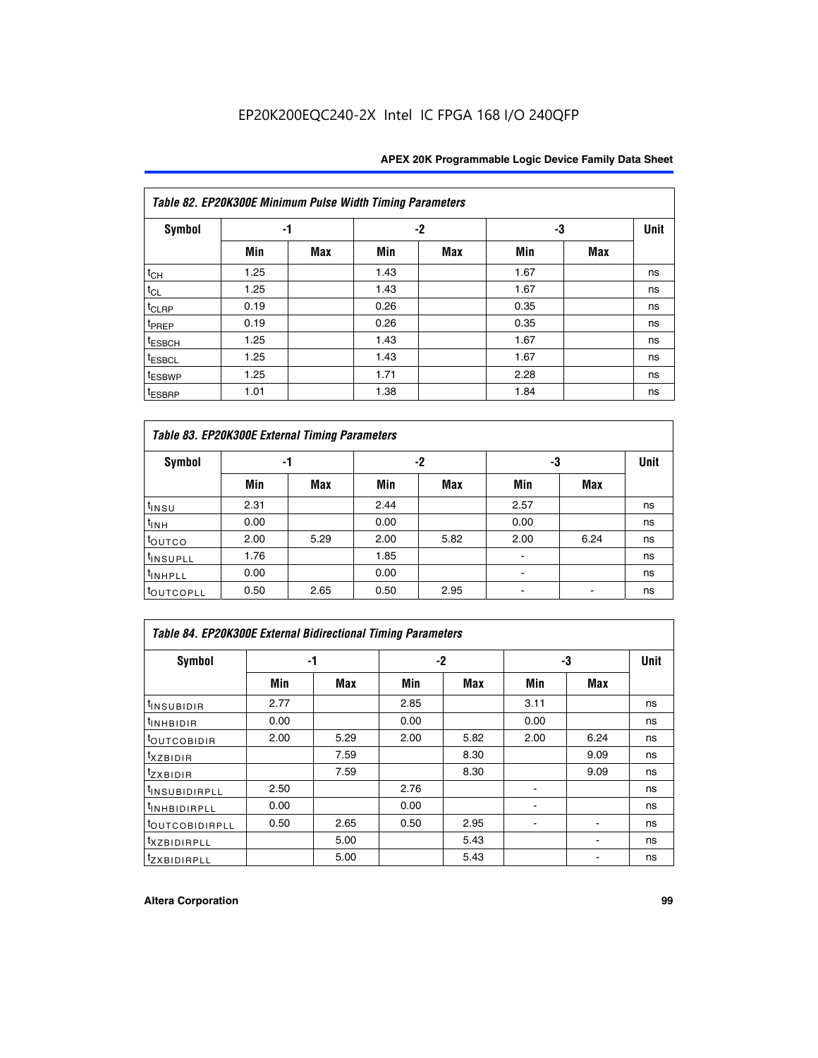*Table 82. EP20K300E Minimum Pulse Width Timing Parameters*

| Symbol | -1 | | -2 | | -3 | | Unit |
|---|---|---|---|---|---|---|---|
| | Min | Max | Min | Max | Min | Max | |
| $t_{CH}$ | 1.25 | | 1.43 | | 1.67 | | ns |
| $t_{CL}$ | 1.25 | | 1.43 | | 1.67 | | ns |
| $t_{CLRP}$ | 0.19 | | 0.26 | | 0.35 | | ns |
| $t_{PREP}$ | 0.19 | | 0.26 | | 0.35 | | ns |
| $t_{ESBCH}$ | 1.25 | | 1.43 | | 1.67 | | ns |
| $t_{ESBCL}$ | 1.25 | | 1.43 | | 1.67 | | ns |
| $t_{ESBWP}$ | 1.25 | | 1.71 | | 2.28 | | ns |
| $t_{ESBRP}$ | 1.01 | | 1.38 | | 1.84 | | ns |

*Table 83. EP20K300E External Timing Parameters*

| Symbol | -1 | | -2 | | -3 | | Unit |
|---|---|---|---|---|---|---|---|
| | Min | Max | Min | Max | Min | Max | |
| $t_{INSU}$ | 2.31 | | 2.44 | | 2.57 | | ns |
| $t_{INH}$ | 0.00 | | 0.00 | | 0.00 | | ns |
| $t_{OUTCO}$ | 2.00 | 5.29 | 2.00 | 5.82 | 2.00 | 6.24 | ns |
| $t_{INSUPLL}$ | 1.76 | | 1.85 | | - | | ns |
| $t_{INHPLL}$ | 0.00 | | 0.00 | | - | | ns |
| $t_{OUTCOPLL}$ | 0.50 | 2.65 | 0.50 | 2.95 | - | - | ns |

*Table 84. EP20K300E External Bidirectional Timing Parameters*

| Symbol | -1 | | -2 | | -3 | | Unit |
|---|---|---|---|---|---|---|---|
| | Min | Max | Min | Max | Min | Max | |
| $t_{INSUBIDIR}$ | 2.77 | | 2.85 | | 3.11 | | ns |
| $t_{INHBIDIR}$ | 0.00 | | 0.00 | | 0.00 | | ns |
| $t_{OUTCOBIDIR}$ | 2.00 | 5.29 | 2.00 | 5.82 | 2.00 | 6.24 | ns |
| $t_{XZBIDIR}$ | | 7.59 | | 8.30 | | 9.09 | ns |
| $t_{ZXBIDIR}$ | | 7.59 | | 8.30 | | 9.09 | ns |
| $t_{INSUBIDIRPLL}$ | 2.50 | | 2.76 | | - | | ns |
| $t_{INHBIDIRPLL}$ | 0.00 | | 0.00 | | - | | ns |
| $t_{OUTCOBIDIRPLL}$ | 0.50 | 2.65 | 0.50 | 2.95 | - | - | ns |
| $t_{XZBIDIRPLL}$ | | 5.00 | | 5.43 | | - | ns |
| $t_{ZXBIDIRPLL}$ | | 5.00 | | 5.43 | | - | ns |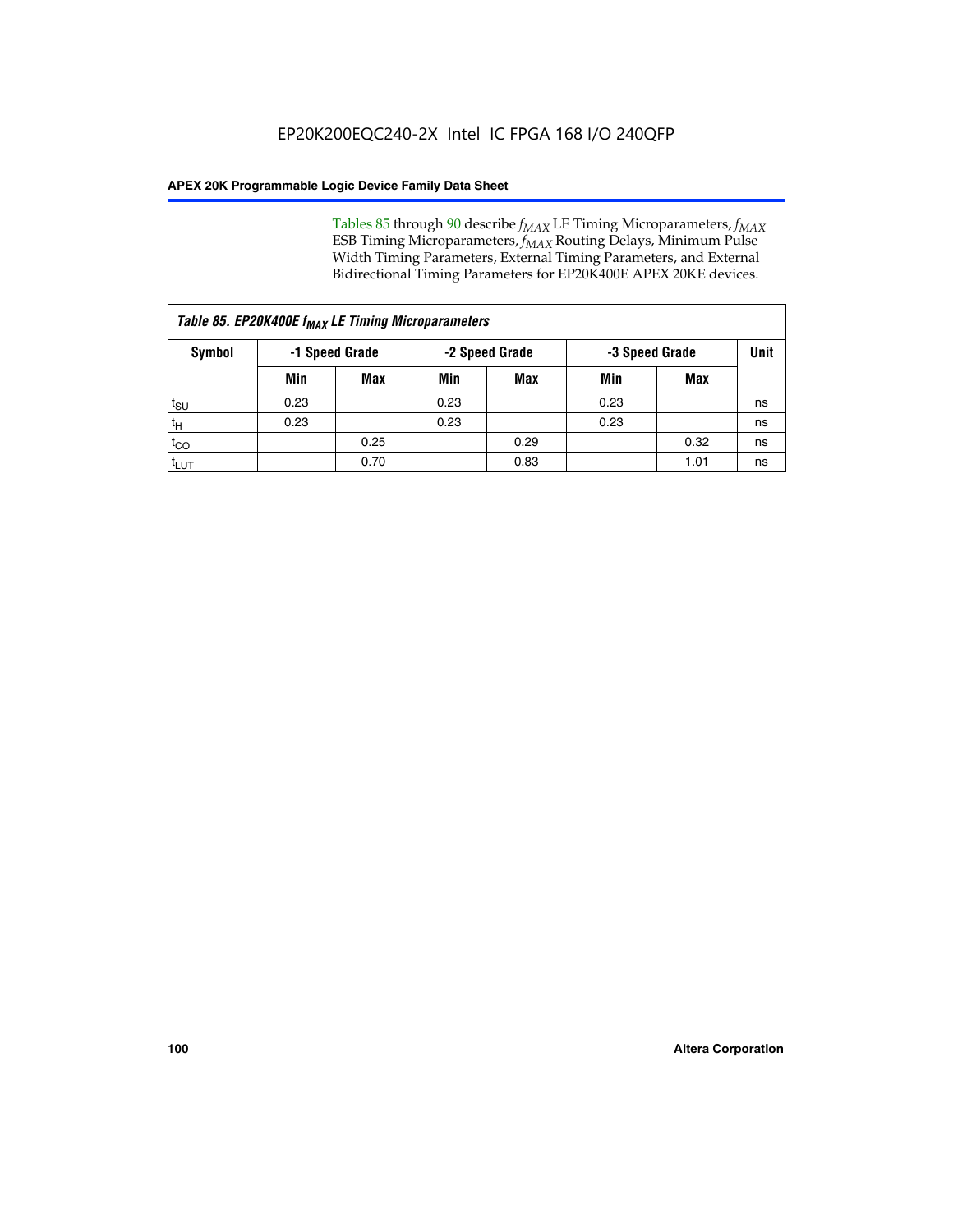Tables 85 through 90 describe $f_{MAX}$ LE Timing Microparameters, $f_{MAX}$ ESB Timing Microparameters, $f_{MAX}$ Routing Delays, Minimum Pulse Width Timing Parameters, External Timing Parameters, and External Bidirectional Timing Parameters for EP20K400E APEX 20KE devices.

| *Table 85. EP20K400E $f_{MAX}$ LE Timing Microparameters* | | | | | | | |
|---|---|---|---|---|---|---|---|
| **Symbol** | **-1 Speed Grade** | | **-2 Speed Grade** | | **-3 Speed Grade** | | **Unit** |
| | **Min** | **Max** | **Min** | **Max** | **Min** | **Max** | |
| $t_{SU}$ | 0.23 | | 0.23 | | 0.23 | | ns |
| $t_{H}$ | 0.23 | | 0.23 | | 0.23 | | ns |
| $t_{CO}$ | | 0.25 | | 0.29 | | 0.32 | ns |
| $t_{LUT}$ | | 0.70 | | 0.83 | | 1.01 | ns |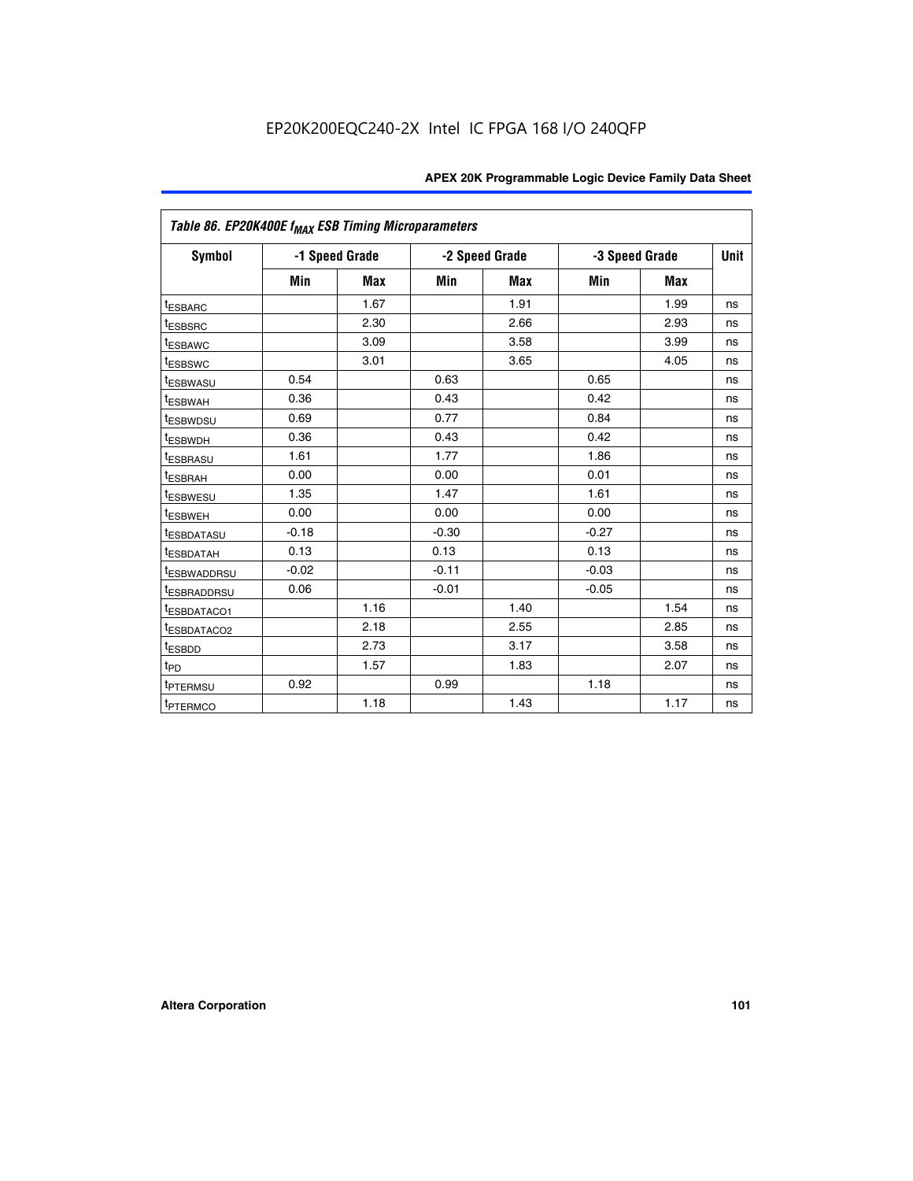Table 86. EP20K400E $f_{MAX}$ ESB Timing Microparameters

| Symbol | -1 Speed Grade | | -2 Speed Grade | | -3 Speed Grade | | Unit |
|---|---|---|---|---|---|---|---|
| | Min | Max | Min | Max | Min | Max | |
| $t_{ESBARC}$ | | 1.67 | | 1.91 | | 1.99 | ns |
| $t_{ESBSRC}$ | | 2.30 | | 2.66 | | 2.93 | ns |
| $t_{ESBAWC}$ | | 3.09 | | 3.58 | | 3.99 | ns |
| $t_{ESBSWC}$ | | 3.01 | | 3.65 | | 4.05 | ns |
| $t_{ESBWASU}$ | 0.54 | | 0.63 | | 0.65 | | ns |
| $t_{ESBWAH}$ | 0.36 | | 0.43 | | 0.42 | | ns |
| $t_{ESBWDSU}$ | 0.69 | | 0.77 | | 0.84 | | ns |
| $t_{ESBWDH}$ | 0.36 | | 0.43 | | 0.42 | | ns |
| $t_{ESBRASU}$ | 1.61 | | 1.77 | | 1.86 | | ns |
| $t_{ESBRAH}$ | 0.00 | | 0.00 | | 0.01 | | ns |
| $t_{ESBWESU}$ | 1.35 | | 1.47 | | 1.61 | | ns |
| $t_{ESBWEH}$ | 0.00 | | 0.00 | | 0.00 | | ns |
| $t_{ESBDATASU}$ | -0.18 | | -0.30 | | -0.27 | | ns |
| $t_{ESBDATAH}$ | 0.13 | | 0.13 | | 0.13 | | ns |
| $t_{ESBWADDRSU}$ | -0.02 | | -0.11 | | -0.03 | | ns |
| $t_{ESBRADDRSU}$ | 0.06 | | -0.01 | | -0.05 | | ns |
| $t_{ESBDATACO1}$ | | 1.16 | | 1.40 | | 1.54 | ns |
| $t_{ESBDATACO2}$ | | 2.18 | | 2.55 | | 2.85 | ns |
| $t_{ESBDD}$ | | 2.73 | | 3.17 | | 3.58 | ns |
| $t_{PD}$ | | 1.57 | | 1.83 | | 2.07 | ns |
| $t_{PTERMSU}$ | 0.92 | | 0.99 | | 1.18 | | ns |
| $t_{PTERMCO}$ | | 1.18 | | 1.43 | | 1.17 | ns |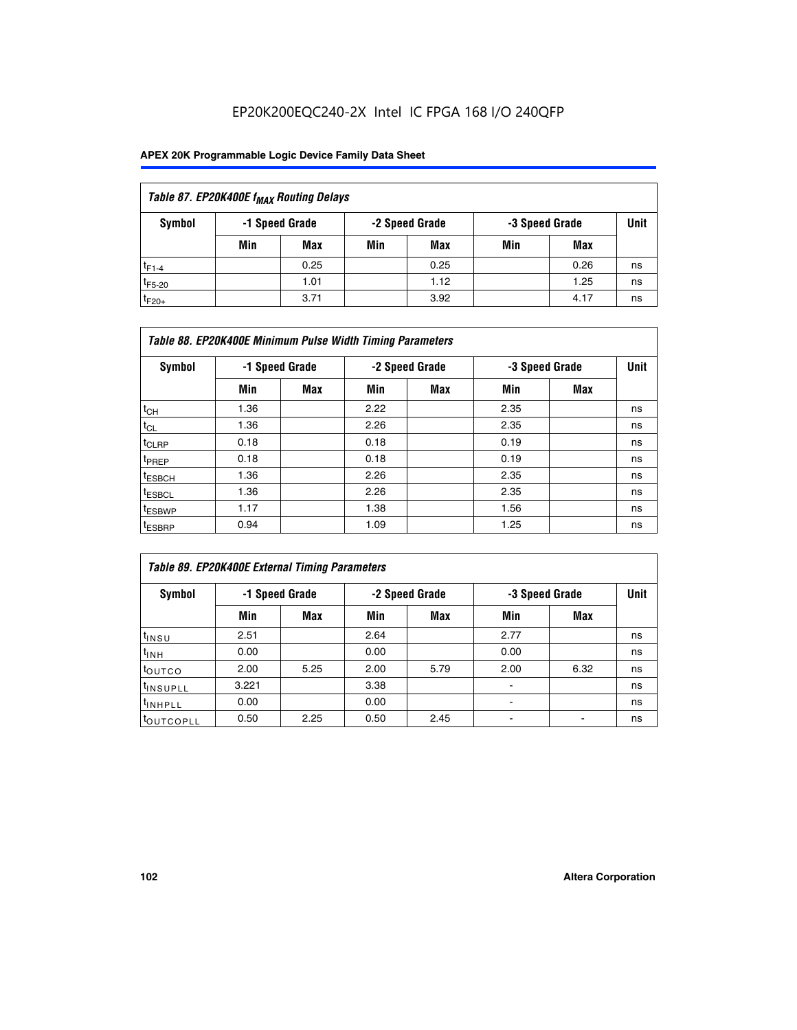EP20K200EQC240-2X Intel IC FPGA 168 I/O 240QFP

| Table 87. EP20K400E $f_{MAX}$ Routing Delays | | | | | | | |
|---|---|---|---|---|---|---|---|
| Symbol | -1 Speed Grade | | -2 Speed Grade | | -3 Speed Grade | | Unit |
| | Min | Max | Min | Max | Min | Max | |
| $t_{F1-4}$ | | 0.25 | | 0.25 | | 0.26 | ns |
| $t_{F5-20}$ | | 1.01 | | 1.12 | | 1.25 | ns |
| $t_{F20+}$ | | 3.71 | | 3.92 | | 4.17 | ns |

| Table 88. EP20K400E Minimum Pulse Width Timing Parameters | | | | | | | |
|---|---|---|---|---|---|---|---|
| Symbol | -1 Speed Grade | | -2 Speed Grade | | -3 Speed Grade | | Unit |
| | Min | Max | Min | Max | Min | Max | |
| $t_{CH}$ | 1.36 | | 2.22 | | 2.35 | | ns |
| $t_{CL}$ | 1.36 | | 2.26 | | 2.35 | | ns |
| $t_{CLRP}$ | 0.18 | | 0.18 | | 0.19 | | ns |
| $t_{PREP}$ | 0.18 | | 0.18 | | 0.19 | | ns |
| $t_{ESBCH}$ | 1.36 | | 2.26 | | 2.35 | | ns |
| $t_{ESBCL}$ | 1.36 | | 2.26 | | 2.35 | | ns |
| $t_{ESBWP}$ | 1.17 | | 1.38 | | 1.56 | | ns |
| $t_{ESBRP}$ | 0.94 | | 1.09 | | 1.25 | | ns |

| Table 89. EP20K400E External Timing Parameters | | | | | | | |
|---|---|---|---|---|---|---|---|
| Symbol | -1 Speed Grade | | -2 Speed Grade | | -3 Speed Grade | | Unit |
| | Min | Max | Min | Max | Min | Max | |
| $t_{INSU}$ | 2.51 | | 2.64 | | 2.77 | | ns |
| $t_{INH}$ | 0.00 | | 0.00 | | 0.00 | | ns |
| $t_{OUTCO}$ | 2.00 | 5.25 | 2.00 | 5.79 | 2.00 | 6.32 | ns |
| $t_{INSUPLL}$ | 3.221 | | 3.38 | | - | | ns |
| $t_{INHPLL}$ | 0.00 | | 0.00 | | - | | ns |
| $t_{OUTCOPLL}$ | 0.50 | 2.25 | 0.50 | 2.45 | - | - | ns |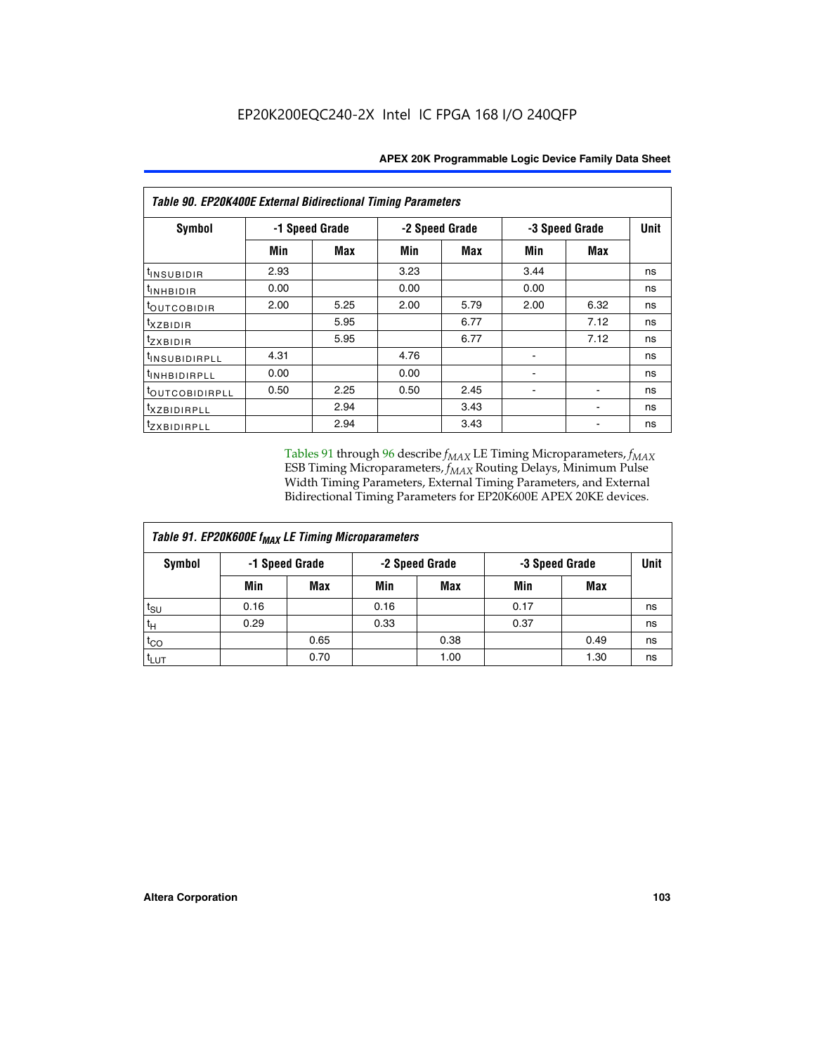| Table 90. EP20K400E External Bidirectional Timing Parameters | | | | | | | |
|---|---|---|---|---|---|---|---|
| Symbol | -1 Speed Grade | | -2 Speed Grade | | -3 Speed Grade | | Unit |
| | Min | Max | Min | Max | Min | Max | |
| $t_{INSUBIDIR}$ | 2.93 | | 3.23 | | 3.44 | | ns |
| $t_{INHBIDIR}$ | 0.00 | | 0.00 | | 0.00 | | ns |
| $t_{OUTCOBIDIR}$ | 2.00 | 5.25 | 2.00 | 5.79 | 2.00 | 6.32 | ns |
| $t_{XZBIDIR}$ | | 5.95 | | 6.77 | | 7.12 | ns |
| $t_{ZXBIDIR}$ | | 5.95 | | 6.77 | | 7.12 | ns |
| $t_{INSUBIDIRPLL}$ | 4.31 | | 4.76 | | - | | ns |
| $t_{INHBIDIRPLL}$ | 0.00 | | 0.00 | | - | | ns |
| $t_{OUTCOBIDIRPLL}$ | 0.50 | 2.25 | 0.50 | 2.45 | - | - | ns |
| $t_{XZBIDIRPLL}$ | | 2.94 | | 3.43 | | - | ns |
| $t_{ZXBIDIRPLL}$ | | 2.94 | | 3.43 | | - | ns |

Tables 91 through 96 describe $f_{MAX}$ LE Timing Microparameters, $f_{MAX}$ ESB Timing Microparameters, $f_{MAX}$ Routing Delays, Minimum Pulse Width Timing Parameters, External Timing Parameters, and External Bidirectional Timing Parameters for EP20K600E APEX 20KE devices.

| Table 91. EP20K600E $f_{MAX}$ LE Timing Microparameters | | | | | | | |
|---|---|---|---|---|---|---|---|
| Symbol | -1 Speed Grade | | -2 Speed Grade | | -3 Speed Grade | | Unit |
| | Min | Max | Min | Max | Min | Max | |
| $t_{SU}$ | 0.16 | | 0.16 | | 0.17 | | ns |
| $t_H$ | 0.29 | | 0.33 | | 0.37 | | ns |
| $t_{CO}$ | | 0.65 | | 0.38 | | 0.49 | ns |
| $t_{LUT}$ | | 0.70 | | 1.00 | | 1.30 | ns |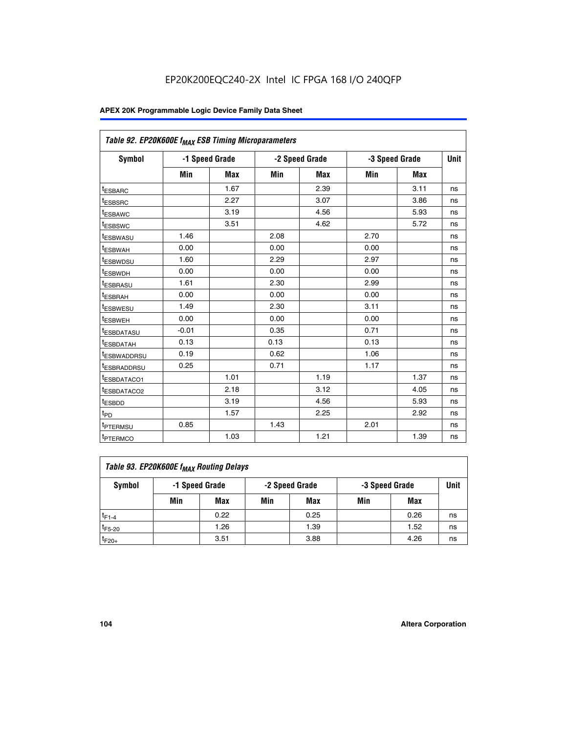EP20K200EQC240-2X Intel IC FPGA 168 I/O 240QFP

| Table 92. EP20K600E $f_{MAX}$ ESB Timing Microparameters | | | | | | | |
|---|---|---|---|---|---|---|---|
| Symbol | -1 Speed Grade | | -2 Speed Grade | | -3 Speed Grade | | Unit |
| | Min | Max | Min | Max | Min | Max | |
| $t_{ESBARC}$ | | 1.67 | | 2.39 | | 3.11 | ns |
| $t_{ESBSRC}$ | | 2.27 | | 3.07 | | 3.86 | ns |
| $t_{ESBAWC}$ | | 3.19 | | 4.56 | | 5.93 | ns |
| $t_{ESBSWC}$ | | 3.51 | | 4.62 | | 5.72 | ns |
| $t_{ESBWASU}$ | 1.46 | | 2.08 | | 2.70 | | ns |
| $t_{ESBWAH}$ | 0.00 | | 0.00 | | 0.00 | | ns |
| $t_{ESBWDSU}$ | 1.60 | | 2.29 | | 2.97 | | ns |
| $t_{ESBWDH}$ | 0.00 | | 0.00 | | 0.00 | | ns |
| $t_{ESBRASU}$ | 1.61 | | 2.30 | | 2.99 | | ns |
| $t_{ESBRAH}$ | 0.00 | | 0.00 | | 0.00 | | ns |
| $t_{ESBWESU}$ | 1.49 | | 2.30 | | 3.11 | | ns |
| $t_{ESBWEH}$ | 0.00 | | 0.00 | | 0.00 | | ns |
| $t_{ESBDATASU}$ | -0.01 | | 0.35 | | 0.71 | | ns |
| $t_{ESBDATAH}$ | 0.13 | | 0.13 | | 0.13 | | ns |
| $t_{ESBWADDRSU}$ | 0.19 | | 0.62 | | 1.06 | | ns |
| $t_{ESBRADDRSU}$ | 0.25 | | 0.71 | | 1.17 | | ns |
| $t_{ESBDATACO1}$ | | 1.01 | | 1.19 | | 1.37 | ns |
| $t_{ESBDATACO2}$ | | 2.18 | | 3.12 | | 4.05 | ns |
| $t_{ESBDD}$ | | 3.19 | | 4.56 | | 5.93 | ns |
| $t_{PD}$ | | 1.57 | | 2.25 | | 2.92 | ns |
| $t_{PTERMSU}$ | 0.85 | | 1.43 | | 2.01 | | ns |
| $t_{PTERMCO}$ | | 1.03 | | 1.21 | | 1.39 | ns |

| Table 93. EP20K600E $f_{MAX}$ Routing Delays | | | | | | | |
|---|---|---|---|---|---|---|---|
| Symbol | -1 Speed Grade | | -2 Speed Grade | | -3 Speed Grade | | Unit |
| | Min | Max | Min | Max | Min | Max | |
| $t_{F1-4}$ | | 0.22 | | 0.25 | | 0.26 | ns |
| $t_{F5-20}$ | | 1.26 | | 1.39 | | 1.52 | ns |
| $t_{F20+}$ | | 3.51 | | 3.88 | | 4.26 | ns |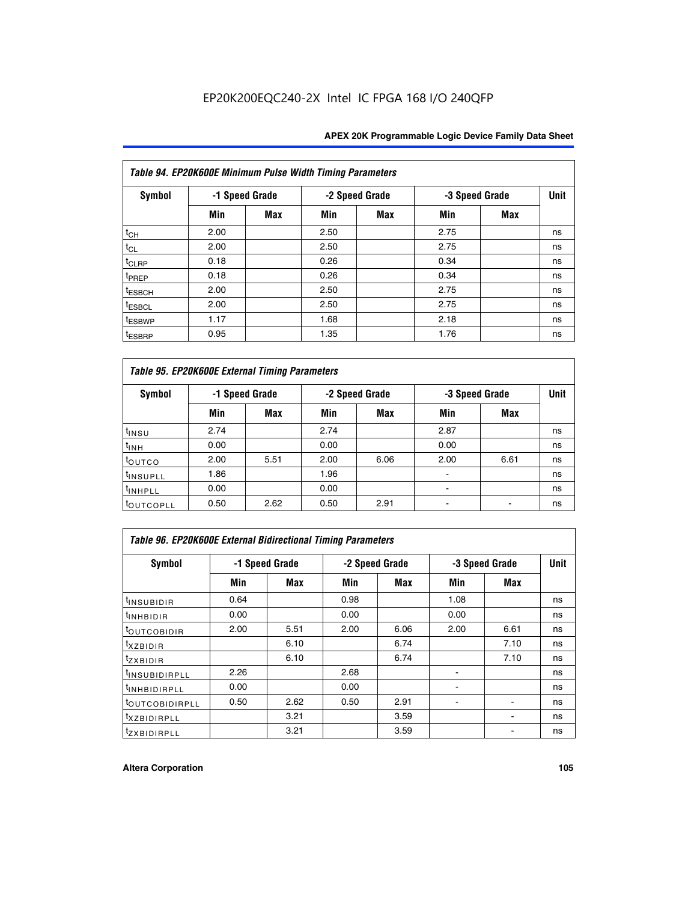Table 94. EP20K600E Minimum Pulse Width Timing Parameters

| Symbol | -1 Speed Grade | | -2 Speed Grade | | -3 Speed Grade | | Unit |
|---|---|---|---|---|---|---|---|
| | Min | Max | Min | Max | Min | Max | |
| $t_{CH}$ | 2.00 | | 2.50 | | 2.75 | | ns |
| $t_{CL}$ | 2.00 | | 2.50 | | 2.75 | | ns |
| $t_{CLRP}$ | 0.18 | | 0.26 | | 0.34 | | ns |
| $t_{PREP}$ | 0.18 | | 0.26 | | 0.34 | | ns |
| $t_{ESBCH}$ | 2.00 | | 2.50 | | 2.75 | | ns |
| $t_{ESBCL}$ | 2.00 | | 2.50 | | 2.75 | | ns |
| $t_{ESBWP}$ | 1.17 | | 1.68 | | 2.18 | | ns |
| $t_{ESBRP}$ | 0.95 | | 1.35 | | 1.76 | | ns |

Table 95. EP20K600E External Timing Parameters

| Symbol | -1 Speed Grade | | -2 Speed Grade | | -3 Speed Grade | | Unit |
|---|---|---|---|---|---|---|---|
| | Min | Max | Min | Max | Min | Max | |
| $t_{INSU}$ | 2.74 | | 2.74 | | 2.87 | | ns |
| $t_{INH}$ | 0.00 | | 0.00 | | 0.00 | | ns |
| $t_{OUTCO}$ | 2.00 | 5.51 | 2.00 | 6.06 | 2.00 | 6.61 | ns |
| $t_{INSUPLL}$ | 1.86 | | 1.96 | | - | | ns |
| $t_{INHPLL}$ | 0.00 | | 0.00 | | - | | ns |
| $t_{OUTCOPLL}$ | 0.50 | 2.62 | 0.50 | 2.91 | - | - | ns |

Table 96. EP20K600E External Bidirectional Timing Parameters

| Symbol | -1 Speed Grade | | -2 Speed Grade | | -3 Speed Grade | | Unit |
|---|---|---|---|---|---|---|---|
| | Min | Max | Min | Max | Min | Max | |
| $t_{INSUBIDIR}$ | 0.64 | | 0.98 | | 1.08 | | ns |
| $t_{INHBIDIR}$ | 0.00 | | 0.00 | | 0.00 | | ns |
| $t_{OUTCOBIDIR}$ | 2.00 | 5.51 | 2.00 | 6.06 | 2.00 | 6.61 | ns |
| $t_{XZBIDIR}$ | | 6.10 | | 6.74 | | 7.10 | ns |
| $t_{ZXBIDIR}$ | | 6.10 | | 6.74 | | 7.10 | ns |
| $t_{INSUBIDIRPLL}$ | 2.26 | | 2.68 | | - | | ns |
| $t_{INHBIDIRPLL}$ | 0.00 | | 0.00 | | - | | ns |
| $t_{OUTCOBIDIRPLL}$ | 0.50 | 2.62 | 0.50 | 2.91 | - | - | ns |
| $t_{XZBIDIRPLL}$ | | 3.21 | | 3.59 | | - | ns |
| $t_{ZXBIDIRPLL}$ | | 3.21 | | 3.59 | | - | ns |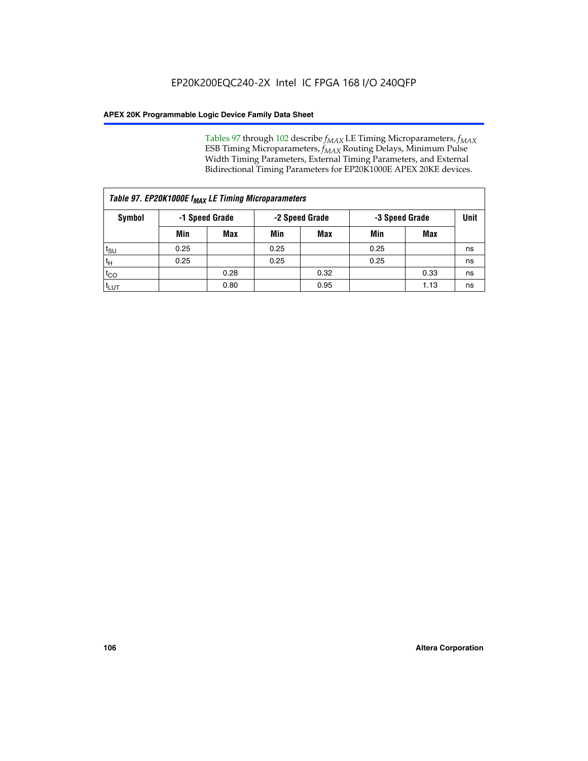Tables 97 through 102 describe $f_{MAX}$ LE Timing Microparameters, $f_{MAX}$ ESB Timing Microparameters, $f_{MAX}$ Routing Delays, Minimum Pulse Width Timing Parameters, External Timing Parameters, and External Bidirectional Timing Parameters for EP20K1000E APEX 20KE devices.

| *Table 97. EP20K1000E $f_{MAX}$ LE Timing Microparameters* | | | | | | | |
|---|---|---|---|---|---|---|---|
| **Symbol** | **-1 Speed Grade** | | **-2 Speed Grade** | | **-3 Speed Grade** | | **Unit** |
| | **Min** | **Max** | **Min** | **Max** | **Min** | **Max** | |
| $t_{SU}$ | 0.25 | | 0.25 | | 0.25 | | ns |
| $t_H$ | 0.25 | | 0.25 | | 0.25 | | ns |
| $t_{CO}$ | | 0.28 | | 0.32 | | 0.33 | ns |
| $t_{LUT}$ | | 0.80 | | 0.95 | | 1.13 | ns |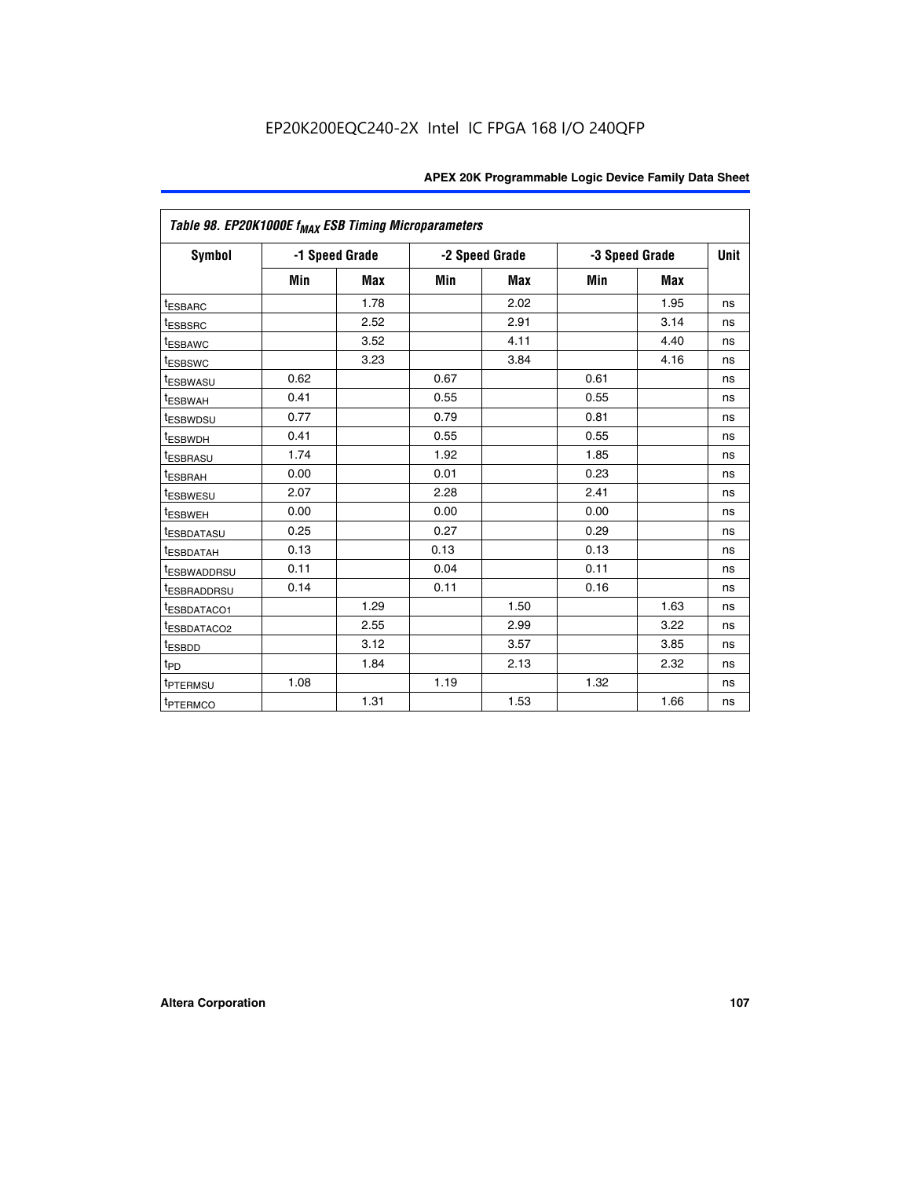| Table 98. EP20K1000E $f_{MAX}$ ESB Timing Microparameters | | | | | | | |
|---|---|---|---|---|---|---|---|
| Symbol | -1 Speed Grade | | -2 Speed Grade | | -3 Speed Grade | | Unit |
| | Min | Max | Min | Max | Min | Max | |
| $t_{ESBARC}$ | | 1.78 | | 2.02 | | 1.95 | ns |
| $t_{ESBSRC}$ | | 2.52 | | 2.91 | | 3.14 | ns |
| $t_{ESBAWC}$ | | 3.52 | | 4.11 | | 4.40 | ns |
| $t_{ESBSWC}$ | | 3.23 | | 3.84 | | 4.16 | ns |
| $t_{ESBWASU}$ | 0.62 | | 0.67 | | 0.61 | | ns |
| $t_{ESBWAH}$ | 0.41 | | 0.55 | | 0.55 | | ns |
| $t_{ESBWDSU}$ | 0.77 | | 0.79 | | 0.81 | | ns |
| $t_{ESBWDH}$ | 0.41 | | 0.55 | | 0.55 | | ns |
| $t_{ESBRASU}$ | 1.74 | | 1.92 | | 1.85 | | ns |
| $t_{ESBRAH}$ | 0.00 | | 0.01 | | 0.23 | | ns |
| $t_{ESBWESU}$ | 2.07 | | 2.28 | | 2.41 | | ns |
| $t_{ESBWEH}$ | 0.00 | | 0.00 | | 0.00 | | ns |
| $t_{ESBDATASU}$ | 0.25 | | 0.27 | | 0.29 | | ns |
| $t_{ESBDATAH}$ | 0.13 | | 0.13 | | 0.13 | | ns |
| $t_{ESBWADDRSU}$ | 0.11 | | 0.04 | | 0.11 | | ns |
| $t_{ESBRADDRSU}$ | 0.14 | | 0.11 | | 0.16 | | ns |
| $t_{ESBDATACO1}$ | | 1.29 | | 1.50 | | 1.63 | ns |
| $t_{ESBDATACO2}$ | | 2.55 | | 2.99 | | 3.22 | ns |
| $t_{ESBDD}$ | | 3.12 | | 3.57 | | 3.85 | ns |
| $t_{PD}$ | | 1.84 | | 2.13 | | 2.32 | ns |
| $t_{PTERMSU}$ | 1.08 | | 1.19 | | 1.32 | | ns |
| $t_{PTERMCO}$ | | 1.31 | | 1.53 | | 1.66 | ns |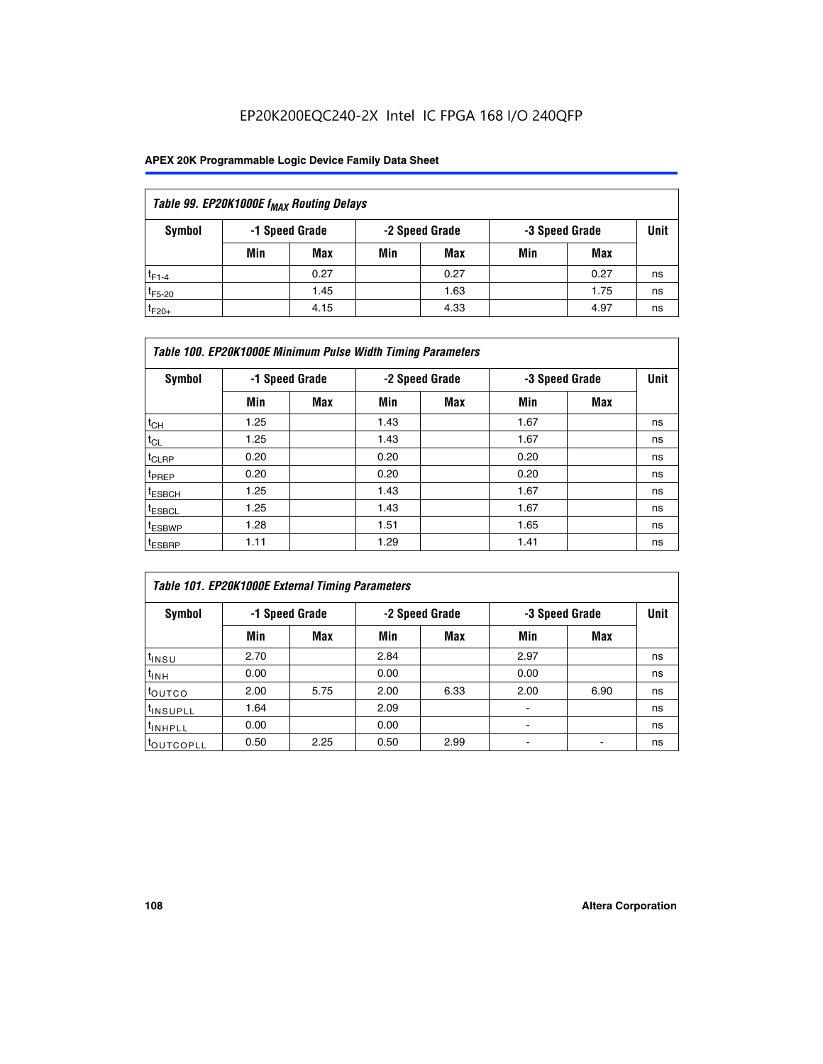EP20K200EQC240-2X Intel IC FPGA 168 I/O 240QFP

| Table 99. EP20K1000E $f_{MAX}$ Routing Delays | | | | | | | |
|---|---|---|---|---|---|---|---|
| Symbol | -1 Speed Grade | | -2 Speed Grade | | -3 Speed Grade | | Unit |
| | Min | Max | Min | Max | Min | Max | |
| $t_{F1-4}$ | | 0.27 | | 0.27 | | 0.27 | ns |
| $t_{F5-20}$ | | 1.45 | | 1.63 | | 1.75 | ns |
| $t_{F20+}$ | | 4.15 | | 4.33 | | 4.97 | ns |

| Table 100. EP20K1000E Minimum Pulse Width Timing Parameters | | | | | | | |
|---|---|---|---|---|---|---|---|
| Symbol | -1 Speed Grade | | -2 Speed Grade | | -3 Speed Grade | | Unit |
| | Min | Max | Min | Max | Min | Max | |
| $t_{CH}$ | 1.25 | | 1.43 | | 1.67 | | ns |
| $t_{CL}$ | 1.25 | | 1.43 | | 1.67 | | ns |
| $t_{CLRP}$ | 0.20 | | 0.20 | | 0.20 | | ns |
| $t_{PREP}$ | 0.20 | | 0.20 | | 0.20 | | ns |
| $t_{ESBCH}$ | 1.25 | | 1.43 | | 1.67 | | ns |
| $t_{ESBCL}$ | 1.25 | | 1.43 | | 1.67 | | ns |
| $t_{ESBWP}$ | 1.28 | | 1.51 | | 1.65 | | ns |
| $t_{ESBRP}$ | 1.11 | | 1.29 | | 1.41 | | ns |

| Table 101. EP20K1000E External Timing Parameters | | | | | | | |
|---|---|---|---|---|---|---|---|
| Symbol | -1 Speed Grade | | -2 Speed Grade | | -3 Speed Grade | | Unit |
| | Min | Max | Min | Max | Min | Max | |
| $t_{INSU}$ | 2.70 | | 2.84 | | 2.97 | | ns |
| $t_{INH}$ | 0.00 | | 0.00 | | 0.00 | | ns |
| $t_{OUTCO}$ | 2.00 | 5.75 | 2.00 | 6.33 | 2.00 | 6.90 | ns |
| $t_{INSUPLL}$ | 1.64 | | 2.09 | | - | | ns |
| $t_{INHPLL}$ | 0.00 | | 0.00 | | - | | ns |
| $t_{OUTCOPLL}$ | 0.50 | 2.25 | 0.50 | 2.99 | - | - | ns |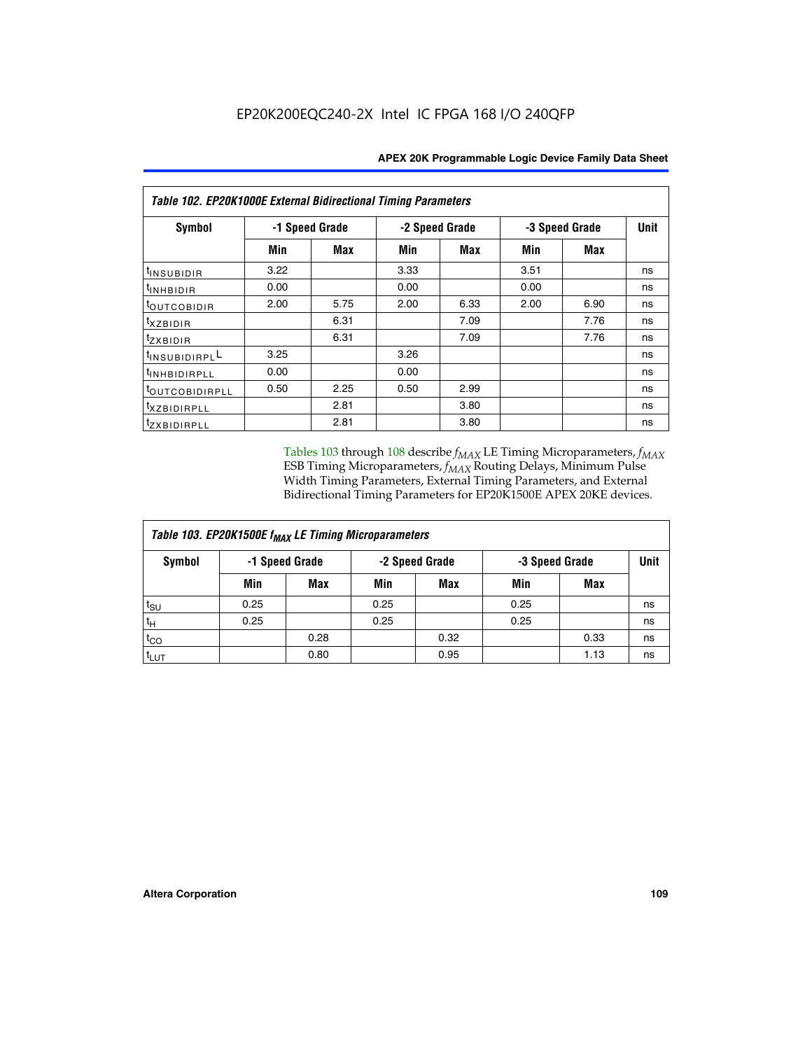**Table 102. EP20K1000E External Bidirectional Timing Parameters**

| Symbol | -1 Speed Grade | | -2 Speed Grade | | -3 Speed Grade | | Unit |
|---|---|---|---|---|---|---|---|
| | Min | Max | Min | Max | Min | Max | |
| $t_{INSUBIDIR}$ | 3.22 | | 3.33 | | 3.51 | | ns |
| $t_{INHBIDIR}$ | 0.00 | | 0.00 | | 0.00 | | ns |
| $t_{OUTCOBIDIR}$ | 2.00 | 5.75 | 2.00 | 6.33 | 2.00 | 6.90 | ns |
| $t_{XZBIDIR}$ | | 6.31 | | 7.09 | | 7.76 | ns |
| $t_{ZXBIDIR}$ | | 6.31 | | 7.09 | | 7.76 | ns |
| $t_{INSUBIDIRPLL}$ | 3.25 | | 3.26 | | | | ns |
| $t_{INHBIDIRPLL}$ | 0.00 | | 0.00 | | | | ns |
| $t_{OUTCOBIDIRPLL}$ | 0.50 | 2.25 | 0.50 | 2.99 | | | ns |
| $t_{XZBIDIRPLL}$ | | 2.81 | | 3.80 | | | ns |
| $t_{ZXBIDIRPLL}$ | | 2.81 | | 3.80 | | | ns |

Tables 103 through 108 describe $f_{MAX}$ LE Timing Microparameters, $f_{MAX}$ ESB Timing Microparameters, $f_{MAX}$ Routing Delays, Minimum Pulse Width Timing Parameters, External Timing Parameters, and External Bidirectional Timing Parameters for EP20K1500E APEX 20KE devices.

**Table 103. EP20K1500E $f_{MAX}$ LE Timing Microparameters**

| Symbol | -1 Speed Grade | | -2 Speed Grade | | -3 Speed Grade | | Unit |
|---|---|---|---|---|---|---|---|
| | Min | Max | Min | Max | Min | Max | |
| $t_{SU}$ | 0.25 | | 0.25 | | 0.25 | | ns |
| $t_H$ | 0.25 | | 0.25 | | 0.25 | | ns |
| $t_{CO}$ | | 0.28 | | 0.32 | | 0.33 | ns |
| $t_{LUT}$ | | 0.80 | | 0.95 | | 1.13 | ns |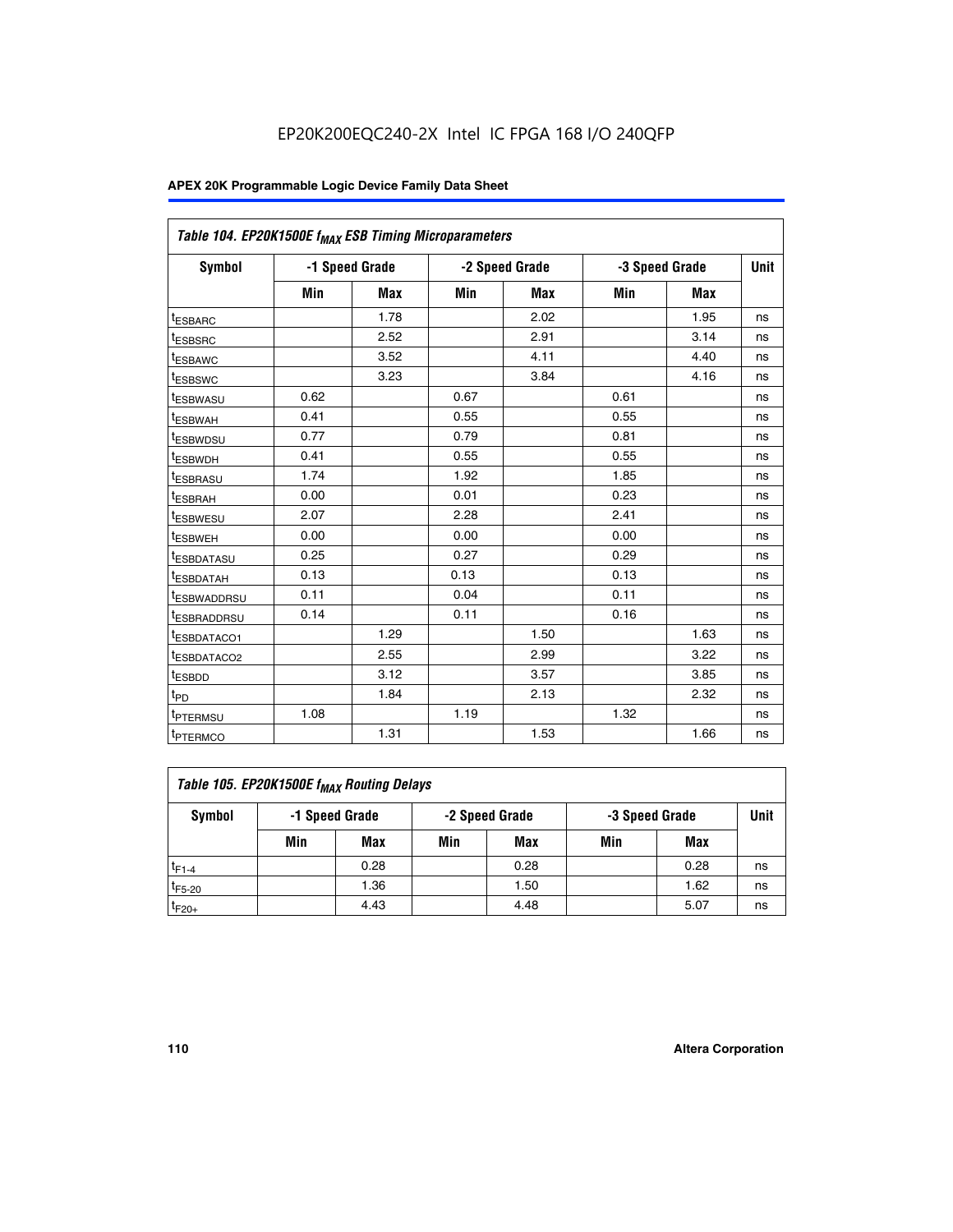Table 104. EP20K1500E $f_{MAX}$ ESB Timing Microparameters

| Symbol | -1 Speed Grade | | -2 Speed Grade | | -3 Speed Grade | | Unit |
|---|---|---|---|---|---|---|---|
| | Min | Max | Min | Max | Min | Max | |
| $t_{ESBARC}$ | | 1.78 | | 2.02 | | 1.95 | ns |
| $t_{ESBSRC}$ | | 2.52 | | 2.91 | | 3.14 | ns |
| $t_{ESBAWC}$ | | 3.52 | | 4.11 | | 4.40 | ns |
| $t_{ESBSWC}$ | | 3.23 | | 3.84 | | 4.16 | ns |
| $t_{ESBWASU}$ | 0.62 | | 0.67 | | 0.61 | | ns |
| $t_{ESBWAH}$ | 0.41 | | 0.55 | | 0.55 | | ns |
| $t_{ESBWDSU}$ | 0.77 | | 0.79 | | 0.81 | | ns |
| $t_{ESBWDH}$ | 0.41 | | 0.55 | | 0.55 | | ns |
| $t_{ESBRASU}$ | 1.74 | | 1.92 | | 1.85 | | ns |
| $t_{ESBRAH}$ | 0.00 | | 0.01 | | 0.23 | | ns |
| $t_{ESBWESU}$ | 2.07 | | 2.28 | | 2.41 | | ns |
| $t_{ESBWEH}$ | 0.00 | | 0.00 | | 0.00 | | ns |
| $t_{ESBDATASU}$ | 0.25 | | 0.27 | | 0.29 | | ns |
| $t_{ESBDATAH}$ | 0.13 | | 0.13 | | 0.13 | | ns |
| $t_{ESBWADDRSU}$ | 0.11 | | 0.04 | | 0.11 | | ns |
| $t_{ESBRADDRSU}$ | 0.14 | | 0.11 | | 0.16 | | ns |
| $t_{ESBDATACO1}$ | | 1.29 | | 1.50 | | 1.63 | ns |
| $t_{ESBDATACO2}$ | | 2.55 | | 2.99 | | 3.22 | ns |
| $t_{ESBDD}$ | | 3.12 | | 3.57 | | 3.85 | ns |
| $t_{PD}$ | | 1.84 | | 2.13 | | 2.32 | ns |
| $t_{PTERMSU}$ | 1.08 | | 1.19 | | 1.32 | | ns |
| $t_{PTERMCO}$ | | 1.31 | | 1.53 | | 1.66 | ns |

Table 105. EP20K1500E $f_{MAX}$ Routing Delays

| Symbol | -1 Speed Grade | | -2 Speed Grade | | -3 Speed Grade | | Unit |
|---|---|---|---|---|---|---|---|
| | Min | Max | Min | Max | Min | Max | |
| $t_{F1-4}$ | | 0.28 | | 0.28 | | 0.28 | ns |
| $t_{F5-20}$ | | 1.36 | | 1.50 | | 1.62 | ns |
| $t_{F20+}$ | | 4.43 | | 4.48 | | 5.07 | ns |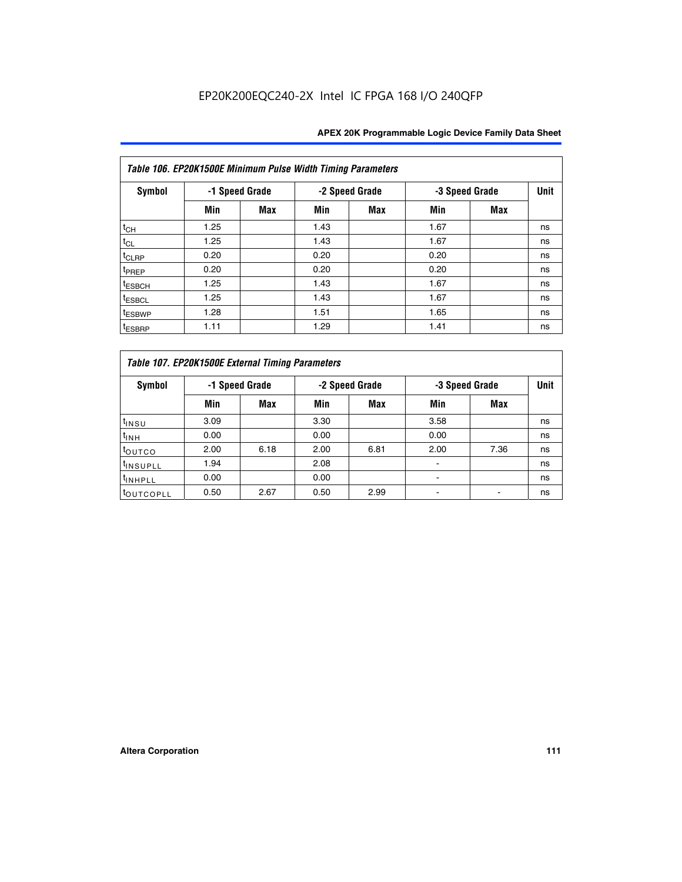EP20K200EQC240-2X Intel IC FPGA 168 I/O 240QFP

| Table 106. EP20K1500E Minimum Pulse Width Timing Parameters | | | | | | | |
|---|---|---|---|---|---|---|---|
| **Symbol** | **-1 Speed Grade** | | **-2 Speed Grade** | | **-3 Speed Grade** | | **Unit** |
| | **Min** | **Max** | **Min** | **Max** | **Min** | **Max** | |
| $t_{CH}$ | 1.25 | | 1.43 | | 1.67 | | ns |
| $t_{CL}$ | 1.25 | | 1.43 | | 1.67 | | ns |
| $t_{CLRP}$ | 0.20 | | 0.20 | | 0.20 | | ns |
| $t_{PREP}$ | 0.20 | | 0.20 | | 0.20 | | ns |
| $t_{ESBCH}$ | 1.25 | | 1.43 | | 1.67 | | ns |
| $t_{ESBCL}$ | 1.25 | | 1.43 | | 1.67 | | ns |
| $t_{ESBWP}$ | 1.28 | | 1.51 | | 1.65 | | ns |
| $t_{ESBRP}$ | 1.11 | | 1.29 | | 1.41 | | ns |

| Table 107. EP20K1500E External Timing Parameters | | | | | | | |
|---|---|---|---|---|---|---|---|
| **Symbol** | **-1 Speed Grade** | | **-2 Speed Grade** | | **-3 Speed Grade** | | **Unit** |
| | **Min** | **Max** | **Min** | **Max** | **Min** | **Max** | |
| $t_{INSU}$ | 3.09 | | 3.30 | | 3.58 | | ns |
| $t_{INH}$ | 0.00 | | 0.00 | | 0.00 | | ns |
| $t_{OUTCO}$ | 2.00 | 6.18 | 2.00 | 6.81 | 2.00 | 7.36 | ns |
| $t_{INSUPLL}$ | 1.94 | | 2.08 | | - | | ns |
| $t_{INHPLL}$ | 0.00 | | 0.00 | | - | | ns |
| $t_{OUTCOPLL}$ | 0.50 | 2.67 | 0.50 | 2.99 | - | - | ns |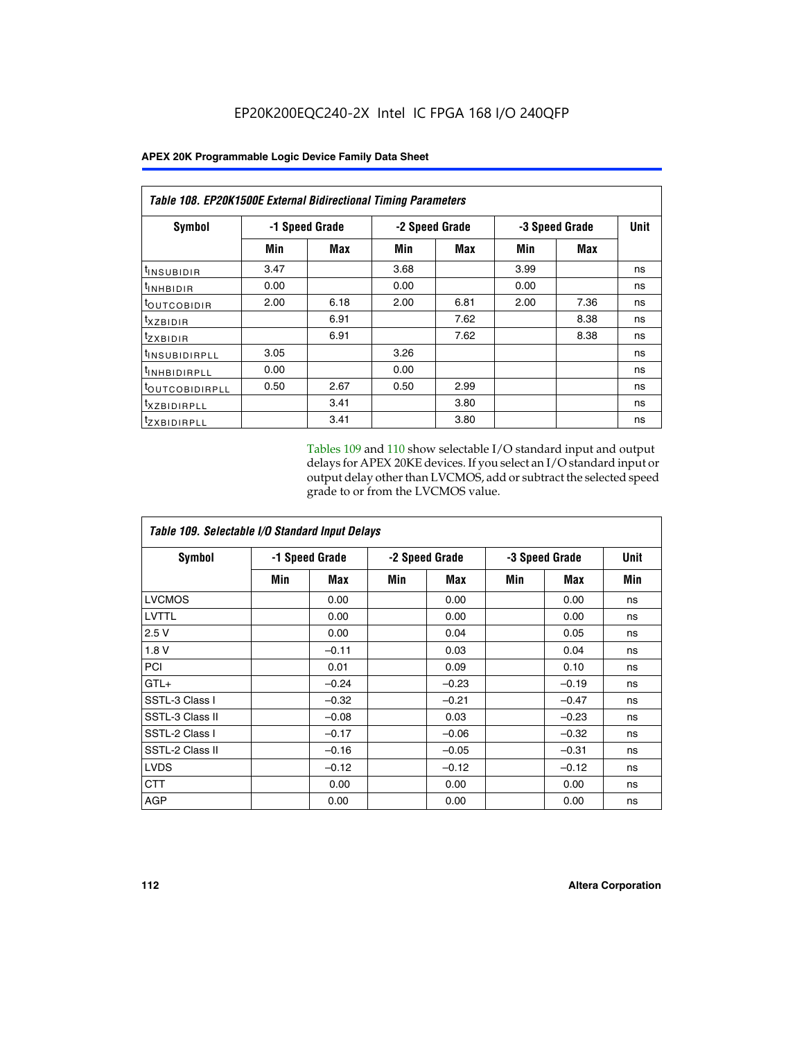EP20K200EQC240-2X Intel IC FPGA 168 I/O 240QFP

| Table 108. EP20K1500E External Bidirectional Timing Parameters | | | | | | | |
|---|---|---|---|---|---|---|---|
| Symbol | -1 Speed Grade | | -2 Speed Grade | | -3 Speed Grade | | Unit |
| | Min | Max | Min | Max | Min | Max | |
| $t_{INSUBIDIR}$ | 3.47 | | 3.68 | | 3.99 | | ns |
| $t_{INHBIDIR}$ | 0.00 | | 0.00 | | 0.00 | | ns |
| $t_{OUTCOBIDIR}$ | 2.00 | 6.18 | 2.00 | 6.81 | 2.00 | 7.36 | ns |
| $t_{XZBIDIR}$ | | 6.91 | | 7.62 | | 8.38 | ns |
| $t_{ZXBIDIR}$ | | 6.91 | | 7.62 | | 8.38 | ns |
| $t_{INSUBIDIRPLL}$ | 3.05 | | 3.26 | | | | ns |
| $t_{INHBIDIRPLL}$ | 0.00 | | 0.00 | | | | ns |
| $t_{OUTCOBIDIRPLL}$ | 0.50 | 2.67 | 0.50 | 2.99 | | | ns |
| $t_{XZBIDIRPLL}$ | | 3.41 | | 3.80 | | | ns |
| $t_{ZXBIDIRPLL}$ | | 3.41 | | 3.80 | | | ns |

Tables 109 and 110 show selectable I/O standard input and output delays for APEX 20KE devices. If you select an I/O standard input or output delay other than LVCMOS, add or subtract the selected speed grade to or from the LVCMOS value.

| Table 109. Selectable I/O Standard Input Delays | | | | | | | |
|---|---|---|---|---|---|---|---|
| Symbol | -1 Speed Grade | | -2 Speed Grade | | -3 Speed Grade | | Unit |
| | Min | Max | Min | Max | Min | Max | Min |
| LVCMOS | | 0.00 | | 0.00 | | 0.00 | ns |
| LVTTL | | 0.00 | | 0.00 | | 0.00 | ns |
| 2.5 V | | 0.00 | | 0.04 | | 0.05 | ns |
| 1.8 V | | –0.11 | | 0.03 | | 0.04 | ns |
| PCI | | 0.01 | | 0.09 | | 0.10 | ns |
| GTL+ | | –0.24 | | –0.23 | | –0.19 | ns |
| SSTL-3 Class I | | –0.32 | | –0.21 | | –0.47 | ns |
| SSTL-3 Class II | | –0.08 | | 0.03 | | –0.23 | ns |
| SSTL-2 Class I | | –0.17 | | –0.06 | | –0.32 | ns |
| SSTL-2 Class II | | –0.16 | | –0.05 | | –0.31 | ns |
| LVDS | | –0.12 | | –0.12 | | –0.12 | ns |
| CTT | | 0.00 | | 0.00 | | 0.00 | ns |
| AGP | | 0.00 | | 0.00 | | 0.00 | ns |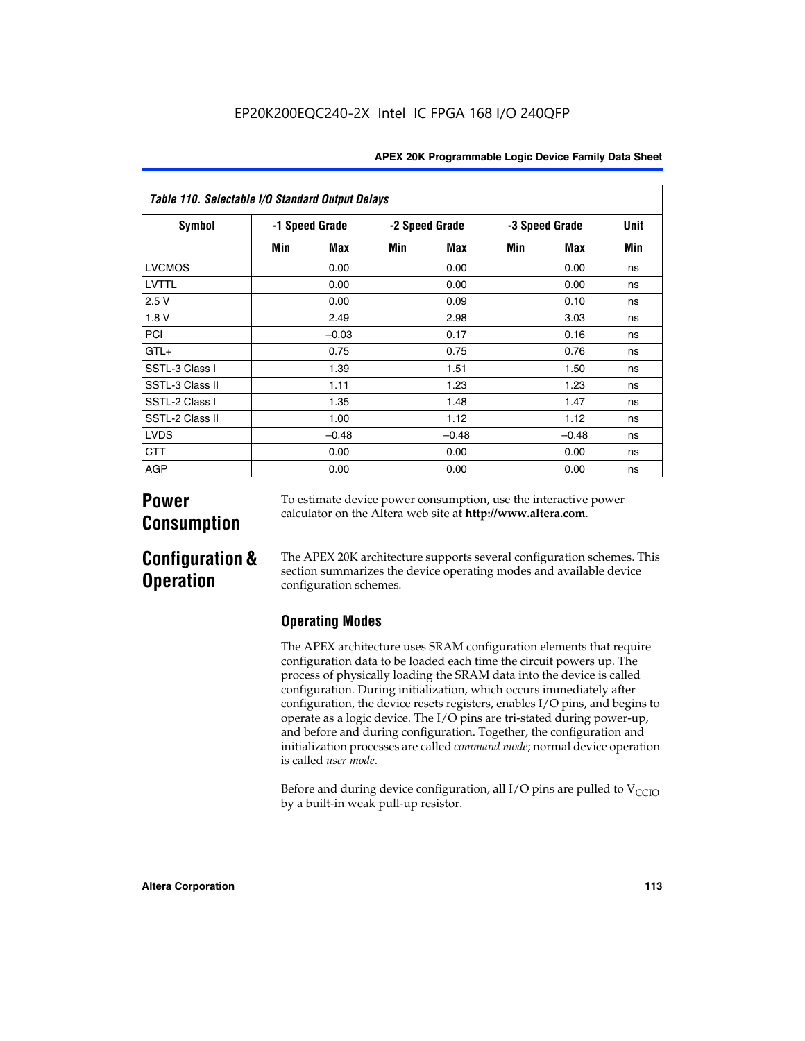EP20K200EQC240-2X Intel IC FPGA 168 I/O 240QFP

| Table 110. Selectable I/O Standard Output Delays | | | | | | | |
|---|---|---|---|---|---|---|---|
| Symbol | -1 Speed Grade | | -2 Speed Grade | | -3 Speed Grade | | Unit |
| | Min | Max | Min | Max | Min | Max | Min |
| LVCMOS | | 0.00 | | 0.00 | | 0.00 | ns |
| LVTTL | | 0.00 | | 0.00 | | 0.00 | ns |
| 2.5 V | | 0.00 | | 0.09 | | 0.10 | ns |
| 1.8 V | | 2.49 | | 2.98 | | 3.03 | ns |
| PCI | | –0.03 | | 0.17 | | 0.16 | ns |
| GTL+ | | 0.75 | | 0.75 | | 0.76 | ns |
| SSTL-3 Class I | | 1.39 | | 1.51 | | 1.50 | ns |
| SSTL-3 Class II | | 1.11 | | 1.23 | | 1.23 | ns |
| SSTL-2 Class I | | 1.35 | | 1.48 | | 1.47 | ns |
| SSTL-2 Class II | | 1.00 | | 1.12 | | 1.12 | ns |
| LVDS | | –0.48 | | –0.48 | | –0.48 | ns |
| CTT | | 0.00 | | 0.00 | | 0.00 | ns |
| AGP | | 0.00 | | 0.00 | | 0.00 | ns |

## Power Consumption

To estimate device power consumption, use the interactive power calculator on the Altera web site at **http://www.altera.com**.

## Configuration & Operation

The APEX 20K architecture supports several configuration schemes. This section summarizes the device operating modes and available device configuration schemes.

### Operating Modes

The APEX architecture uses SRAM configuration elements that require configuration data to be loaded each time the circuit powers up. The process of physically loading the SRAM data into the device is called configuration. During initialization, which occurs immediately after configuration, the device resets registers, enables I/O pins, and begins to operate as a logic device. The I/O pins are tri-stated during power-up, and before and during configuration. Together, the configuration and initialization processes are called *command mode*; normal device operation is called *user mode*.

Before and during device configuration, all I/O pins are pulled to $V_{CCIO}$ by a built-in weak pull-up resistor.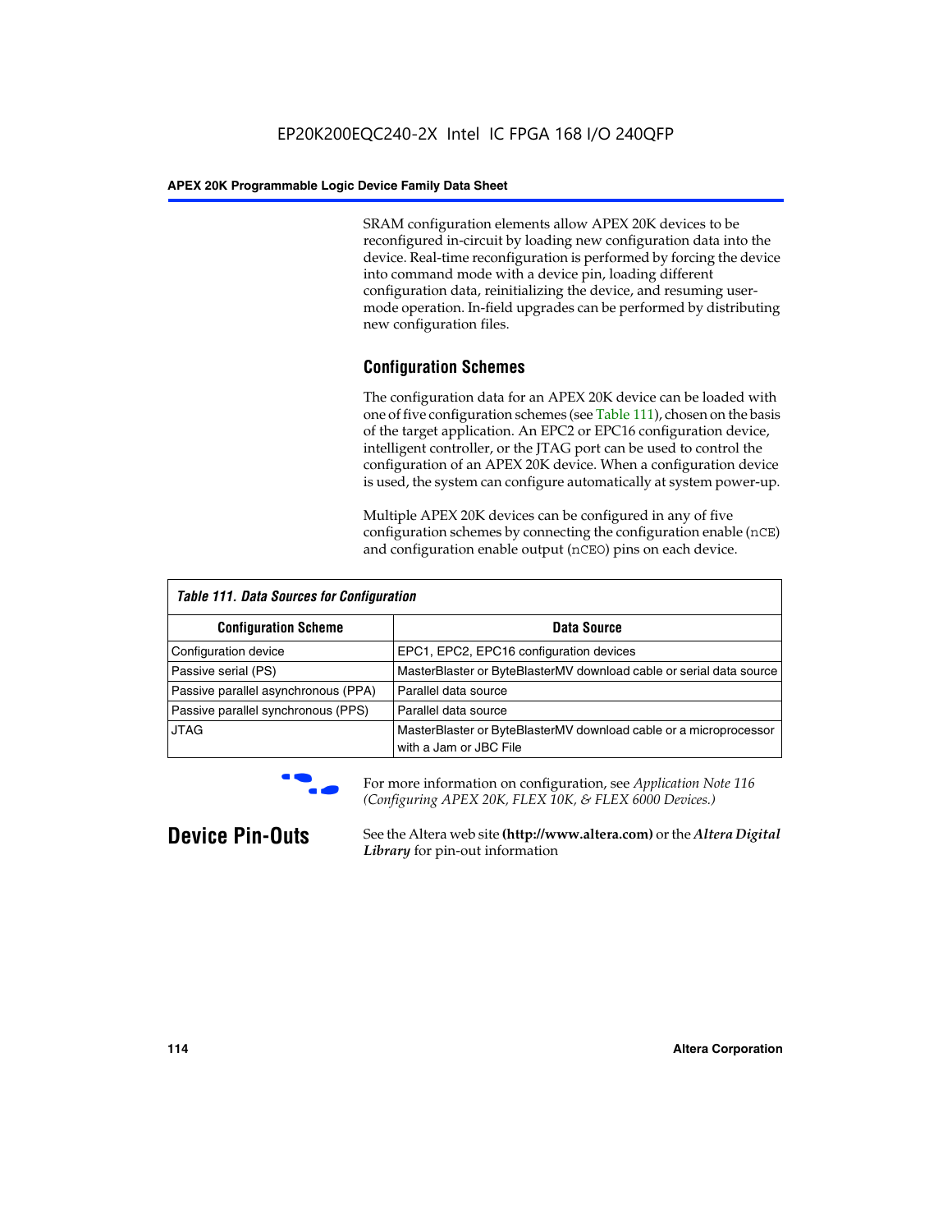SRAM configuration elements allow APEX 20K devices to be reconfigured in-circuit by loading new configuration data into the device. Real-time reconfiguration is performed by forcing the device into command mode with a device pin, loading different configuration data, reinitializing the device, and resuming user-mode operation. In-field upgrades can be performed by distributing new configuration files.

### Configuration Schemes

The configuration data for an APEX 20K device can be loaded with one of five configuration schemes (see Table 111), chosen on the basis of the target application. An EPC2 or EPC16 configuration device, intelligent controller, or the JTAG port can be used to control the configuration of an APEX 20K device. When a configuration device is used, the system can configure automatically at system power-up.

Multiple APEX 20K devices can be configured in any of five configuration schemes by connecting the configuration enable (`nCE`) and configuration enable output (`nCEO`) pins on each device.

*Table 111. Data Sources for Configuration*

| Configuration Scheme | Data Source |
|---|---|
| Configuration device | EPC1, EPC2, EPC16 configuration devices |
| Passive serial (PS) | MasterBlaster or ByteBlasterMV download cable or serial data source |
| Passive parallel asynchronous (PPA) | Parallel data source |
| Passive parallel synchronous (PPS) | Parallel data source |
| JTAG | MasterBlaster or ByteBlasterMV download cable or a microprocessor with a Jam or JBC File |

For more information on configuration, see *Application Note 116 (Configuring APEX 20K, FLEX 10K, & FLEX 6000 Devices.)*

## Device Pin-Outs

See the Altera web site **(http://www.altera.com)** or the ***Altera Digital Library*** for pin-out information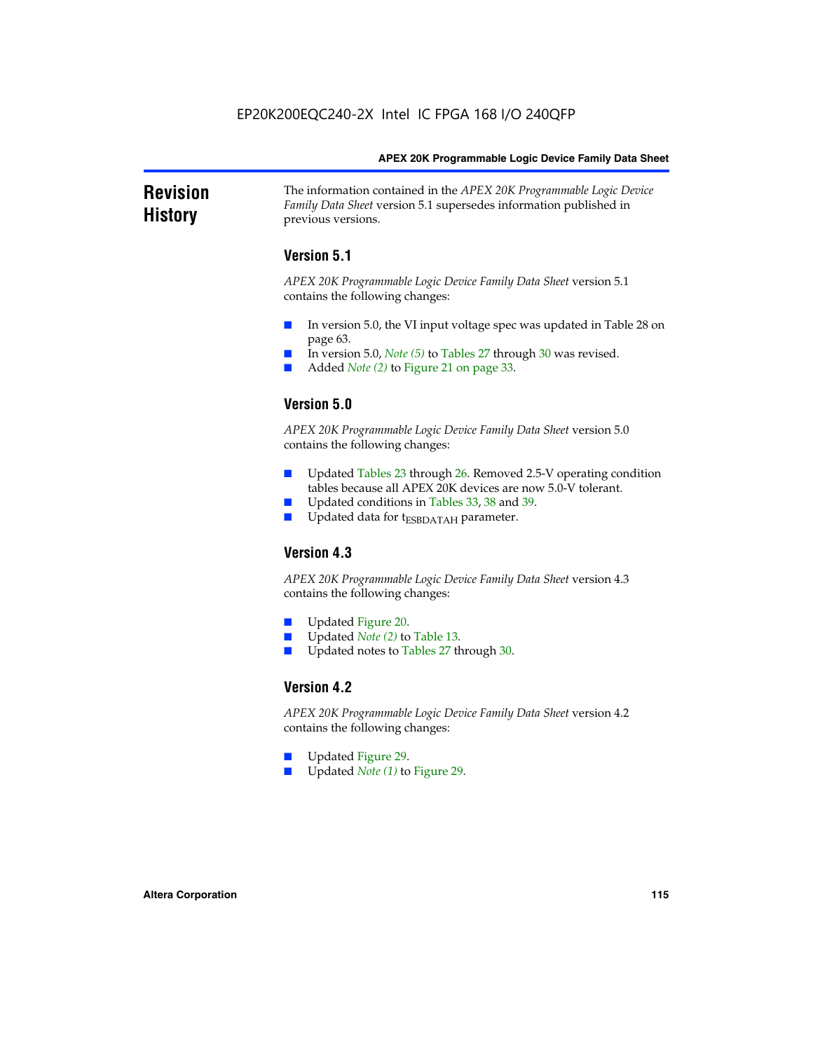# Revision History

The information contained in the *APEX 20K Programmable Logic Device Family Data Sheet* version 5.1 supersedes information published in previous versions.

## Version 5.1

*APEX 20K Programmable Logic Device Family Data Sheet* version 5.1 contains the following changes:

- In version 5.0, the VI input voltage spec was updated in Table 28 on page 63.
- In version 5.0, *Note (5)* to Tables 27 through 30 was revised.
- Added *Note (2)* to Figure 21 on page 33.

## Version 5.0

*APEX 20K Programmable Logic Device Family Data Sheet* version 5.0 contains the following changes:

- Updated Tables 23 through 26. Removed 2.5-V operating condition tables because all APEX 20K devices are now 5.0-V tolerant.
- Updated conditions in Tables 33, 38 and 39.
- Updated data for $t_{ESBDATAH}$ parameter.

## Version 4.3

*APEX 20K Programmable Logic Device Family Data Sheet* version 4.3 contains the following changes:

- Updated Figure 20.
- Updated *Note (2)* to Table 13.
- Updated notes to Tables 27 through 30.

## Version 4.2

*APEX 20K Programmable Logic Device Family Data Sheet* version 4.2 contains the following changes:

- Updated Figure 29.
- Updated *Note (1)* to Figure 29.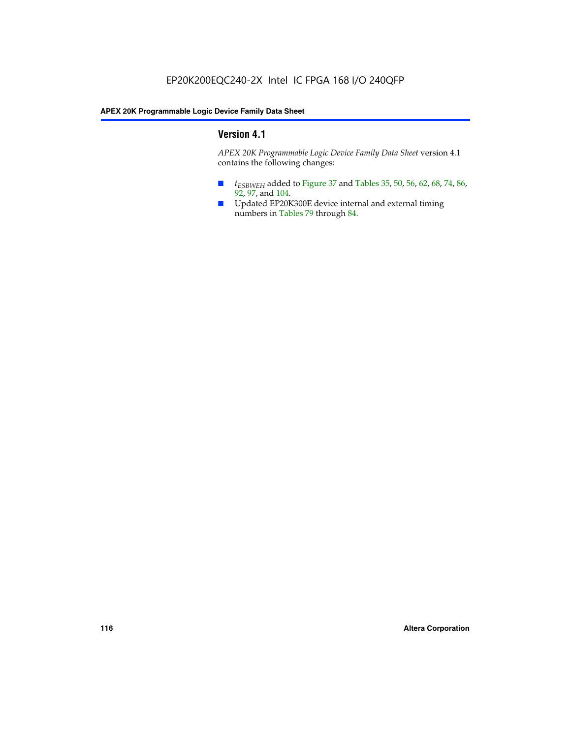## Version 4.1

*APEX 20K Programmable Logic Device Family Data Sheet* version 4.1 contains the following changes:

- $t_{ESBWEH}$ added to Figure 37 and Tables 35, 50, 56, 62, 68, 74, 86, 92, 97, and 104.
- Updated EP20K300E device internal and external timing numbers in Tables 79 through 84.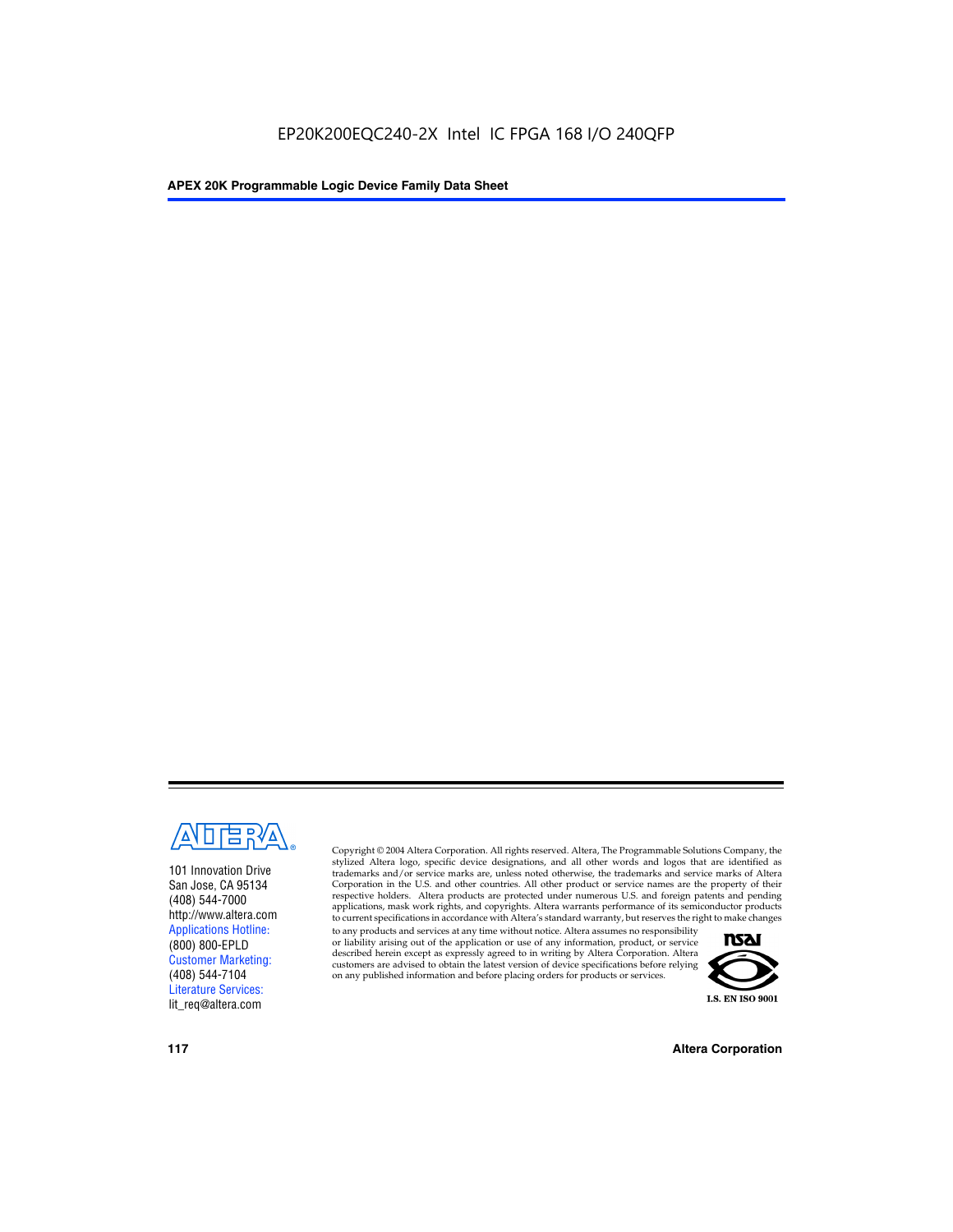EP20K200EQC240-2X Intel IC FPGA 168 I/O 240QFP

101 Innovation Drive
San Jose, CA 95134
(408) 544-7000
http://www.altera.com
Applications Hotline:
(800) 800-EPLD
Customer Marketing:
(408) 544-7104
Literature Services:
lit_req@altera.com

Copyright © 2004 Altera Corporation. All rights reserved. Altera, The Programmable Solutions Company, the stylized Altera logo, specific device designations, and all other words and logos that are identified as trademarks and/or service marks are, unless noted otherwise, the trademarks and service marks of Altera Corporation in the U.S. and other countries. All other product or service names are the property of their respective holders. Altera products are protected under numerous U.S. and foreign patents and pending applications, mask work rights, and copyrights. Altera warrants performance of its semiconductor products to current specifications in accordance with Altera's standard warranty, but reserves the right to make changes to any products and services at any time without notice. Altera assumes no responsibility or liability arising out of the application or use of any information, product, or service described herein except as expressly agreed to in writing by Altera Corporation. Altera customers are advised to obtain the latest version of device specifications before relying on any published information and before placing orders for products or services.

I.S. EN ISO 9001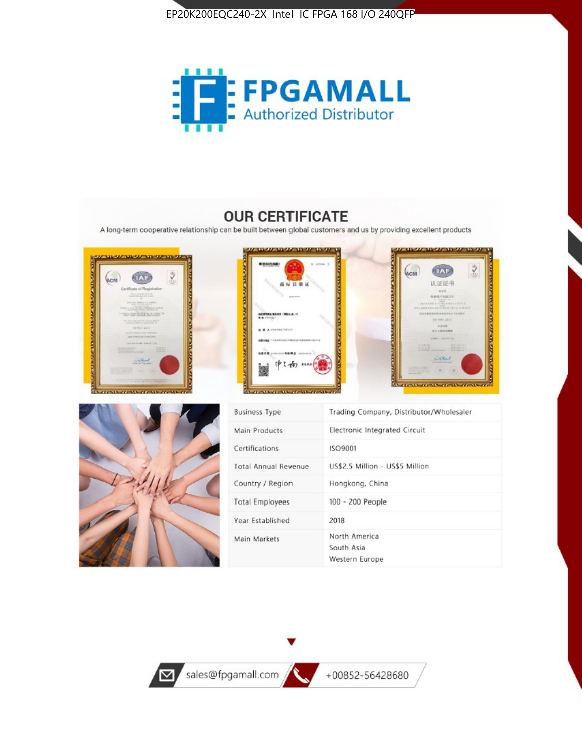FPGAMALL
Authorized Distributor

## OUR CERTIFICATE

A long-term cooperative relationship can be built between global customers and us by providing excellent products

| | |
|---|---|
| Business Type | Trading Company, Distributor/Wholesaler |
| Main Products | Electronic Integrated Circuit |
| Certifications | ISO9001 |
| Total Annual Revenue | US$2.5 Million - US$5 Million |
| Country / Region | Hongkong, China |
| Total Employees | 100 - 200 People |
| Year Established | 2018 |
| Main Markets | North America<br>South Asia<br>Western Europe |

sales@fpgamall.com

+00852-56428680